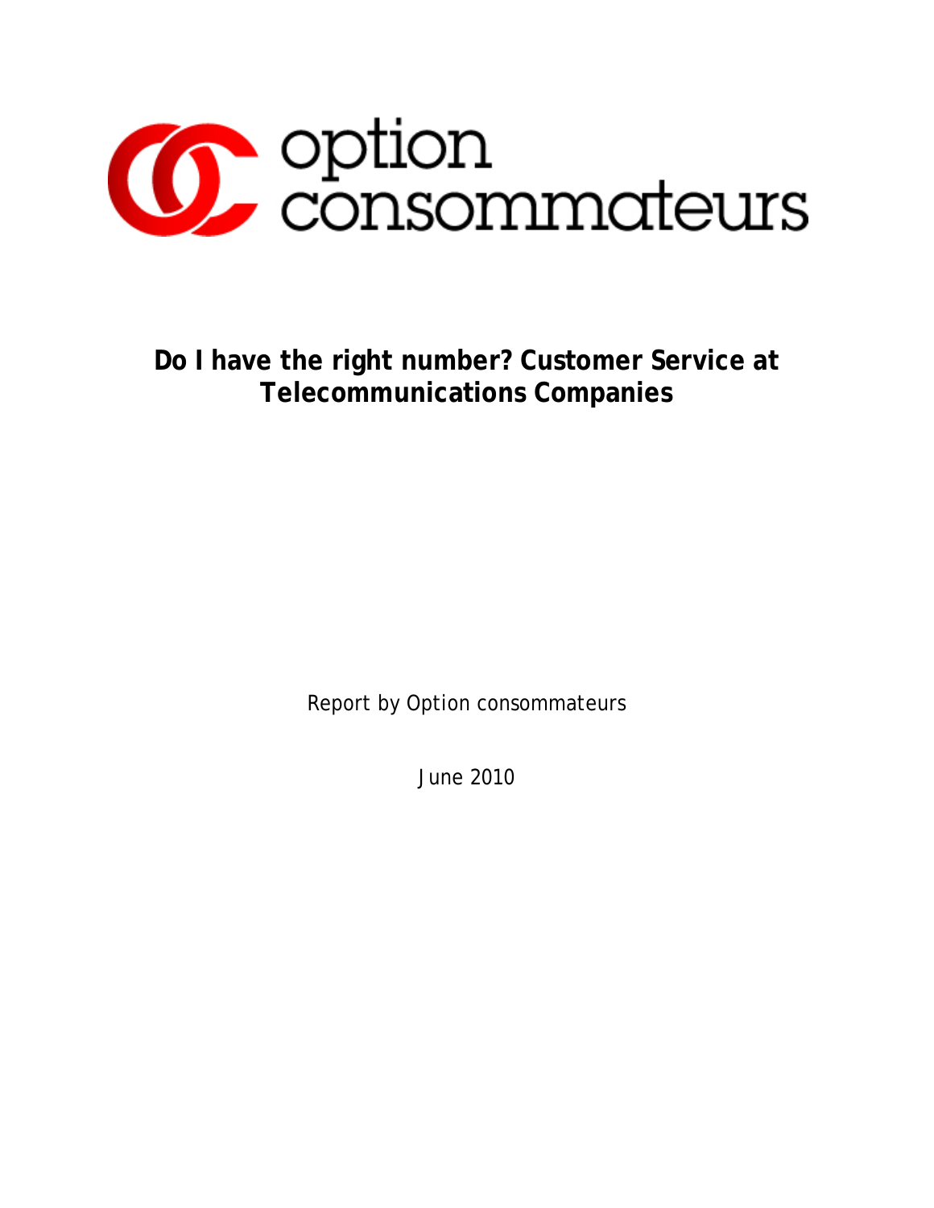option consommateurs

# Do I have the right number? Customer Service at Telecommunications Companies

Report by Option consommateurs

June 2010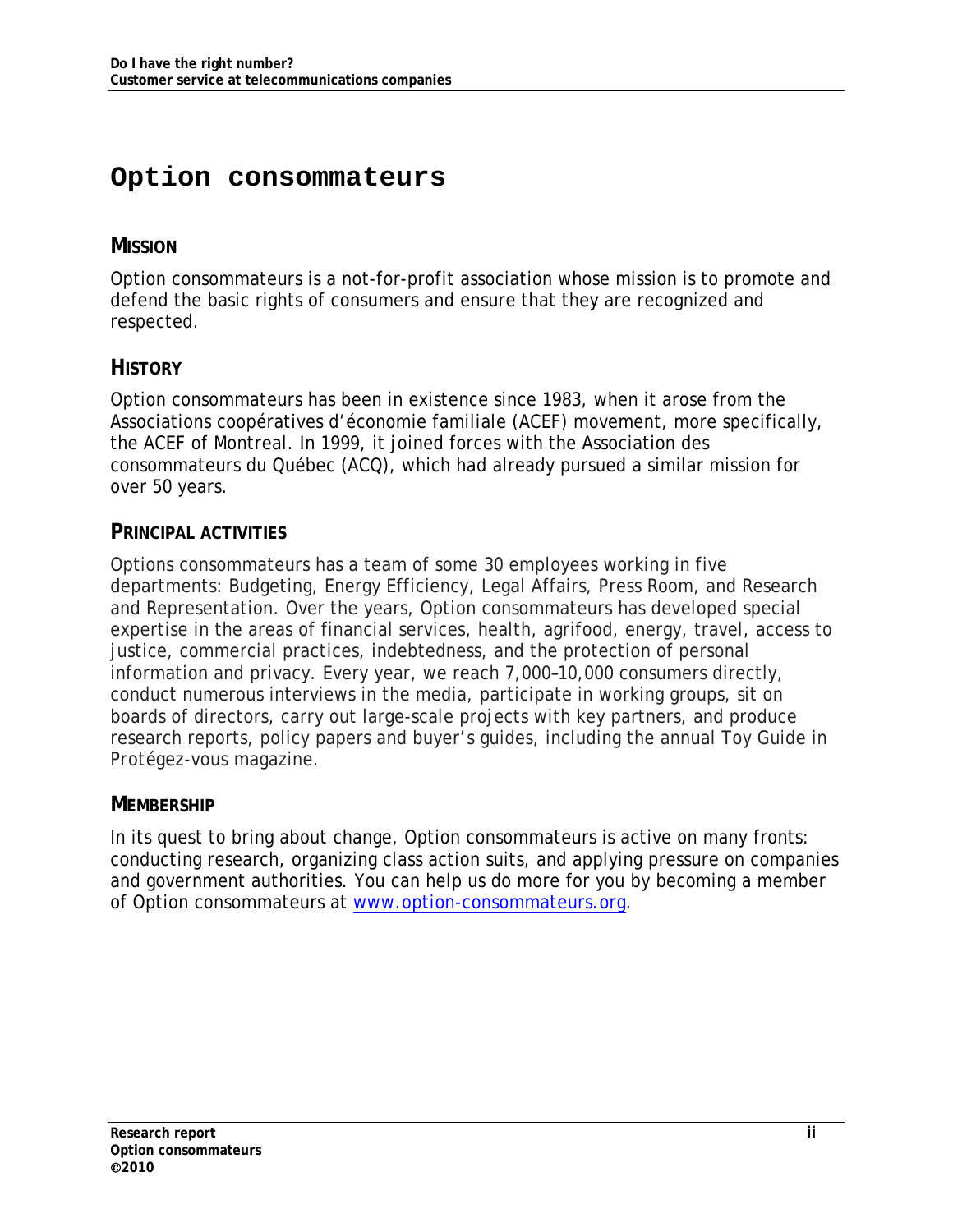# Option consommateurs

## MISSION

Option consommateurs is a not-for-profit association whose mission is to promote and defend the basic rights of consumers and ensure that they are recognized and respected.

## HISTORY

Option consommateurs has been in existence since 1983, when it arose from the Associations coopératives d'économie familiale (ACEF) movement, more specifically, the ACEF of Montreal. In 1999, it joined forces with the Association des consommateurs du Québec (ACQ), which had already pursued a similar mission for over 50 years.

## PRINCIPAL ACTIVITIES

Options consommateurs has a team of some 30 employees working in five departments: Budgeting, Energy Efficiency, Legal Affairs, Press Room, and Research and Representation. Over the years, Option consommateurs has developed special expertise in the areas of financial services, health, agrifood, energy, travel, access to justice, commercial practices, indebtedness, and the protection of personal information and privacy. Every year, we reach 7,000–10,000 consumers directly, conduct numerous interviews in the media, participate in working groups, sit on boards of directors, carry out large-scale projects with key partners, and produce research reports, policy papers and buyer's guides, including the annual Toy Guide in Protégez-vous magazine.

## MEMBERSHIP

In its quest to bring about change, Option consommateurs is active on many fronts: conducting research, organizing class action suits, and applying pressure on companies and government authorities. You can help us do more for you by becoming a member of Option consommateurs at www.option-consommateurs.org.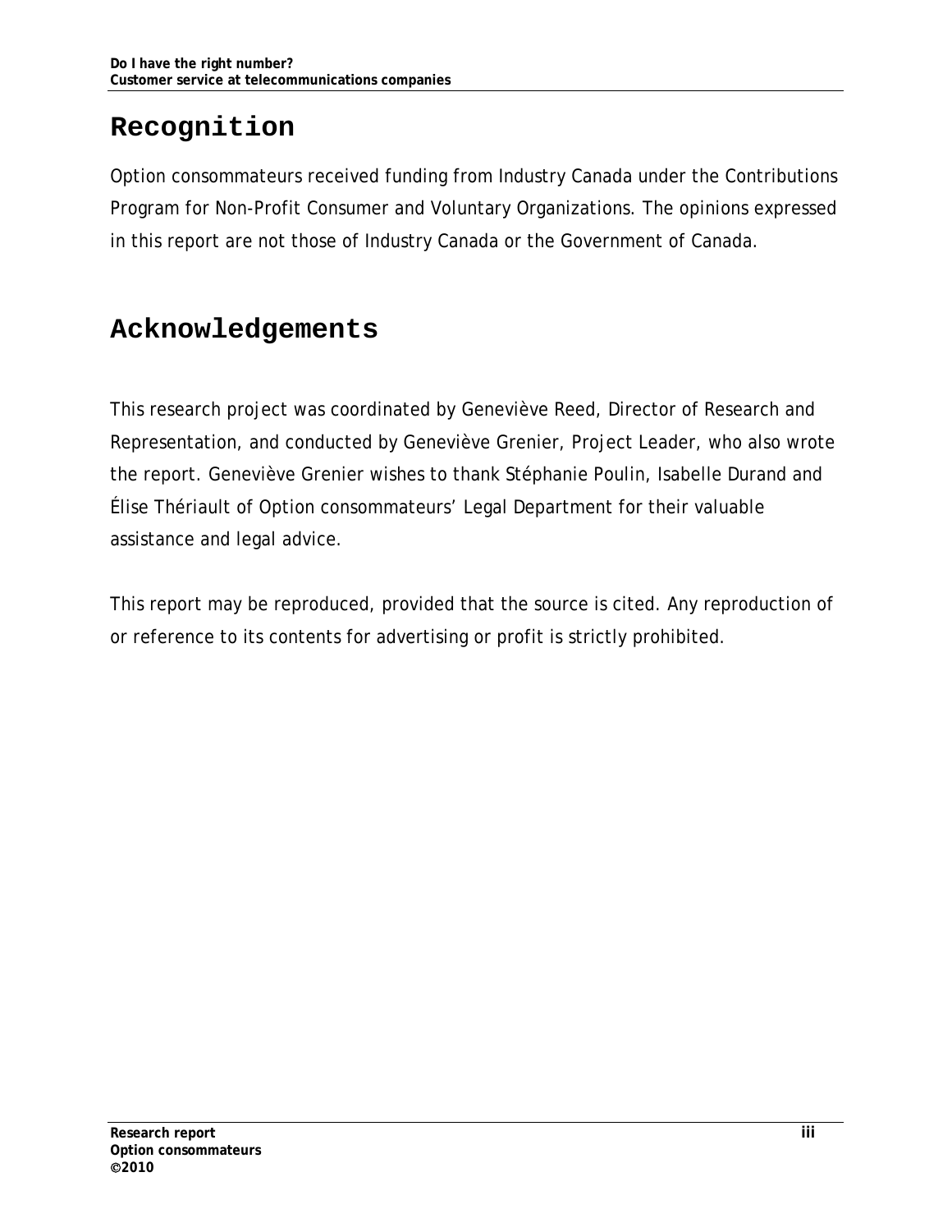## Recognition

Option consommateurs received funding from Industry Canada under the Contributions Program for Non-Profit Consumer and Voluntary Organizations. The opinions expressed in this report are not those of Industry Canada or the Government of Canada.

## Acknowledgements

This research project was coordinated by Geneviève Reed, Director of Research and Representation, and conducted by Geneviève Grenier, Project Leader, who also wrote the report. Geneviève Grenier wishes to thank Stéphanie Poulin, Isabelle Durand and Élise Thériault of Option consommateurs' Legal Department for their valuable assistance and legal advice.

This report may be reproduced, provided that the source is cited. Any reproduction of or reference to its contents for advertising or profit is strictly prohibited.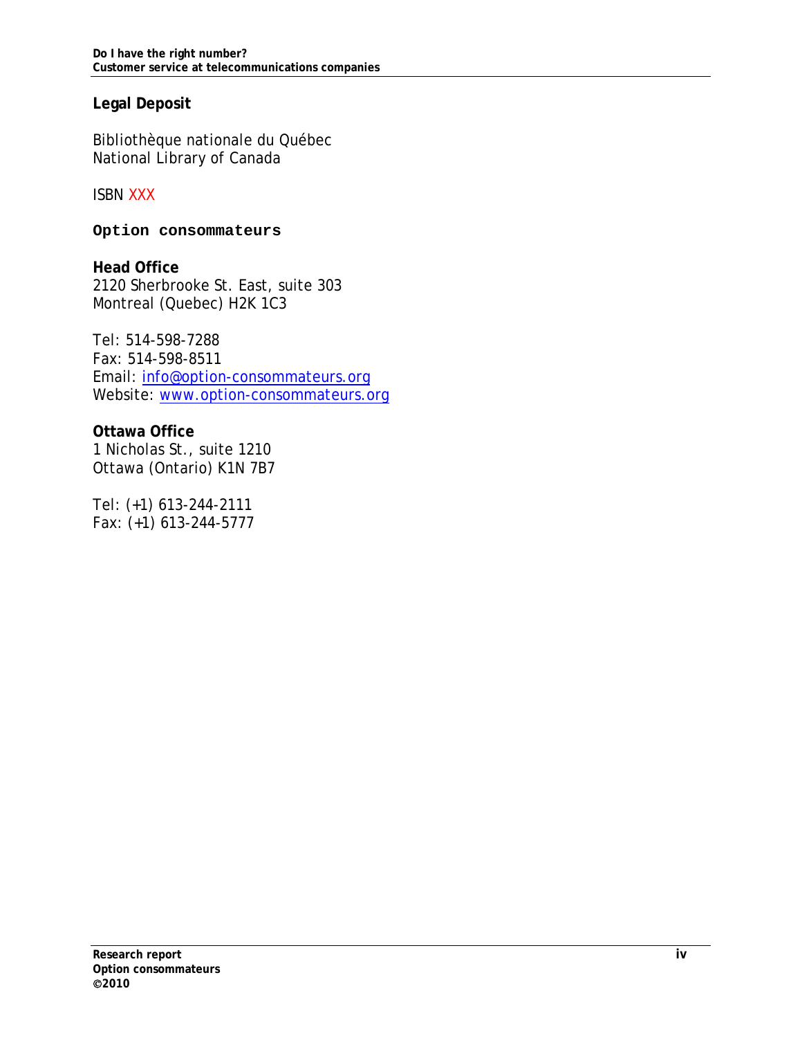## Legal Deposit

Bibliothèque nationale du Québec
National Library of Canada

ISBN XXX

**Option consommateurs**

**Head Office**
2120 Sherbrooke St. East, suite 303
Montreal (Quebec) H2K 1C3

Tel: 514-598-7288
Fax: 514-598-8511
Email: info@option-consommateurs.org
Website: www.option-consommateurs.org

**Ottawa Office**
1 Nicholas St., suite 1210
Ottawa (Ontario) K1N 7B7

Tel: (+1) 613-244-2111
Fax: (+1) 613-244-5777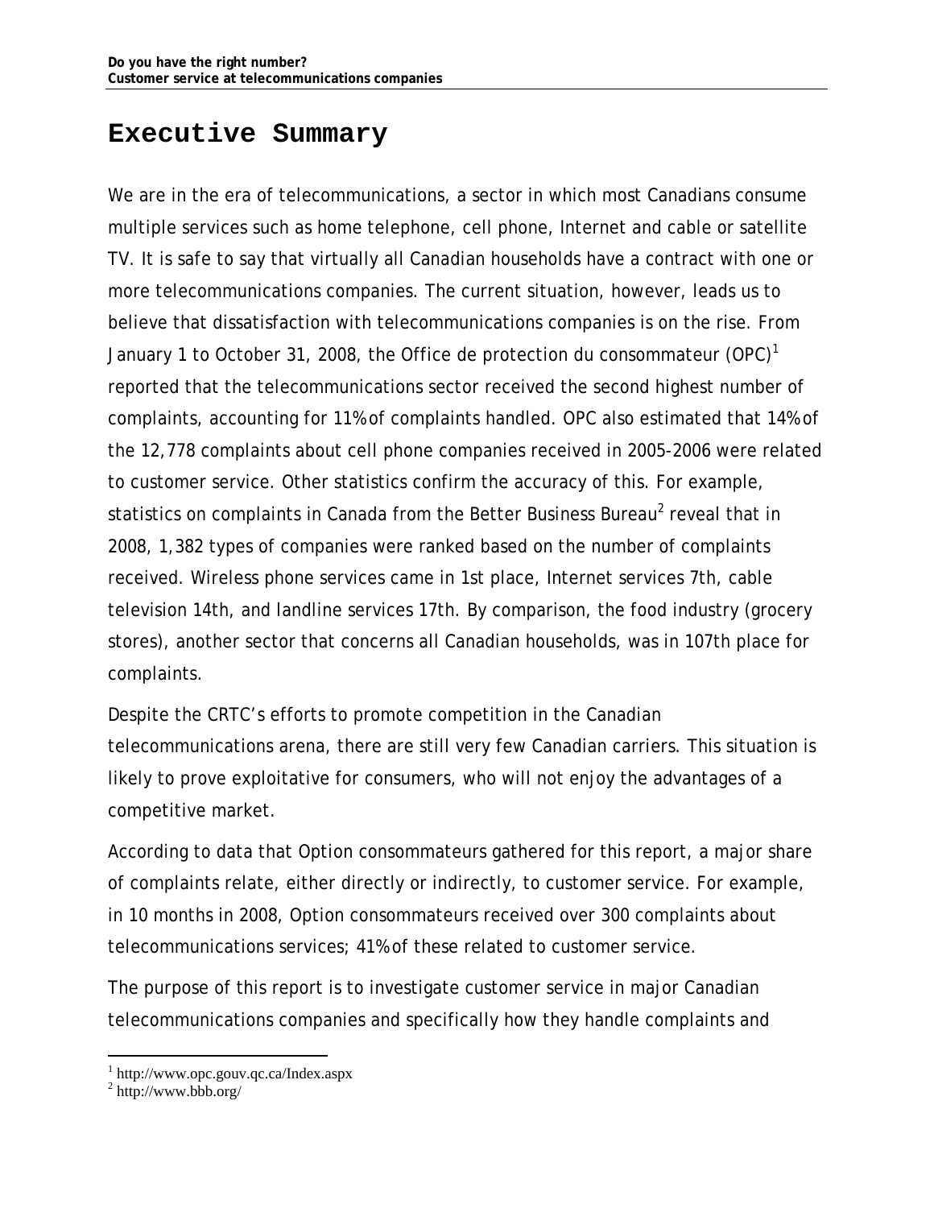# Executive Summary

We are in the era of telecommunications, a sector in which most Canadians consume multiple services such as home telephone, cell phone, Internet and cable or satellite TV. It is safe to say that virtually all Canadian households have a contract with one or more telecommunications companies. The current situation, however, leads us to believe that dissatisfaction with telecommunications companies is on the rise. From January 1 to October 31, 2008, the Office de protection du consommateur (OPC)[1] reported that the telecommunications sector received the second highest number of complaints, accounting for 11% of complaints handled. OPC also estimated that 14% of the 12,778 complaints about cell phone companies received in 2005-2006 were related to customer service. Other statistics confirm the accuracy of this. For example, statistics on complaints in Canada from the Better Business Bureau[2] reveal that in 2008, 1,382 types of companies were ranked based on the number of complaints received. Wireless phone services came in 1st place, Internet services 7th, cable television 14th, and landline services 17th. By comparison, the food industry (grocery stores), another sector that concerns all Canadian households, was in 107th place for complaints.

Despite the CRTC's efforts to promote competition in the Canadian telecommunications arena, there are still very few Canadian carriers. This situation is likely to prove exploitative for consumers, who will not enjoy the advantages of a competitive market.

According to data that Option consommateurs gathered for this report, a major share of complaints relate, either directly or indirectly, to customer service. For example, in 10 months in 2008, Option consommateurs received over 300 complaints about telecommunications services; 41% of these related to customer service.

The purpose of this report is to investigate customer service in major Canadian telecommunications companies and specifically how they handle complaints and

[1] http://www.opc.gouv.qc.ca/Index.aspx

[2] http://www.bbb.org/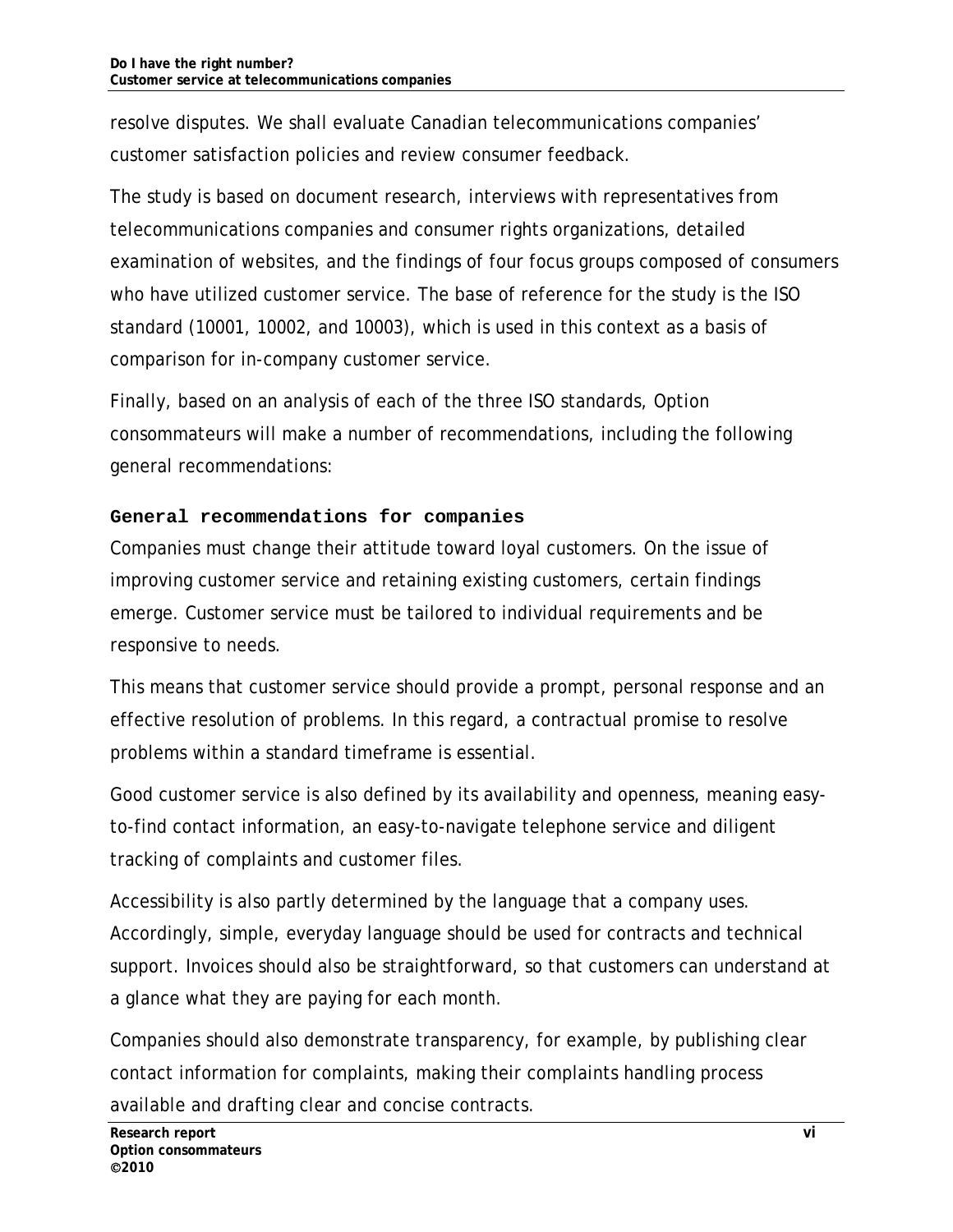resolve disputes. We shall evaluate Canadian telecommunications companies' customer satisfaction policies and review consumer feedback.

The study is based on document research, interviews with representatives from telecommunications companies and consumer rights organizations, detailed examination of websites, and the findings of four focus groups composed of consumers who have utilized customer service. The base of reference for the study is the ISO standard (10001, 10002, and 10003), which is used in this context as a basis of comparison for in-company customer service.

Finally, based on an analysis of each of the three ISO standards, Option consommateurs will make a number of recommendations, including the following general recommendations:

**General recommendations for companies**

Companies must change their attitude toward loyal customers. On the issue of improving customer service and retaining existing customers, certain findings emerge. Customer service must be tailored to individual requirements and be responsive to needs.

This means that customer service should provide a prompt, personal response and an effective resolution of problems. In this regard, a contractual promise to resolve problems within a standard timeframe is essential.

Good customer service is also defined by its availability and openness, meaning easy-to-find contact information, an easy-to-navigate telephone service and diligent tracking of complaints and customer files.

Accessibility is also partly determined by the language that a company uses. Accordingly, simple, everyday language should be used for contracts and technical support. Invoices should also be straightforward, so that customers can understand at a glance what they are paying for each month.

Companies should also demonstrate transparency, for example, by publishing clear contact information for complaints, making their complaints handling process available and drafting clear and concise contracts.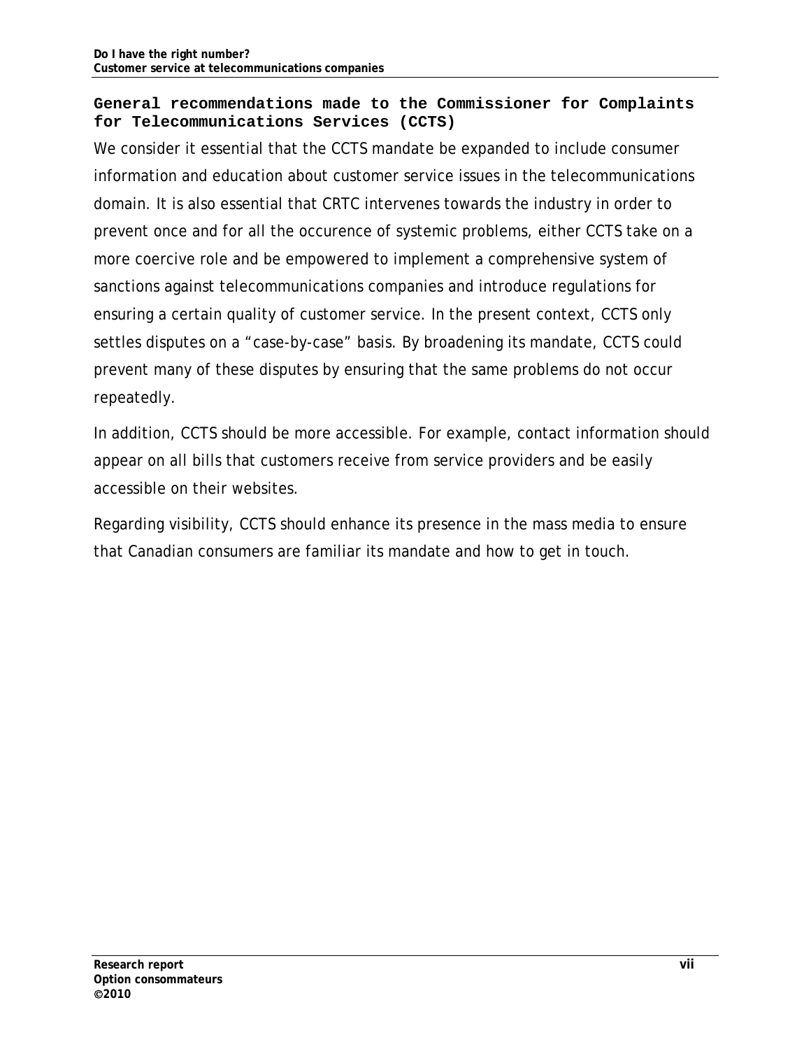### General recommendations made to the Commissioner for Complaints for Telecommunications Services (CCTS)

We consider it essential that the CCTS mandate be expanded to include consumer information and education about customer service issues in the telecommunications domain. It is also essential that CRTC intervenes towards the industry in order to prevent once and for all the occurence of systemic problems, either CCTS take on a more coercive role and be empowered to implement a comprehensive system of sanctions against telecommunications companies and introduce regulations for ensuring a certain quality of customer service. In the present context, CCTS only settles disputes on a "case-by-case" basis. By broadening its mandate, CCTS could prevent many of these disputes by ensuring that the same problems do not occur repeatedly.

In addition, CCTS should be more accessible. For example, contact information should appear on all bills that customers receive from service providers and be easily accessible on their websites.

Regarding visibility, CCTS should enhance its presence in the mass media to ensure that Canadian consumers are familiar its mandate and how to get in touch.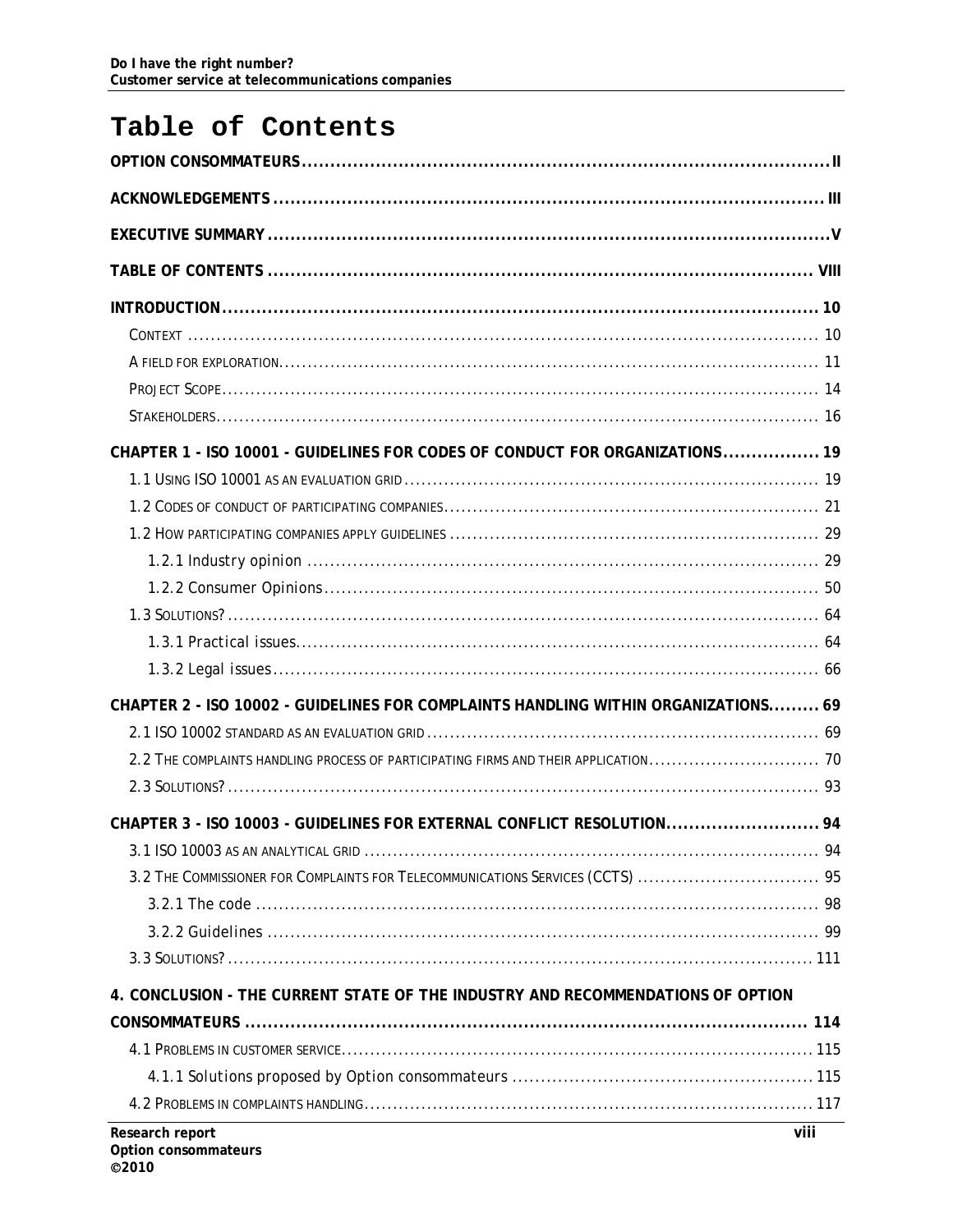# Table of Contents

OPTION CONSOMMATEURS .................................................................................................II

ACKNOWLEDGEMENTS .................................................................................................III

EXECUTIVE SUMMARY .................................................................................................V

TABLE OF CONTENTS .................................................................................................VIII

INTRODUCTION .................................................................................................10

- CONTEXT ................................................................................................. 10
- A FIELD FOR EXPLORATION................................................................................................. 11
- PROJECT SCOPE................................................................................................. 14
- STAKEHOLDERS................................................................................................. 16

CHAPTER 1 - ISO 10001 - GUIDELINES FOR CODES OF CONDUCT FOR ORGANIZATIONS................. 19

- 1.1 USING ISO 10001 AS AN EVALUATION GRID ................................................................................................. 19
- 1.2 CODES OF CONDUCT OF PARTICIPATING COMPANIES................................................................................................. 21
- 1.2 HOW PARTICIPATING COMPANIES APPLY GUIDELINES ................................................................................................. 29
  - 1.2.1 Industry opinion ................................................................................................. 29
  - 1.2.2 Consumer Opinions................................................................................................. 50
- 1.3 SOLUTIONS?................................................................................................. 64
  - 1.3.1 Practical issues................................................................................................. 64
  - 1.3.2 Legal issues................................................................................................. 66

CHAPTER 2 - ISO 10002 - GUIDELINES FOR COMPLAINTS HANDLING WITHIN ORGANIZATIONS......... 69

- 2.1 ISO 10002 STANDARD AS AN EVALUATION GRID ................................................................................................. 69
- 2.2 THE COMPLAINTS HANDLING PROCESS OF PARTICIPATING FIRMS AND THEIR APPLICATION................................. 70
- 2.3 SOLUTIONS?................................................................................................. 93

CHAPTER 3 - ISO 10003 - GUIDELINES FOR EXTERNAL CONFLICT RESOLUTION........................... 94

- 3.1 ISO 10003 AS AN ANALYTICAL GRID ................................................................................................. 94
- 3.2 THE COMMISSIONER FOR COMPLAINTS FOR TELECOMMUNICATIONS SERVICES (CCTS) ................................. 95
  - 3.2.1 The code ................................................................................................. 98
  - 3.2.2 Guidelines ................................................................................................. 99
- 3.3 SOLUTIONS?................................................................................................. 111

4. CONCLUSION - THE CURRENT STATE OF THE INDUSTRY AND RECOMMENDATIONS OF OPTION CONSOMMATEURS ................................................................................................. 114

- 4.1 PROBLEMS IN CUSTOMER SERVICE................................................................................................. 115
  - 4.1.1 Solutions proposed by Option consommateurs ................................................................................................. 115
- 4.2 PROBLEMS IN COMPLAINTS HANDLING................................................................................................. 117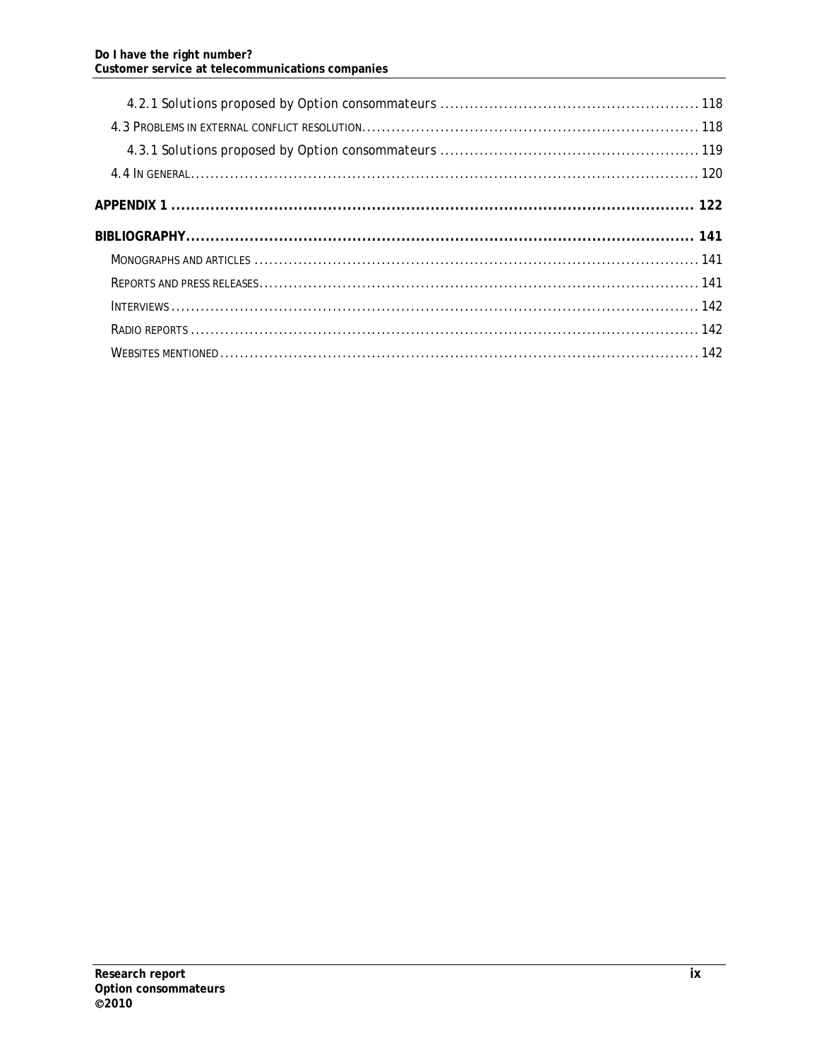4.2.1 Solutions proposed by Option consommateurs ..................................................... 118

4.3 Problems in external conflict resolution ..................................................................... 118

4.3.1 Solutions proposed by Option consommateurs ..................................................... 119

4.4 In general ..................................................................................................................... 120

**APPENDIX 1 .................................................................................................................. 122**

**BIBLIOGRAPHY .............................................................................................................. 141**

Monographs and articles .................................................................................................. 141

Reports and press releases ............................................................................................... 141

Interviews ......................................................................................................................... 142

Radio reports .................................................................................................................... 142

Websites mentioned .......................................................................................................... 142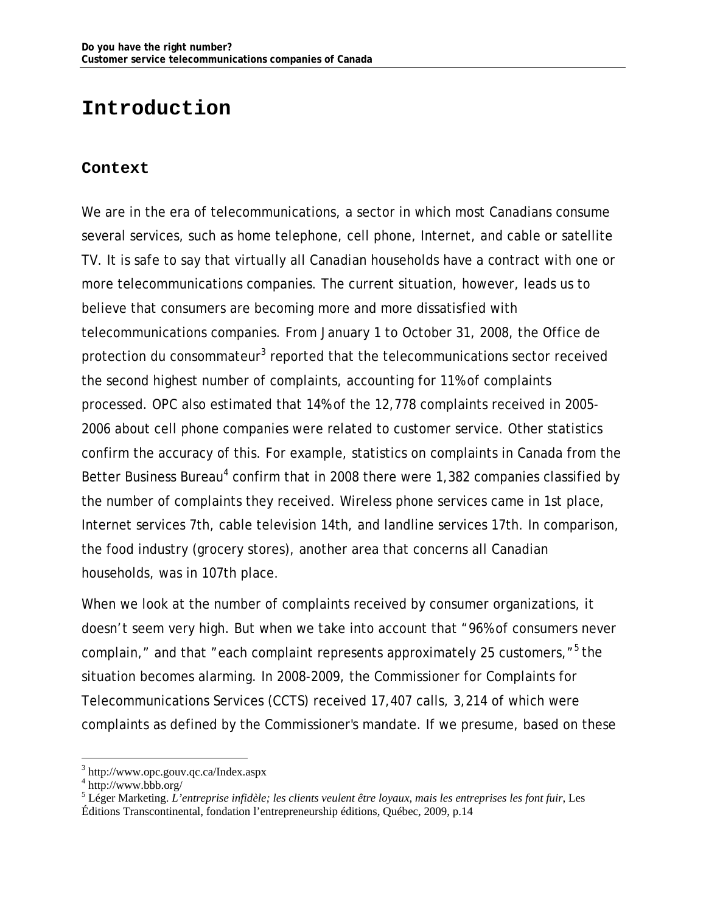# Introduction

## Context

We are in the era of telecommunications, a sector in which most Canadians consume several services, such as home telephone, cell phone, Internet, and cable or satellite TV. It is safe to say that virtually all Canadian households have a contract with one or more telecommunications companies. The current situation, however, leads us to believe that consumers are becoming more and more dissatisfied with telecommunications companies. From January 1 to October 31, 2008, the Office de protection du consommateur[3] reported that the telecommunications sector received the second highest number of complaints, accounting for 11% of complaints processed. OPC also estimated that 14% of the 12,778 complaints received in 2005-2006 about cell phone companies were related to customer service. Other statistics confirm the accuracy of this. For example, statistics on complaints in Canada from the Better Business Bureau[4] confirm that in 2008 there were 1,382 companies classified by the number of complaints they received. Wireless phone services came in 1st place, Internet services 7th, cable television 14th, and landline services 17th. In comparison, the food industry (grocery stores), another area that concerns all Canadian households, was in 107th place.

When we look at the number of complaints received by consumer organizations, it doesn't seem very high. But when we take into account that "96% of consumers never complain," and that "each complaint represents approximately 25 customers,"[5] the situation becomes alarming. In 2008-2009, the Commissioner for Complaints for Telecommunications Services (CCTS) received 17,407 calls, 3,214 of which were complaints as defined by the Commissioner's mandate. If we presume, based on these

---

[3] http://www.opc.gouv.qc.ca/Index.aspx

[4] http://www.bbb.org/

[5] Léger Marketing. *L'entreprise infidèle; les clients veulent être loyaux, mais les entreprises les font fuir*, Les Éditions Transcontinental, fondation l'entrepreneurship éditions, Québec, 2009, p.14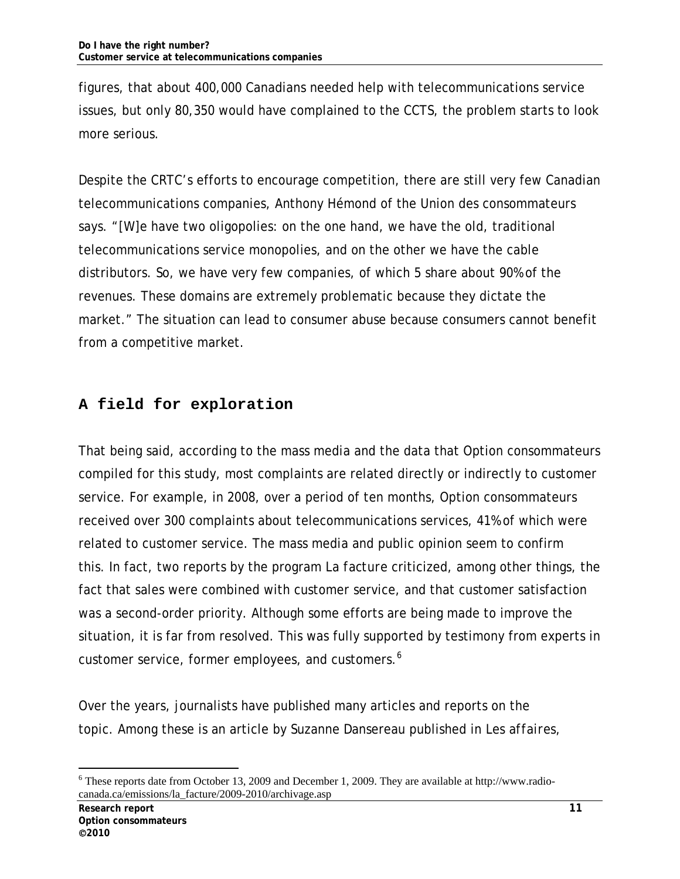figures, that about 400,000 Canadians needed help with telecommunications service issues, but only 80,350 would have complained to the CCTS, the problem starts to look more serious.

Despite the CRTC's efforts to encourage competition, there are still very few Canadian telecommunications companies, Anthony Hémond of the Union des consommateurs says. "[W]e have two oligopolies: on the one hand, we have the old, traditional telecommunications service monopolies, and on the other we have the cable distributors. So, we have very few companies, of which 5 share about 90% of the revenues. These domains are extremely problematic because they dictate the market." The situation can lead to consumer abuse because consumers cannot benefit from a competitive market.

## A field for exploration

That being said, according to the mass media and the data that Option consommateurs compiled for this study, most complaints are related directly or indirectly to customer service. For example, in 2008, over a period of ten months, Option consommateurs received over 300 complaints about telecommunications services, 41% of which were related to customer service. The mass media and public opinion seem to confirm this. In fact, two reports by the program La facture criticized, among other things, the fact that sales were combined with customer service, and that customer satisfaction was a second-order priority. Although some efforts are being made to improve the situation, it is far from resolved. This was fully supported by testimony from experts in customer service, former employees, and customers.[6]

Over the years, journalists have published many articles and reports on the topic. Among these is an article by Suzanne Dansereau published in Les affaires,

[6] These reports date from October 13, 2009 and December 1, 2009. They are available at http://www.radio-canada.ca/emissions/la_facture/2009-2010/archivage.asp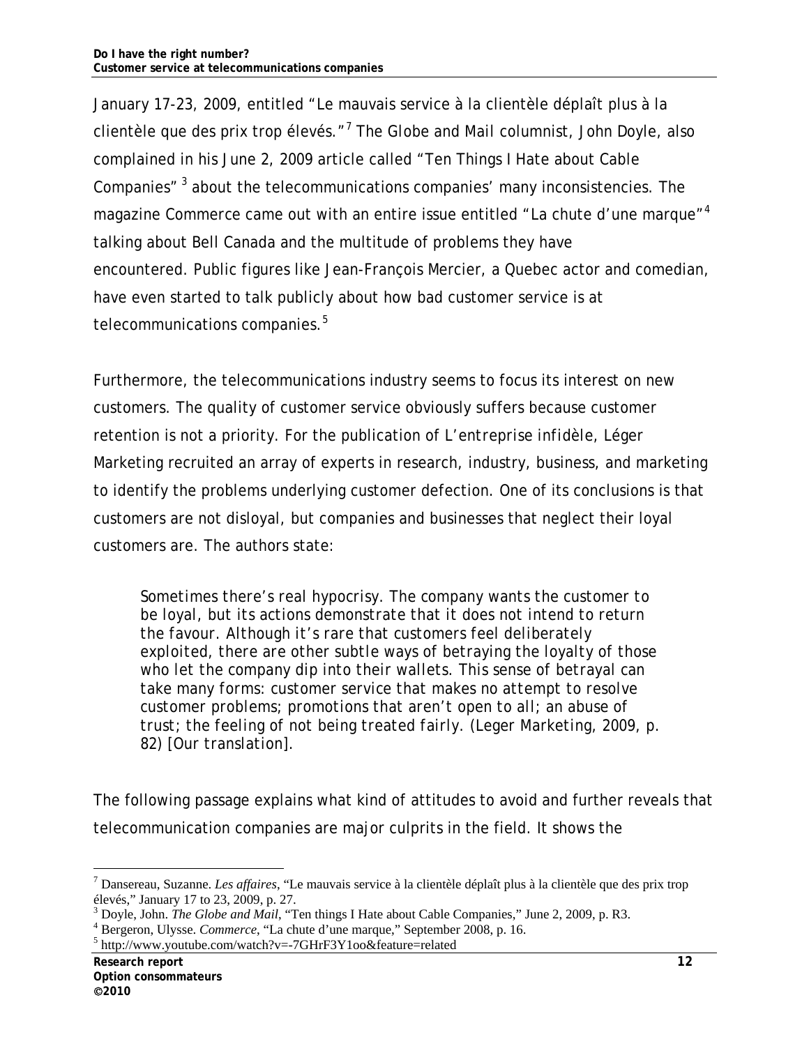January 17-23, 2009, entitled "Le mauvais service à la clientèle déplaît plus à la clientèle que des prix trop élevés."[7] The Globe and Mail columnist, John Doyle, also complained in his June 2, 2009 article called "Ten Things I Hate about Cable Companies" [3] about the telecommunications companies' many inconsistencies. The magazine Commerce came out with an entire issue entitled "La chute d'une marque"[4] talking about Bell Canada and the multitude of problems they have encountered. Public figures like Jean-François Mercier, a Quebec actor and comedian, have even started to talk publicly about how bad customer service is at telecommunications companies.[5]

Furthermore, the telecommunications industry seems to focus its interest on new customers. The quality of customer service obviously suffers because customer retention is not a priority. For the publication of L'entreprise infidèle, Léger Marketing recruited an array of experts in research, industry, business, and marketing to identify the problems underlying customer defection. One of its conclusions is that customers are not disloyal, but companies and businesses that neglect their loyal customers are. The authors state:

> *Sometimes there's real hypocrisy. The company wants the customer to be loyal, but its actions demonstrate that it does not intend to return the favour. Although it's rare that customers feel deliberately exploited, there are other subtle ways of betraying the loyalty of those who let the company dip into their wallets. This sense of betrayal can take many forms: customer service that makes no attempt to resolve customer problems; promotions that aren't open to all; an abuse of trust; the feeling of not being treated fairly. (Leger Marketing, 2009, p. 82) [Our translation].*

The following passage explains what kind of attitudes to avoid and further reveals that telecommunication companies are major culprits in the field. It shows the

---

[7] Dansereau, Suzanne. *Les affaires*, "Le mauvais service à la clientèle déplaît plus à la clientèle que des prix trop élevés," January 17 to 23, 2009, p. 27.

[3] Doyle, John. *The Globe and Mail*, "Ten things I Hate about Cable Companies," June 2, 2009, p. R3.

[4] Bergeron, Ulysse. *Commerce*, "La chute d'une marque," September 2008, p. 16.

[5] http://www.youtube.com/watch?v=-7GHrF3Y1oo&feature=related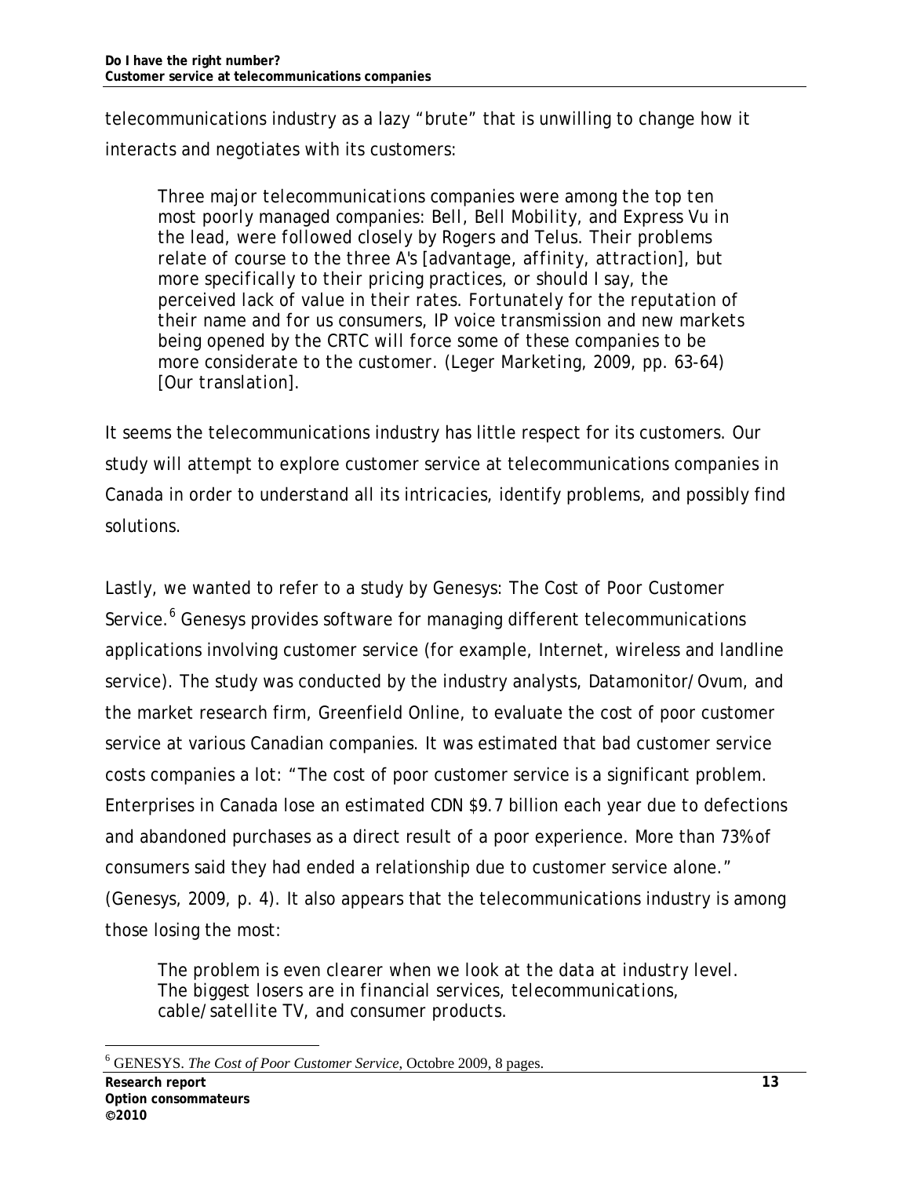telecommunications industry as a lazy “brute” that is unwilling to change how it interacts and negotiates with its customers:

> *Three major telecommunications companies were among the top ten most poorly managed companies: Bell, Bell Mobility, and Express Vu in the lead, were followed closely by Rogers and Telus. Their problems relate of course to the three A's [advantage, affinity, attraction], but more specifically to their pricing practices, or should I say, the perceived lack of value in their rates. Fortunately for the reputation of their name and for us consumers, IP voice transmission and new markets being opened by the CRTC will force some of these companies to be more considerate to the customer. (Leger Marketing, 2009, pp. 63-64) [Our translation].*

It seems the telecommunications industry has little respect for its customers. Our study will attempt to explore customer service at telecommunications companies in Canada in order to understand all its intricacies, identify problems, and possibly find solutions.

Lastly, we wanted to refer to a study by Genesys: The Cost of Poor Customer Service.[6] Genesys provides software for managing different telecommunications applications involving customer service (for example, Internet, wireless and landline service). The study was conducted by the industry analysts, Datamonitor/Ovum, and the market research firm, Greenfield Online, to evaluate the cost of poor customer service at various Canadian companies. It was estimated that bad customer service costs companies a lot: “The cost of poor customer service is a significant problem. Enterprises in Canada lose an estimated CDN $9.7 billion each year due to defections and abandoned purchases as a direct result of a poor experience. More than 73% of consumers said they had ended a relationship due to customer service alone.” (Genesys, 2009, p. 4). It also appears that the telecommunications industry is among those losing the most:

> *The problem is even clearer when we look at the data at industry level. The biggest losers are in financial services, telecommunications, cable/satellite TV, and consumer products.*

[6] GENESYS. *The Cost of Poor Customer Service*, Octobre 2009, 8 pages.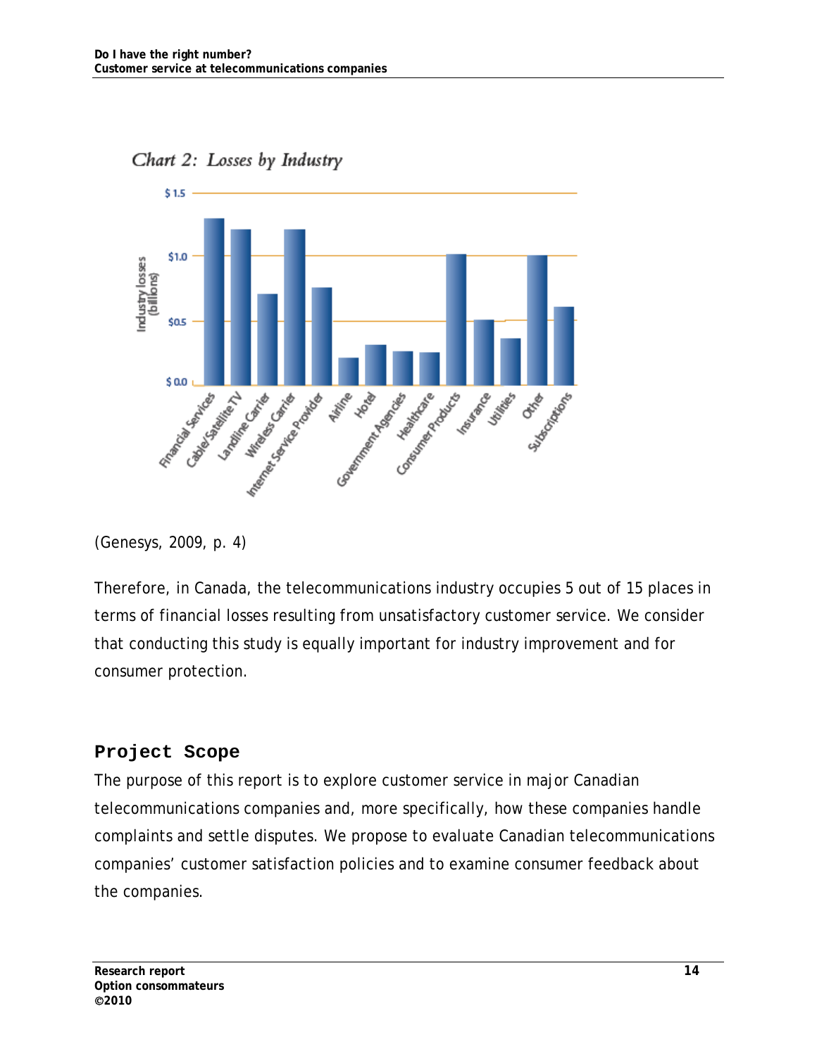*Chart 2: Losses by Industry*

(Genesys, 2009, p. 4)

Therefore, in Canada, the telecommunications industry occupies 5 out of 15 places in terms of financial losses resulting from unsatisfactory customer service. We consider that conducting this study is equally important for industry improvement and for consumer protection.

## Project Scope

The purpose of this report is to explore customer service in major Canadian telecommunications companies and, more specifically, how these companies handle complaints and settle disputes. We propose to evaluate Canadian telecommunications companies' customer satisfaction policies and to examine consumer feedback about the companies.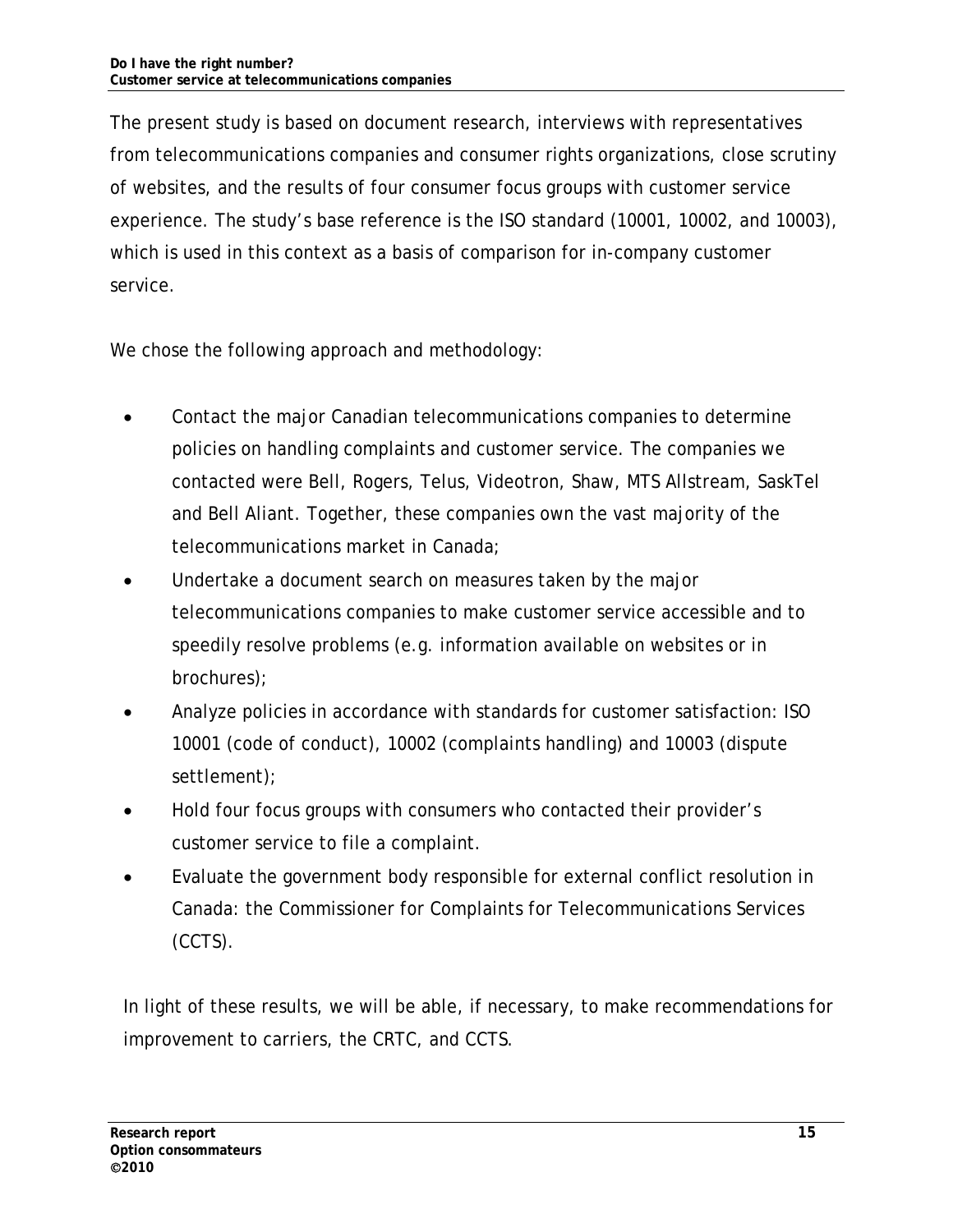The present study is based on document research, interviews with representatives from telecommunications companies and consumer rights organizations, close scrutiny of websites, and the results of four consumer focus groups with customer service experience. The study's base reference is the ISO standard (10001, 10002, and 10003), which is used in this context as a basis of comparison for in-company customer service.

We chose the following approach and methodology:

- Contact the major Canadian telecommunications companies to determine policies on handling complaints and customer service. The companies we contacted were Bell, Rogers, Telus, Videotron, Shaw, MTS Allstream, SaskTel and Bell Aliant. Together, these companies own the vast majority of the telecommunications market in Canada;
- Undertake a document search on measures taken by the major telecommunications companies to make customer service accessible and to speedily resolve problems (e.g. information available on websites or in brochures);
- Analyze policies in accordance with standards for customer satisfaction: ISO 10001 (code of conduct), 10002 (complaints handling) and 10003 (dispute settlement);
- Hold four focus groups with consumers who contacted their provider's customer service to file a complaint.
- Evaluate the government body responsible for external conflict resolution in Canada: the Commissioner for Complaints for Telecommunications Services (CCTS).

In light of these results, we will be able, if necessary, to make recommendations for improvement to carriers, the CRTC, and CCTS.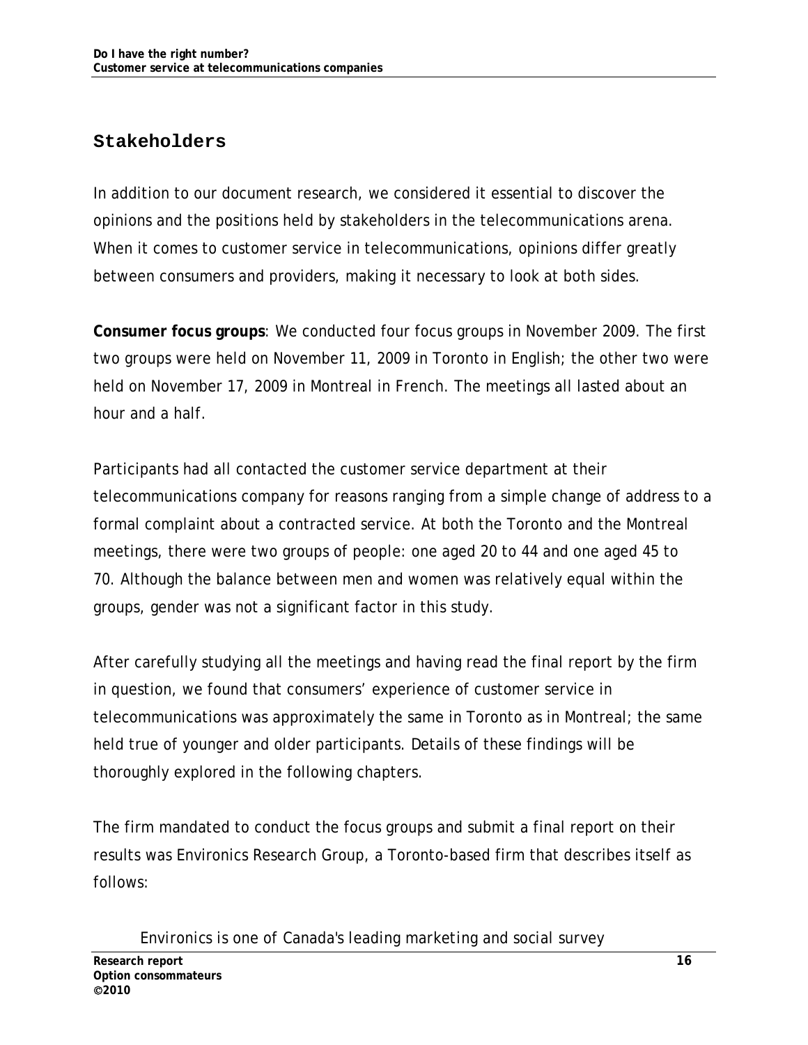## Stakeholders

In addition to our document research, we considered it essential to discover the opinions and the positions held by stakeholders in the telecommunications arena. When it comes to customer service in telecommunications, opinions differ greatly between consumers and providers, making it necessary to look at both sides.

**Consumer focus groups**: We conducted four focus groups in November 2009. The first two groups were held on November 11, 2009 in Toronto in English; the other two were held on November 17, 2009 in Montreal in French. The meetings all lasted about an hour and a half.

Participants had all contacted the customer service department at their telecommunications company for reasons ranging from a simple change of address to a formal complaint about a contracted service. At both the Toronto and the Montreal meetings, there were two groups of people: one aged 20 to 44 and one aged 45 to 70. Although the balance between men and women was relatively equal within the groups, gender was not a significant factor in this study.

After carefully studying all the meetings and having read the final report by the firm in question, we found that consumers' experience of customer service in telecommunications was approximately the same in Toronto as in Montreal; the same held true of younger and older participants. Details of these findings will be thoroughly explored in the following chapters.

The firm mandated to conduct the focus groups and submit a final report on their results was Environics Research Group, a Toronto-based firm that describes itself as follows:

> Environics is one of Canada's leading marketing and social survey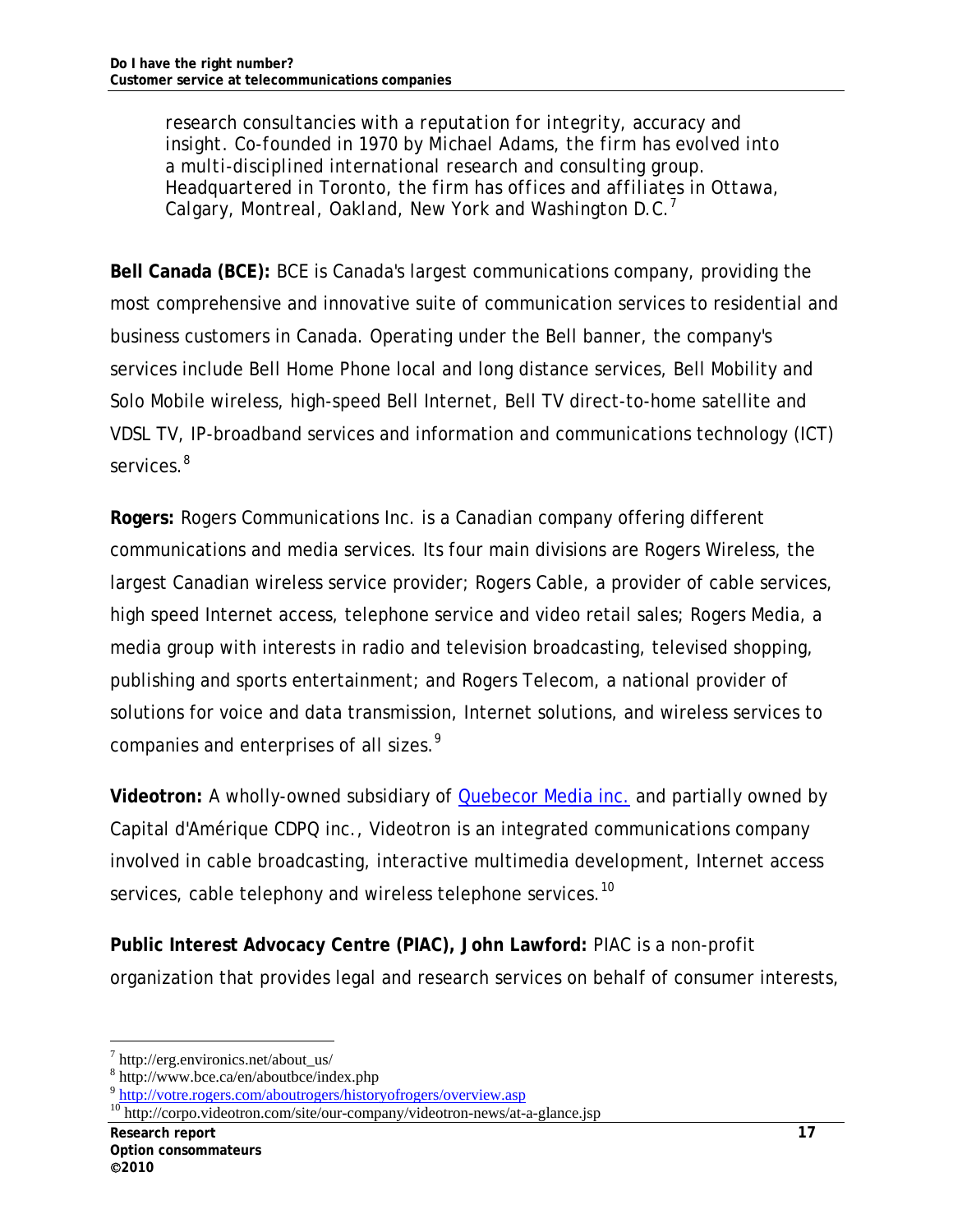research consultancies with a reputation for integrity, accuracy and insight. Co-founded in 1970 by Michael Adams, the firm has evolved into a multi-disciplined international research and consulting group. Headquartered in Toronto, the firm has offices and affiliates in Ottawa, Calgary, Montreal, Oakland, New York and Washington D.C.[7]

**Bell Canada (BCE):** BCE is Canada's largest communications company, providing the most comprehensive and innovative suite of communication services to residential and business customers in Canada. Operating under the Bell banner, the company's services include Bell Home Phone local and long distance services, Bell Mobility and Solo Mobile wireless, high-speed Bell Internet, Bell TV direct-to-home satellite and VDSL TV, IP-broadband services and information and communications technology (ICT) services.[8]

**Rogers:** Rogers Communications Inc. is a Canadian company offering different communications and media services. Its four main divisions are Rogers Wireless, the largest Canadian wireless service provider; Rogers Cable, a provider of cable services, high speed Internet access, telephone service and video retail sales; Rogers Media, a media group with interests in radio and television broadcasting, televised shopping, publishing and sports entertainment; and Rogers Telecom, a national provider of solutions for voice and data transmission, Internet solutions, and wireless services to companies and enterprises of all sizes.[9]

**Videotron:** A wholly-owned subsidiary of Quebecor Media inc. and partially owned by Capital d'Amérique CDPQ inc., Videotron is an integrated communications company involved in cable broadcasting, interactive multimedia development, Internet access services, cable telephony and wireless telephone services.[10]

**Public Interest Advocacy Centre (PIAC), John Lawford:** PIAC is a non-profit organization that provides legal and research services on behalf of consumer interests,

---

[7] http://erg.environics.net/about_us/

[8] http://www.bce.ca/en/aboutbce/index.php

[9] http://votre.rogers.com/aboutrogers/historyofrogers/overview.asp

[10] http://corpo.videotron.com/site/our-company/videotron-news/at-a-glance.jsp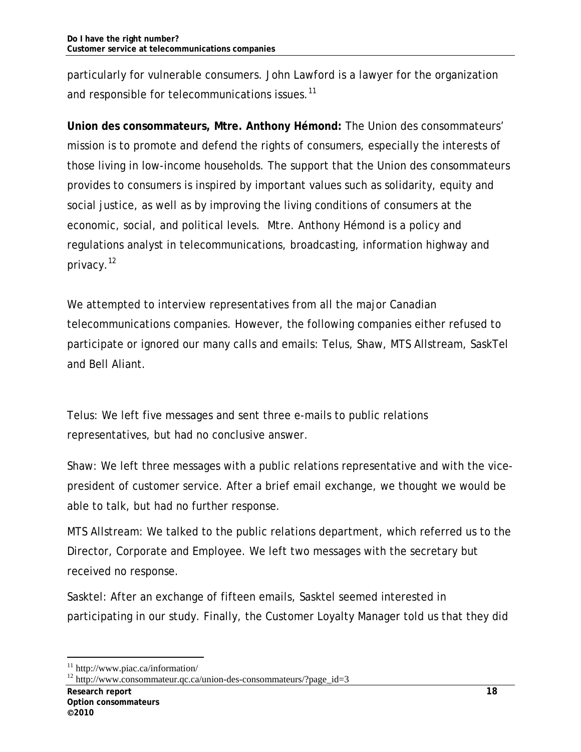particularly for vulnerable consumers. John Lawford is a lawyer for the organization and responsible for telecommunications issues.[11]

**Union des consommateurs, Mtre. Anthony Hémond:** The Union des consommateurs' mission is to promote and defend the rights of consumers, especially the interests of those living in low-income households. The support that the Union des consommateurs provides to consumers is inspired by important values such as solidarity, equity and social justice, as well as by improving the living conditions of consumers at the economic, social, and political levels. Mtre. Anthony Hémond is a policy and regulations analyst in telecommunications, broadcasting, information highway and privacy.[12]

We attempted to interview representatives from all the major Canadian telecommunications companies. However, the following companies either refused to participate or ignored our many calls and emails: Telus, Shaw, MTS Allstream, SaskTel and Bell Aliant.

Telus: We left five messages and sent three e-mails to public relations representatives, but had no conclusive answer.

Shaw: We left three messages with a public relations representative and with the vice-president of customer service. After a brief email exchange, we thought we would be able to talk, but had no further response.

MTS Allstream: We talked to the public relations department, which referred us to the Director, Corporate and Employee. We left two messages with the secretary but received no response.

Sasktel: After an exchange of fifteen emails, Sasktel seemed interested in participating in our study. Finally, the Customer Loyalty Manager told us that they did

[11] http://www.piac.ca/information/

[12] http://www.consommateur.qc.ca/union-des-consommateurs/?page_id=3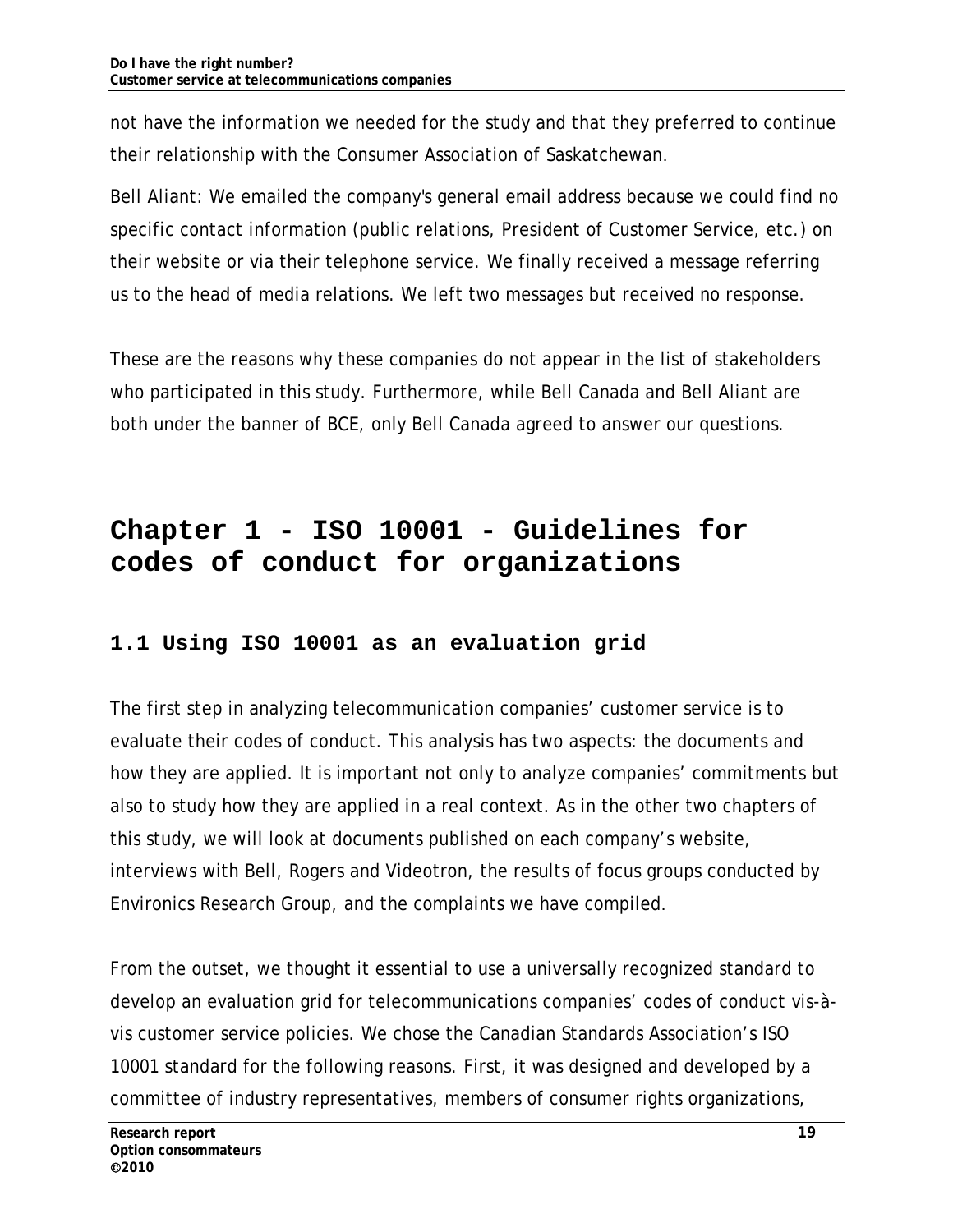not have the information we needed for the study and that they preferred to continue their relationship with the Consumer Association of Saskatchewan.

Bell Aliant: We emailed the company's general email address because we could find no specific contact information (public relations, President of Customer Service, etc.) on their website or via their telephone service. We finally received a message referring us to the head of media relations. We left two messages but received no response.

These are the reasons why these companies do not appear in the list of stakeholders who participated in this study. Furthermore, while Bell Canada and Bell Aliant are both under the banner of BCE, only Bell Canada agreed to answer our questions.

# Chapter 1 - ISO 10001 - Guidelines for codes of conduct for organizations

## 1.1 Using ISO 10001 as an evaluation grid

The first step in analyzing telecommunication companies' customer service is to evaluate their codes of conduct. This analysis has two aspects: the documents and how they are applied. It is important not only to analyze companies' commitments but also to study how they are applied in a real context. As in the other two chapters of this study, we will look at documents published on each company's website, interviews with Bell, Rogers and Videotron, the results of focus groups conducted by Environics Research Group, and the complaints we have compiled.

From the outset, we thought it essential to use a universally recognized standard to develop an evaluation grid for telecommunications companies' codes of conduct vis-à-vis customer service policies. We chose the Canadian Standards Association's ISO 10001 standard for the following reasons. First, it was designed and developed by a committee of industry representatives, members of consumer rights organizations,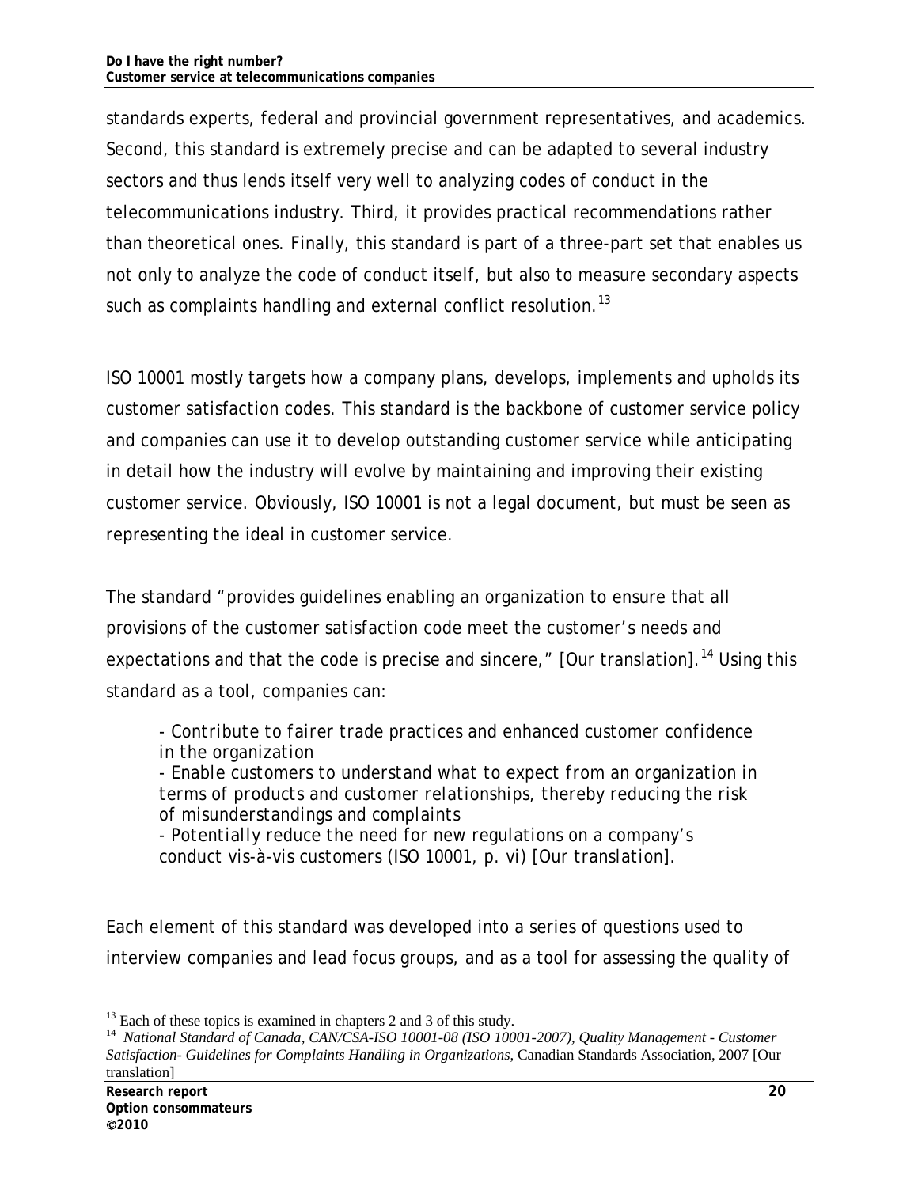standards experts, federal and provincial government representatives, and academics. Second, this standard is extremely precise and can be adapted to several industry sectors and thus lends itself very well to analyzing codes of conduct in the telecommunications industry. Third, it provides practical recommendations rather than theoretical ones. Finally, this standard is part of a three-part set that enables us not only to analyze the code of conduct itself, but also to measure secondary aspects such as complaints handling and external conflict resolution.[13]

ISO 10001 mostly targets how a company plans, develops, implements and upholds its customer satisfaction codes. This standard is the backbone of customer service policy and companies can use it to develop outstanding customer service while anticipating in detail how the industry will evolve by maintaining and improving their existing customer service. Obviously, ISO 10001 is not a legal document, but must be seen as representing the ideal in customer service.

The standard "provides guidelines enabling an organization to ensure that all provisions of the customer satisfaction code meet the customer's needs and expectations and that the code is precise and sincere," [Our translation].[14] Using this standard as a tool, companies can:

> *- Contribute to fairer trade practices and enhanced customer confidence in the organization*
> *- Enable customers to understand what to expect from an organization in terms of products and customer relationships, thereby reducing the risk of misunderstandings and complaints*
> *- Potentially reduce the need for new regulations on a company's conduct vis-à-vis customers (ISO 10001, p. vi) [Our translation].*

Each element of this standard was developed into a series of questions used to interview companies and lead focus groups, and as a tool for assessing the quality of

---

[13] Each of these topics is examined in chapters 2 and 3 of this study.

[14] *National Standard of Canada, CAN/CSA-ISO 10001-08 (ISO 10001-2007), Quality Management - Customer Satisfaction- Guidelines for Complaints Handling in Organizations*, Canadian Standards Association, 2007 [Our translation]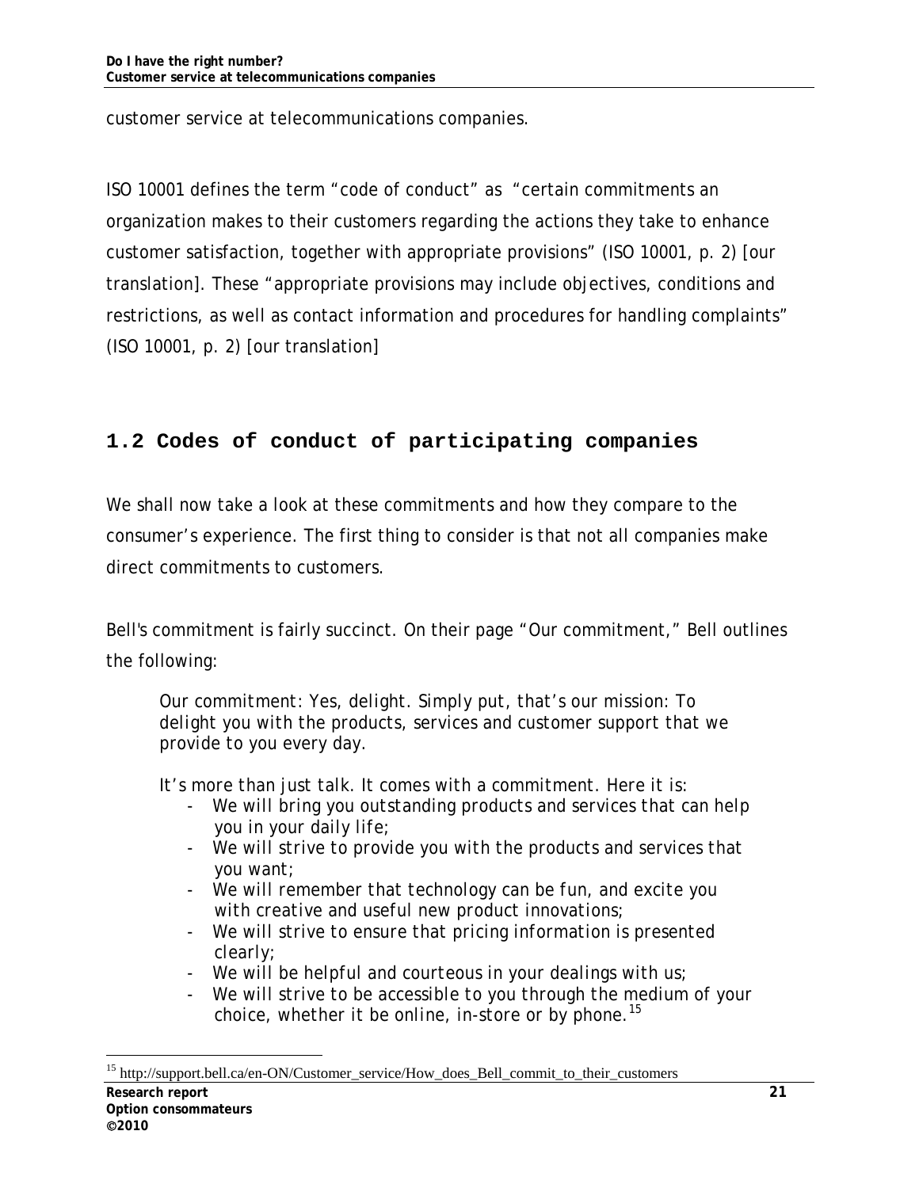customer service at telecommunications companies.

ISO 10001 defines the term "code of conduct" as "certain commitments an organization makes to their customers regarding the actions they take to enhance customer satisfaction, together with appropriate provisions" (ISO 10001, p. 2) [our translation]. These "appropriate provisions may include objectives, conditions and restrictions, as well as contact information and procedures for handling complaints" (ISO 10001, p. 2) [our translation]

## 1.2 Codes of conduct of participating companies

We shall now take a look at these commitments and how they compare to the consumer's experience. The first thing to consider is that not all companies make direct commitments to customers.

Bell's commitment is fairly succinct. On their page "Our commitment," Bell outlines the following:

> Our commitment: Yes, delight. Simply put, that's our mission: To delight you with the products, services and customer support that we provide to you every day.
>
> It's more than just talk. It comes with a commitment. Here it is:
>
> - We will bring you outstanding products and services that can help you in your daily life;
> - We will strive to provide you with the products and services that you want;
> - We will remember that technology can be fun, and excite you with creative and useful new product innovations;
> - We will strive to ensure that pricing information is presented clearly;
> - We will be helpful and courteous in your dealings with us;
> - We will strive to be accessible to you through the medium of your choice, whether it be online, in-store or by phone.[15]

[15] http://support.bell.ca/en-ON/Customer_service/How_does_Bell_commit_to_their_customers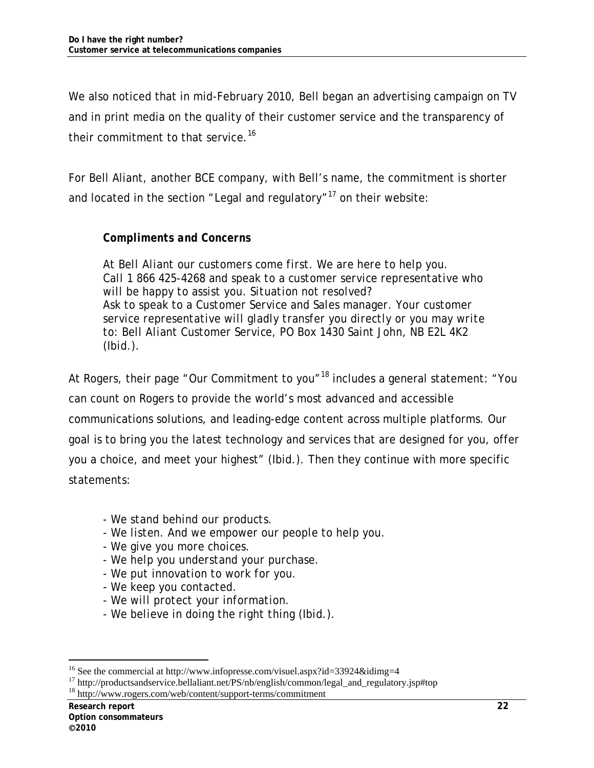We also noticed that in mid-February 2010, Bell began an advertising campaign on TV and in print media on the quality of their customer service and the transparency of their commitment to that service.[16]

For Bell Aliant, another BCE company, with Bell's name, the commitment is shorter and located in the section "Legal and regulatory"[17] on their website:

> ***Compliments and Concerns***
>
> *At Bell Aliant our customers come first. We are here to help you. Call 1 866 425-4268 and speak to a customer service representative who will be happy to assist you. Situation not resolved? Ask to speak to a Customer Service and Sales manager. Your customer service representative will gladly transfer you directly or you may write to: Bell Aliant Customer Service, PO Box 1430 Saint John, NB E2L 4K2* (Ibid.).

At Rogers, their page "Our Commitment to you"[18] includes a general statement: "You can count on Rogers to provide the world's most advanced and accessible communications solutions, and leading-edge content across multiple platforms. Our goal is to bring you the latest technology and services that are designed for you, offer you a choice, and meet your highest" (Ibid.). Then they continue with more specific statements:

- *We stand behind our products.*
- *We listen. And we empower our people to help you.*
- *We give you more choices.*
- *We help you understand your purchase.*
- *We put innovation to work for you.*
- *We keep you contacted.*
- *We will protect your information.*
- *We believe in doing the right thing* (Ibid.).

---

[16] See the commercial at http://www.infopresse.com/visuel.aspx?id=33924&idimg=4

[17] http://productsandservice.bellaliant.net/PS/nb/english/common/legal_and_regulatory.jsp#top

[18] http://www.rogers.com/web/content/support-terms/commitment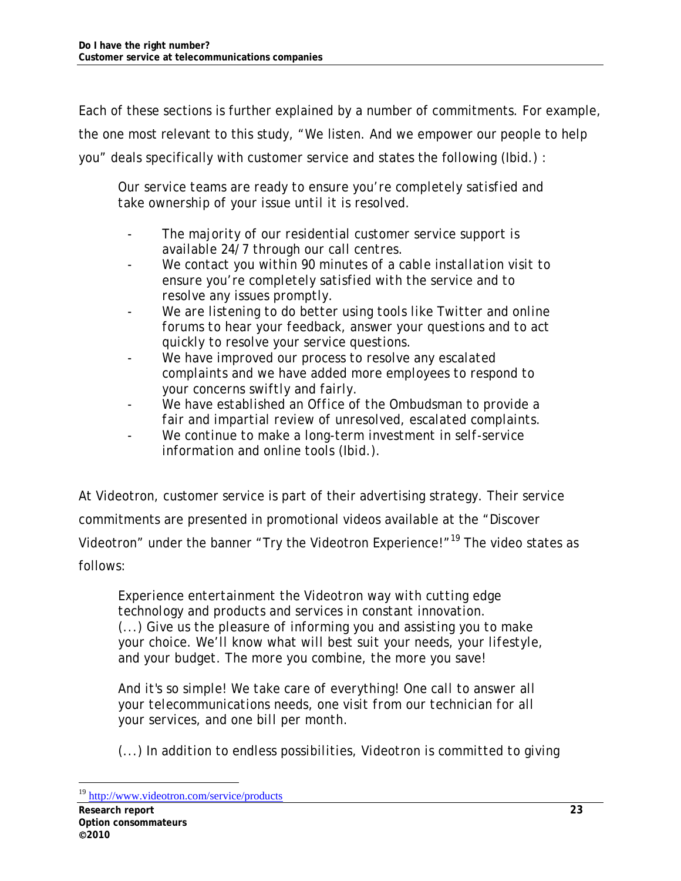Each of these sections is further explained by a number of commitments. For example, the one most relevant to this study, "We listen. And we empower our people to help you" deals specifically with customer service and states the following (Ibid.) :

> *Our service teams are ready to ensure you're completely satisfied and take ownership of your issue until it is resolved.*
>
> - *The majority of our residential customer service support is available 24/7 through our call centres.*
> - *We contact you within 90 minutes of a cable installation visit to ensure you're completely satisfied with the service and to resolve any issues promptly.*
> - *We are listening to do better using tools like Twitter and online forums to hear your feedback, answer your questions and to act quickly to resolve your service questions.*
> - *We have improved our process to resolve any escalated complaints and we have added more employees to respond to your concerns swiftly and fairly.*
> - *We have established an Office of the Ombudsman to provide a fair and impartial review of unresolved, escalated complaints.*
> - *We continue to make a long-term investment in self-service information and online tools* (Ibid.).

At Videotron, customer service is part of their advertising strategy. Their service commitments are presented in promotional videos available at the "Discover Videotron" under the banner "Try the Videotron Experience!"[19] The video states as follows:

> *Experience entertainment the Videotron way with cutting edge technology and products and services in constant innovation. (...) Give us the pleasure of informing you and assisting you to make your choice. We'll know what will best suit your needs, your lifestyle, and your budget. The more you combine, the more you save!*
>
> *And it's so simple! We take care of everything! One call to answer all your telecommunications needs, one visit from our technician for all your services, and one bill per month.*
>
> *(...) In addition to endless possibilities, Videotron is committed to giving*

[19] http://www.videotron.com/service/products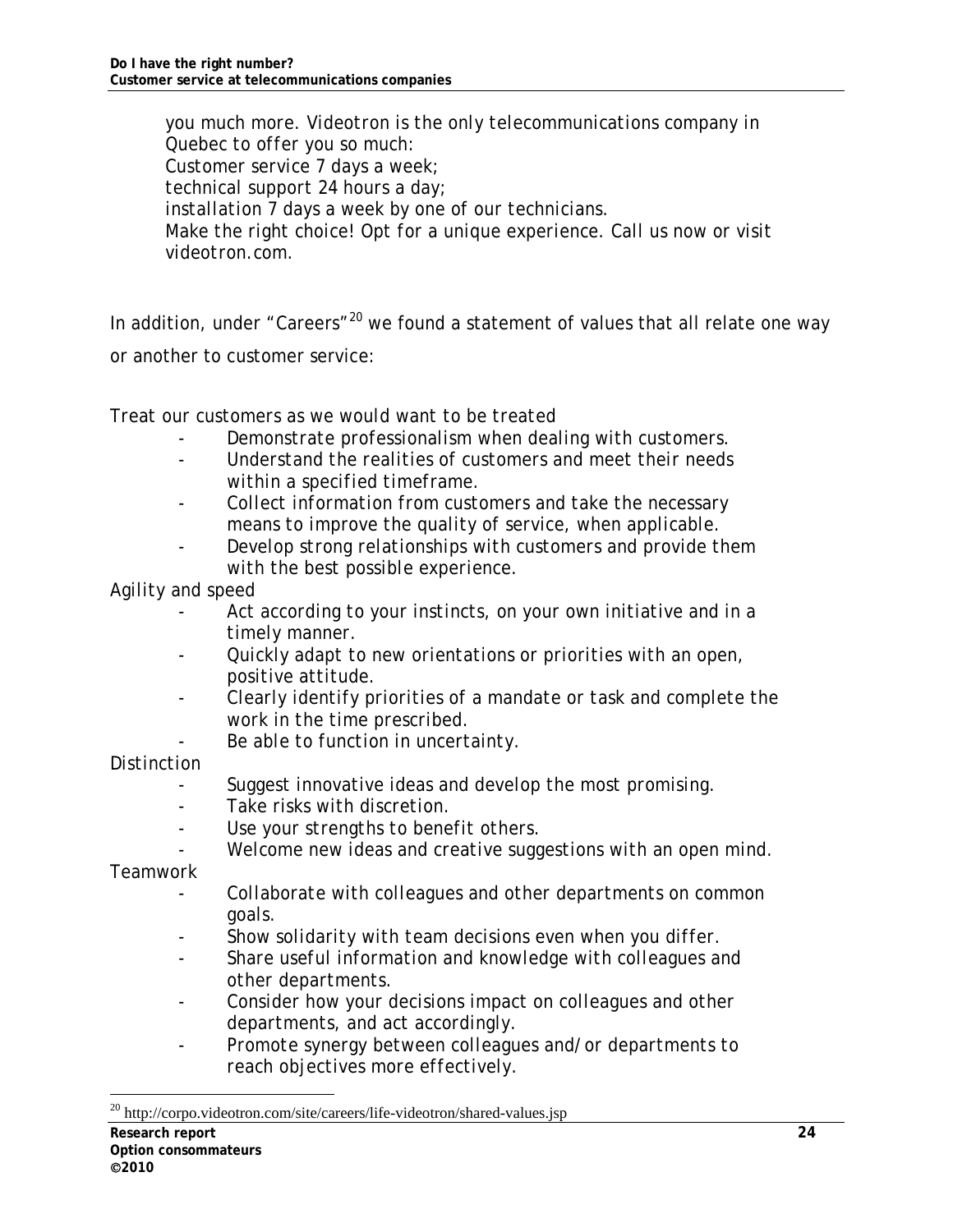> you much more. Videotron is the only telecommunications company in Quebec to offer you so much:
> Customer service 7 days a week;
> technical support 24 hours a day;
> installation 7 days a week by one of our technicians.
> Make the right choice! Opt for a unique experience. Call us now or visit videotron.com.

In addition, under "Careers"[20] we found a statement of values that all relate one way or another to customer service:

*Treat our customers as we would want to be treated*

- *Demonstrate professionalism when dealing with customers.*
- *Understand the realities of customers and meet their needs within a specified timeframe.*
- *Collect information from customers and take the necessary means to improve the quality of service, when applicable.*
- *Develop strong relationships with customers and provide them with the best possible experience.*

*Agility and speed*

- *Act according to your instincts, on your own initiative and in a timely manner.*
- *Quickly adapt to new orientations or priorities with an open, positive attitude.*
- *Clearly identify priorities of a mandate or task and complete the work in the time prescribed.*
- *Be able to function in uncertainty.*

*Distinction*

- *Suggest innovative ideas and develop the most promising.*
- *Take risks with discretion.*
- *Use your strengths to benefit others.*
- *Welcome new ideas and creative suggestions with an open mind.*

*Teamwork*

- *Collaborate with colleagues and other departments on common goals.*
- *Show solidarity with team decisions even when you differ.*
- *Share useful information and knowledge with colleagues and other departments.*
- *Consider how your decisions impact on colleagues and other departments, and act accordingly.*
- *Promote synergy between colleagues and/or departments to reach objectives more effectively.*

[20] http://corpo.videotron.com/site/careers/life-videotron/shared-values.jsp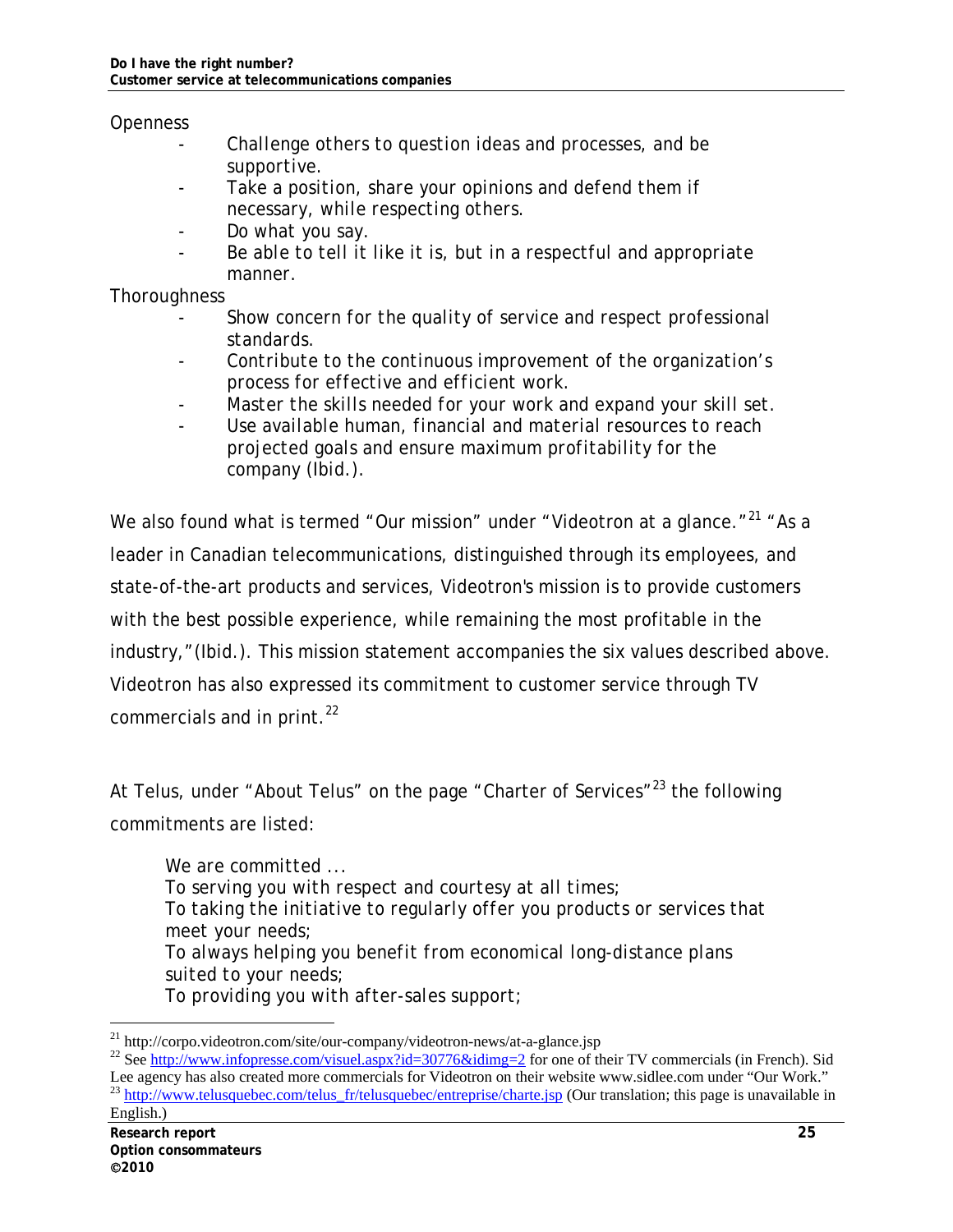Openness

- Challenge others to question ideas and processes, and be supportive.
- Take a position, share your opinions and defend them if necessary, while respecting others.
- Do what you say.
- Be able to tell it like it is, but in a respectful and appropriate manner.

Thoroughness

- Show concern for the quality of service and respect professional standards.
- Contribute to the continuous improvement of the organization's process for effective and efficient work.
- Master the skills needed for your work and expand your skill set.
- Use available human, financial and material resources to reach projected goals and ensure maximum profitability for the company (Ibid.).

We also found what is termed "Our mission" under "Videotron at a glance."[21] "As a leader in Canadian telecommunications, distinguished through its employees, and state-of-the-art products and services, Videotron's mission is to provide customers with the best possible experience, while remaining the most profitable in the industry,"(Ibid.). This mission statement accompanies the six values described above. Videotron has also expressed its commitment to customer service through TV commercials and in print.[22]

At Telus, under "About Telus" on the page "Charter of Services"[23] the following commitments are listed:

> We are committed ...
> To serving you with respect and courtesy at all times;
> To taking the initiative to regularly offer you products or services that meet your needs;
> To always helping you benefit from economical long-distance plans suited to your needs;
> To providing you with after-sales support;

---

[21] http://corpo.videotron.com/site/our-company/videotron-news/at-a-glance.jsp

[22] See http://www.infopresse.com/visuel.aspx?id=30776&idimg=2 for one of their TV commercials (in French). Sid Lee agency has also created more commercials for Videotron on their website www.sidlee.com under "Our Work."

[23] http://www.telusquebec.com/telus_fr/telusquebec/entreprise/charte.jsp (Our translation; this page is unavailable in English.)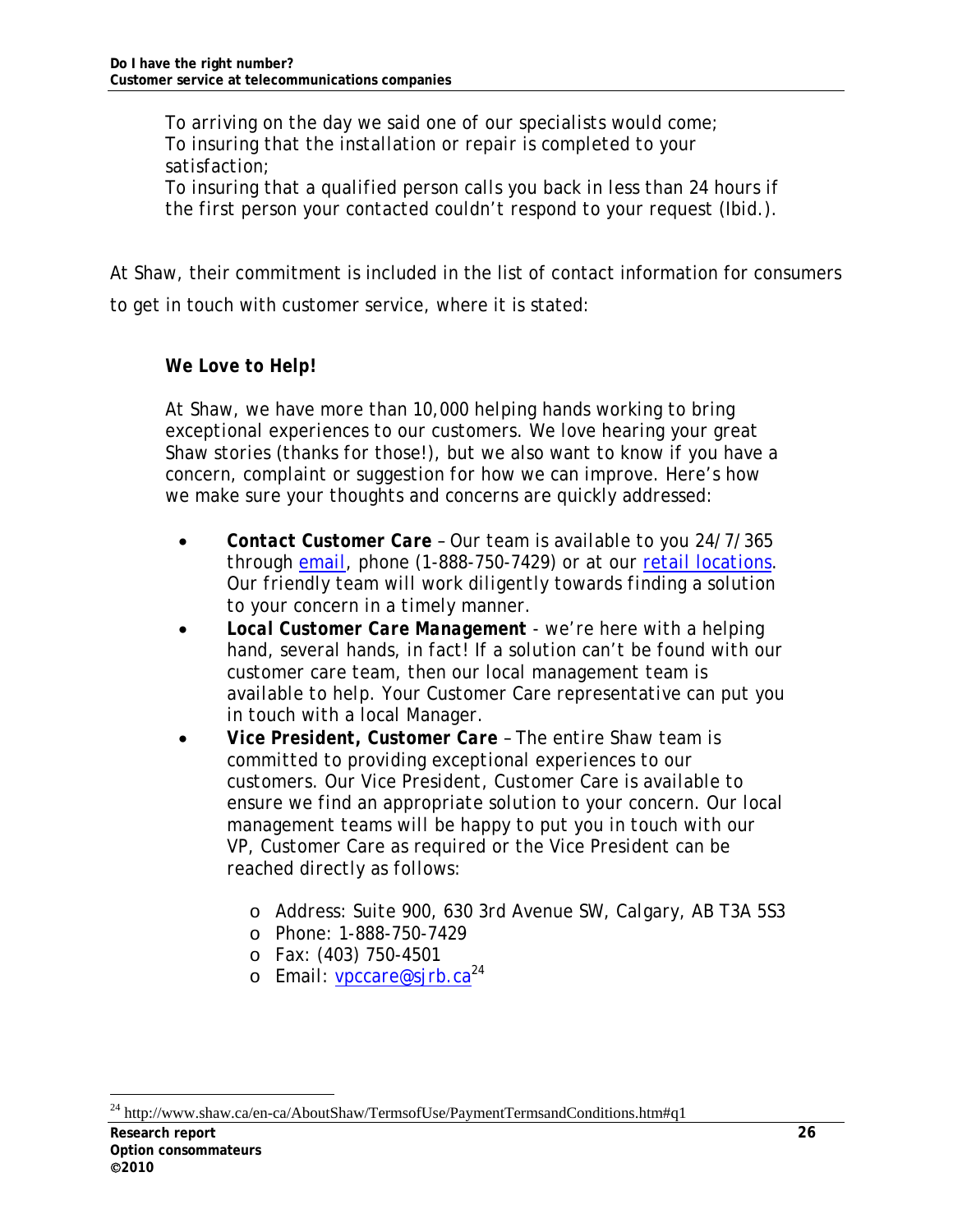*To arriving on the day we said one of our specialists would come;*
*To insuring that the installation or repair is completed to your satisfaction;*
*To insuring that a qualified person calls you back in less than 24 hours if the first person your contacted couldn't respond to your request (Ibid.).*

At Shaw, their commitment is included in the list of contact information for consumers to get in touch with customer service, where it is stated:

> ***We Love to Help!***
>
> *At Shaw, we have more than 10,000 helping hands working to bring exceptional experiences to our customers. We love hearing your great Shaw stories (thanks for those!), but we also want to know if you have a concern, complaint or suggestion for how we can improve. Here's how we make sure your thoughts and concerns are quickly addressed:*
>
> - ***Contact Customer Care*** *– Our team is available to you 24/7/365 through email, phone (1-888-750-7429) or at our retail locations. Our friendly team will work diligently towards finding a solution to your concern in a timely manner.*
> - ***Local Customer Care Management*** *- we're here with a helping hand, several hands, in fact! If a solution can't be found with our customer care team, then our local management team is available to help. Your Customer Care representative can put you in touch with a local Manager.*
> - ***Vice President, Customer Care*** *– The entire Shaw team is committed to providing exceptional experiences to our customers. Our Vice President, Customer Care is available to ensure we find an appropriate solution to your concern. Our local management teams will be happy to put you in touch with our VP, Customer Care as required or the Vice President can be reached directly as follows:*
>     - *Address: Suite 900, 630 3rd Avenue SW, Calgary, AB T3A 5S3*
>     - *Phone: 1-888-750-7429*
>     - *Fax: (403) 750-4501*
>     - *Email: vpccare@sjrb.ca*[24]

[24] http://www.shaw.ca/en-ca/AboutShaw/TermsofUse/PaymentTermsandConditions.htm#q1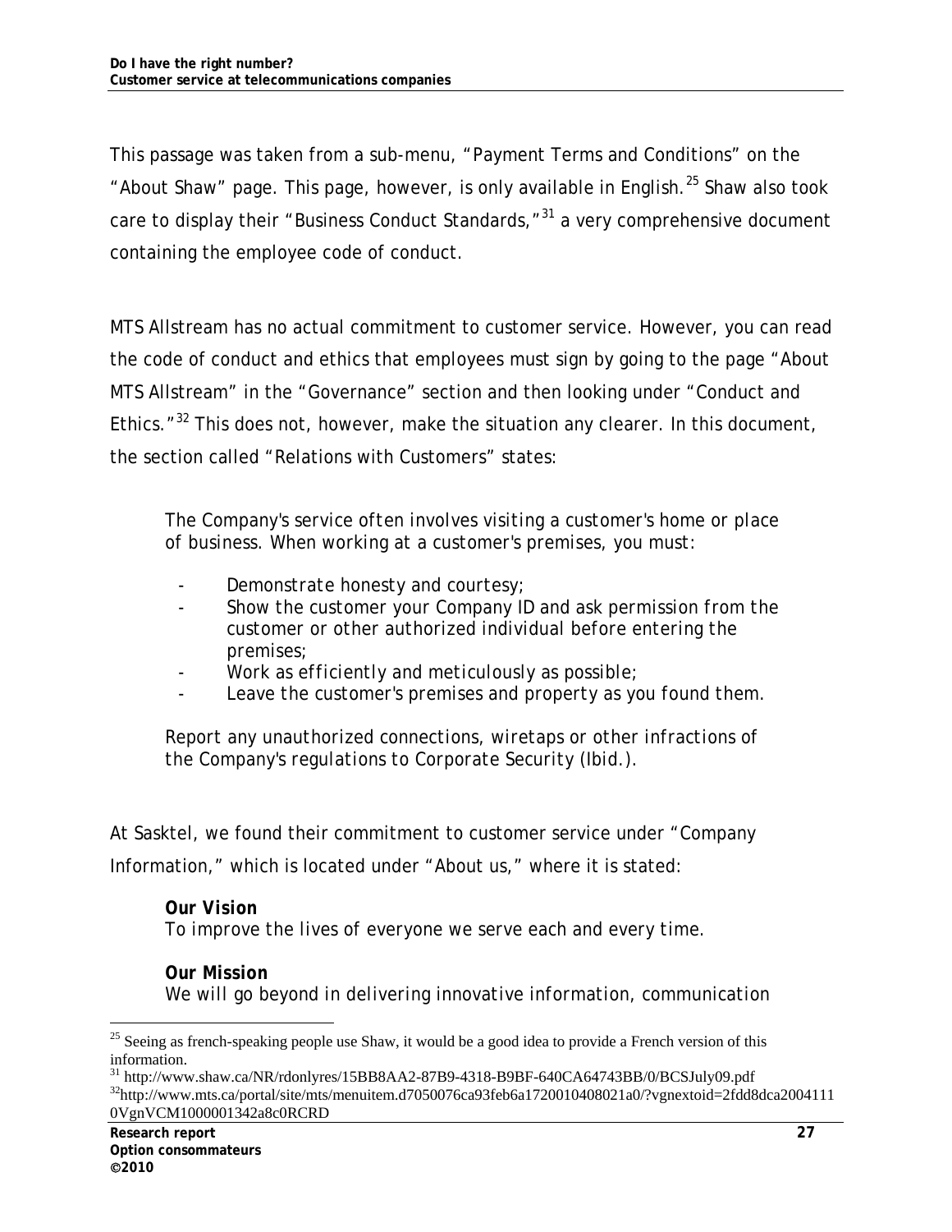This passage was taken from a sub-menu, "Payment Terms and Conditions" on the "About Shaw" page. This page, however, is only available in English.[25] Shaw also took care to display their "Business Conduct Standards,"[31] a very comprehensive document containing the employee code of conduct.

MTS Allstream has no actual commitment to customer service. However, you can read the code of conduct and ethics that employees must sign by going to the page "About MTS Allstream" in the "Governance" section and then looking under "Conduct and Ethics."[32] This does not, however, make the situation any clearer. In this document, the section called "Relations with Customers" states:

> *The Company's service often involves visiting a customer's home or place of business. When working at a customer's premises, you must:*
>
> - *Demonstrate honesty and courtesy;*
> - *Show the customer your Company ID and ask permission from the customer or other authorized individual before entering the premises;*
> - *Work as efficiently and meticulously as possible;*
> - *Leave the customer's premises and property as you found them.*
>
> *Report any unauthorized connections, wiretaps or other infractions of the Company's regulations to Corporate Security (Ibid.).*

At Sasktel, we found their commitment to customer service under "Company Information," which is located under "About us," where it is stated:

> ***Our Vision***
> *To improve the lives of everyone we serve each and every time.*
>
> ***Our Mission***
> *We will go beyond in delivering innovative information, communication*

---

[25] Seeing as french-speaking people use Shaw, it would be a good idea to provide a French version of this information.

[31] http://www.shaw.ca/NR/rdonlyres/15BB8AA2-87B9-4318-B9BF-640CA64743BB/0/BCSJuly09.pdf

[32] http://www.mts.ca/portal/site/mts/menuitem.d7050076ca93feb6a1720010408021a0/?vgnextoid=2fdd8dca20041110VgnVCM1000001342a8c0RCRD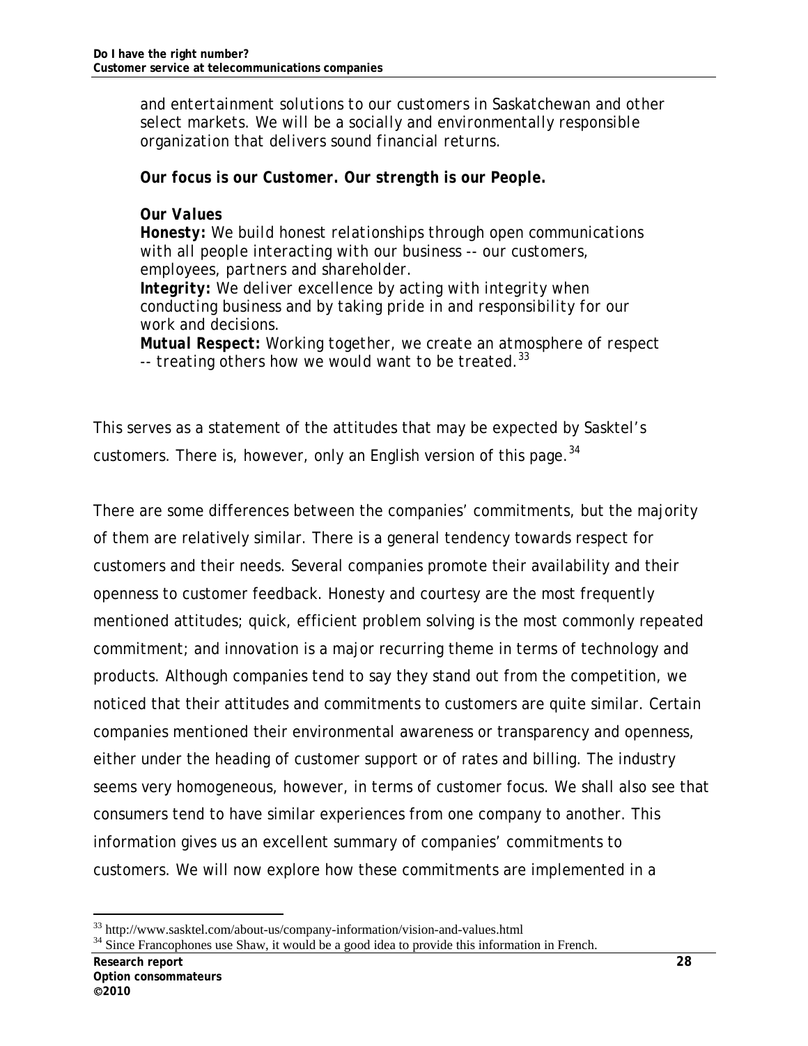> and entertainment solutions to our customers in Saskatchewan and other select markets. We will be a socially and environmentally responsible organization that delivers sound financial returns.
>
> **Our focus is our Customer. Our strength is our People.**
>
> ***Our Values***
> ***Honesty:*** We build honest relationships through open communications with all people interacting with our business -- our customers, employees, partners and shareholder.
> ***Integrity:*** We deliver excellence by acting with integrity when conducting business and by taking pride in and responsibility for our work and decisions.
> ***Mutual Respect:*** Working together, we create an atmosphere of respect -- treating others how we would want to be treated.[33]

This serves as a statement of the attitudes that may be expected by Sasktel's customers. There is, however, only an English version of this page.[34]

There are some differences between the companies' commitments, but the majority of them are relatively similar. There is a general tendency towards respect for customers and their needs. Several companies promote their availability and their openness to customer feedback. Honesty and courtesy are the most frequently mentioned attitudes; quick, efficient problem solving is the most commonly repeated commitment; and innovation is a major recurring theme in terms of technology and products. Although companies tend to say they stand out from the competition, we noticed that their attitudes and commitments to customers are quite similar. Certain companies mentioned their environmental awareness or transparency and openness, either under the heading of customer support or of rates and billing. The industry seems very homogeneous, however, in terms of customer focus. We shall also see that consumers tend to have similar experiences from one company to another. This information gives us an excellent summary of companies' commitments to customers. We will now explore how these commitments are implemented in a

[33] http://www.sasktel.com/about-us/company-information/vision-and-values.html

[34] Since Francophones use Shaw, it would be a good idea to provide this information in French.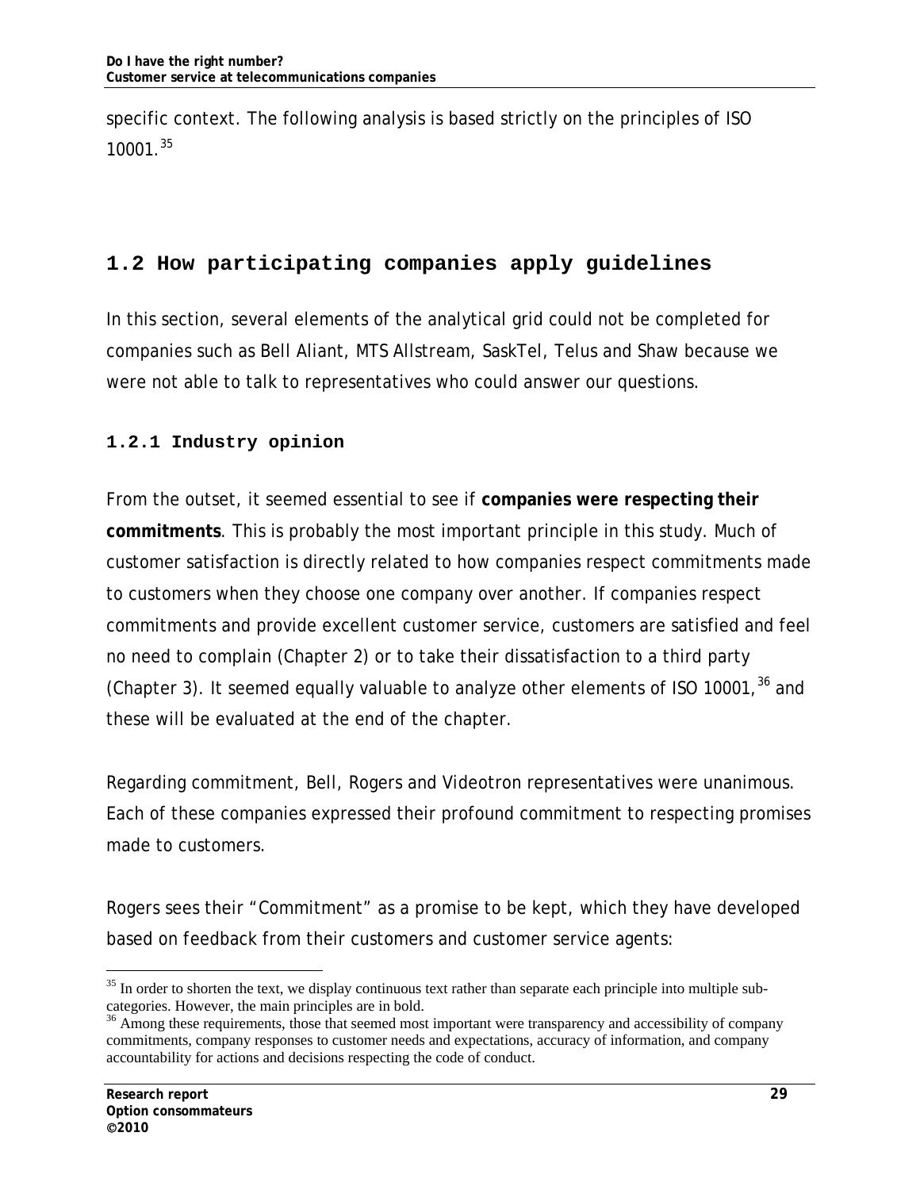specific context. The following analysis is based strictly on the principles of ISO 10001.[35]

## 1.2 How participating companies apply guidelines

In this section, several elements of the analytical grid could not be completed for companies such as Bell Aliant, MTS Allstream, SaskTel, Telus and Shaw because we were not able to talk to representatives who could answer our questions.

### 1.2.1 Industry opinion

From the outset, it seemed essential to see if **companies were respecting their commitments**. This is probably the most important principle in this study. Much of customer satisfaction is directly related to how companies respect commitments made to customers when they choose one company over another. If companies respect commitments and provide excellent customer service, customers are satisfied and feel no need to complain (Chapter 2) or to take their dissatisfaction to a third party (Chapter 3). It seemed equally valuable to analyze other elements of ISO 10001,[36] and these will be evaluated at the end of the chapter.

Regarding commitment, Bell, Rogers and Videotron representatives were unanimous. Each of these companies expressed their profound commitment to respecting promises made to customers.

Rogers sees their "Commitment" as a promise to be kept, which they have developed based on feedback from their customers and customer service agents:

---

[35] In order to shorten the text, we display continuous text rather than separate each principle into multiple sub-categories. However, the main principles are in bold.

[36] Among these requirements, those that seemed most important were transparency and accessibility of company commitments, company responses to customer needs and expectations, accuracy of information, and company accountability for actions and decisions respecting the code of conduct.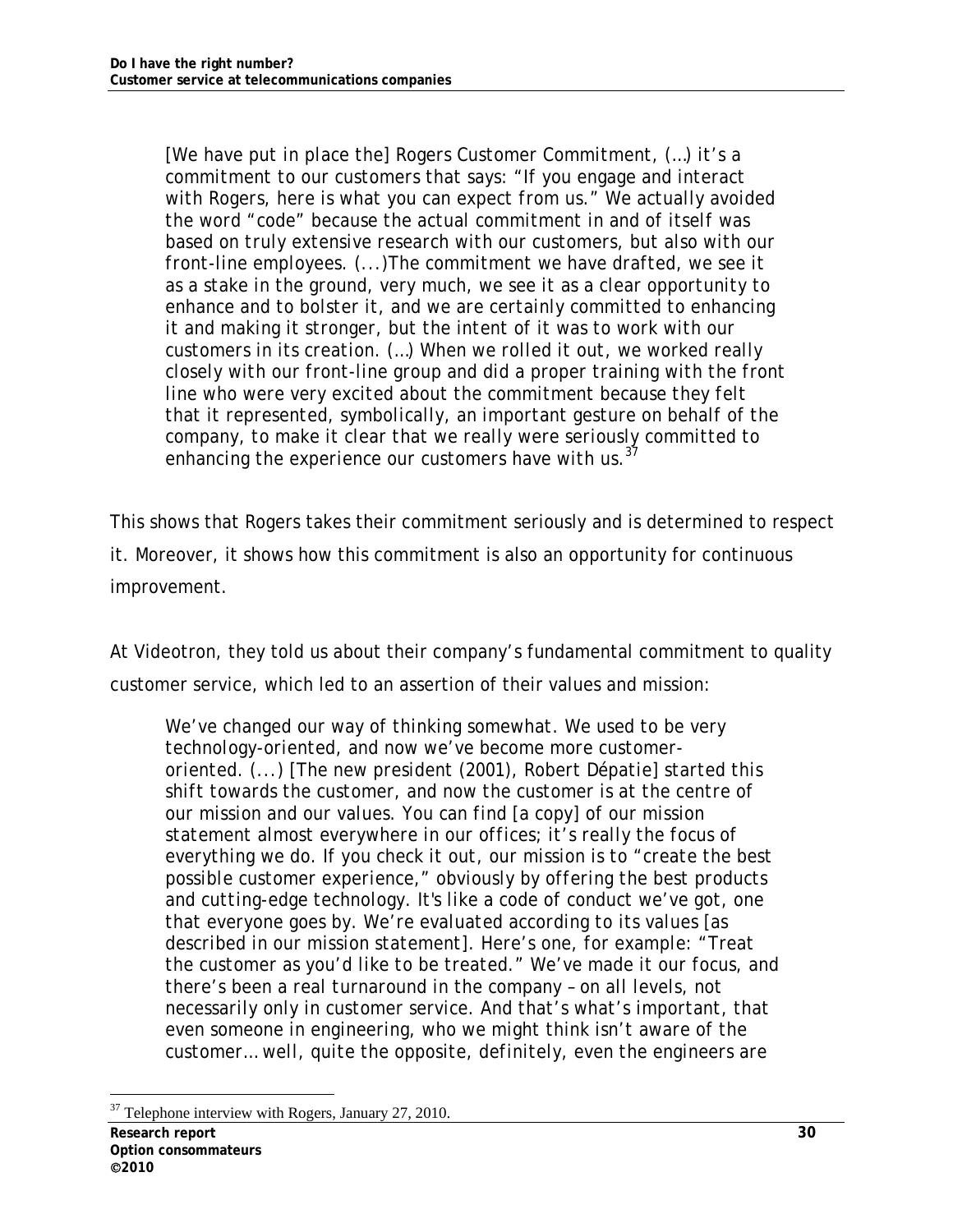> [We have put in place the] Rogers Customer Commitment, (…) it's a commitment to our customers that says: "If you engage and interact with Rogers, here is what you can expect from us." We actually avoided the word "code" because the actual commitment in and of itself was based on truly extensive research with our customers, but also with our front-line employees. (...)The commitment we have drafted, we see it as a stake in the ground, very much, we see it as a clear opportunity to enhance and to bolster it, and we are certainly committed to enhancing it and making it stronger, but the intent of it was to work with our customers in its creation. (…) When we rolled it out, we worked really closely with our front-line group and did a proper training with the front line who were very excited about the commitment because they felt that it represented, symbolically, an important gesture on behalf of the company, to make it clear that we really were seriously committed to enhancing the experience our customers have with us.[37]

This shows that Rogers takes their commitment seriously and is determined to respect it. Moreover, it shows how this commitment is also an opportunity for continuous improvement.

At Videotron, they told us about their company's fundamental commitment to quality customer service, which led to an assertion of their values and mission:

> We've changed our way of thinking somewhat. We used to be very technology-oriented, and now we've become more customer-oriented. (...) [The new president (2001), Robert Dépatie] started this shift towards the customer, and now the customer is at the centre of our mission and our values. You can find [a copy] of our mission statement almost everywhere in our offices; it's really the focus of everything we do. If you check it out, our mission is to "create the best possible customer experience," obviously by offering the best products and cutting-edge technology. It's like a code of conduct we've got, one that everyone goes by. We're evaluated according to its values [as described in our mission statement]. Here's one, for example: "Treat the customer as you'd like to be treated." We've made it our focus, and there's been a real turnaround in the company – on all levels, not necessarily only in customer service. And that's what's important, that even someone in engineering, who we might think isn't aware of the customer… well, quite the opposite, definitely, even the engineers are

[37] Telephone interview with Rogers, January 27, 2010.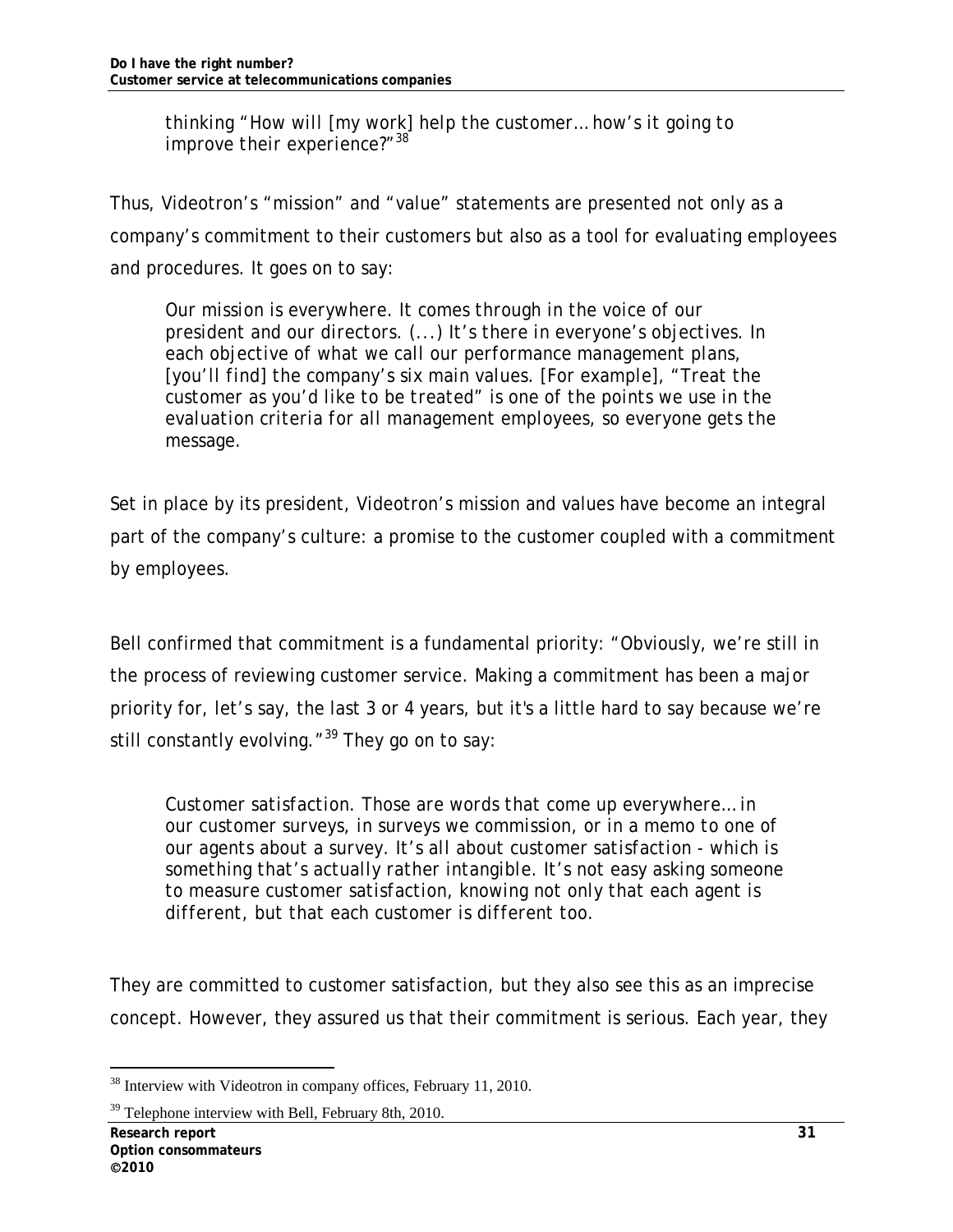> *thinking "How will [my work] help the customer… how's it going to improve their experience?"*[38]

Thus, Videotron's "mission" and "value" statements are presented not only as a company's commitment to their customers but also as a tool for evaluating employees and procedures. It goes on to say:

> *Our mission is everywhere. It comes through in the voice of our president and our directors. (...) It's there in everyone's objectives. In each objective of what we call our performance management plans, [you'll find] the company's six main values. [For example], "Treat the customer as you'd like to be treated" is one of the points we use in the evaluation criteria for all management employees, so everyone gets the message.*

Set in place by its president, Videotron's mission and values have become an integral part of the company's culture: a promise to the customer coupled with a commitment by employees.

Bell confirmed that commitment is a fundamental priority: "Obviously, we're still in the process of reviewing customer service. Making a commitment has been a major priority for, let's say, the last 3 or 4 years, but it's a little hard to say because we're still constantly evolving."[39] They go on to say:

> *Customer satisfaction. Those are words that come up everywhere… in our customer surveys, in surveys we commission, or in a memo to one of our agents about a survey. It's all about customer satisfaction - which is something that's actually rather intangible. It's not easy asking someone to measure customer satisfaction, knowing not only that each agent is different, but that each customer is different too.*

They are committed to customer satisfaction, but they also see this as an imprecise concept. However, they assured us that their commitment is serious. Each year, they

---

[38] Interview with Videotron in company offices, February 11, 2010.

[39] Telephone interview with Bell, February 8th, 2010.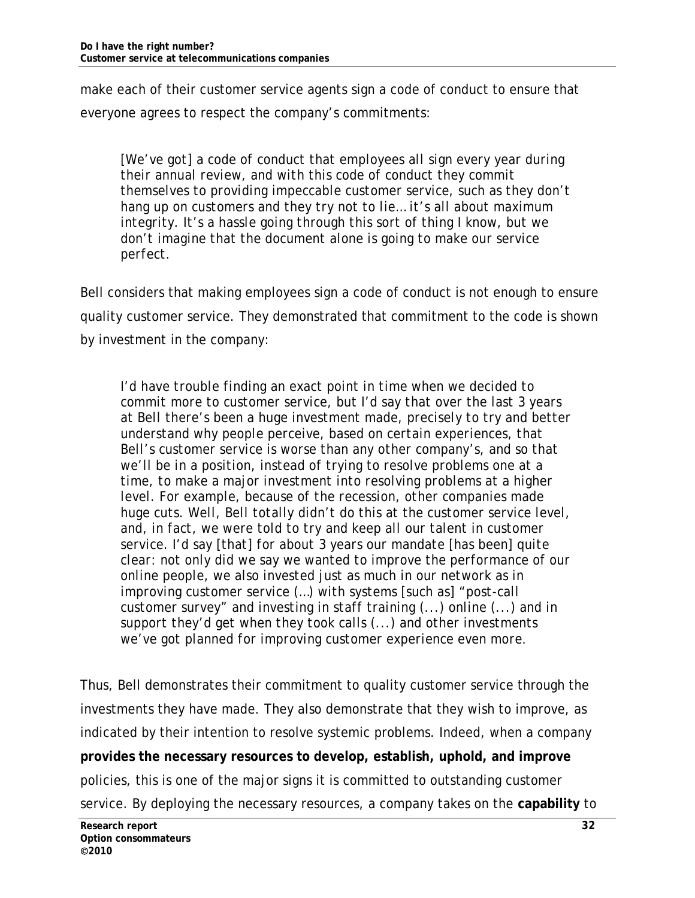make each of their customer service agents sign a code of conduct to ensure that everyone agrees to respect the company's commitments:

> *[We've got] a code of conduct that employees all sign every year during their annual review, and with this code of conduct they commit themselves to providing impeccable customer service, such as they don't hang up on customers and they try not to lie… it's all about maximum integrity. It's a hassle going through this sort of thing I know, but we don't imagine that the document alone is going to make our service perfect.*

Bell considers that making employees sign a code of conduct is not enough to ensure quality customer service. They demonstrated that commitment to the code is shown by investment in the company:

> *I'd have trouble finding an exact point in time when we decided to commit more to customer service, but I'd say that over the last 3 years at Bell there's been a huge investment made, precisely to try and better understand why people perceive, based on certain experiences, that Bell's customer service is worse than any other company's, and so that we'll be in a position, instead of trying to resolve problems one at a time, to make a major investment into resolving problems at a higher level. For example, because of the recession, other companies made huge cuts. Well, Bell totally didn't do this at the customer service level, and, in fact, we were told to try and keep all our talent in customer service. I'd say [that] for about 3 years our mandate [has been] quite clear: not only did we say we wanted to improve the performance of our online people, we also invested just as much in our network as in improving customer service (…) with systems [such as] "post-call customer survey" and investing in staff training (...) online (...) and in support they'd get when they took calls (...) and other investments we've got planned for improving customer experience even more.*

Thus, Bell demonstrates their commitment to quality customer service through the investments they have made. They also demonstrate that they wish to improve, as indicated by their intention to resolve systemic problems. Indeed, when a company **provides the necessary resources to develop, establish, uphold, and improve** policies, this is one of the major signs it is committed to outstanding customer service. By deploying the necessary resources, a company takes on the **capability** to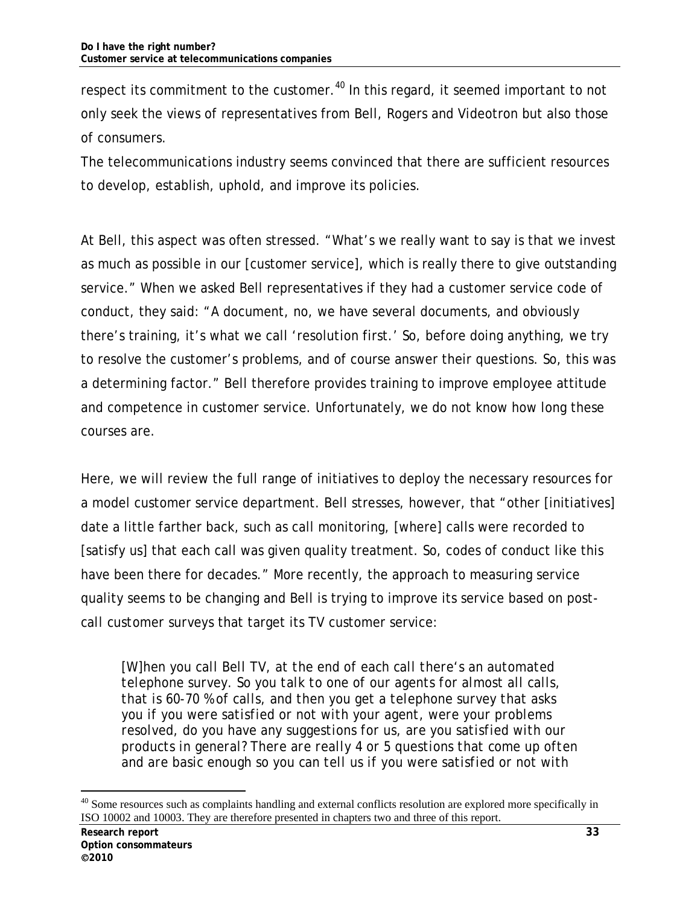respect its commitment to the customer.[40] In this regard, it seemed important to not only seek the views of representatives from Bell, Rogers and Videotron but also those of consumers.

The telecommunications industry seems convinced that there are sufficient resources to develop, establish, uphold, and improve its policies.

At Bell, this aspect was often stressed. "What's we really want to say is that we invest as much as possible in our [customer service], which is really there to give outstanding service." When we asked Bell representatives if they had a customer service code of conduct, they said: "A document, no, we have several documents, and obviously there's training, it's what we call 'resolution first.' So, before doing anything, we try to resolve the customer's problems, and of course answer their questions. So, this was a determining factor." Bell therefore provides training to improve employee attitude and competence in customer service. Unfortunately, we do not know how long these courses are.

Here, we will review the full range of initiatives to deploy the necessary resources for a model customer service department. Bell stresses, however, that "other [initiatives] date a little farther back, such as call monitoring, [where] calls were recorded to [satisfy us] that each call was given quality treatment. So, codes of conduct like this have been there for decades." More recently, the approach to measuring service quality seems to be changing and Bell is trying to improve its service based on post-call customer surveys that target its TV customer service:

> *[W]hen you call Bell TV, at the end of each call there's an automated telephone survey. So you talk to one of our agents for almost all calls, that is 60-70 % of calls, and then you get a telephone survey that asks you if you were satisfied or not with your agent, were your problems resolved, do you have any suggestions for us, are you satisfied with our products in general? There are really 4 or 5 questions that come up often and are basic enough so you can tell us if you were satisfied or not with*

[40] Some resources such as complaints handling and external conflicts resolution are explored more specifically in ISO 10002 and 10003. They are therefore presented in chapters two and three of this report.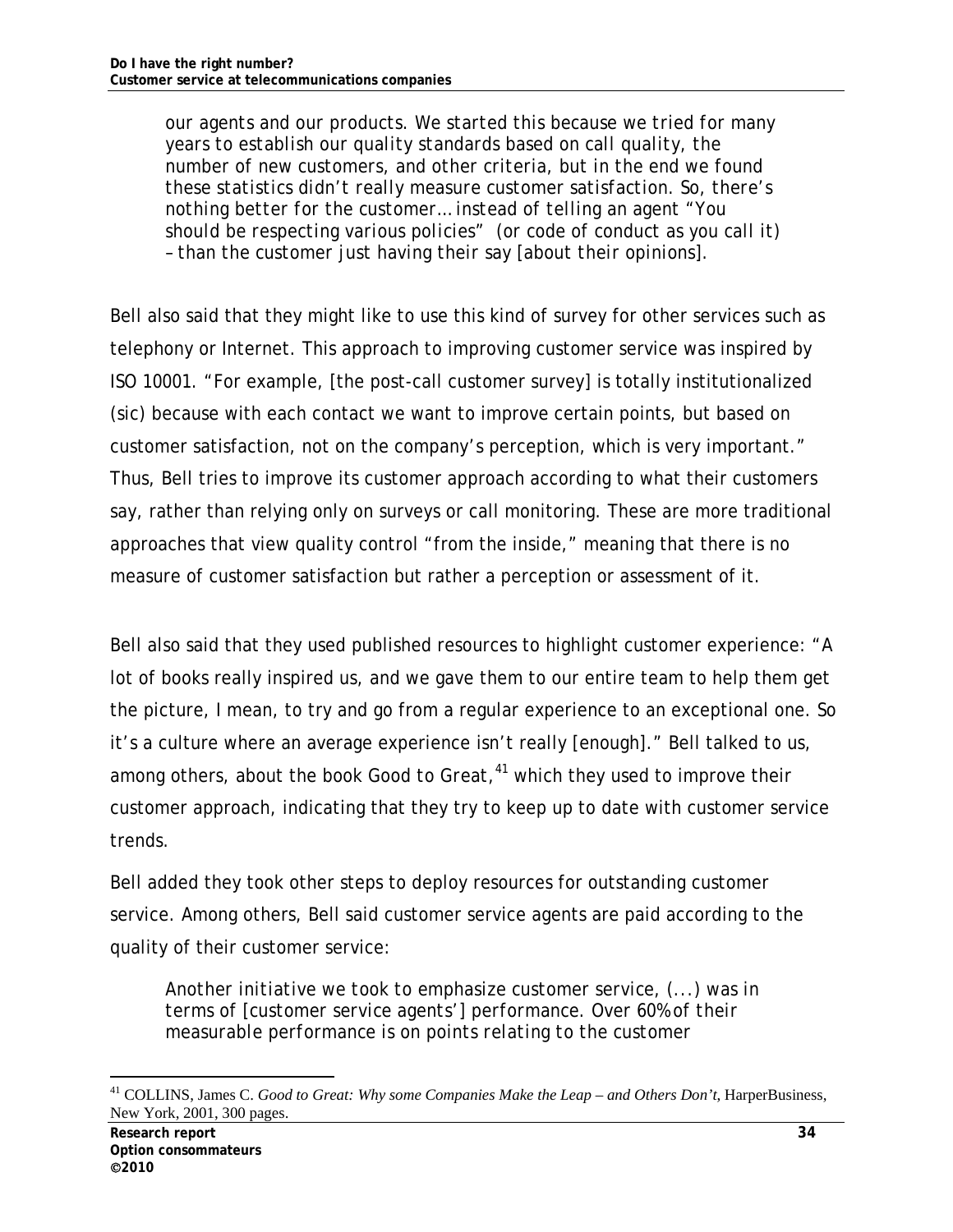> our agents and our products. We started this because we tried for many years to establish our quality standards based on call quality, the number of new customers, and other criteria, but in the end we found these statistics didn't really measure customer satisfaction. So, there's nothing better for the customer… instead of telling an agent "You should be respecting various policies" (or code of conduct as you call it) – than the customer just having their say [about their opinions].

Bell also said that they might like to use this kind of survey for other services such as telephony or Internet. This approach to improving customer service was inspired by ISO 10001. "For example, [the post-call customer survey] is totally institutionalized (sic) because with each contact we want to improve certain points, but based on customer satisfaction, not on the company's perception, which is very important." Thus, Bell tries to improve its customer approach according to what their customers say, rather than relying only on surveys or call monitoring. These are more traditional approaches that view quality control "from the inside," meaning that there is no measure of customer satisfaction but rather a perception or assessment of it.

Bell also said that they used published resources to highlight customer experience: "A lot of books really inspired us, and we gave them to our entire team to help them get the picture, I mean, to try and go from a regular experience to an exceptional one. So it's a culture where an average experience isn't really [enough]." Bell talked to us, among others, about the book *Good to Great*,[41] which they used to improve their customer approach, indicating that they try to keep up to date with customer service trends.

Bell added they took other steps to deploy resources for outstanding customer service. Among others, Bell said customer service agents are paid according to the quality of their customer service:

> Another initiative we took to emphasize customer service, (...) was in terms of [customer service agents'] performance. Over 60% of their measurable performance is on points relating to the customer

[41] COLLINS, James C. *Good to Great: Why some Companies Make the Leap – and Others Don't*, HarperBusiness, New York, 2001, 300 pages.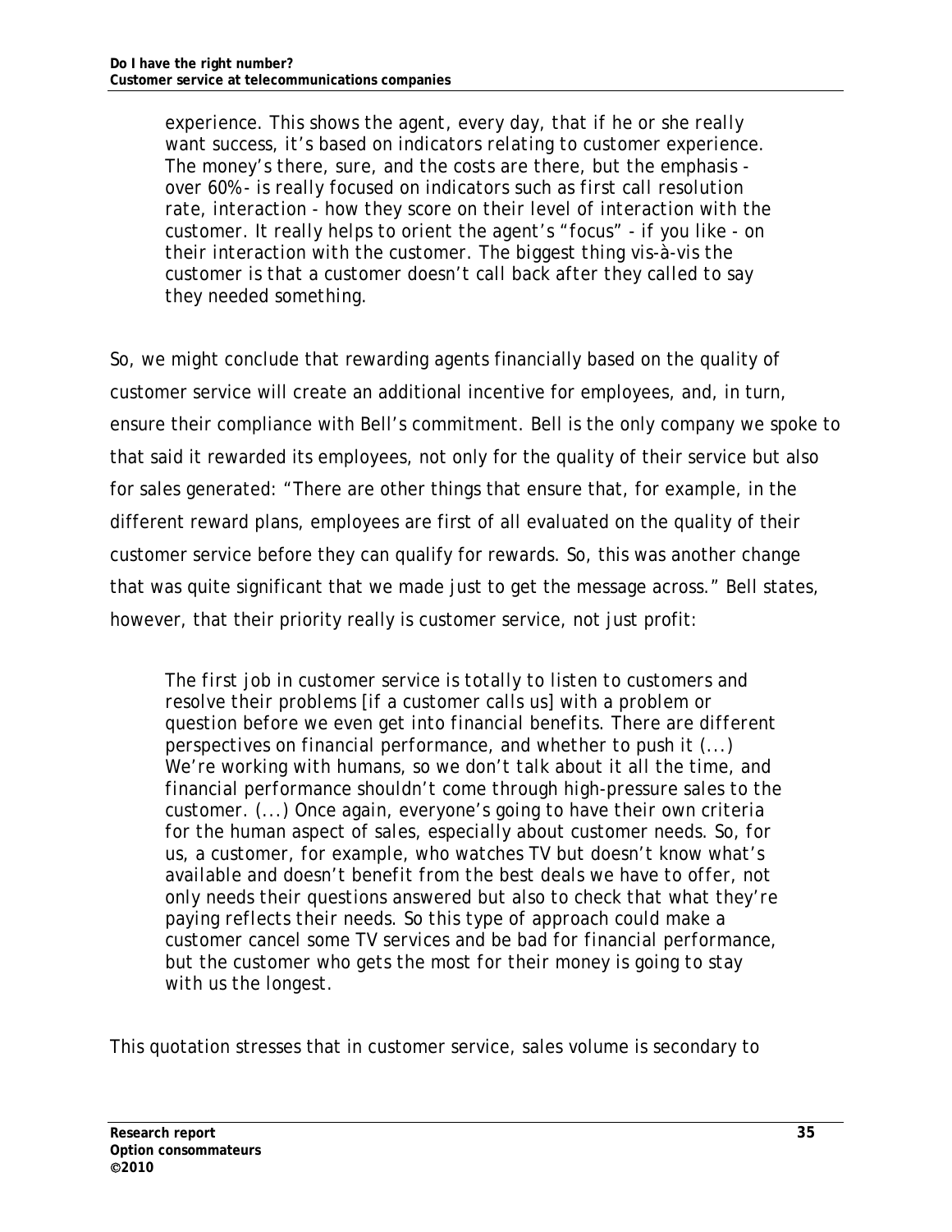> experience. This shows the agent, every day, that if he or she really want success, it's based on indicators relating to customer experience. The money's there, sure, and the costs are there, but the emphasis - over 60%- is really focused on indicators such as first call resolution rate, interaction - how they score on their level of interaction with the customer. It really helps to orient the agent's "focus" - if you like - on their interaction with the customer. The biggest thing vis-à-vis the customer is that a customer doesn't call back after they called to say they needed something.

So, we might conclude that rewarding agents financially based on the quality of customer service will create an additional incentive for employees, and, in turn, ensure their compliance with Bell's commitment. Bell is the only company we spoke to that said it rewarded its employees, not only for the quality of their service but also for sales generated: "There are other things that ensure that, for example, in the different reward plans, employees are first of all evaluated on the quality of their customer service before they can qualify for rewards. So, this was another change that was quite significant that we made just to get the message across." Bell states, however, that their priority really is customer service, not just profit:

> The first job in customer service is totally to listen to customers and resolve their problems [if a customer calls us] with a problem or question before we even get into financial benefits. There are different perspectives on financial performance, and whether to push it (...) We're working with humans, so we don't talk about it all the time, and financial performance shouldn't come through high-pressure sales to the customer. (...) Once again, everyone's going to have their own criteria for the human aspect of sales, especially about customer needs. So, for us, a customer, for example, who watches TV but doesn't know what's available and doesn't benefit from the best deals we have to offer, not only needs their questions answered but also to check that what they're paying reflects their needs. So this type of approach could make a customer cancel some TV services and be bad for financial performance, but the customer who gets the most for their money is going to stay with us the longest.

This quotation stresses that in customer service, sales volume is secondary to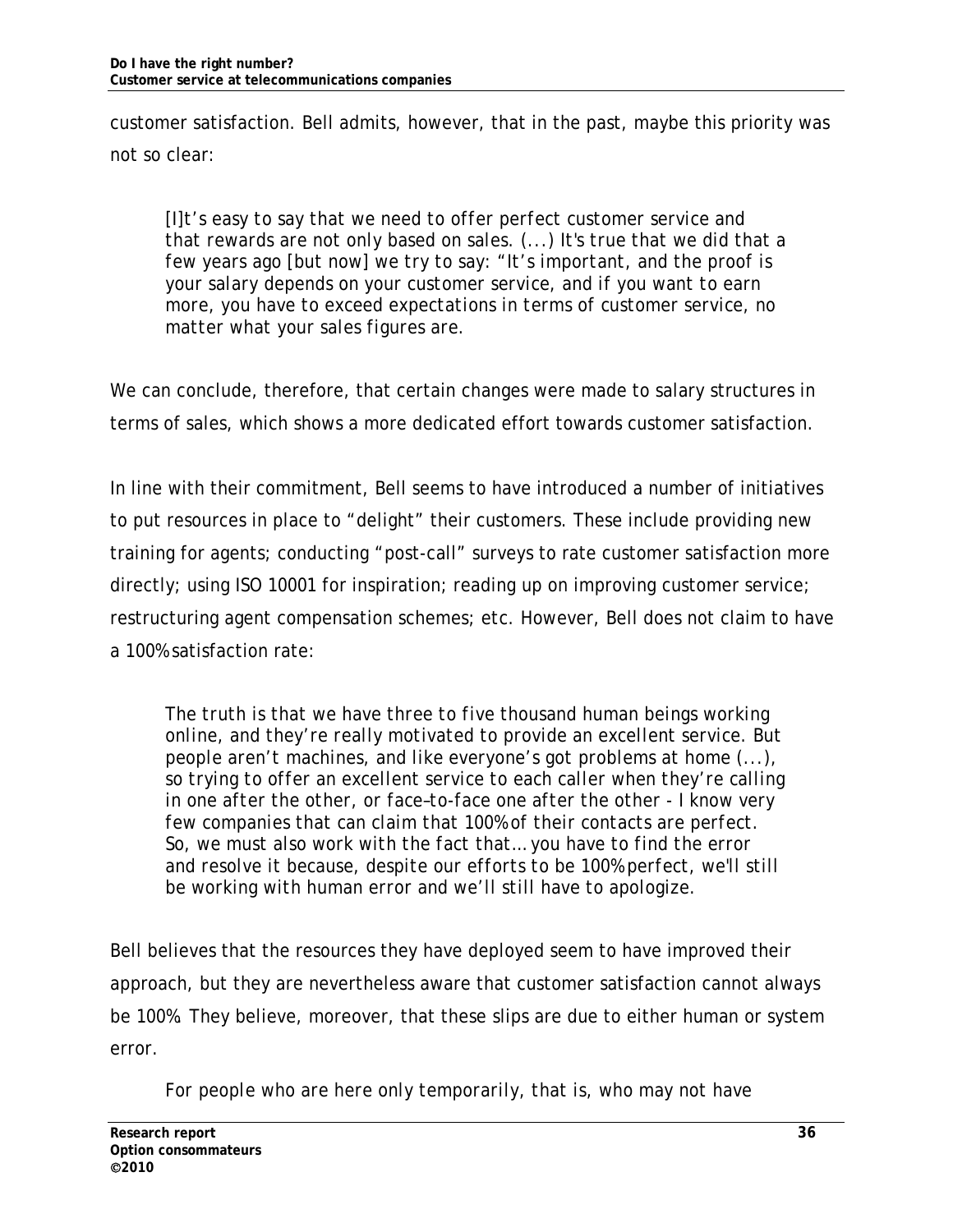customer satisfaction. Bell admits, however, that in the past, maybe this priority was not so clear:

> *[I]t's easy to say that we need to offer perfect customer service and that rewards are not only based on sales. (...) It's true that we did that a few years ago [but now] we try to say: "It's important, and the proof is your salary depends on your customer service, and if you want to earn more, you have to exceed expectations in terms of customer service, no matter what your sales figures are.*

We can conclude, therefore, that certain changes were made to salary structures in terms of sales, which shows a more dedicated effort towards customer satisfaction.

In line with their commitment, Bell seems to have introduced a number of initiatives to put resources in place to "delight" their customers. These include providing new training for agents; conducting "post-call" surveys to rate customer satisfaction more directly; using ISO 10001 for inspiration; reading up on improving customer service; restructuring agent compensation schemes; etc. However, Bell does not claim to have a 100% satisfaction rate:

> *The truth is that we have three to five thousand human beings working online, and they're really motivated to provide an excellent service. But people aren't machines, and like everyone's got problems at home (...), so trying to offer an excellent service to each caller when they're calling in one after the other, or face–to-face one after the other - I know very few companies that can claim that 100% of their contacts are perfect. So, we must also work with the fact that… you have to find the error and resolve it because, despite our efforts to be 100% perfect, we'll still be working with human error and we'll still have to apologize.*

Bell believes that the resources they have deployed seem to have improved their approach, but they are nevertheless aware that customer satisfaction cannot always be 100%. They believe, moreover, that these slips are due to either human or system error.

> *For people who are here only temporarily, that is, who may not have*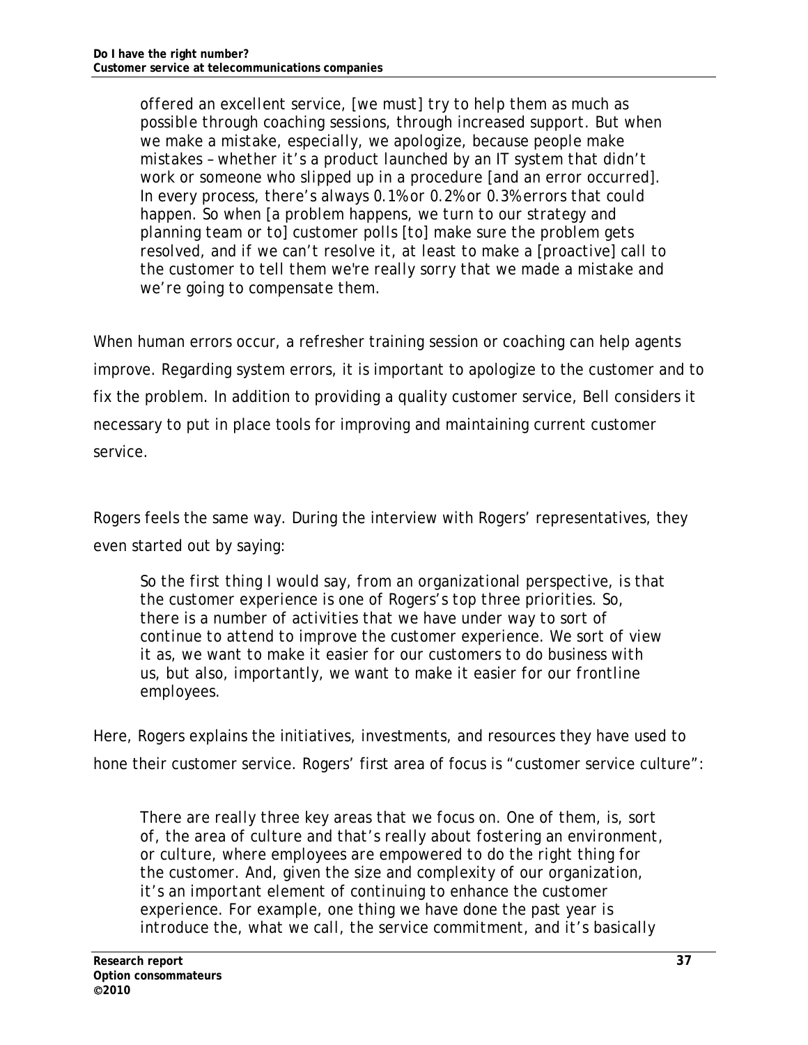> offered an excellent service, [we must] try to help them as much as possible through coaching sessions, through increased support. But when we make a mistake, especially, we apologize, because people make mistakes – whether it's a product launched by an IT system that didn't work or someone who slipped up in a procedure [and an error occurred]. In every process, there's always 0.1% or 0.2% or 0.3% errors that could happen. So when [a problem happens, we turn to our strategy and planning team or to] customer polls [to] make sure the problem gets resolved, and if we can't resolve it, at least to make a [proactive] call to the customer to tell them we're really sorry that we made a mistake and we're going to compensate them.

When human errors occur, a refresher training session or coaching can help agents improve. Regarding system errors, it is important to apologize to the customer and to fix the problem. In addition to providing a quality customer service, Bell considers it necessary to put in place tools for improving and maintaining current customer service.

Rogers feels the same way. During the interview with Rogers' representatives, they even started out by saying:

> So the first thing I would say, from an organizational perspective, is that the customer experience is one of Rogers's top three priorities. So, there is a number of activities that we have under way to sort of continue to attend to improve the customer experience. We sort of view it as, we want to make it easier for our customers to do business with us, but also, importantly, we want to make it easier for our frontline employees.

Here, Rogers explains the initiatives, investments, and resources they have used to hone their customer service. Rogers' first area of focus is "customer service culture":

> There are really three key areas that we focus on. One of them, is, sort of, the area of culture and that's really about fostering an environment, or culture, where employees are empowered to do the right thing for the customer. And, given the size and complexity of our organization, it's an important element of continuing to enhance the customer experience. For example, one thing we have done the past year is introduce the, what we call, the service commitment, and it's basically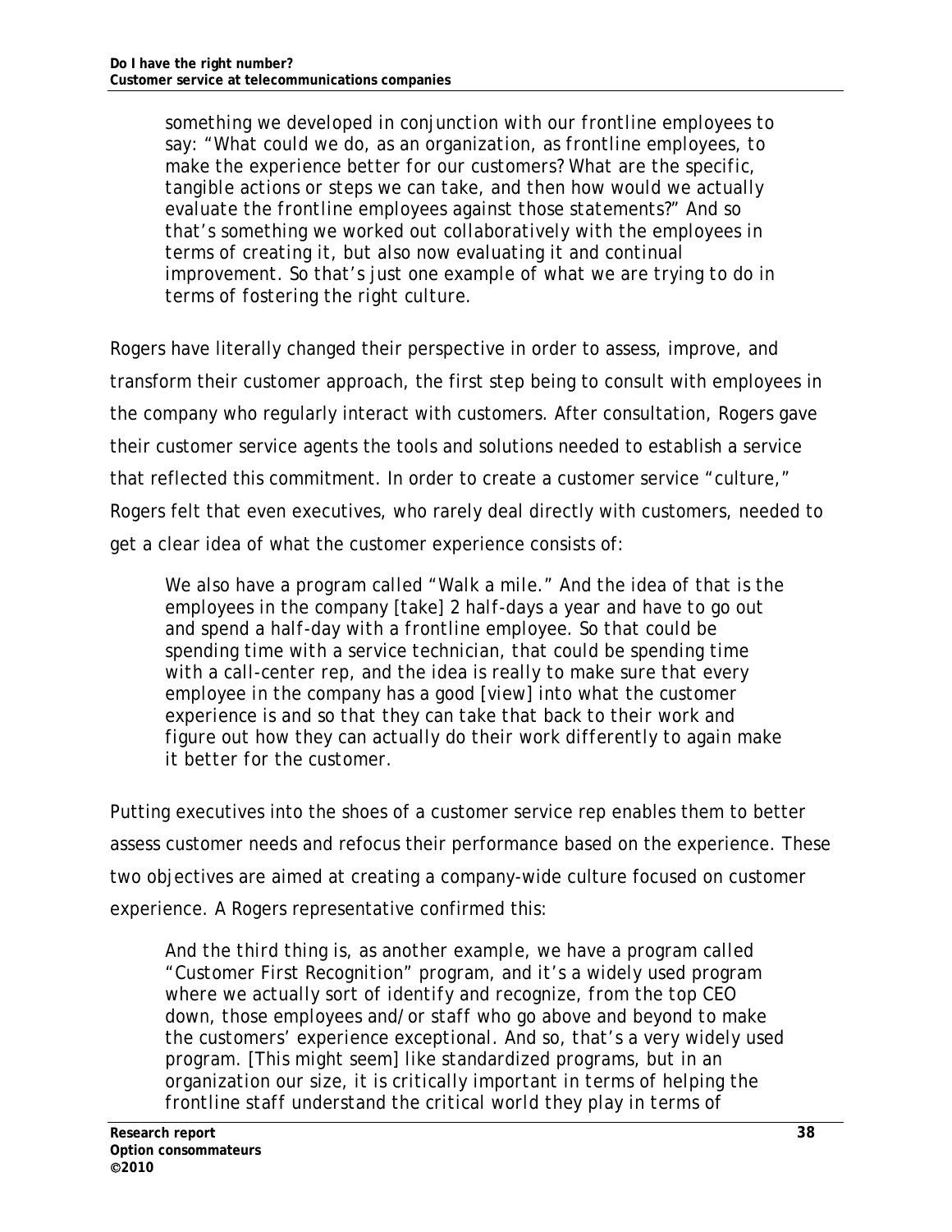> something we developed in conjunction with our frontline employees to say: "What could we do, as an organization, as frontline employees, to make the experience better for our customers? What are the specific, tangible actions or steps we can take, and then how would we actually evaluate the frontline employees against those statements?" And so that's something we worked out collaboratively with the employees in terms of creating it, but also now evaluating it and continual improvement. So that's just one example of what we are trying to do in terms of fostering the right culture.

Rogers have literally changed their perspective in order to assess, improve, and transform their customer approach, the first step being to consult with employees in the company who regularly interact with customers. After consultation, Rogers gave their customer service agents the tools and solutions needed to establish a service that reflected this commitment. In order to create a customer service "culture," Rogers felt that even executives, who rarely deal directly with customers, needed to get a clear idea of what the customer experience consists of:

> We also have a program called "Walk a mile." And the idea of that is the employees in the company [take] 2 half-days a year and have to go out and spend a half-day with a frontline employee. So that could be spending time with a service technician, that could be spending time with a call-center rep, and the idea is really to make sure that every employee in the company has a good [view] into what the customer experience is and so that they can take that back to their work and figure out how they can actually do their work differently to again make it better for the customer.

Putting executives into the shoes of a customer service rep enables them to better assess customer needs and refocus their performance based on the experience. These two objectives are aimed at creating a company-wide culture focused on customer experience. A Rogers representative confirmed this:

> And the third thing is, as another example, we have a program called "Customer First Recognition" program, and it's a widely used program where we actually sort of identify and recognize, from the top CEO down, those employees and/or staff who go above and beyond to make the customers' experience exceptional. And so, that's a very widely used program. [This might seem] like standardized programs, but in an organization our size, it is critically important in terms of helping the frontline staff understand the critical world they play in terms of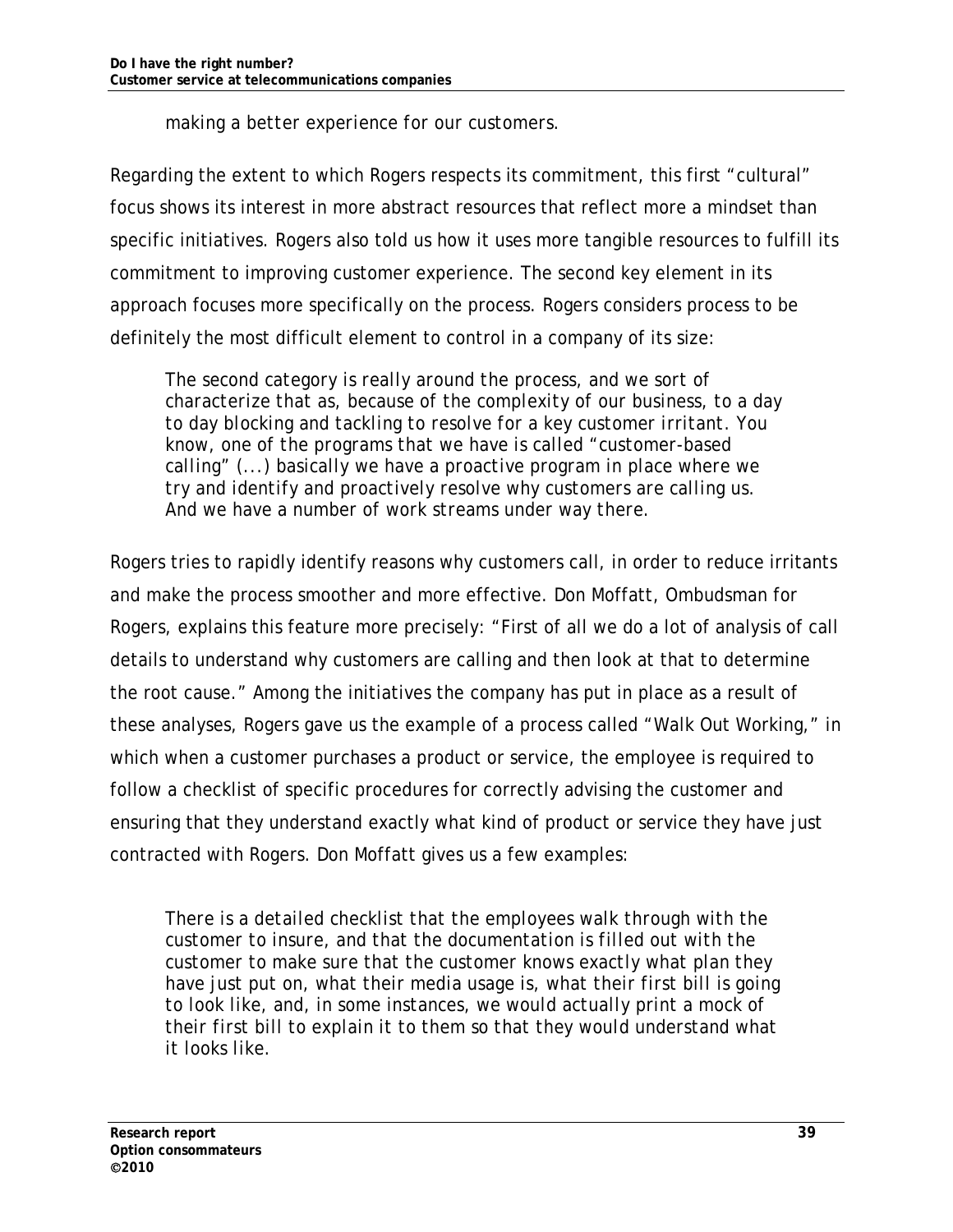> making a better experience for our customers.

Regarding the extent to which Rogers respects its commitment, this first "cultural" focus shows its interest in more abstract resources that reflect more a mindset than specific initiatives. Rogers also told us how it uses more tangible resources to fulfill its commitment to improving customer experience. The second key element in its approach focuses more specifically on the process. Rogers considers process to be definitely the most difficult element to control in a company of its size:

> The second category is really around the process, and we sort of characterize that as, because of the complexity of our business, to a day to day blocking and tackling to resolve for a key customer irritant. You know, one of the programs that we have is called "customer-based calling" (...) basically we have a proactive program in place where we try and identify and proactively resolve why customers are calling us. And we have a number of work streams under way there.

Rogers tries to rapidly identify reasons why customers call, in order to reduce irritants and make the process smoother and more effective. Don Moffatt, Ombudsman for Rogers, explains this feature more precisely: "First of all we do a lot of analysis of call details to understand why customers are calling and then look at that to determine the root cause." Among the initiatives the company has put in place as a result of these analyses, Rogers gave us the example of a process called "Walk Out Working," in which when a customer purchases a product or service, the employee is required to follow a checklist of specific procedures for correctly advising the customer and ensuring that they understand exactly what kind of product or service they have just contracted with Rogers. Don Moffatt gives us a few examples:

> There is a detailed checklist that the employees walk through with the customer to insure, and that the documentation is filled out with the customer to make sure that the customer knows exactly what plan they have just put on, what their media usage is, what their first bill is going to look like, and, in some instances, we would actually print a mock of their first bill to explain it to them so that they would understand what it looks like.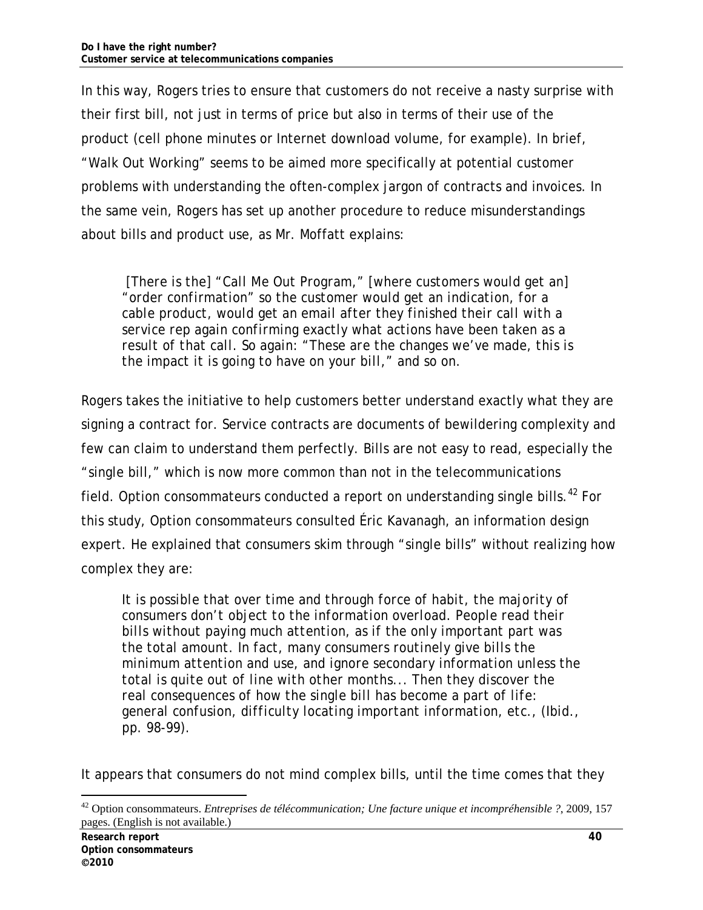In this way, Rogers tries to ensure that customers do not receive a nasty surprise with their first bill, not just in terms of price but also in terms of their use of the product (cell phone minutes or Internet download volume, for example). In brief, "Walk Out Working" seems to be aimed more specifically at potential customer problems with understanding the often-complex jargon of contracts and invoices. In the same vein, Rogers has set up another procedure to reduce misunderstandings about bills and product use, as Mr. Moffatt explains:

> [There is the] "Call Me Out Program," [where customers would get an] "order confirmation" so the customer would get an indication, for a cable product, would get an email after they finished their call with a service rep again confirming exactly what actions have been taken as a result of that call. So again: "These are the changes we've made, this is the impact it is going to have on your bill," and so on.

Rogers takes the initiative to help customers better understand exactly what they are signing a contract for. Service contracts are documents of bewildering complexity and few can claim to understand them perfectly. Bills are not easy to read, especially the "single bill," which is now more common than not in the telecommunications field. Option consommateurs conducted a report on understanding single bills.[42] For this study, Option consommateurs consulted Éric Kavanagh, an information design expert. He explained that consumers skim through "single bills" without realizing how complex they are:

> *It is possible that over time and through force of habit, the majority of consumers don't object to the information overload. People read their bills without paying much attention, as if the only important part was the total amount. In fact, many consumers routinely give bills the minimum attention and use, and ignore secondary information unless the total is quite out of line with other months... Then they discover the real consequences of how the single bill has become a part of life: general confusion, difficulty locating important information, etc.,* (Ibid., pp. 98-99).

It appears that consumers do not mind complex bills, until the time comes that they

[42] Option consommateurs. *Entreprises de télécommunication; Une facture unique et incompréhensible ?*, 2009, 157 pages. (English is not available.)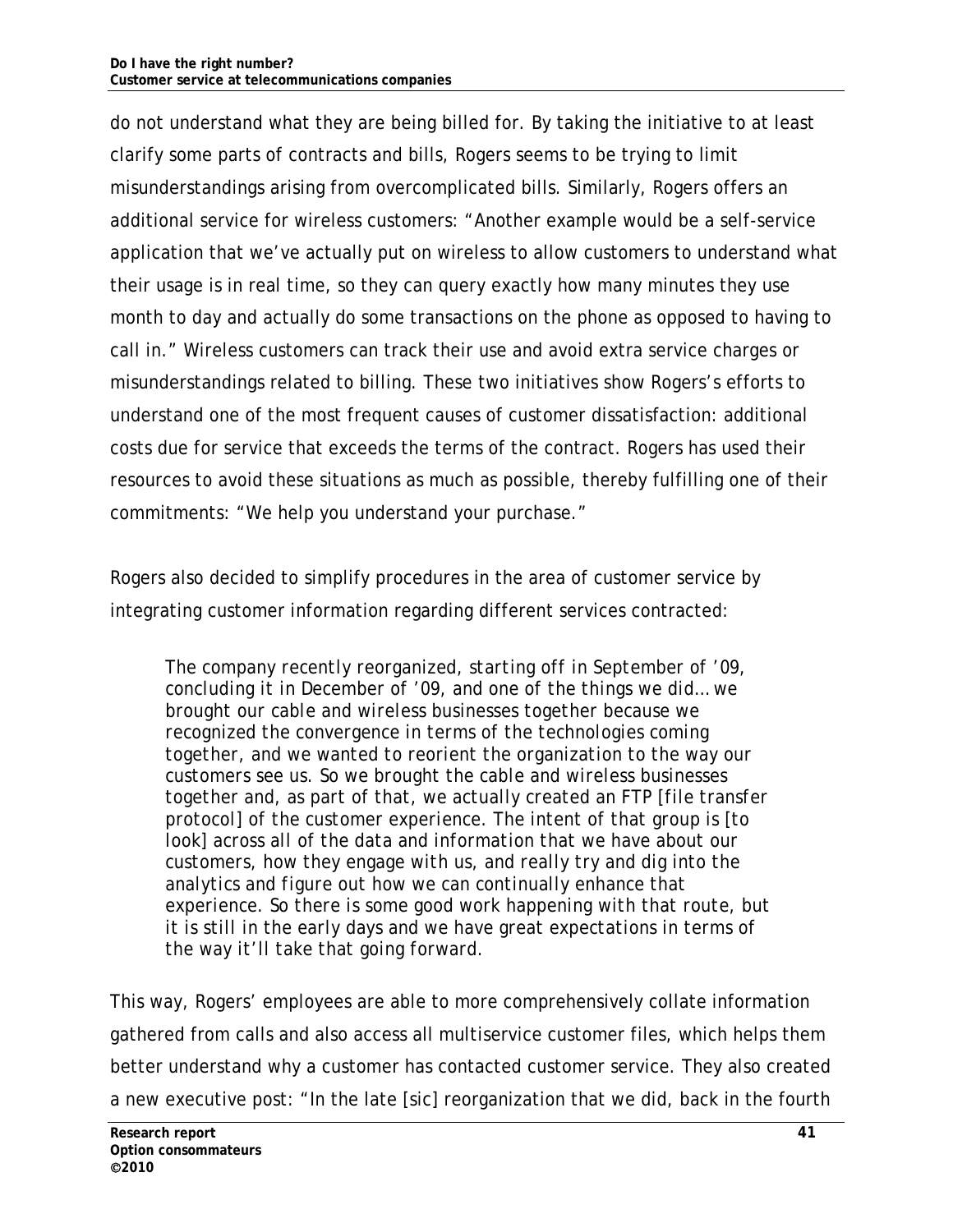do not understand what they are being billed for. By taking the initiative to at least clarify some parts of contracts and bills, Rogers seems to be trying to limit misunderstandings arising from overcomplicated bills. Similarly, Rogers offers an additional service for wireless customers: "Another example would be a self-service application that we've actually put on wireless to allow customers to understand what their usage is in real time, so they can query exactly how many minutes they use month to day and actually do some transactions on the phone as opposed to having to call in." Wireless customers can track their use and avoid extra service charges or misunderstandings related to billing. These two initiatives show Rogers's efforts to understand one of the most frequent causes of customer dissatisfaction: additional costs due for service that exceeds the terms of the contract. Rogers has used their resources to avoid these situations as much as possible, thereby fulfilling one of their commitments: "We help you understand your purchase."

Rogers also decided to simplify procedures in the area of customer service by integrating customer information regarding different services contracted:

> The company recently reorganized, starting off in September of '09, concluding it in December of '09, and one of the things we did… we brought our cable and wireless businesses together because we recognized the convergence in terms of the technologies coming together, and we wanted to reorient the organization to the way our customers see us. So we brought the cable and wireless businesses together and, as part of that, we actually created an FTP [file transfer protocol] of the customer experience. The intent of that group is [to look] across all of the data and information that we have about our customers, how they engage with us, and really try and dig into the analytics and figure out how we can continually enhance that experience. So there is some good work happening with that route, but it is still in the early days and we have great expectations in terms of the way it'll take that going forward.

This way, Rogers' employees are able to more comprehensively collate information gathered from calls and also access all multiservice customer files, which helps them better understand why a customer has contacted customer service. They also created a new executive post: "In the late [sic] reorganization that we did, back in the fourth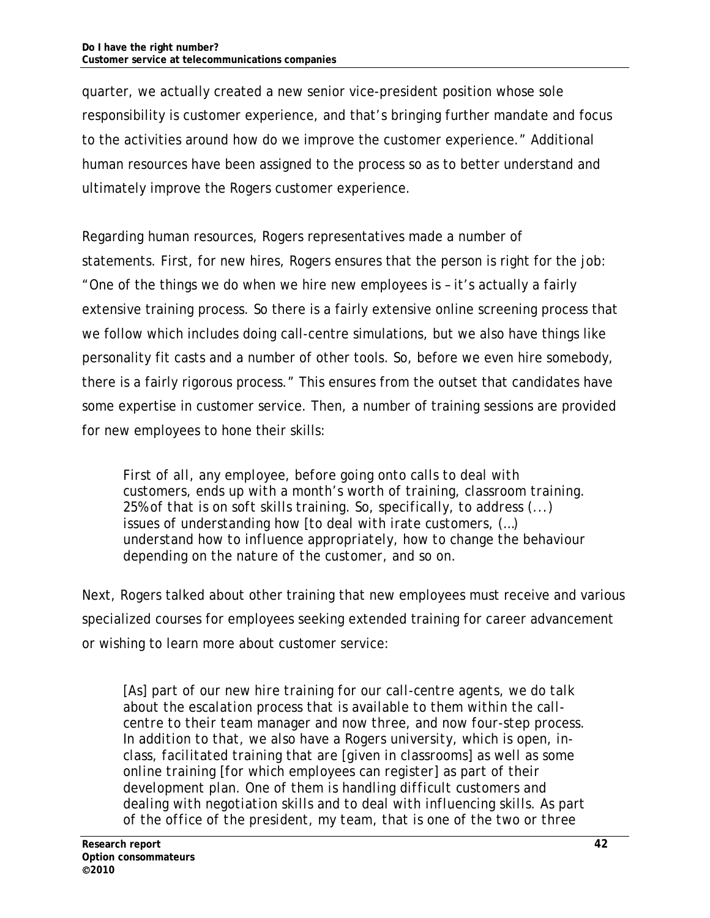quarter, we actually created a new senior vice-president position whose sole responsibility is customer experience, and that's bringing further mandate and focus to the activities around how do we improve the customer experience." Additional human resources have been assigned to the process so as to better understand and ultimately improve the Rogers customer experience.

Regarding human resources, Rogers representatives made a number of statements. First, for new hires, Rogers ensures that the person is right for the job: "One of the things we do when we hire new employees is – it's actually a fairly extensive training process. So there is a fairly extensive online screening process that we follow which includes doing call-centre simulations, but we also have things like personality fit casts and a number of other tools. So, before we even hire somebody, there is a fairly rigorous process." This ensures from the outset that candidates have some expertise in customer service. Then, a number of training sessions are provided for new employees to hone their skills:

> *First of all, any employee, before going onto calls to deal with customers, ends up with a month's worth of training, classroom training. 25% of that is on soft skills training. So, specifically, to address (...) issues of understanding how [to deal with irate customers, (…) understand how to influence appropriately, how to change the behaviour depending on the nature of the customer, and so on.*

Next, Rogers talked about other training that new employees must receive and various specialized courses for employees seeking extended training for career advancement or wishing to learn more about customer service:

> *[As] part of our new hire training for our call-centre agents, we do talk about the escalation process that is available to them within the call-centre to their team manager and now three, and now four-step process. In addition to that, we also have a Rogers university, which is open, in-class, facilitated training that are [given in classrooms] as well as some online training [for which employees can register] as part of their development plan. One of them is handling difficult customers and dealing with negotiation skills and to deal with influencing skills. As part of the office of the president, my team, that is one of the two or three*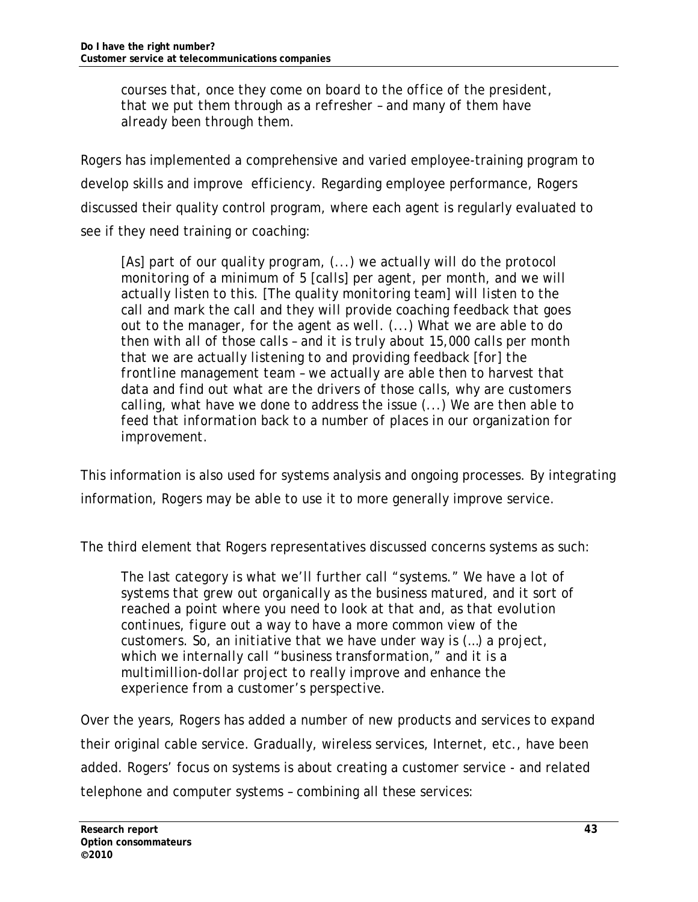> courses that, once they come on board to the office of the president, that we put them through as a refresher – and many of them have already been through them.

Rogers has implemented a comprehensive and varied employee-training program to develop skills and improve efficiency. Regarding employee performance, Rogers discussed their quality control program, where each agent is regularly evaluated to see if they need training or coaching:

> [As] part of our quality program, (...) we actually will do the protocol monitoring of a minimum of 5 [calls] per agent, per month, and we will actually listen to this. [The quality monitoring team] will listen to the call and mark the call and they will provide coaching feedback that goes out to the manager, for the agent as well. (...) What we are able to do then with all of those calls – and it is truly about 15,000 calls per month that we are actually listening to and providing feedback [for] the frontline management team – we actually are able then to harvest that data and find out what are the drivers of those calls, why are customers calling, what have we done to address the issue (...) We are then able to feed that information back to a number of places in our organization for improvement.

This information is also used for systems analysis and ongoing processes. By integrating information, Rogers may be able to use it to more generally improve service.

The third element that Rogers representatives discussed concerns systems as such:

> The last category is what we'll further call "systems." We have a lot of systems that grew out organically as the business matured, and it sort of reached a point where you need to look at that and, as that evolution continues, figure out a way to have a more common view of the customers. So, an initiative that we have under way is (…) a project, which we internally call "business transformation," and it is a multimillion-dollar project to really improve and enhance the experience from a customer's perspective.

Over the years, Rogers has added a number of new products and services to expand their original cable service. Gradually, wireless services, Internet, etc., have been added. Rogers' focus on systems is about creating a customer service - and related telephone and computer systems – combining all these services: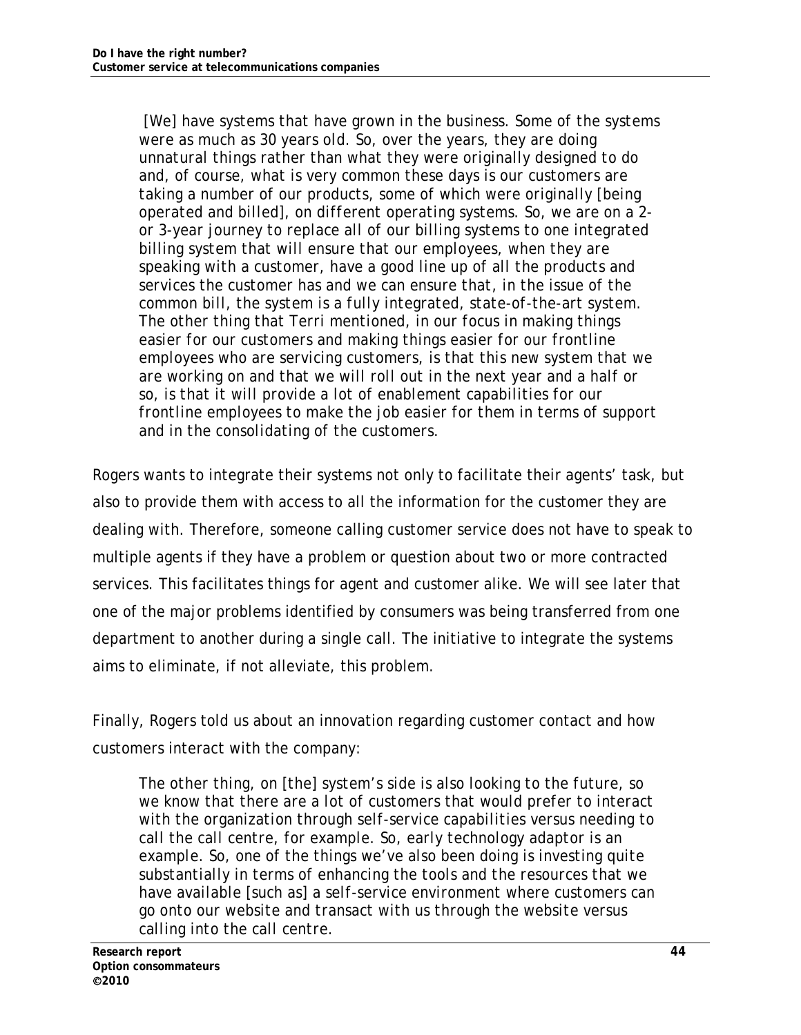> [We] have systems that have grown in the business. Some of the systems were as much as 30 years old. So, over the years, they are doing unnatural things rather than what they were originally designed to do and, of course, what is very common these days is our customers are taking a number of our products, some of which were originally [being operated and billed], on different operating systems. So, we are on a 2- or 3-year journey to replace all of our billing systems to one integrated billing system that will ensure that our employees, when they are speaking with a customer, have a good line up of all the products and services the customer has and we can ensure that, in the issue of the common bill, the system is a fully integrated, state-of-the-art system. The other thing that Terri mentioned, in our focus in making things easier for our customers and making things easier for our frontline employees who are servicing customers, is that this new system that we are working on and that we will roll out in the next year and a half or so, is that it will provide a lot of enablement capabilities for our frontline employees to make the job easier for them in terms of support and in the consolidating of the customers.

Rogers wants to integrate their systems not only to facilitate their agents' task, but also to provide them with access to all the information for the customer they are dealing with. Therefore, someone calling customer service does not have to speak to multiple agents if they have a problem or question about two or more contracted services. This facilitates things for agent and customer alike. We will see later that one of the major problems identified by consumers was being transferred from one department to another during a single call. The initiative to integrate the systems aims to eliminate, if not alleviate, this problem.

Finally, Rogers told us about an innovation regarding customer contact and how customers interact with the company:

> The other thing, on [the] system's side is also looking to the future, so we know that there are a lot of customers that would prefer to interact with the organization through self-service capabilities versus needing to call the call centre, for example. So, early technology adaptor is an example. So, one of the things we've also been doing is investing quite substantially in terms of enhancing the tools and the resources that we have available [such as] a self-service environment where customers can go onto our website and transact with us through the website versus calling into the call centre.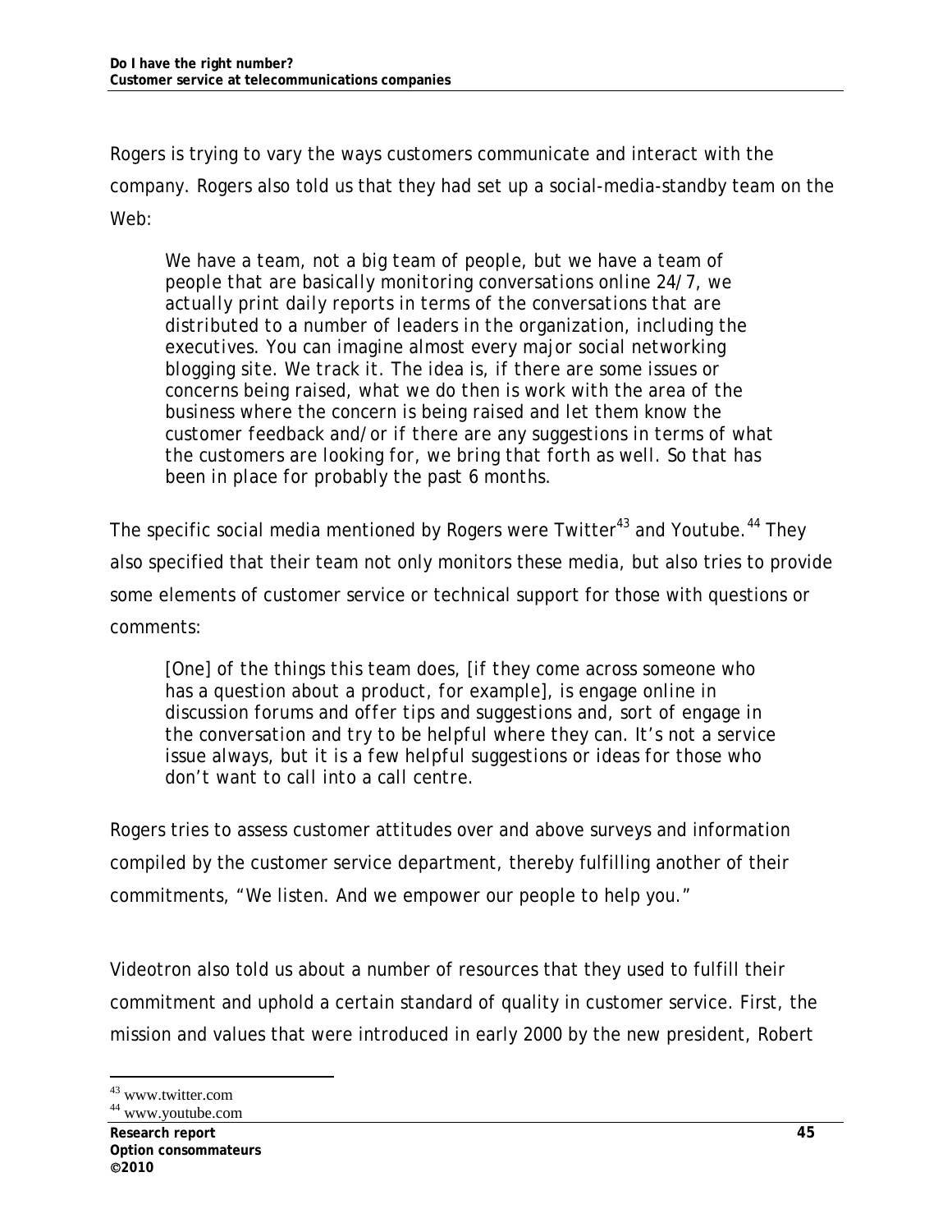Rogers is trying to vary the ways customers communicate and interact with the company. Rogers also told us that they had set up a social-media-standby team on the Web:

> *We have a team, not a big team of people, but we have a team of people that are basically monitoring conversations online 24/7, we actually print daily reports in terms of the conversations that are distributed to a number of leaders in the organization, including the executives. You can imagine almost every major social networking blogging site. We track it. The idea is, if there are some issues or concerns being raised, what we do then is work with the area of the business where the concern is being raised and let them know the customer feedback and/or if there are any suggestions in terms of what the customers are looking for, we bring that forth as well. So that has been in place for probably the past 6 months.*

The specific social media mentioned by Rogers were Twitter[43] and Youtube.[44] They also specified that their team not only monitors these media, but also tries to provide some elements of customer service or technical support for those with questions or comments:

> *[One] of the things this team does, [if they come across someone who has a question about a product, for example], is engage online in discussion forums and offer tips and suggestions and, sort of engage in the conversation and try to be helpful where they can. It's not a service issue always, but it is a few helpful suggestions or ideas for those who don't want to call into a call centre.*

Rogers tries to assess customer attitudes over and above surveys and information compiled by the customer service department, thereby fulfilling another of their commitments, "We listen. And we empower our people to help you."

Videotron also told us about a number of resources that they used to fulfill their commitment and uphold a certain standard of quality in customer service. First, the mission and values that were introduced in early 2000 by the new president, Robert

---

[43] www.twitter.com

[44] www.youtube.com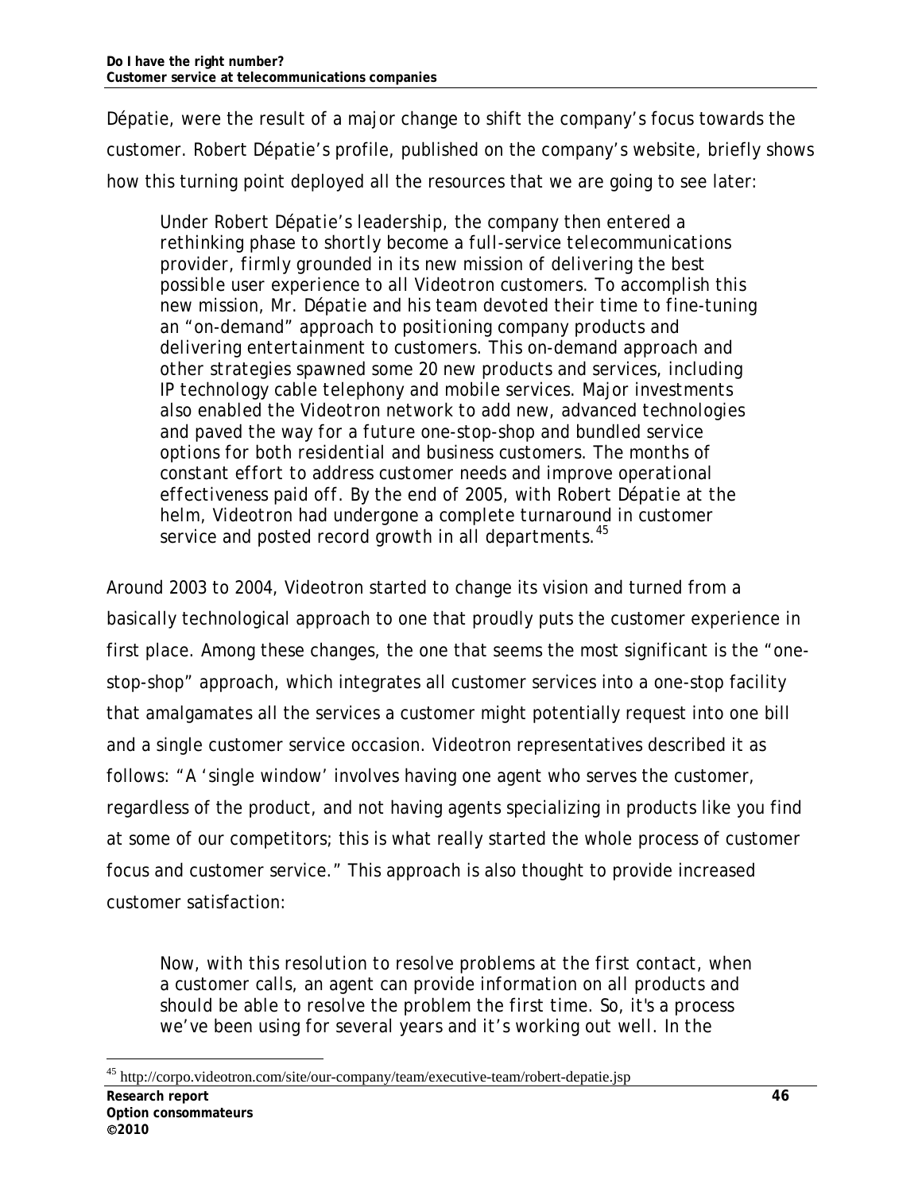Dépatie, were the result of a major change to shift the company's focus towards the customer. Robert Dépatie's profile, published on the company's website, briefly shows how this turning point deployed all the resources that we are going to see later:

> Under Robert Dépatie's leadership, the company then entered a rethinking phase to shortly become a full-service telecommunications provider, firmly grounded in its new mission of delivering the best possible user experience to all Videotron customers. To accomplish this new mission, Mr. Dépatie and his team devoted their time to fine-tuning an "on-demand" approach to positioning company products and delivering entertainment to customers. This on-demand approach and other strategies spawned some 20 new products and services, including IP technology cable telephony and mobile services. Major investments also enabled the Videotron network to add new, advanced technologies and paved the way for a future one-stop-shop and bundled service options for both residential and business customers. The months of constant effort to address customer needs and improve operational effectiveness paid off. By the end of 2005, with Robert Dépatie at the helm, Videotron had undergone a complete turnaround in customer service and posted record growth in all departments.[45]

Around 2003 to 2004, Videotron started to change its vision and turned from a basically technological approach to one that proudly puts the customer experience in first place. Among these changes, the one that seems the most significant is the "one-stop-shop" approach, which integrates all customer services into a one-stop facility that amalgamates all the services a customer might potentially request into one bill and a single customer service occasion. Videotron representatives described it as follows: "A 'single window' involves having one agent who serves the customer, regardless of the product, and not having agents specializing in products like you find at some of our competitors; this is what really started the whole process of customer focus and customer service." This approach is also thought to provide increased customer satisfaction:

> Now, with this resolution to resolve problems at the first contact, when a customer calls, an agent can provide information on all products and should be able to resolve the problem the first time. So, it's a process we've been using for several years and it's working out well. In the

[45] http://corpo.videotron.com/site/our-company/team/executive-team/robert-depatie.jsp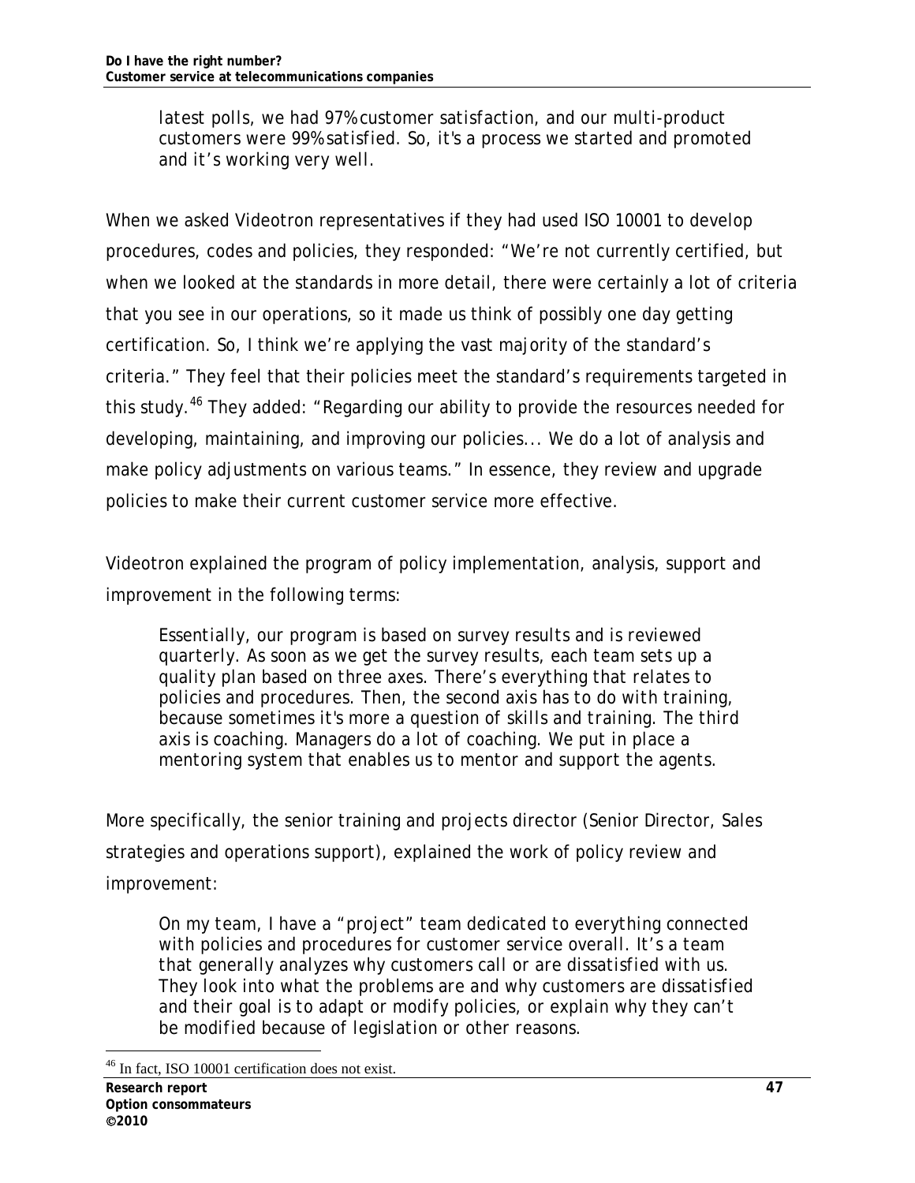> latest polls, we had 97% customer satisfaction, and our multi-product customers were 99% satisfied. So, it's a process we started and promoted and it's working very well.

When we asked Videotron representatives if they had used ISO 10001 to develop procedures, codes and policies, they responded: "We're not currently certified, but when we looked at the standards in more detail, there were certainly a lot of criteria that you see in our operations, so it made us think of possibly one day getting certification. So, I think we're applying the vast majority of the standard's criteria." They feel that their policies meet the standard's requirements targeted in this study.[46] They added: "Regarding our ability to provide the resources needed for developing, maintaining, and improving our policies... We do a lot of analysis and make policy adjustments on various teams." In essence, they review and upgrade policies to make their current customer service more effective.

Videotron explained the program of policy implementation, analysis, support and improvement in the following terms:

> Essentially, our program is based on survey results and is reviewed quarterly. As soon as we get the survey results, each team sets up a quality plan based on three axes. There's everything that relates to policies and procedures. Then, the second axis has to do with training, because sometimes it's more a question of skills and training. The third axis is coaching. Managers do a lot of coaching. We put in place a mentoring system that enables us to mentor and support the agents.

More specifically, the senior training and projects director (Senior Director, Sales strategies and operations support), explained the work of policy review and improvement:

> On my team, I have a "project" team dedicated to everything connected with policies and procedures for customer service overall. It's a team that generally analyzes why customers call or are dissatisfied with us. They look into what the problems are and why customers are dissatisfied and their goal is to adapt or modify policies, or explain why they can't be modified because of legislation or other reasons.

[46] In fact, ISO 10001 certification does not exist.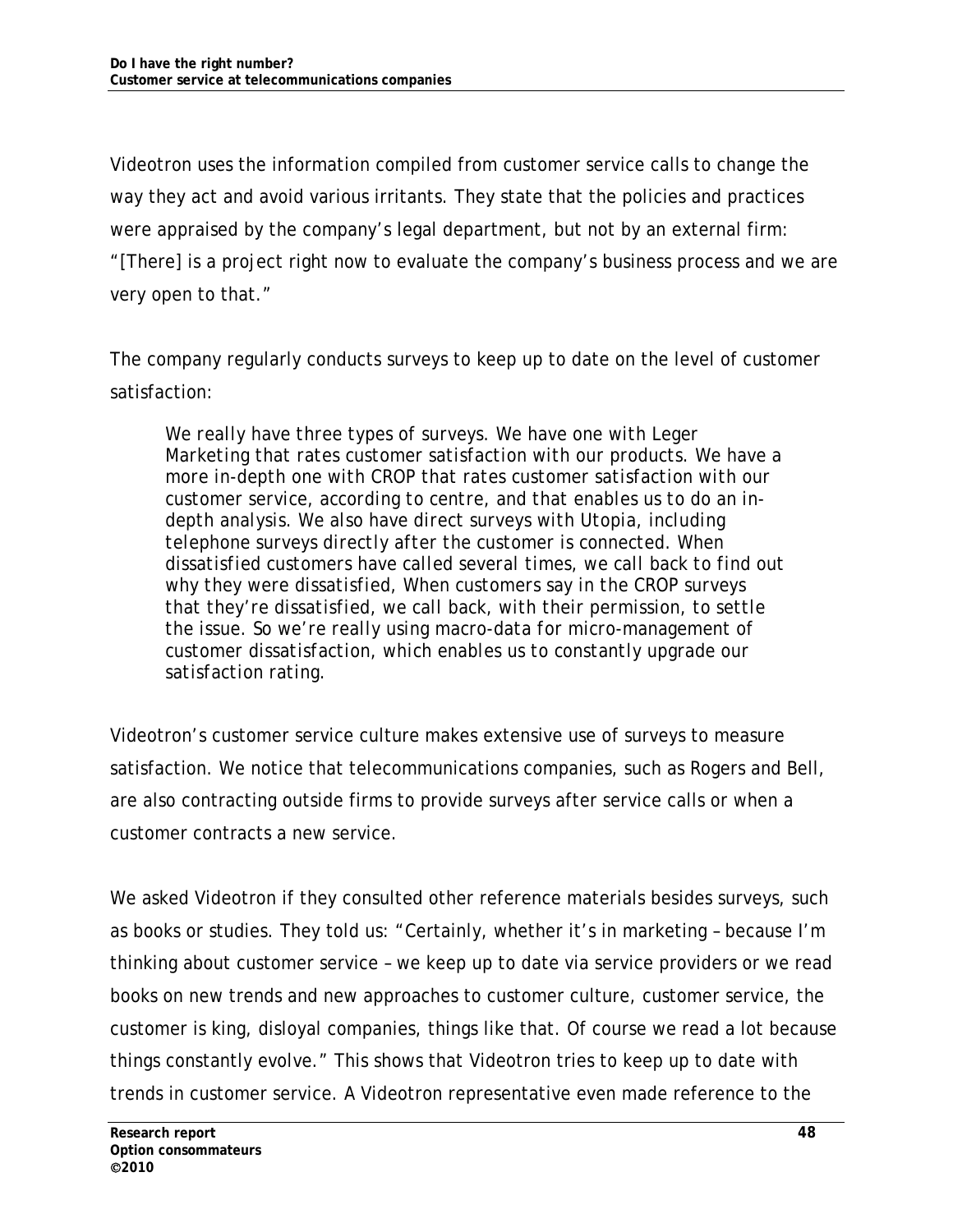Videotron uses the information compiled from customer service calls to change the way they act and avoid various irritants. They state that the policies and practices were appraised by the company's legal department, but not by an external firm: "[There] is a project right now to evaluate the company's business process and we are very open to that."

The company regularly conducts surveys to keep up to date on the level of customer satisfaction:

> We really have three types of surveys. We have one with Leger Marketing that rates customer satisfaction with our products. We have a more in-depth one with CROP that rates customer satisfaction with our customer service, according to centre, and that enables us to do an in-depth analysis. We also have direct surveys with Utopia, including telephone surveys directly after the customer is connected. When dissatisfied customers have called several times, we call back to find out why they were dissatisfied, When customers say in the CROP surveys that they're dissatisfied, we call back, with their permission, to settle the issue. So we're really using macro-data for micro-management of customer dissatisfaction, which enables us to constantly upgrade our satisfaction rating.

Videotron's customer service culture makes extensive use of surveys to measure satisfaction. We notice that telecommunications companies, such as Rogers and Bell, are also contracting outside firms to provide surveys after service calls or when a customer contracts a new service.

We asked Videotron if they consulted other reference materials besides surveys, such as books or studies. They told us: "Certainly, whether it's in marketing – because I'm thinking about customer service – we keep up to date via service providers or we read books on new trends and new approaches to customer culture, customer service, the customer is king, disloyal companies, things like that. Of course we read a lot because things constantly evolve." This shows that Videotron tries to keep up to date with trends in customer service. A Videotron representative even made reference to the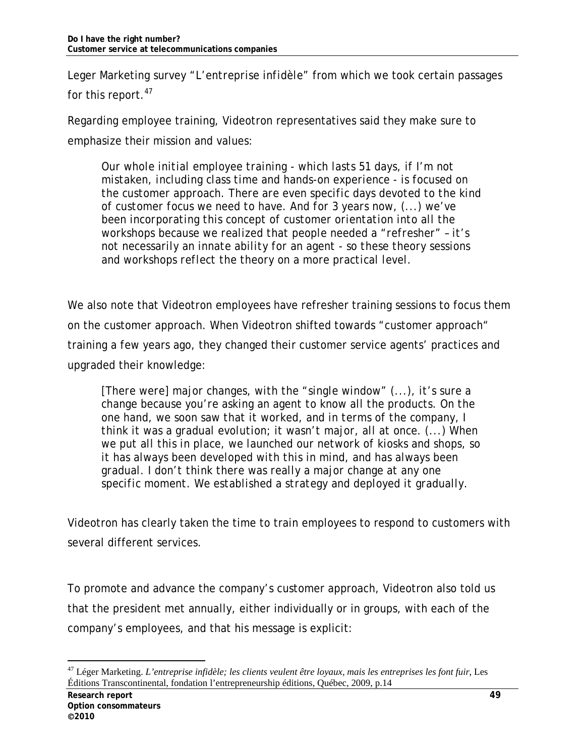Leger Marketing survey "L'entreprise infidèle" from which we took certain passages for this report.[47]

Regarding employee training, Videotron representatives said they make sure to emphasize their mission and values:

> *Our whole initial employee training - which lasts 51 days, if I'm not mistaken, including class time and hands-on experience - is focused on the customer approach. There are even specific days devoted to the kind of customer focus we need to have. And for 3 years now, (...) we've been incorporating this concept of customer orientation into all the workshops because we realized that people needed a "refresher" – it's not necessarily an innate ability for an agent - so these theory sessions and workshops reflect the theory on a more practical level.*

We also note that Videotron employees have refresher training sessions to focus them on the customer approach. When Videotron shifted towards "customer approach" training a few years ago, they changed their customer service agents' practices and upgraded their knowledge:

> *[There were] major changes, with the "single window" (...), it's sure a change because you're asking an agent to know all the products. On the one hand, we soon saw that it worked, and in terms of the company, I think it was a gradual evolution; it wasn't major, all at once. (...) When we put all this in place, we launched our network of kiosks and shops, so it has always been developed with this in mind, and has always been gradual. I don't think there was really a major change at any one specific moment. We established a strategy and deployed it gradually.*

Videotron has clearly taken the time to train employees to respond to customers with several different services.

To promote and advance the company's customer approach, Videotron also told us that the president met annually, either individually or in groups, with each of the company's employees, and that his message is explicit:

[47] Léger Marketing. *L'entreprise infidèle; les clients veulent être loyaux, mais les entreprises les font fuir*, Les Éditions Transcontinental, fondation l'entrepreneurship éditions, Québec, 2009, p.14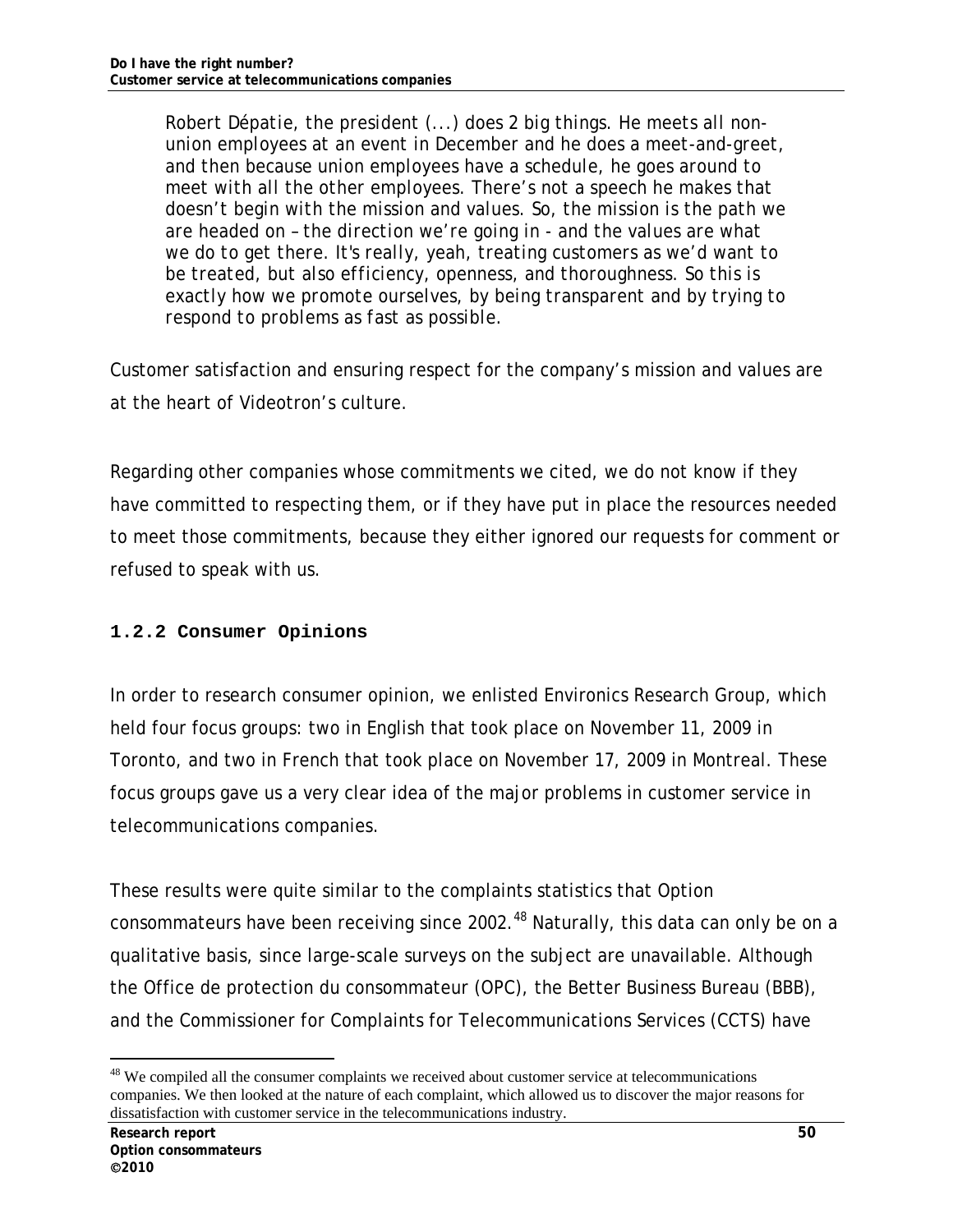> Robert Dépatie, the president (...) does 2 big things. He meets all non-union employees at an event in December and he does a meet-and-greet, and then because union employees have a schedule, he goes around to meet with all the other employees. There's not a speech he makes that doesn't begin with the mission and values. So, the mission is the path we are headed on – the direction we're going in - and the values are what we do to get there. It's really, yeah, treating customers as we'd want to be treated, but also efficiency, openness, and thoroughness. So this is exactly how we promote ourselves, by being transparent and by trying to respond to problems as fast as possible.

Customer satisfaction and ensuring respect for the company's mission and values are at the heart of Videotron's culture.

Regarding other companies whose commitments we cited, we do not know if they have committed to respecting them, or if they have put in place the resources needed to meet those commitments, because they either ignored our requests for comment or refused to speak with us.

### 1.2.2 Consumer Opinions

In order to research consumer opinion, we enlisted Environics Research Group, which held four focus groups: two in English that took place on November 11, 2009 in Toronto, and two in French that took place on November 17, 2009 in Montreal. These focus groups gave us a very clear idea of the major problems in customer service in telecommunications companies.

These results were quite similar to the complaints statistics that Option consommateurs have been receiving since 2002.[48] Naturally, this data can only be on a qualitative basis, since large-scale surveys on the subject are unavailable. Although the Office de protection du consommateur (OPC), the Better Business Bureau (BBB), and the Commissioner for Complaints for Telecommunications Services (CCTS) have

[48] We compiled all the consumer complaints we received about customer service at telecommunications companies. We then looked at the nature of each complaint, which allowed us to discover the major reasons for dissatisfaction with customer service in the telecommunications industry.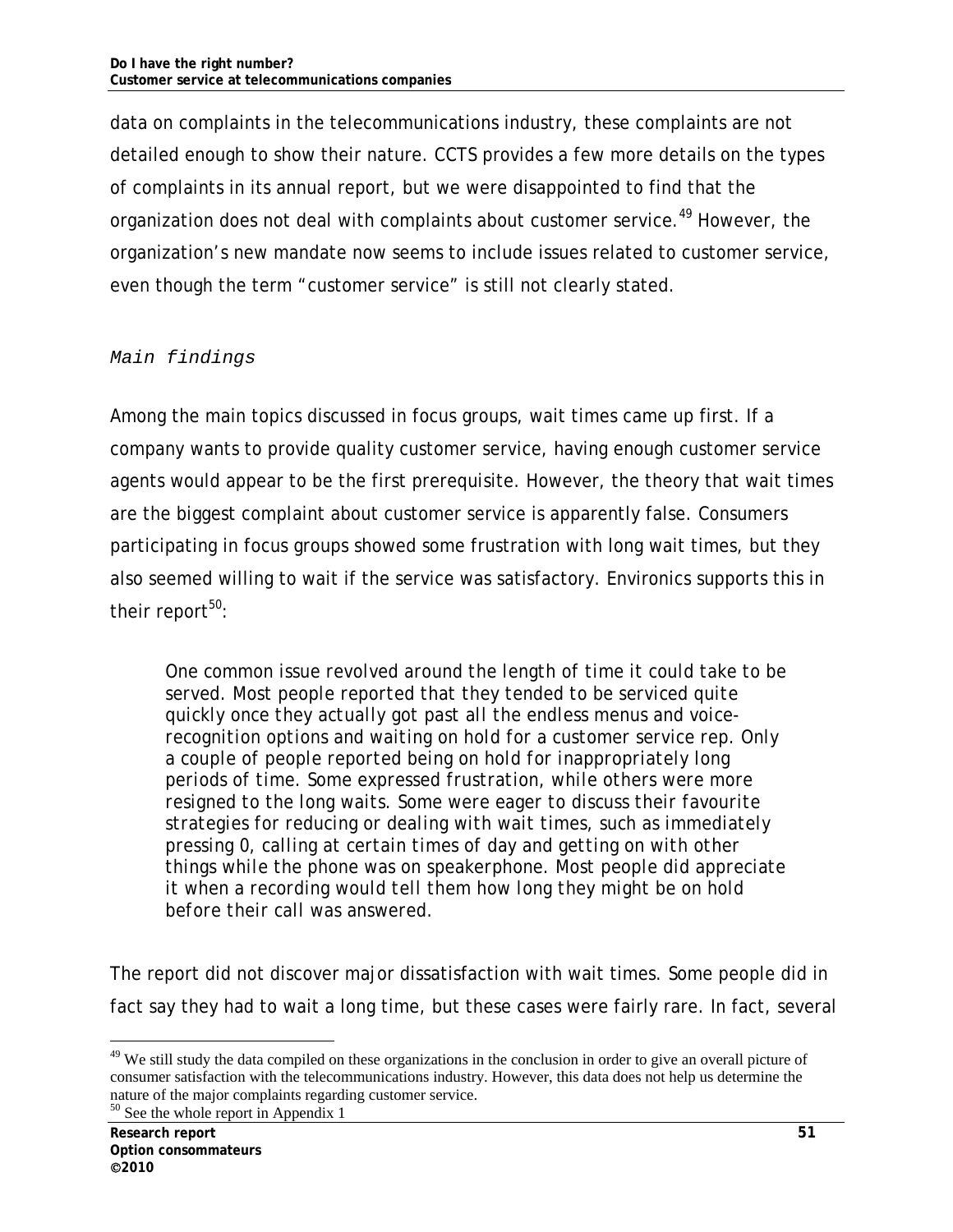data on complaints in the telecommunications industry, these complaints are not detailed enough to show their nature. CCTS provides a few more details on the types of complaints in its annual report, but we were disappointed to find that the organization does not deal with complaints about customer service.[49] However, the organization's new mandate now seems to include issues related to customer service, even though the term "customer service" is still not clearly stated.

*Main findings*

Among the main topics discussed in focus groups, wait times came up first. If a company wants to provide quality customer service, having enough customer service agents would appear to be the first prerequisite. However, the theory that wait times are the biggest complaint about customer service is apparently false. Consumers participating in focus groups showed some frustration with long wait times, but they also seemed willing to wait if the service was satisfactory. Environics supports this in their report[50]:

> One common issue revolved around the length of time it could take to be served. Most people reported that they tended to be serviced quite quickly once they actually got past all the endless menus and voice-recognition options and waiting on hold for a customer service rep. Only a couple of people reported being on hold for inappropriately long periods of time. Some expressed frustration, while others were more resigned to the long waits. Some were eager to discuss their favourite strategies for reducing or dealing with wait times, such as immediately pressing 0, calling at certain times of day and getting on with other things while the phone was on speakerphone. Most people did appreciate it when a recording would tell them how long they might be on hold before their call was answered.

The report did not discover major dissatisfaction with wait times. Some people did in fact say they had to wait a long time, but these cases were fairly rare. In fact, several

---

[49] We still study the data compiled on these organizations in the conclusion in order to give an overall picture of consumer satisfaction with the telecommunications industry. However, this data does not help us determine the nature of the major complaints regarding customer service.

[50] See the whole report in Appendix 1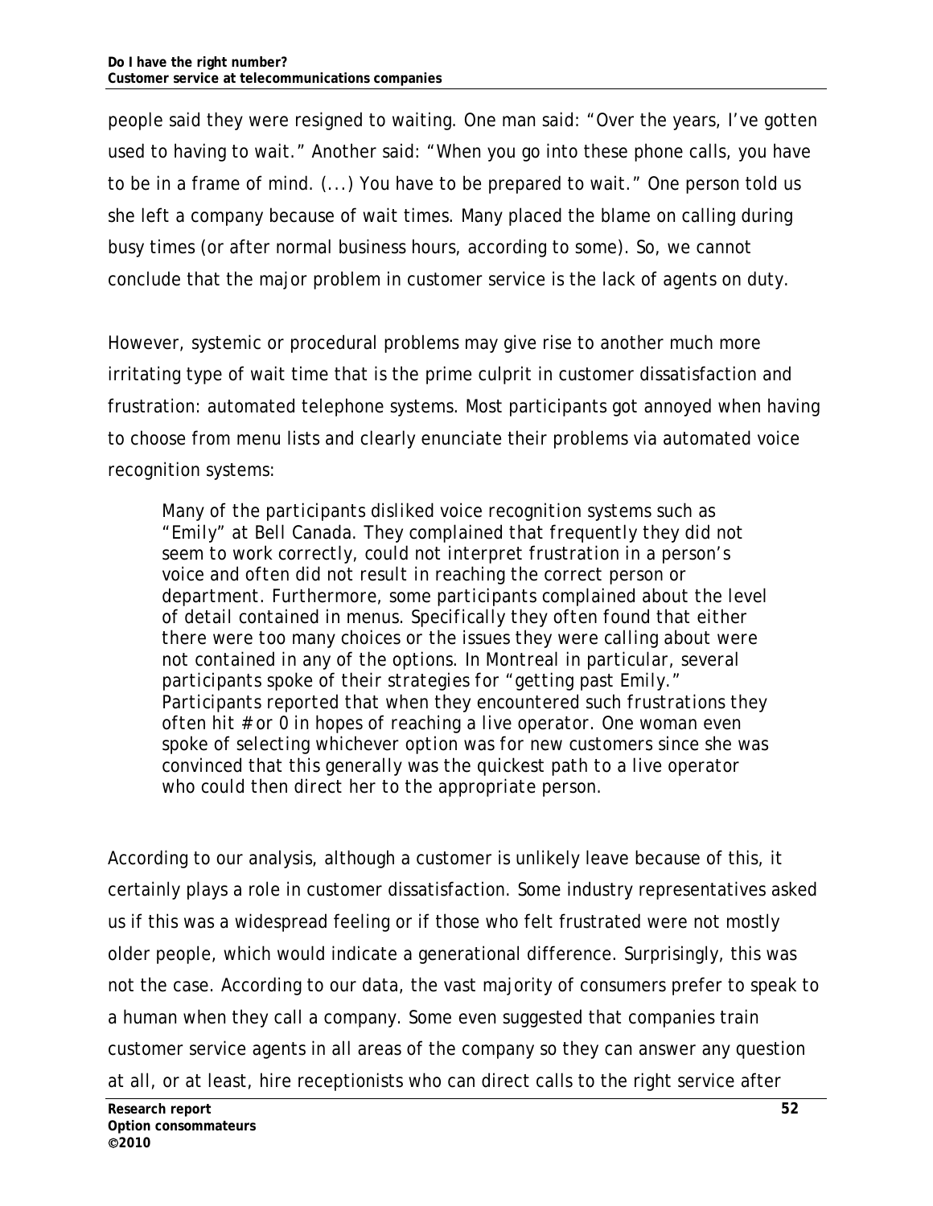people said they were resigned to waiting. One man said: "Over the years, I've gotten used to having to wait." Another said: "When you go into these phone calls, you have to be in a frame of mind. (...) You have to be prepared to wait." One person told us she left a company because of wait times. Many placed the blame on calling during busy times (or after normal business hours, according to some). So, we cannot conclude that the major problem in customer service is the lack of agents on duty.

However, systemic or procedural problems may give rise to another much more irritating type of wait time that is the prime culprit in customer dissatisfaction and frustration: automated telephone systems. Most participants got annoyed when having to choose from menu lists and clearly enunciate their problems via automated voice recognition systems:

> *Many of the participants disliked voice recognition systems such as "Emily" at Bell Canada. They complained that frequently they did not seem to work correctly, could not interpret frustration in a person's voice and often did not result in reaching the correct person or department. Furthermore, some participants complained about the level of detail contained in menus. Specifically they often found that either there were too many choices or the issues they were calling about were not contained in any of the options. In Montreal in particular, several participants spoke of their strategies for "getting past Emily." Participants reported that when they encountered such frustrations they often hit # or 0 in hopes of reaching a live operator. One woman even spoke of selecting whichever option was for new customers since she was convinced that this generally was the quickest path to a live operator who could then direct her to the appropriate person.*

According to our analysis, although a customer is unlikely leave because of this, it certainly plays a role in customer dissatisfaction. Some industry representatives asked us if this was a widespread feeling or if those who felt frustrated were not mostly older people, which would indicate a generational difference. Surprisingly, this was not the case. According to our data, the vast majority of consumers prefer to speak to a human when they call a company. Some even suggested that companies train customer service agents in all areas of the company so they can answer any question at all, or at least, hire receptionists who can direct calls to the right service after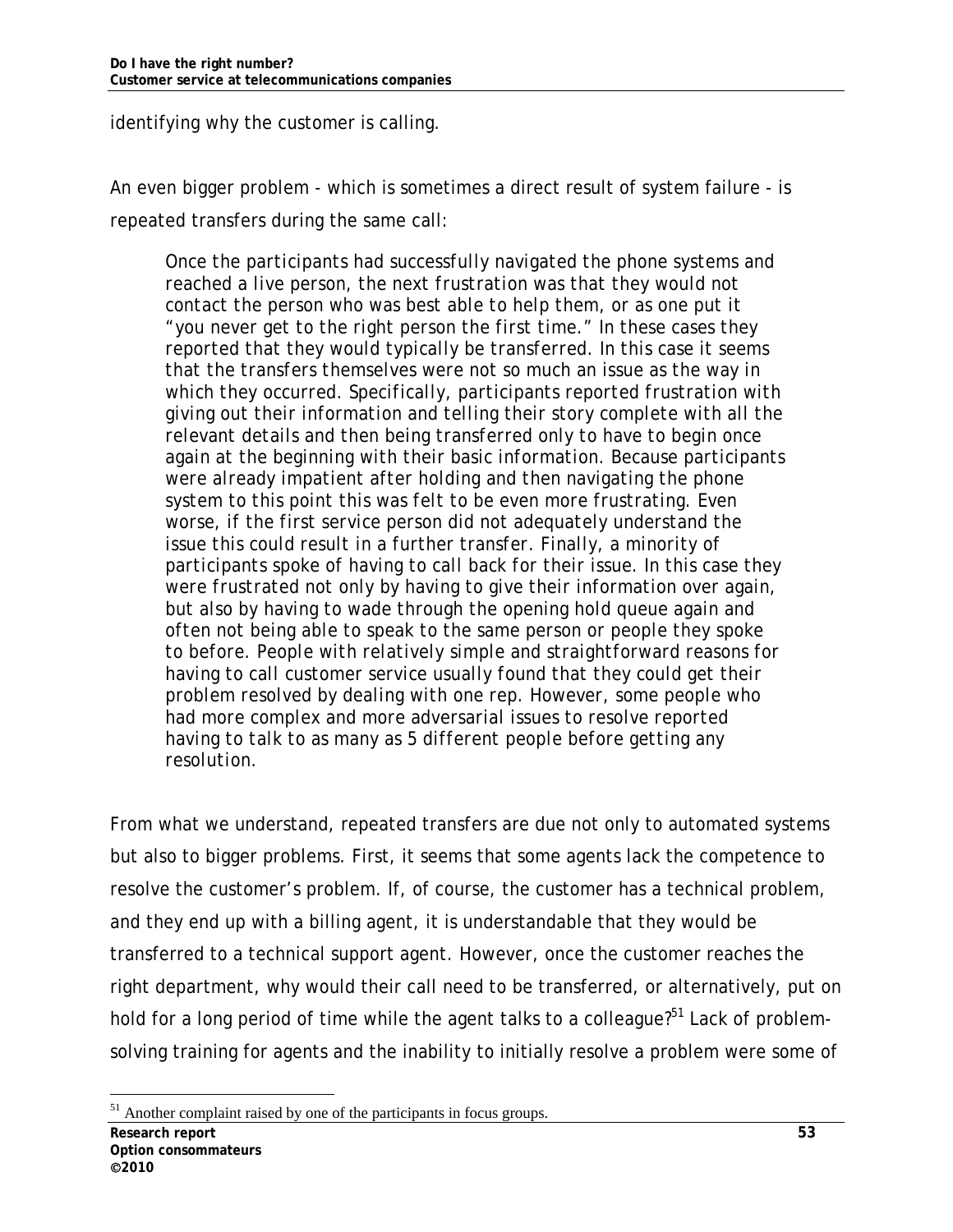identifying why the customer is calling.

An even bigger problem - which is sometimes a direct result of system failure - is repeated transfers during the same call:

> Once the participants had successfully navigated the phone systems and reached a live person, the next frustration was that they would not contact the person who was best able to help them, or as one put it "you never get to the right person the first time." In these cases they reported that they would typically be transferred. In this case it seems that the transfers themselves were not so much an issue as the way in which they occurred. Specifically, participants reported frustration with giving out their information and telling their story complete with all the relevant details and then being transferred only to have to begin once again at the beginning with their basic information. Because participants were already impatient after holding and then navigating the phone system to this point this was felt to be even more frustrating. Even worse, if the first service person did not adequately understand the issue this could result in a further transfer. Finally, a minority of participants spoke of having to call back for their issue. In this case they were frustrated not only by having to give their information over again, but also by having to wade through the opening hold queue again and often not being able to speak to the same person or people they spoke to before. People with relatively simple and straightforward reasons for having to call customer service usually found that they could get their problem resolved by dealing with one rep. However, some people who had more complex and more adversarial issues to resolve reported having to talk to as many as 5 different people before getting any resolution.

From what we understand, repeated transfers are due not only to automated systems but also to bigger problems. First, it seems that some agents lack the competence to resolve the customer's problem. If, of course, the customer has a technical problem, and they end up with a billing agent, it is understandable that they would be transferred to a technical support agent. However, once the customer reaches the right department, why would their call need to be transferred, or alternatively, put on hold for a long period of time while the agent talks to a colleague?[51] Lack of problem-solving training for agents and the inability to initially resolve a problem were some of

[51] Another complaint raised by one of the participants in focus groups.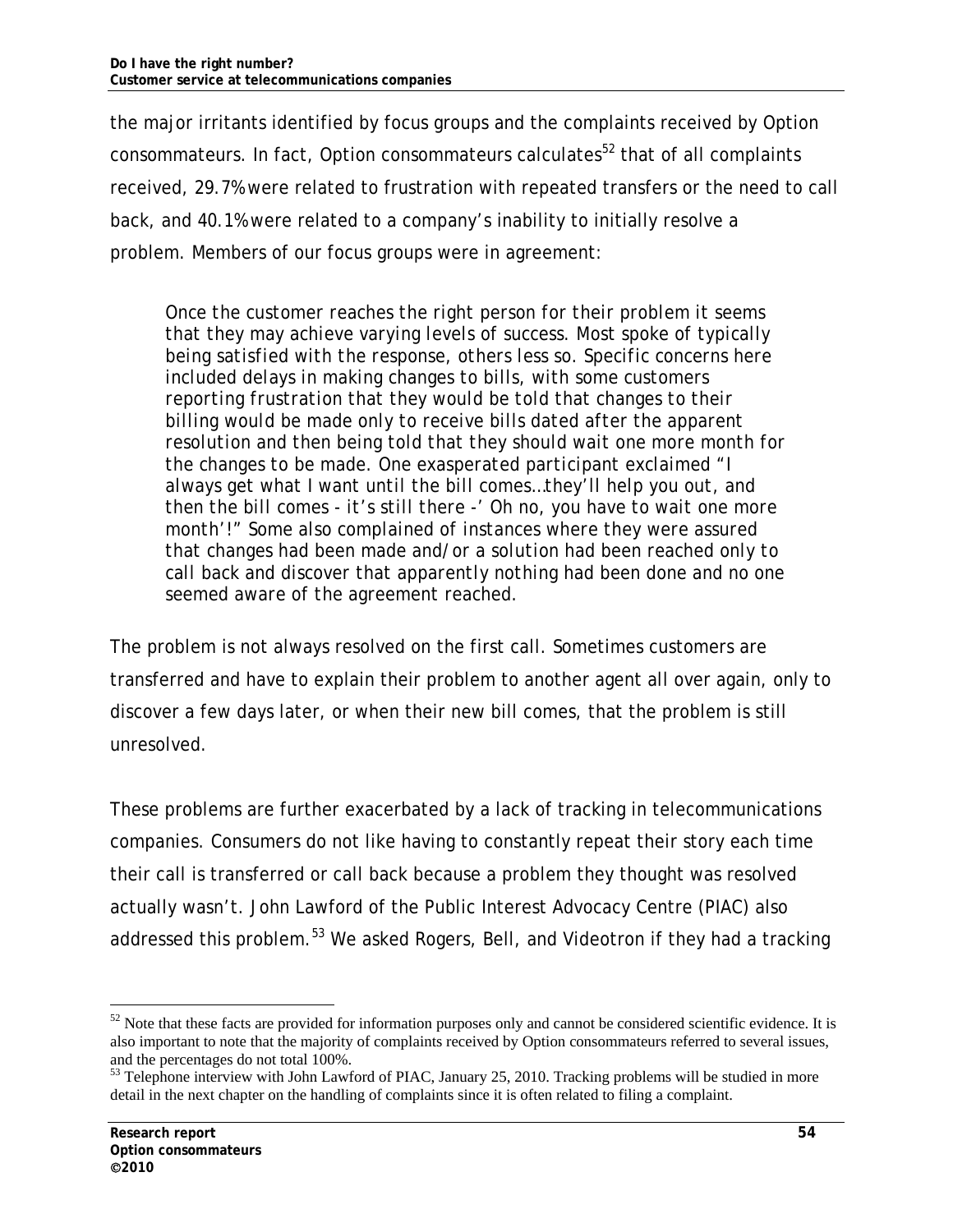the major irritants identified by focus groups and the complaints received by Option consommateurs. In fact, Option consommateurs calculates[52] that of all complaints received, 29.7% were related to frustration with repeated transfers or the need to call back, and 40.1% were related to a company's inability to initially resolve a problem. Members of our focus groups were in agreement:

> *Once the customer reaches the right person for their problem it seems that they may achieve varying levels of success. Most spoke of typically being satisfied with the response, others less so. Specific concerns here included delays in making changes to bills, with some customers reporting frustration that they would be told that changes to their billing would be made only to receive bills dated after the apparent resolution and then being told that they should wait one more month for the changes to be made. One exasperated participant exclaimed "I always get what I want until the bill comes…they'll help you out, and then the bill comes - it's still there -' Oh no, you have to wait one more month'!" Some also complained of instances where they were assured that changes had been made and/or a solution had been reached only to call back and discover that apparently nothing had been done and no one seemed aware of the agreement reached.*

The problem is not always resolved on the first call. Sometimes customers are transferred and have to explain their problem to another agent all over again, only to discover a few days later, or when their new bill comes, that the problem is still unresolved.

These problems are further exacerbated by a lack of tracking in telecommunications companies. Consumers do not like having to constantly repeat their story each time their call is transferred or call back because a problem they thought was resolved actually wasn't. John Lawford of the Public Interest Advocacy Centre (PIAC) also addressed this problem.[53] We asked Rogers, Bell, and Videotron if they had a tracking

---

[52] Note that these facts are provided for information purposes only and cannot be considered scientific evidence. It is also important to note that the majority of complaints received by Option consommateurs referred to several issues, and the percentages do not total 100%.

[53] Telephone interview with John Lawford of PIAC, January 25, 2010. Tracking problems will be studied in more detail in the next chapter on the handling of complaints since it is often related to filing a complaint.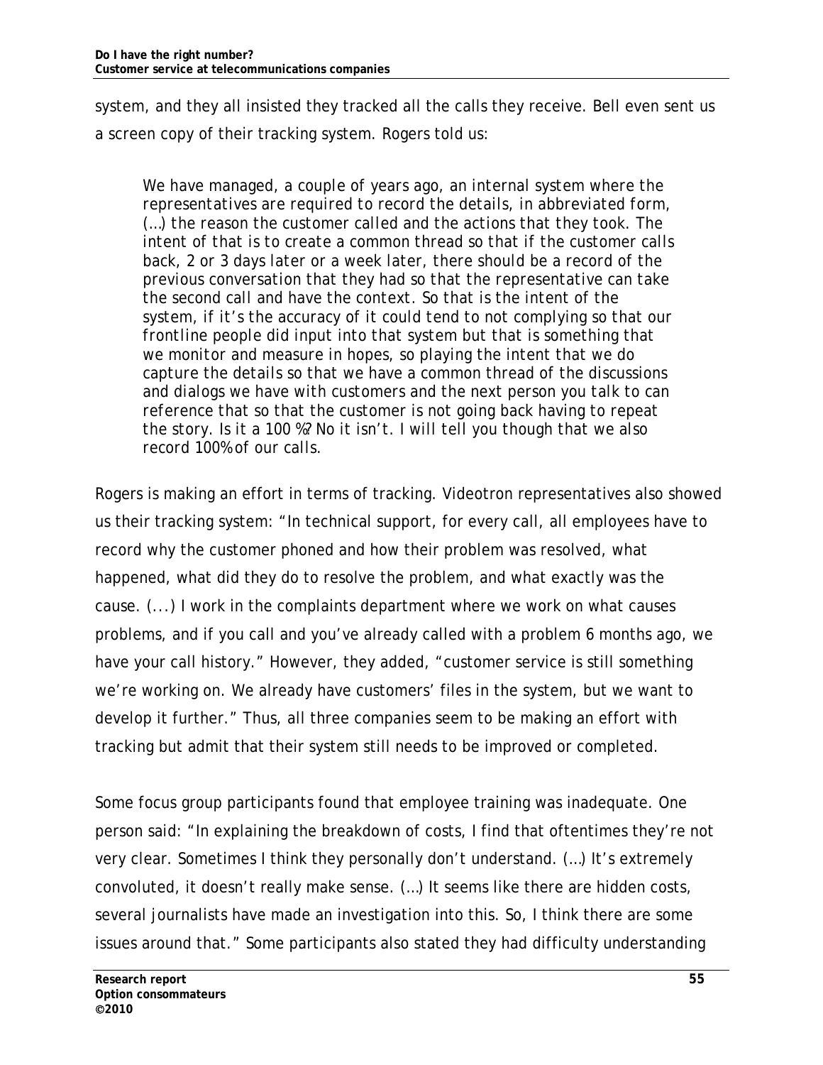system, and they all insisted they tracked all the calls they receive. Bell even sent us a screen copy of their tracking system. Rogers told us:

> *We have managed, a couple of years ago, an internal system where the representatives are required to record the details, in abbreviated form, (…) the reason the customer called and the actions that they took. The intent of that is to create a common thread so that if the customer calls back, 2 or 3 days later or a week later, there should be a record of the previous conversation that they had so that the representative can take the second call and have the context. So that is the intent of the system, if it's the accuracy of it could tend to not complying so that our frontline people did input into that system but that is something that we monitor and measure in hopes, so playing the intent that we do capture the details so that we have a common thread of the discussions and dialogs we have with customers and the next person you talk to can reference that so that the customer is not going back having to repeat the story. Is it a 100 %? No it isn't. I will tell you though that we also record 100% of our calls.*

Rogers is making an effort in terms of tracking. Videotron representatives also showed us their tracking system: "In technical support, for every call, all employees have to record why the customer phoned and how their problem was resolved, what happened, what did they do to resolve the problem, and what exactly was the cause. (...) I work in the complaints department where we work on what causes problems, and if you call and you've already called with a problem 6 months ago, we have your call history." However, they added, "customer service is still something we're working on. We already have customers' files in the system, but we want to develop it further." Thus, all three companies seem to be making an effort with tracking but admit that their system still needs to be improved or completed.

Some focus group participants found that employee training was inadequate. One person said: "In explaining the breakdown of costs, I find that oftentimes they're not very clear. Sometimes I think they personally don't understand. (…) It's extremely convoluted, it doesn't really make sense. (…) It seems like there are hidden costs, several journalists have made an investigation into this. So, I think there are some issues around that." Some participants also stated they had difficulty understanding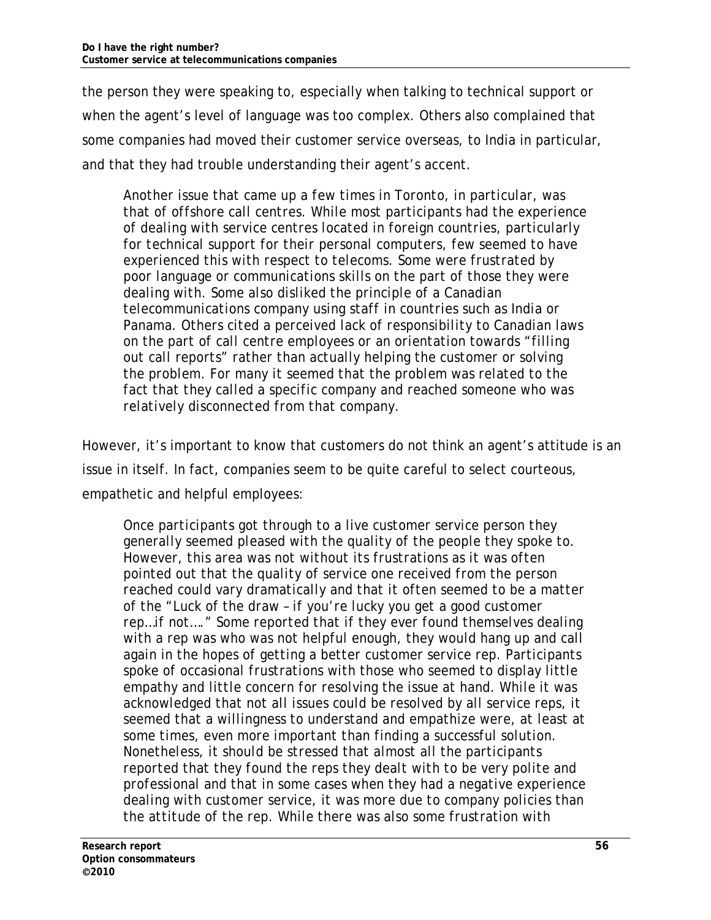the person they were speaking to, especially when talking to technical support or when the agent's level of language was too complex. Others also complained that some companies had moved their customer service overseas, to India in particular, and that they had trouble understanding their agent's accent.

> *Another issue that came up a few times in Toronto, in particular, was that of offshore call centres. While most participants had the experience of dealing with service centres located in foreign countries, particularly for technical support for their personal computers, few seemed to have experienced this with respect to telecoms. Some were frustrated by poor language or communications skills on the part of those they were dealing with. Some also disliked the principle of a Canadian telecommunications company using staff in countries such as India or Panama. Others cited a perceived lack of responsibility to Canadian laws on the part of call centre employees or an orientation towards "filling out call reports" rather than actually helping the customer or solving the problem. For many it seemed that the problem was related to the fact that they called a specific company and reached someone who was relatively disconnected from that company.*

However, it's important to know that customers do not think an agent's attitude is an issue in itself. In fact, companies seem to be quite careful to select courteous, empathetic and helpful employees:

> *Once participants got through to a live customer service person they generally seemed pleased with the quality of the people they spoke to. However, this area was not without its frustrations as it was often pointed out that the quality of service one received from the person reached could vary dramatically and that it often seemed to be a matter of the "Luck of the draw – if you're lucky you get a good customer rep…if not…." Some reported that if they ever found themselves dealing with a rep was who was not helpful enough, they would hang up and call again in the hopes of getting a better customer service rep. Participants spoke of occasional frustrations with those who seemed to display little empathy and little concern for resolving the issue at hand. While it was acknowledged that not all issues could be resolved by all service reps, it seemed that a willingness to understand and empathize were, at least at some times, even more important than finding a successful solution. Nonetheless, it should be stressed that almost all the participants reported that they found the reps they dealt with to be very polite and professional and that in some cases when they had a negative experience dealing with customer service, it was more due to company policies than the attitude of the rep. While there was also some frustration with*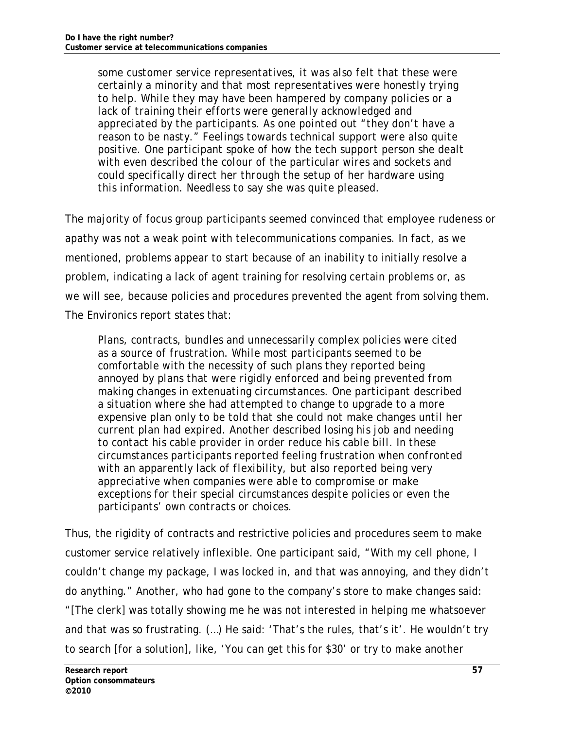> some customer service representatives, it was also felt that these were certainly a minority and that most representatives were honestly trying to help. While they may have been hampered by company policies or a lack of training their efforts were generally acknowledged and appreciated by the participants. As one pointed out "they don't have a reason to be nasty." Feelings towards technical support were also quite positive. One participant spoke of how the tech support person she dealt with even described the colour of the particular wires and sockets and could specifically direct her through the setup of her hardware using this information. Needless to say she was quite pleased.

The majority of focus group participants seemed convinced that employee rudeness or apathy was not a weak point with telecommunications companies. In fact, as we mentioned, problems appear to start because of an inability to initially resolve a problem, indicating a lack of agent training for resolving certain problems or, as we will see, because policies and procedures prevented the agent from solving them. The Environics report states that:

> Plans, contracts, bundles and unnecessarily complex policies were cited as a source of frustration. While most participants seemed to be comfortable with the necessity of such plans they reported being annoyed by plans that were rigidly enforced and being prevented from making changes in extenuating circumstances. One participant described a situation where she had attempted to change to upgrade to a more expensive plan only to be told that she could not make changes until her current plan had expired. Another described losing his job and needing to contact his cable provider in order reduce his cable bill. In these circumstances participants reported feeling frustration when confronted with an apparently lack of flexibility, but also reported being very appreciative when companies were able to compromise or make exceptions for their special circumstances despite policies or even the participants' own contracts or choices.

Thus, the rigidity of contracts and restrictive policies and procedures seem to make customer service relatively inflexible. One participant said, "With my cell phone, I couldn't change my package, I was locked in, and that was annoying, and they didn't do anything." Another, who had gone to the company's store to make changes said: "[The clerk] was totally showing me he was not interested in helping me whatsoever and that was so frustrating. (…) He said: 'That's the rules, that's it'. He wouldn't try to search [for a solution], like, 'You can get this for $30' or try to make another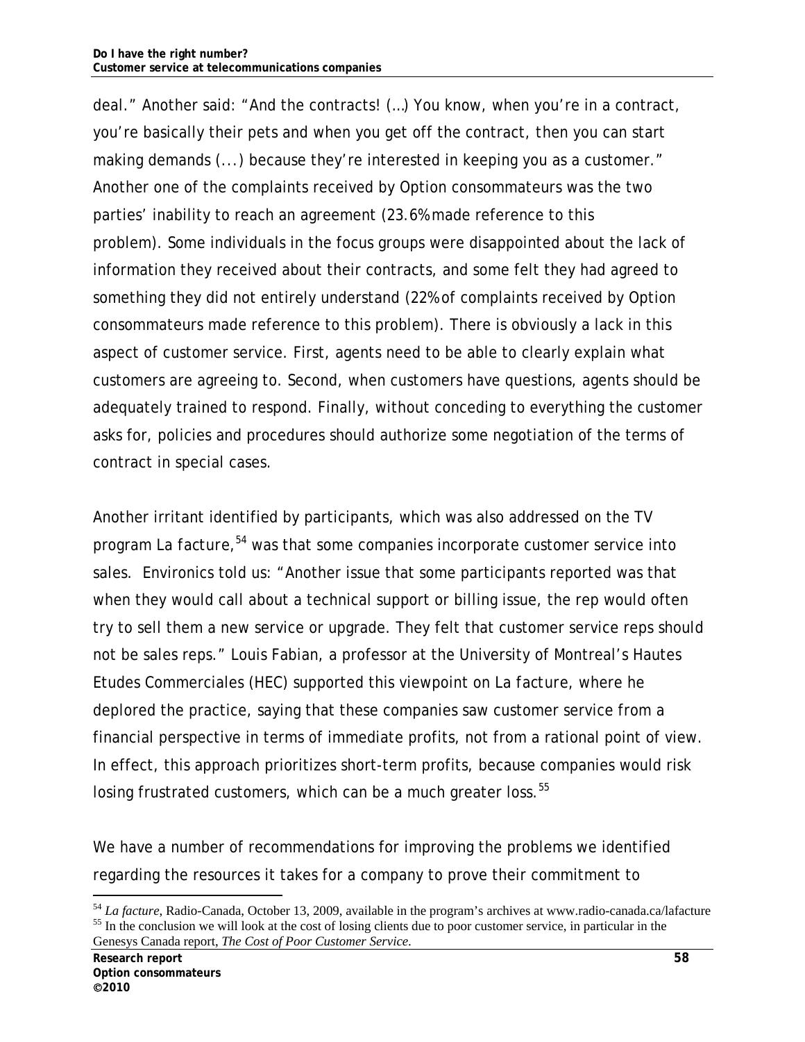deal." Another said: "And the contracts! (…) You know, when you're in a contract, you're basically their pets and when you get off the contract, then you can start making demands (...) because they're interested in keeping you as a customer." Another one of the complaints received by Option consommateurs was the two parties' inability to reach an agreement (23.6% made reference to this problem). Some individuals in the focus groups were disappointed about the lack of information they received about their contracts, and some felt they had agreed to something they did not entirely understand (22% of complaints received by Option consommateurs made reference to this problem). There is obviously a lack in this aspect of customer service. First, agents need to be able to clearly explain what customers are agreeing to. Second, when customers have questions, agents should be adequately trained to respond. Finally, without conceding to everything the customer asks for, policies and procedures should authorize some negotiation of the terms of contract in special cases.

Another irritant identified by participants, which was also addressed on the TV program *La facture*,[54] was that some companies incorporate customer service into sales. Environics told us: "Another issue that some participants reported was that when they would call about a technical support or billing issue, the rep would often try to sell them a new service or upgrade. They felt that customer service reps should not be sales reps." Louis Fabian, a professor at the University of Montreal's Hautes Etudes Commerciales (HEC) supported this viewpoint on *La facture*, where he deplored the practice, saying that these companies saw customer service from a financial perspective in terms of immediate profits, not from a rational point of view. In effect, this approach prioritizes short-term profits, because companies would risk losing frustrated customers, which can be a much greater loss.[55]

We have a number of recommendations for improving the problems we identified regarding the resources it takes for a company to prove their commitment to

---

[54] *La facture*, Radio-Canada, October 13, 2009, available in the program's archives at www.radio-canada.ca/lafacture

[55] In the conclusion we will look at the cost of losing clients due to poor customer service, in particular in the Genesys Canada report, *The Cost of Poor Customer Service*.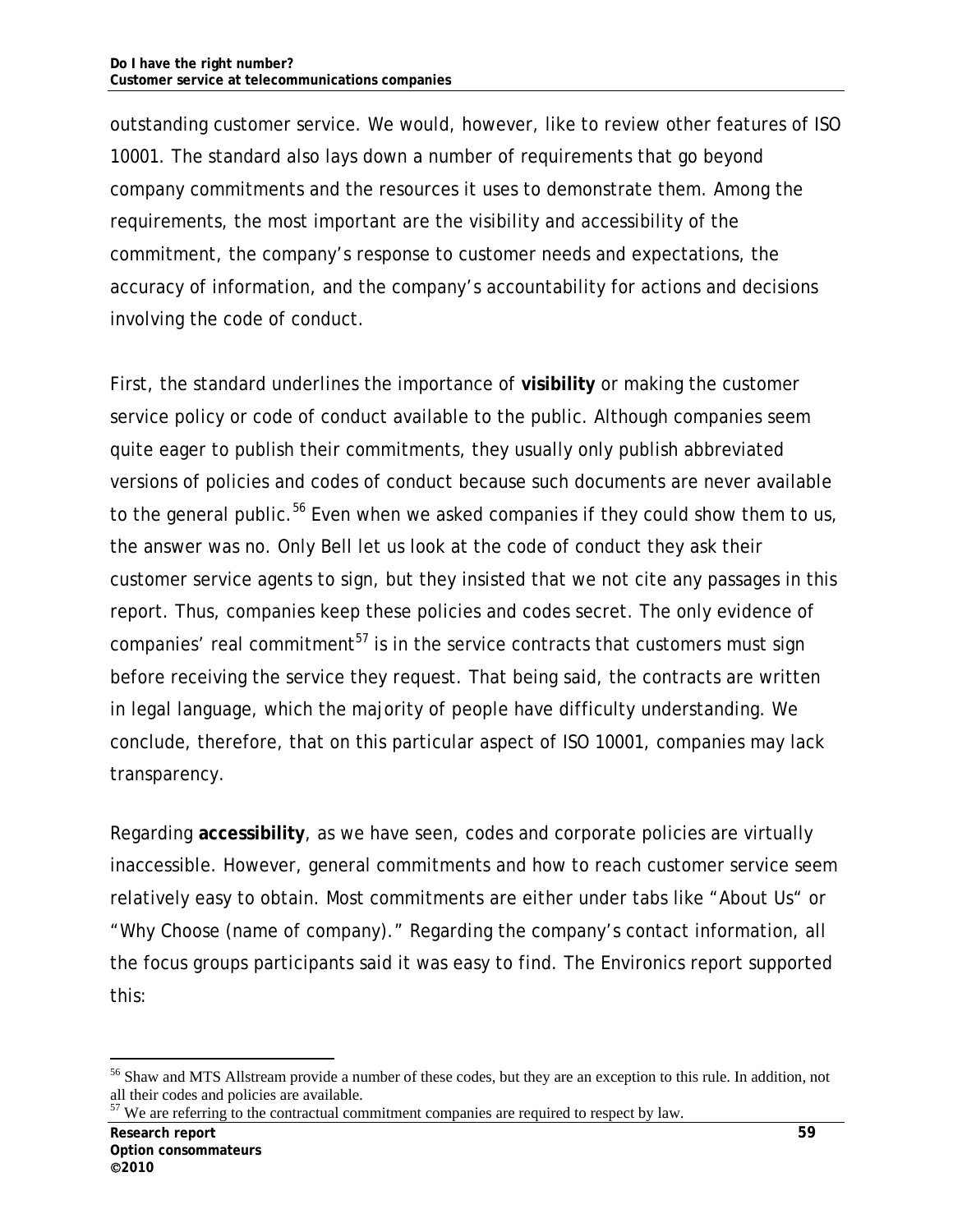outstanding customer service. We would, however, like to review other features of ISO 10001. The standard also lays down a number of requirements that go beyond company commitments and the resources it uses to demonstrate them. Among the requirements, the most important are the visibility and accessibility of the commitment, the company's response to customer needs and expectations, the accuracy of information, and the company's accountability for actions and decisions involving the code of conduct.

First, the standard underlines the importance of **visibility** or making the customer service policy or code of conduct available to the public. Although companies seem quite eager to publish their commitments, they usually only publish abbreviated versions of policies and codes of conduct because such documents are never available to the general public.[56] Even when we asked companies if they could show them to us, the answer was no. Only Bell let us look at the code of conduct they ask their customer service agents to sign, but they insisted that we not cite any passages in this report. Thus, companies keep these policies and codes secret. The only evidence of companies' real commitment[57] is in the service contracts that customers must sign before receiving the service they request. That being said, the contracts are written in legal language, which the majority of people have difficulty understanding. We conclude, therefore, that on this particular aspect of ISO 10001, companies may lack transparency.

Regarding **accessibility**, as we have seen, codes and corporate policies are virtually inaccessible. However, general commitments and how to reach customer service seem relatively easy to obtain. Most commitments are either under tabs like "About Us" or "Why Choose (name of company)." Regarding the company's contact information, all the focus groups participants said it was easy to find. The Environics report supported this:

---

[56] Shaw and MTS Allstream provide a number of these codes, but they are an exception to this rule. In addition, not all their codes and policies are available.

[57] We are referring to the contractual commitment companies are required to respect by law.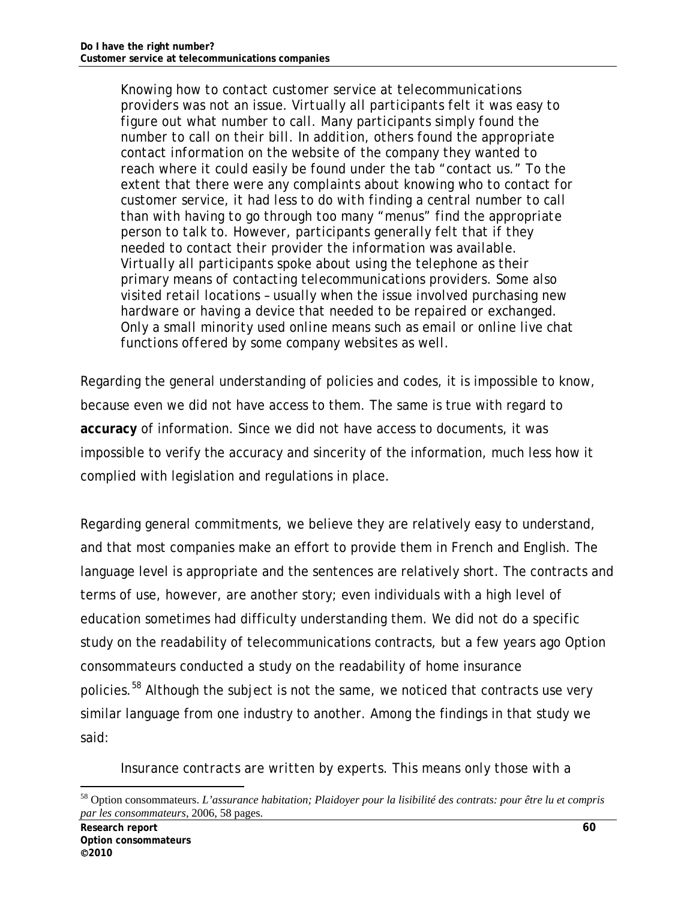> Knowing how to contact customer service at telecommunications providers was not an issue. Virtually all participants felt it was easy to figure out what number to call. Many participants simply found the number to call on their bill. In addition, others found the appropriate contact information on the website of the company they wanted to reach where it could easily be found under the tab "contact us." To the extent that there were any complaints about knowing who to contact for customer service, it had less to do with finding a central number to call than with having to go through too many "menus" find the appropriate person to talk to. However, participants generally felt that if they needed to contact their provider the information was available. Virtually all participants spoke about using the telephone as their primary means of contacting telecommunications providers. Some also visited retail locations – usually when the issue involved purchasing new hardware or having a device that needed to be repaired or exchanged. Only a small minority used online means such as email or online live chat functions offered by some company websites as well.

Regarding the general understanding of policies and codes, it is impossible to know, because even we did not have access to them. The same is true with regard to **accuracy** of information. Since we did not have access to documents, it was impossible to verify the accuracy and sincerity of the information, much less how it complied with legislation and regulations in place.

Regarding general commitments, we believe they are relatively easy to understand, and that most companies make an effort to provide them in French and English. The language level is appropriate and the sentences are relatively short. The contracts and terms of use, however, are another story; even individuals with a high level of education sometimes had difficulty understanding them. We did not do a specific study on the readability of telecommunications contracts, but a few years ago Option consommateurs conducted a study on the readability of home insurance policies.[58] Although the subject is not the same, we noticed that contracts use very similar language from one industry to another. Among the findings in that study we said:

> Insurance contracts are written by experts. This means only those with a

[58] Option consommateurs. *L'assurance habitation; Plaidoyer pour la lisibilité des contrats: pour être lu et compris par les consommateurs*, 2006, 58 pages.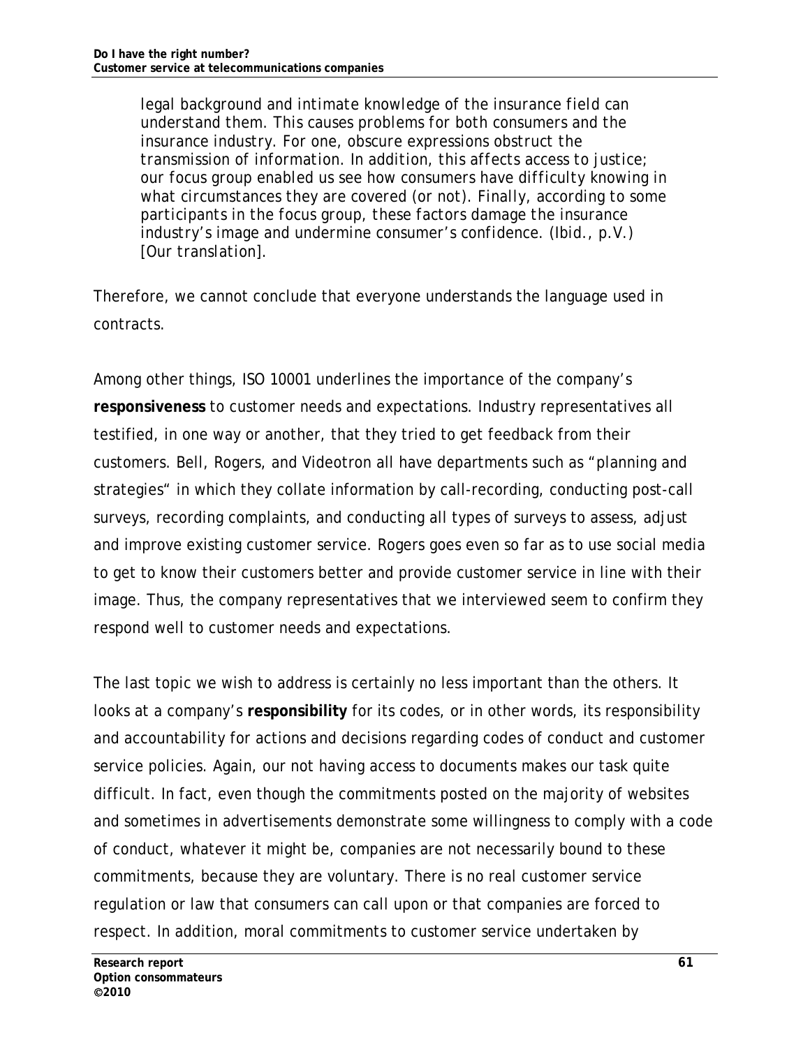> legal background and intimate knowledge of the insurance field can understand them. This causes problems for both consumers and the insurance industry. For one, obscure expressions obstruct the transmission of information. In addition, this affects access to justice; our focus group enabled us see how consumers have difficulty knowing in what circumstances they are covered (or not). Finally, according to some participants in the focus group, these factors damage the insurance industry's image and undermine consumer's confidence. (Ibid., p.V.) [Our translation].

Therefore, we cannot conclude that everyone understands the language used in contracts.

Among other things, ISO 10001 underlines the importance of the company's **responsiveness** to customer needs and expectations. Industry representatives all testified, in one way or another, that they tried to get feedback from their customers. Bell, Rogers, and Videotron all have departments such as "planning and strategies" in which they collate information by call-recording, conducting post-call surveys, recording complaints, and conducting all types of surveys to assess, adjust and improve existing customer service. Rogers goes even so far as to use social media to get to know their customers better and provide customer service in line with their image. Thus, the company representatives that we interviewed seem to confirm they respond well to customer needs and expectations.

The last topic we wish to address is certainly no less important than the others. It looks at a company's **responsibility** for its codes, or in other words, its responsibility and accountability for actions and decisions regarding codes of conduct and customer service policies. Again, our not having access to documents makes our task quite difficult. In fact, even though the commitments posted on the majority of websites and sometimes in advertisements demonstrate some willingness to comply with a code of conduct, whatever it might be, companies are not necessarily bound to these commitments, because they are voluntary. There is no real customer service regulation or law that consumers can call upon or that companies are forced to respect. In addition, moral commitments to customer service undertaken by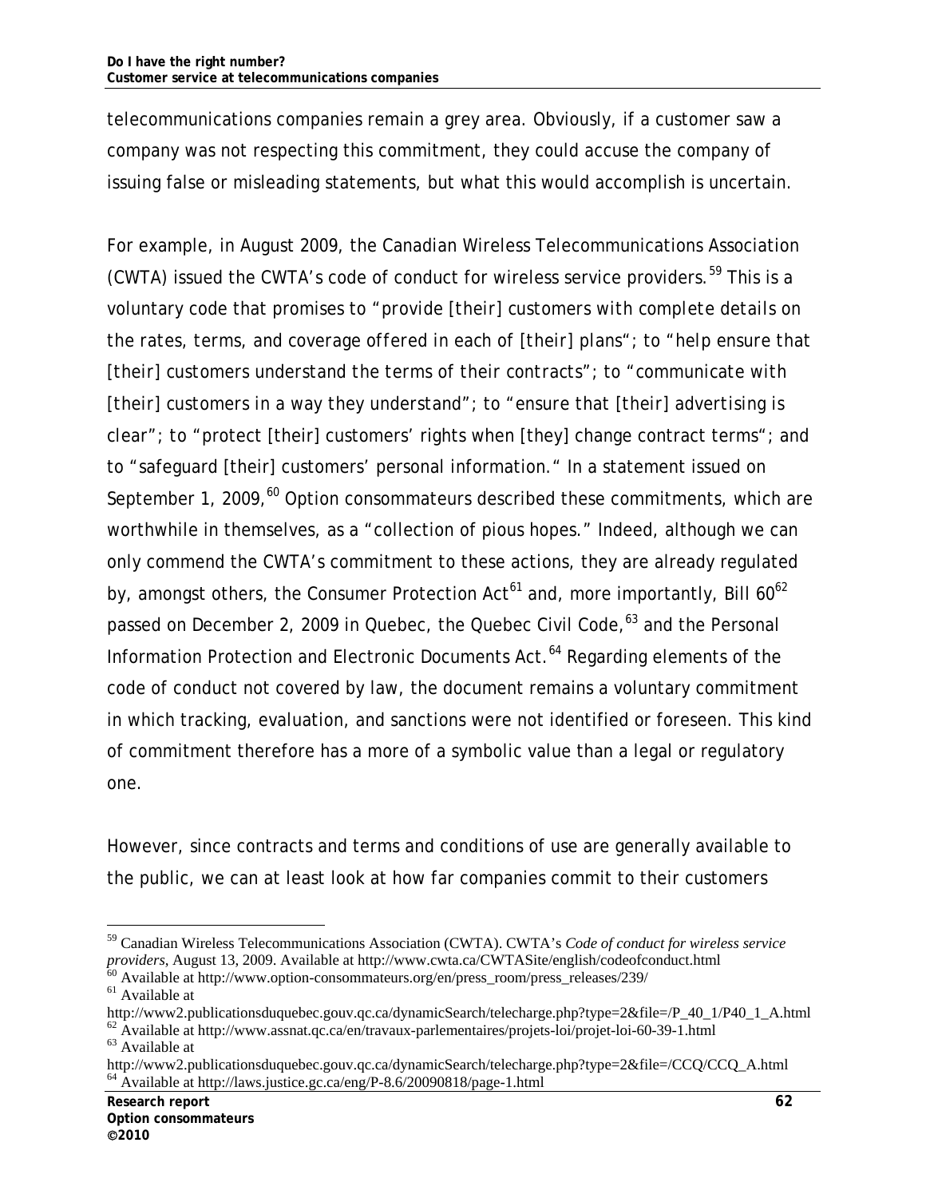telecommunications companies remain a grey area. Obviously, if a customer saw a company was not respecting this commitment, they could accuse the company of issuing false or misleading statements, but what this would accomplish is uncertain.

For example, in August 2009, the Canadian Wireless Telecommunications Association (CWTA) issued the CWTA's code of conduct for wireless service providers.[59] This is a voluntary code that promises to "provide [their] customers with complete details on the rates, terms, and coverage offered in each of [their] plans"; to "help ensure that [their] customers understand the terms of their contracts"; to "communicate with [their] customers in a way they understand"; to "ensure that [their] advertising is clear"; to "protect [their] customers' rights when [they] change contract terms"; and to "safeguard [their] customers' personal information." In a statement issued on September 1, 2009,[60] Option consommateurs described these commitments, which are worthwhile in themselves, as a "collection of pious hopes." Indeed, although we can only commend the CWTA's commitment to these actions, they are already regulated by, amongst others, the Consumer Protection Act[61] and, more importantly, Bill 60[62] passed on December 2, 2009 in Quebec, the Quebec Civil Code,[63] and the Personal Information Protection and Electronic Documents Act.[64] Regarding elements of the code of conduct not covered by law, the document remains a voluntary commitment in which tracking, evaluation, and sanctions were not identified or foreseen. This kind of commitment therefore has a more of a symbolic value than a legal or regulatory one.

However, since contracts and terms and conditions of use are generally available to the public, we can at least look at how far companies commit to their customers

---

[59] Canadian Wireless Telecommunications Association (CWTA). CWTA's *Code of conduct for wireless service providers*, August 13, 2009. Available at http://www.cwta.ca/CWTASite/english/codeofconduct.html

[60] Available at http://www.option-consommateurs.org/en/press_room/press_releases/239/

[61] Available at http://www2.publicationsduquebec.gouv.qc.ca/dynamicSearch/telecharge.php?type=2&file=/P_40_1/P40_1_A.html

[62] Available at http://www.assnat.qc.ca/en/travaux-parlementaires/projets-loi/projet-loi-60-39-1.html

[63] Available at http://www2.publicationsduquebec.gouv.qc.ca/dynamicSearch/telecharge.php?type=2&file=/CCQ/CCQ_A.html

[64] Available at http://laws.justice.gc.ca/eng/P-8.6/20090818/page-1.html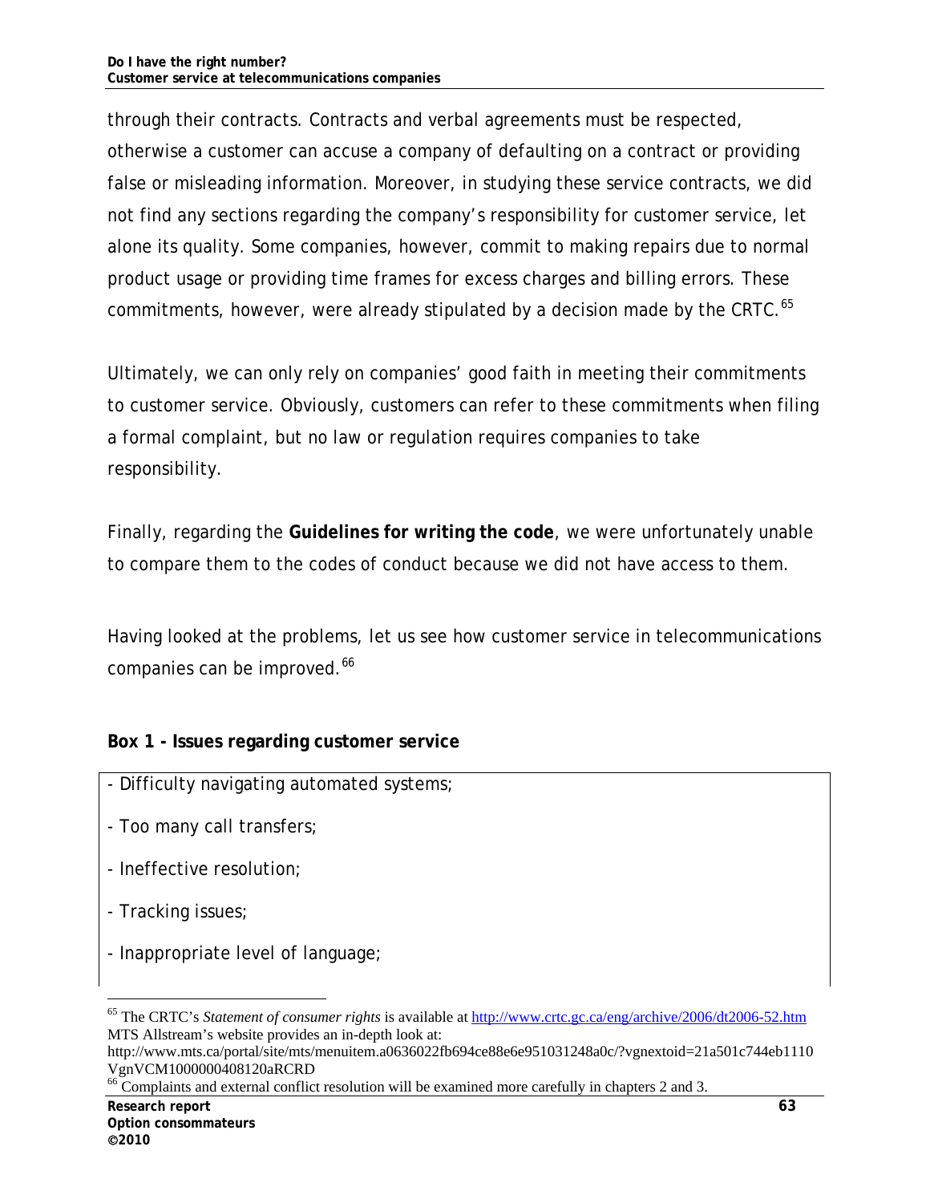through their contracts. Contracts and verbal agreements must be respected, otherwise a customer can accuse a company of defaulting on a contract or providing false or misleading information. Moreover, in studying these service contracts, we did not find any sections regarding the company's responsibility for customer service, let alone its quality. Some companies, however, commit to making repairs due to normal product usage or providing time frames for excess charges and billing errors. These commitments, however, were already stipulated by a decision made by the CRTC.[65]

Ultimately, we can only rely on companies' good faith in meeting their commitments to customer service. Obviously, customers can refer to these commitments when filing a formal complaint, but no law or regulation requires companies to take responsibility.

Finally, regarding the **Guidelines for writing the code**, we were unfortunately unable to compare them to the codes of conduct because we did not have access to them.

Having looked at the problems, let us see how customer service in telecommunications companies can be improved.[66]

**Box 1 - Issues regarding customer service**

- Difficulty navigating automated systems;
- Too many call transfers;
- Ineffective resolution;
- Tracking issues;
- Inappropriate level of language;

---

[65] The CRTC's *Statement of consumer rights* is available at http://www.crtc.gc.ca/eng/archive/2006/dt2006-52.htm MTS Allstream's website provides an in-depth look at: http://www.mts.ca/portal/site/mts/menuitem.a0636022fb694ce88e6e951031248a0c/?vgnextoid=21a501c744eb1110VgnVCM1000000408120aRCRD

[66] Complaints and external conflict resolution will be examined more carefully in chapters 2 and 3.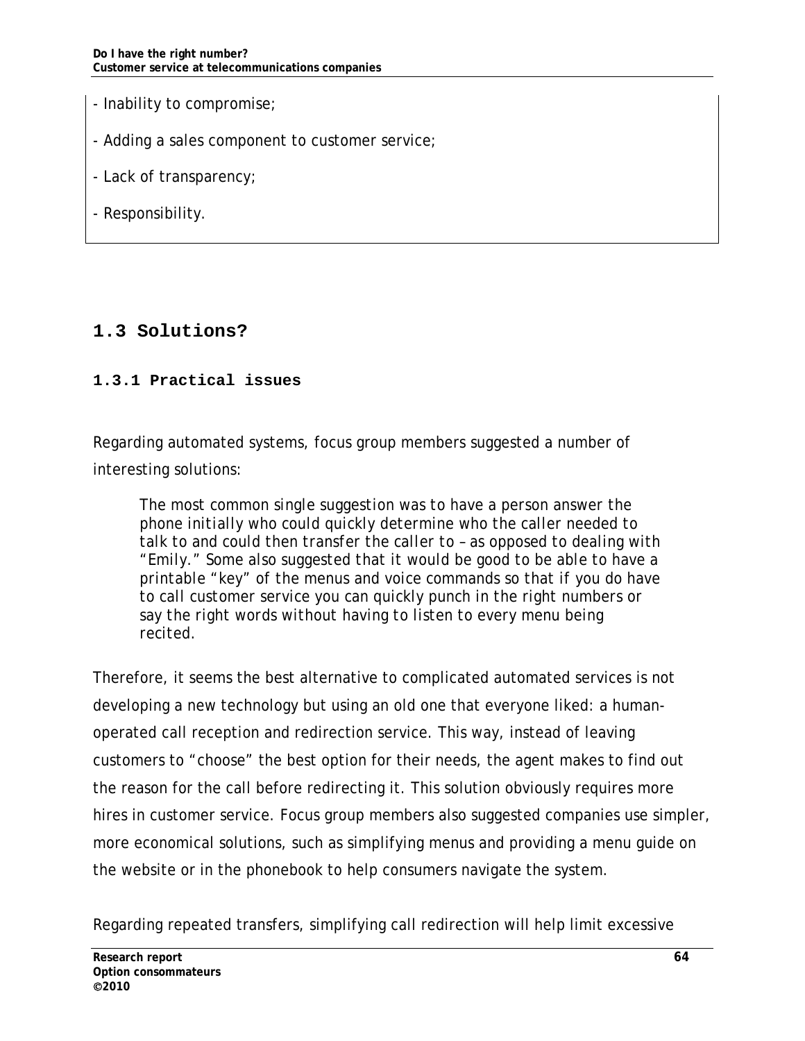- Inability to compromise;

- Adding a sales component to customer service;

- Lack of transparency;

- Responsibility.

## 1.3 Solutions?

### 1.3.1 Practical issues

Regarding automated systems, focus group members suggested a number of interesting solutions:

> *The most common single suggestion was to have a person answer the phone initially who could quickly determine who the caller needed to talk to and could then transfer the caller to – as opposed to dealing with "Emily." Some also suggested that it would be good to be able to have a printable "key" of the menus and voice commands so that if you do have to call customer service you can quickly punch in the right numbers or say the right words without having to listen to every menu being recited.*

Therefore, it seems the best alternative to complicated automated services is not developing a new technology but using an old one that everyone liked: a human-operated call reception and redirection service. This way, instead of leaving customers to "choose" the best option for their needs, the agent makes to find out the reason for the call before redirecting it. This solution obviously requires more hires in customer service. Focus group members also suggested companies use simpler, more economical solutions, such as simplifying menus and providing a menu guide on the website or in the phonebook to help consumers navigate the system.

Regarding repeated transfers, simplifying call redirection will help limit excessive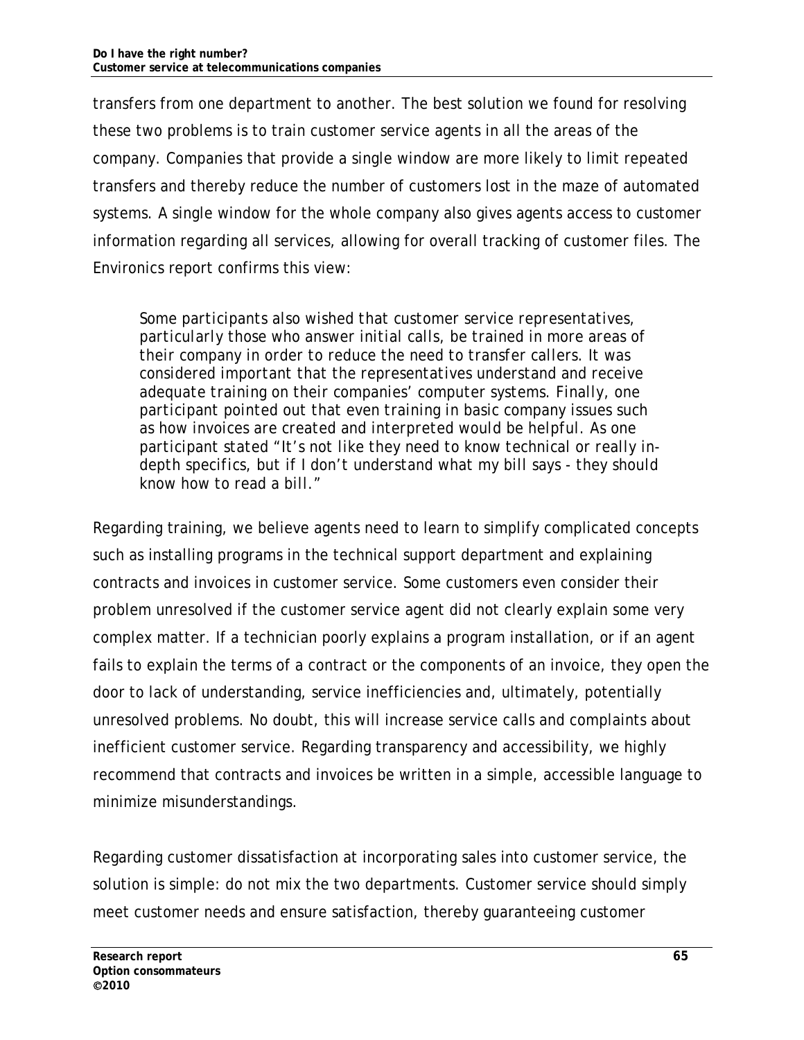transfers from one department to another. The best solution we found for resolving these two problems is to train customer service agents in all the areas of the company. Companies that provide a single window are more likely to limit repeated transfers and thereby reduce the number of customers lost in the maze of automated systems. A single window for the whole company also gives agents access to customer information regarding all services, allowing for overall tracking of customer files. The Environics report confirms this view:

> Some participants also wished that customer service representatives, particularly those who answer initial calls, be trained in more areas of their company in order to reduce the need to transfer callers. It was considered important that the representatives understand and receive adequate training on their companies' computer systems. Finally, one participant pointed out that even training in basic company issues such as how invoices are created and interpreted would be helpful. As one participant stated "It's not like they need to know technical or really in-depth specifics, but if I don't understand what my bill says - they should know how to read a bill."

Regarding training, we believe agents need to learn to simplify complicated concepts such as installing programs in the technical support department and explaining contracts and invoices in customer service. Some customers even consider their problem unresolved if the customer service agent did not clearly explain some very complex matter. If a technician poorly explains a program installation, or if an agent fails to explain the terms of a contract or the components of an invoice, they open the door to lack of understanding, service inefficiencies and, ultimately, potentially unresolved problems. No doubt, this will increase service calls and complaints about inefficient customer service. Regarding transparency and accessibility, we highly recommend that contracts and invoices be written in a simple, accessible language to minimize misunderstandings.

Regarding customer dissatisfaction at incorporating sales into customer service, the solution is simple: do not mix the two departments. Customer service should simply meet customer needs and ensure satisfaction, thereby guaranteeing customer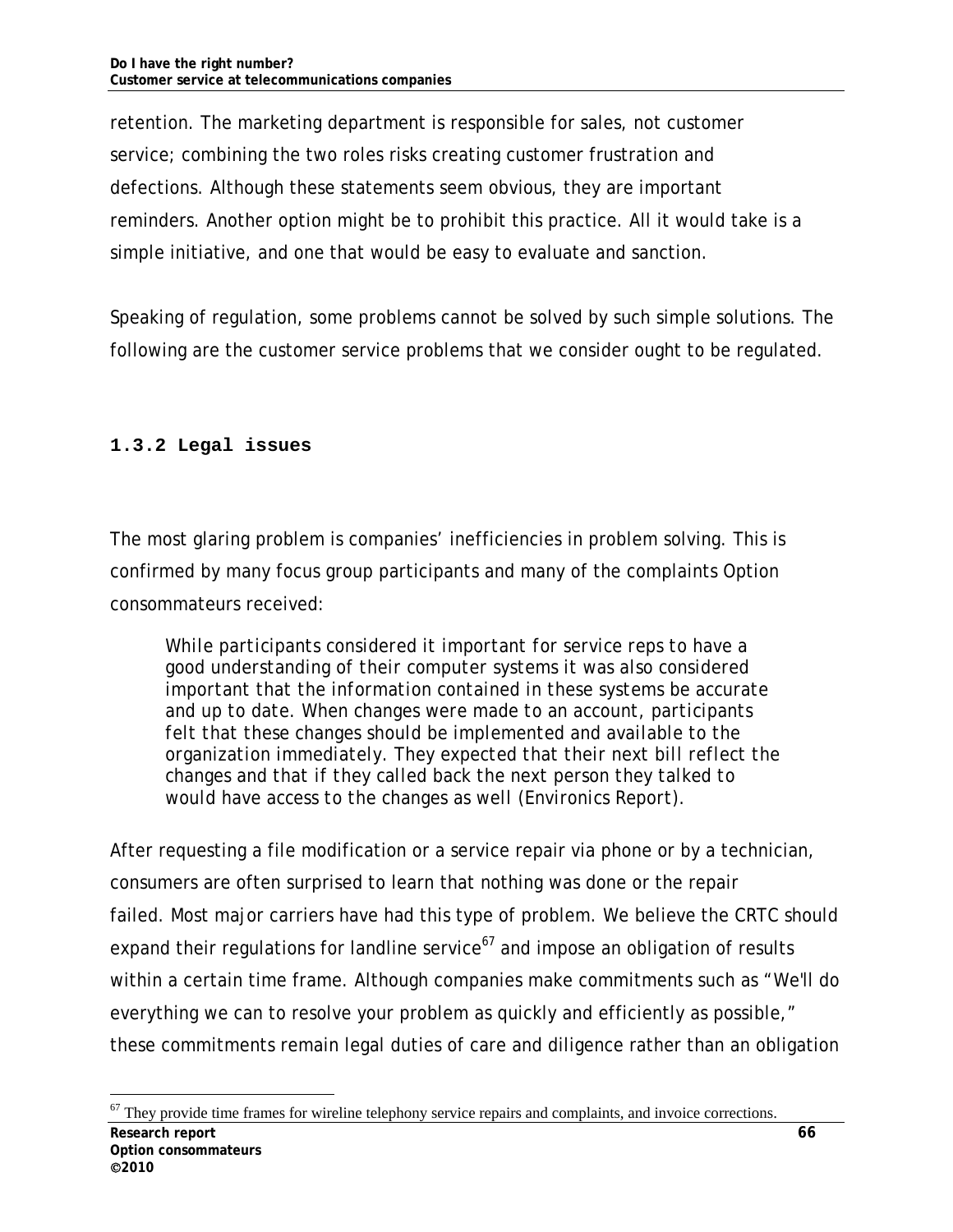retention. The marketing department is responsible for sales, not customer service; combining the two roles risks creating customer frustration and defections. Although these statements seem obvious, they are important reminders. Another option might be to prohibit this practice. All it would take is a simple initiative, and one that would be easy to evaluate and sanction.

Speaking of regulation, some problems cannot be solved by such simple solutions. The following are the customer service problems that we consider ought to be regulated.

### 1.3.2 Legal issues

The most glaring problem is companies' inefficiencies in problem solving. This is confirmed by many focus group participants and many of the complaints Option consommateurs received:

> *While participants considered it important for service reps to have a good understanding of their computer systems it was also considered important that the information contained in these systems be accurate and up to date. When changes were made to an account, participants felt that these changes should be implemented and available to the organization immediately. They expected that their next bill reflect the changes and that if they called back the next person they talked to would have access to the changes as well (Environics Report).*

After requesting a file modification or a service repair via phone or by a technician, consumers are often surprised to learn that nothing was done or the repair failed. Most major carriers have had this type of problem. We believe the CRTC should expand their regulations for landline service[67] and impose an obligation of results within a certain time frame. Although companies make commitments such as "We'll do everything we can to resolve your problem as quickly and efficiently as possible," these commitments remain legal duties of care and diligence rather than an obligation

[67] They provide time frames for wireline telephony service repairs and complaints, and invoice corrections.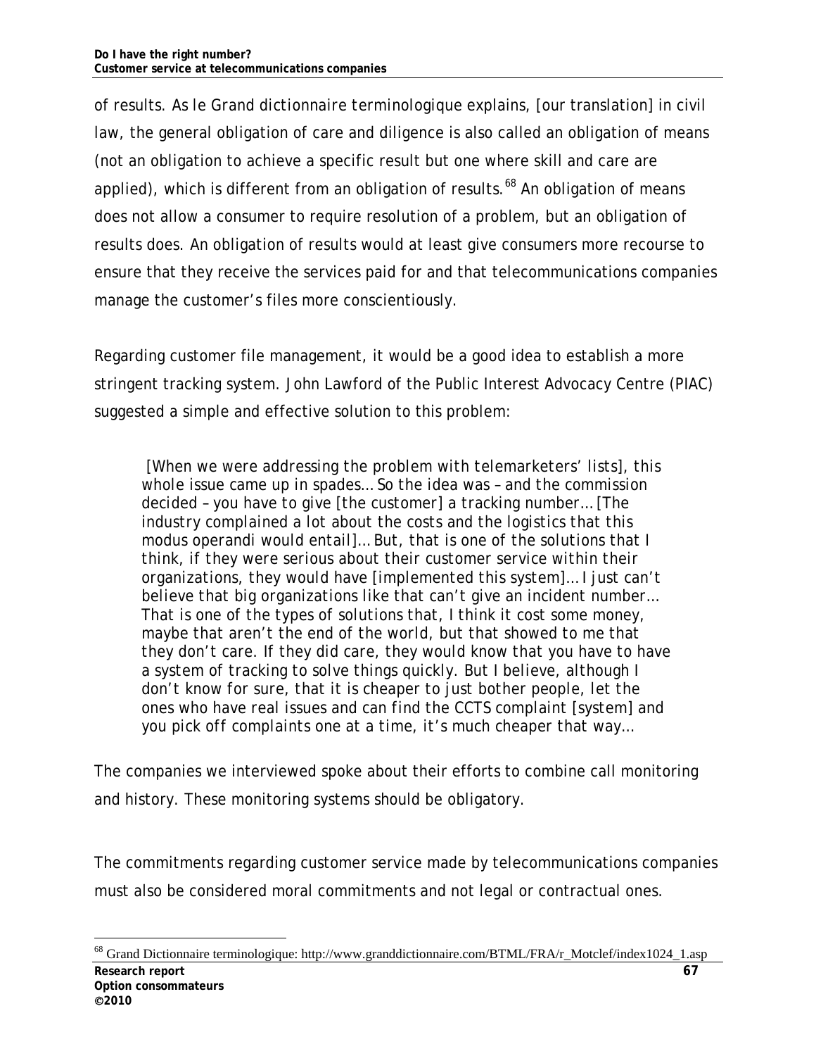of results. As le Grand dictionnaire terminologique explains, [our translation] in civil law, the general obligation of care and diligence is also called an obligation of means (not an obligation to achieve a specific result but one where skill and care are applied), which is different from an obligation of results.[68] An obligation of means does not allow a consumer to require resolution of a problem, but an obligation of results does. An obligation of results would at least give consumers more recourse to ensure that they receive the services paid for and that telecommunications companies manage the customer's files more conscientiously.

Regarding customer file management, it would be a good idea to establish a more stringent tracking system. John Lawford of the Public Interest Advocacy Centre (PIAC) suggested a simple and effective solution to this problem:

> *[When we were addressing the problem with telemarketers' lists], this whole issue came up in spades… So the idea was – and the commission decided – you have to give [the customer] a tracking number… [The industry complained a lot about the costs and the logistics that this modus operandi would entail]… But, that is one of the solutions that I think, if they were serious about their customer service within their organizations, they would have [implemented this system]… I just can't believe that big organizations like that can't give an incident number… That is one of the types of solutions that, I think it cost some money, maybe that aren't the end of the world, but that showed to me that they don't care. If they did care, they would know that you have to have a system of tracking to solve things quickly. But I believe, although I don't know for sure, that it is cheaper to just bother people, let the ones who have real issues and can find the CCTS complaint [system] and you pick off complaints one at a time, it's much cheaper that way…*

The companies we interviewed spoke about their efforts to combine call monitoring and history. These monitoring systems should be obligatory.

The commitments regarding customer service made by telecommunications companies must also be considered moral commitments and not legal or contractual ones.

[68] Grand Dictionnaire terminologique: http://www.granddictionnaire.com/BTML/FRA/r_Motclef/index1024_1.asp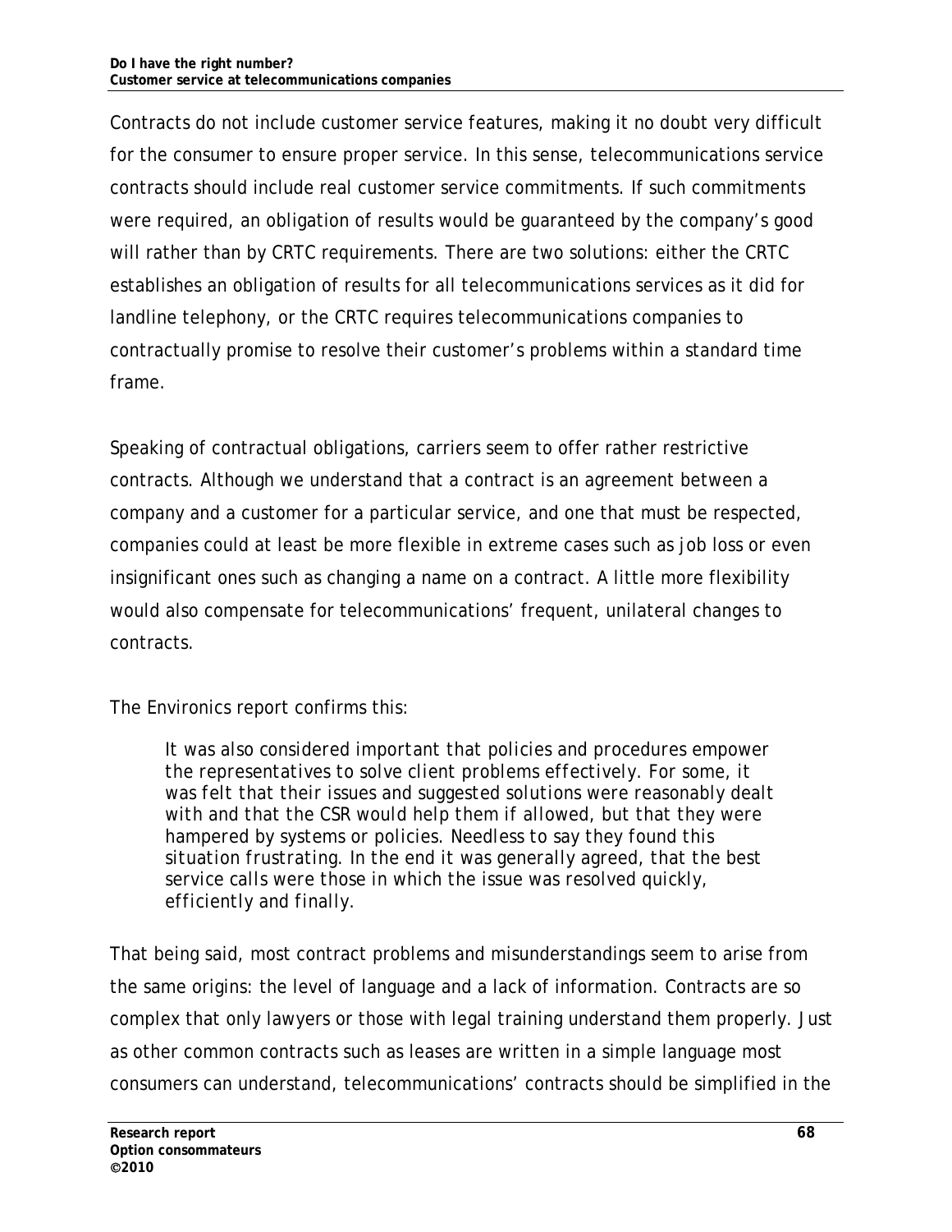Contracts do not include customer service features, making it no doubt very difficult for the consumer to ensure proper service. In this sense, telecommunications service contracts should include real customer service commitments. If such commitments were required, an obligation of results would be guaranteed by the company's good will rather than by CRTC requirements. There are two solutions: either the CRTC establishes an obligation of results for all telecommunications services as it did for landline telephony, or the CRTC requires telecommunications companies to contractually promise to resolve their customer's problems within a standard time frame.

Speaking of contractual obligations, carriers seem to offer rather restrictive contracts. Although we understand that a contract is an agreement between a company and a customer for a particular service, and one that must be respected, companies could at least be more flexible in extreme cases such as job loss or even insignificant ones such as changing a name on a contract. A little more flexibility would also compensate for telecommunications' frequent, unilateral changes to contracts.

The Environics report confirms this:

> *It was also considered important that policies and procedures empower the representatives to solve client problems effectively. For some, it was felt that their issues and suggested solutions were reasonably dealt with and that the CSR would help them if allowed, but that they were hampered by systems or policies. Needless to say they found this situation frustrating. In the end it was generally agreed, that the best service calls were those in which the issue was resolved quickly, efficiently and finally.*

That being said, most contract problems and misunderstandings seem to arise from the same origins: the level of language and a lack of information. Contracts are so complex that only lawyers or those with legal training understand them properly. Just as other common contracts such as leases are written in a simple language most consumers can understand, telecommunications' contracts should be simplified in the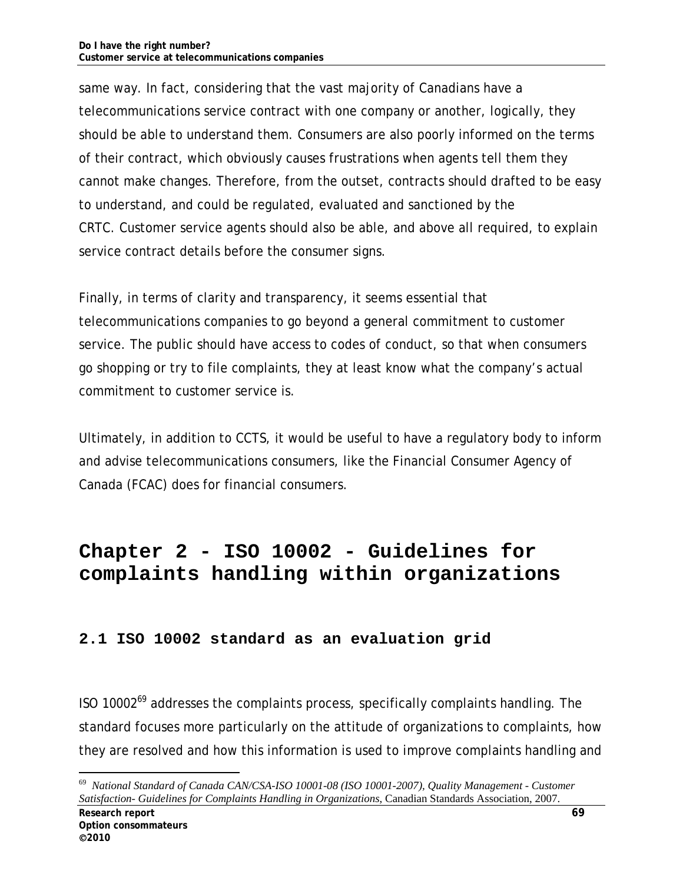same way. In fact, considering that the vast majority of Canadians have a telecommunications service contract with one company or another, logically, they should be able to understand them. Consumers are also poorly informed on the terms of their contract, which obviously causes frustrations when agents tell them they cannot make changes. Therefore, from the outset, contracts should drafted to be easy to understand, and could be regulated, evaluated and sanctioned by the CRTC. Customer service agents should also be able, and above all required, to explain service contract details before the consumer signs.

Finally, in terms of clarity and transparency, it seems essential that telecommunications companies to go beyond a general commitment to customer service. The public should have access to codes of conduct, so that when consumers go shopping or try to file complaints, they at least know what the company's actual commitment to customer service is.

Ultimately, in addition to CCTS, it would be useful to have a regulatory body to inform and advise telecommunications consumers, like the Financial Consumer Agency of Canada (FCAC) does for financial consumers.

# Chapter 2 - ISO 10002 - Guidelines for complaints handling within organizations

## 2.1 ISO 10002 standard as an evaluation grid

ISO 10002[69] addresses the complaints process, specifically complaints handling. The standard focuses more particularly on the attitude of organizations to complaints, how they are resolved and how this information is used to improve complaints handling and

[69] *National Standard of Canada CAN/CSA-ISO 10001-08 (ISO 10001-2007), Quality Management - Customer Satisfaction- Guidelines for Complaints Handling in Organizations*, Canadian Standards Association, 2007.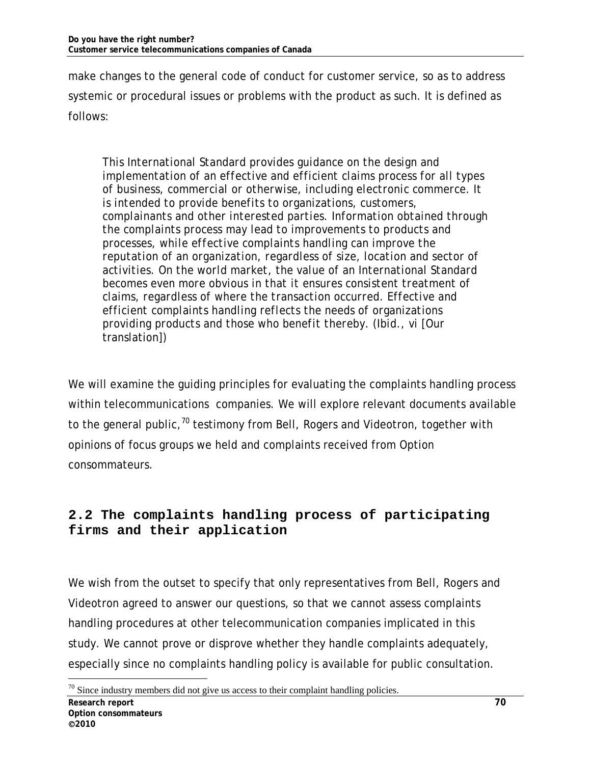make changes to the general code of conduct for customer service, so as to address systemic or procedural issues or problems with the product as such. It is defined as follows:

> This International Standard provides guidance on the design and implementation of an effective and efficient claims process for all types of business, commercial or otherwise, including electronic commerce. It is intended to provide benefits to organizations, customers, complainants and other interested parties. Information obtained through the complaints process may lead to improvements to products and processes, while effective complaints handling can improve the reputation of an organization, regardless of size, location and sector of activities. On the world market, the value of an International Standard becomes even more obvious in that it ensures consistent treatment of claims, regardless of where the transaction occurred. Effective and efficient complaints handling reflects the needs of organizations providing products and those who benefit thereby. (Ibid., vi [Our translation])

We will examine the guiding principles for evaluating the complaints handling process within telecommunications companies. We will explore relevant documents available to the general public,[70] testimony from Bell, Rogers and Videotron, together with opinions of focus groups we held and complaints received from Option consommateurs.

## 2.2 The complaints handling process of participating firms and their application

We wish from the outset to specify that only representatives from Bell, Rogers and Videotron agreed to answer our questions, so that we cannot assess complaints handling procedures at other telecommunication companies implicated in this study. We cannot prove or disprove whether they handle complaints adequately, especially since no complaints handling policy is available for public consultation.

[70] Since industry members did not give us access to their complaint handling policies.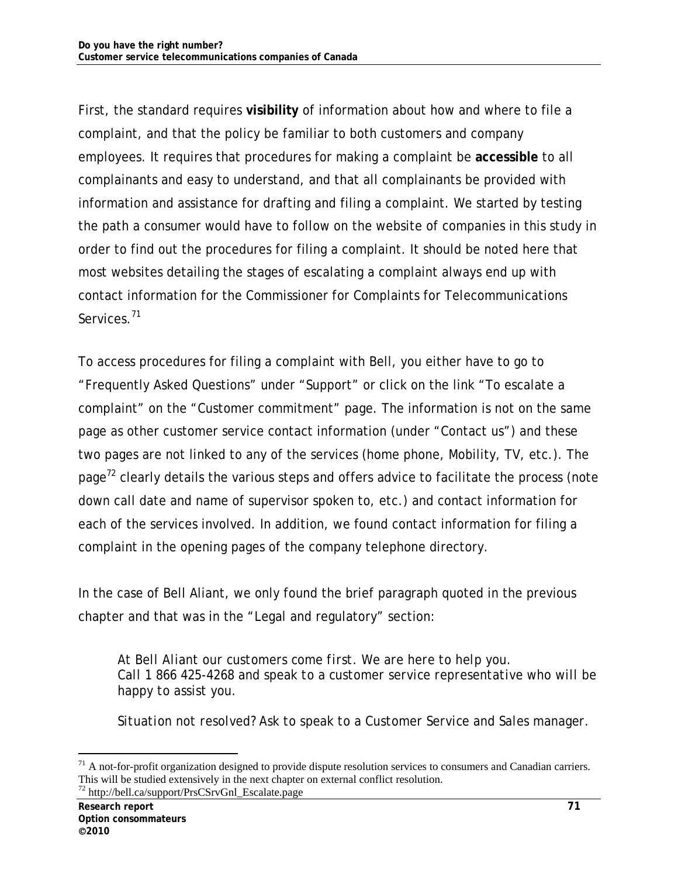First, the standard requires **visibility** of information about how and where to file a complaint, and that the policy be familiar to both customers and company employees. It requires that procedures for making a complaint be **accessible** to all complainants and easy to understand, and that all complainants be provided with information and assistance for drafting and filing a complaint. We started by testing the path a consumer would have to follow on the website of companies in this study in order to find out the procedures for filing a complaint. It should be noted here that most websites detailing the stages of escalating a complaint always end up with contact information for the Commissioner for Complaints for Telecommunications Services.[71]

To access procedures for filing a complaint with Bell, you either have to go to "Frequently Asked Questions" under "Support" or click on the link "To escalate a complaint" on the "Customer commitment" page. The information is not on the same page as other customer service contact information (under "Contact us") and these two pages are not linked to any of the services (home phone, Mobility, TV, etc.). The page[72] clearly details the various steps and offers advice to facilitate the process (note down call date and name of supervisor spoken to, etc.) and contact information for each of the services involved. In addition, we found contact information for filing a complaint in the opening pages of the company telephone directory.

In the case of Bell Aliant, we only found the brief paragraph quoted in the previous chapter and that was in the "Legal and regulatory" section:

> *At Bell Aliant our customers come first. We are here to help you.*
> *Call 1 866 425-4268 and speak to a customer service representative who will be happy to assist you.*
>
> *Situation not resolved? Ask to speak to a Customer Service and Sales manager.*

---

[71] A not-for-profit organization designed to provide dispute resolution services to consumers and Canadian carriers. This will be studied extensively in the next chapter on external conflict resolution.

[72] http://bell.ca/support/PrsCSrvGnl_Escalate.page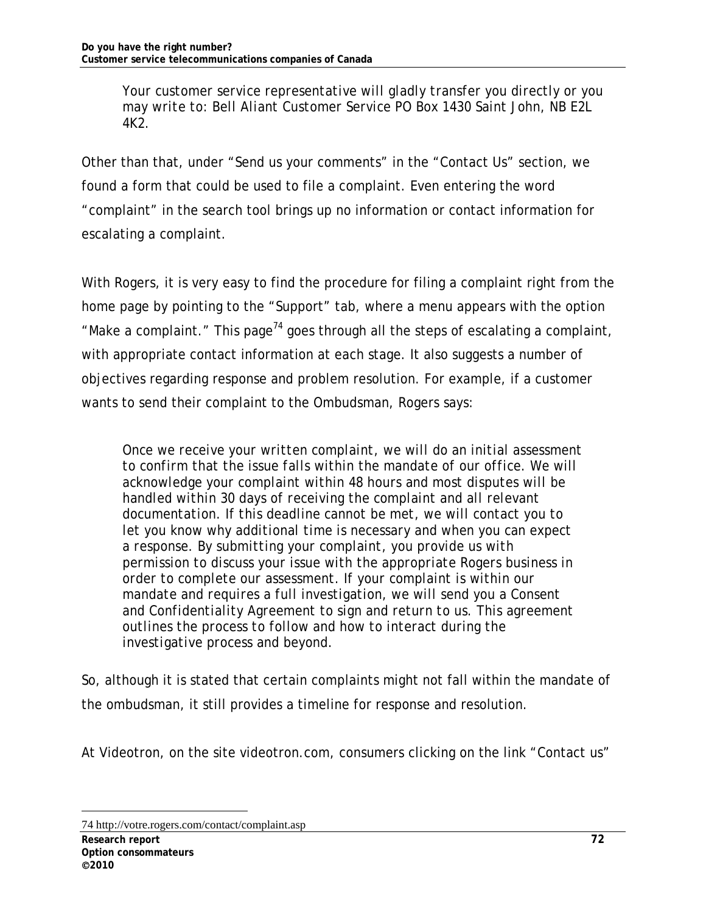> Your customer service representative will gladly transfer you directly or you may write to: Bell Aliant Customer Service PO Box 1430 Saint John, NB E2L 4K2.

Other than that, under "Send us your comments" in the "Contact Us" section, we found a form that could be used to file a complaint. Even entering the word "complaint" in the search tool brings up no information or contact information for escalating a complaint.

With Rogers, it is very easy to find the procedure for filing a complaint right from the home page by pointing to the "Support" tab, where a menu appears with the option "Make a complaint." This page[74] goes through all the steps of escalating a complaint, with appropriate contact information at each stage. It also suggests a number of objectives regarding response and problem resolution. For example, if a customer wants to send their complaint to the Ombudsman, Rogers says:

> Once we receive your written complaint, we will do an initial assessment to confirm that the issue falls within the mandate of our office. We will acknowledge your complaint within 48 hours and most disputes will be handled within 30 days of receiving the complaint and all relevant documentation. If this deadline cannot be met, we will contact you to let you know why additional time is necessary and when you can expect a response. By submitting your complaint, you provide us with permission to discuss your issue with the appropriate Rogers business in order to complete our assessment. If your complaint is within our mandate and requires a full investigation, we will send you a Consent and Confidentiality Agreement to sign and return to us. This agreement outlines the process to follow and how to interact during the investigative process and beyond.

So, although it is stated that certain complaints might not fall within the mandate of the ombudsman, it still provides a timeline for response and resolution.

At Videotron, on the site videotron.com, consumers clicking on the link "Contact us"

---

74 http://votre.rogers.com/contact/complaint.asp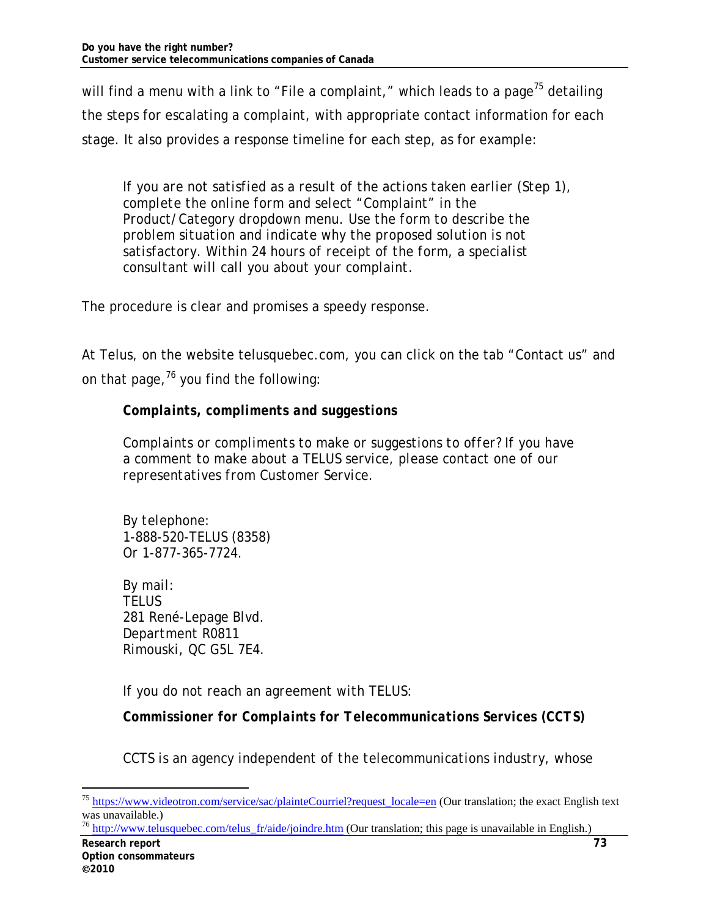will find a menu with a link to "File a complaint," which leads to a page[75] detailing the steps for escalating a complaint, with appropriate contact information for each stage. It also provides a response timeline for each step, as for example:

> *If you are not satisfied as a result of the actions taken earlier (Step 1), complete the online form and select "Complaint" in the Product/Category dropdown menu. Use the form to describe the problem situation and indicate why the proposed solution is not satisfactory. Within 24 hours of receipt of the form, a specialist consultant will call you about your complaint.*

The procedure is clear and promises a speedy response.

At Telus, on the website telusquebec.com, you can click on the tab "Contact us" and on that page,[76] you find the following:

> ***Complaints, compliments and suggestions***
>
> *Complaints or compliments to make or suggestions to offer? If you have a comment to make about a TELUS service, please contact one of our representatives from Customer Service.*
>
> *By telephone:*
> *1-888-520-TELUS (8358)*
> *Or 1-877-365-7724.*
>
> *By mail:*
> *TELUS*
> *281 René-Lepage Blvd.*
> *Department R0811*
> *Rimouski, QC G5L 7E4.*
>
> *If you do not reach an agreement with TELUS:*
>
> ***Commissioner for Complaints for Telecommunications Services (CCTS)***
>
> *CCTS is an agency independent of the telecommunications industry, whose*

---

[75] https://www.videotron.com/service/sac/plainteCourriel?request_locale=en (Our translation; the exact English text was unavailable.)

[76] http://www.telusquebec.com/telus_fr/aide/joindre.htm (Our translation; this page is unavailable in English.)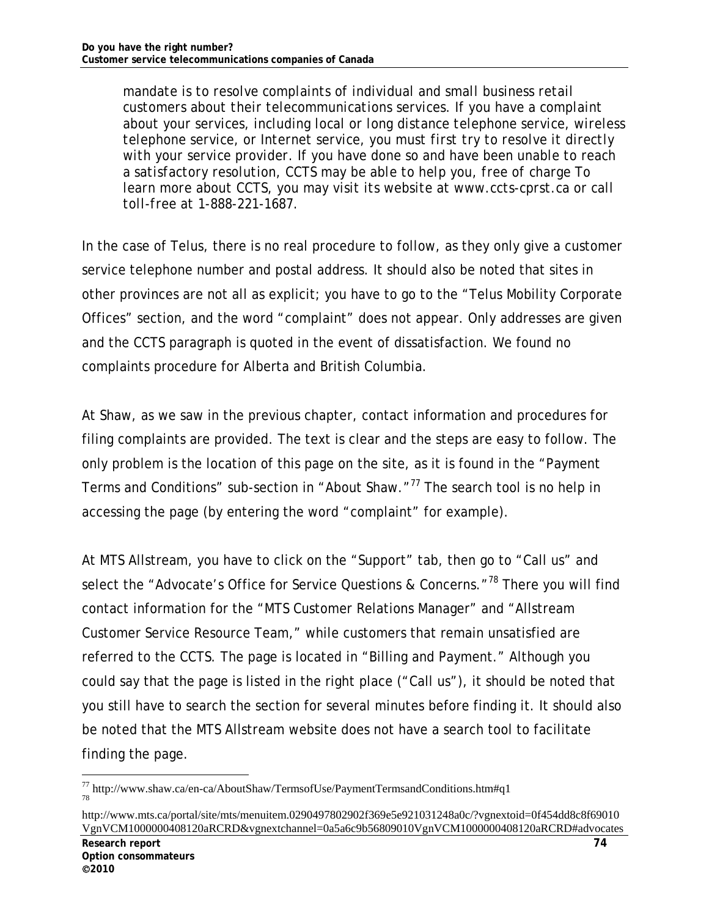> mandate is to resolve complaints of individual and small business retail customers about their telecommunications services. If you have a complaint about your services, including local or long distance telephone service, wireless telephone service, or Internet service, you must first try to resolve it directly with your service provider. If you have done so and have been unable to reach a satisfactory resolution, CCTS may be able to help you, free of charge To learn more about CCTS, you may visit its website at www.ccts-cprst.ca or call toll-free at 1-888-221-1687.

In the case of Telus, there is no real procedure to follow, as they only give a customer service telephone number and postal address. It should also be noted that sites in other provinces are not all as explicit; you have to go to the "Telus Mobility Corporate Offices" section, and the word "complaint" does not appear. Only addresses are given and the CCTS paragraph is quoted in the event of dissatisfaction. We found no complaints procedure for Alberta and British Columbia.

At Shaw, as we saw in the previous chapter, contact information and procedures for filing complaints are provided. The text is clear and the steps are easy to follow. The only problem is the location of this page on the site, as it is found in the "Payment Terms and Conditions" sub-section in "About Shaw."[77] The search tool is no help in accessing the page (by entering the word "complaint" for example).

At MTS Allstream, you have to click on the "Support" tab, then go to "Call us" and select the "Advocate's Office for Service Questions & Concerns."[78] There you will find contact information for the "MTS Customer Relations Manager" and "Allstream Customer Service Resource Team," while customers that remain unsatisfied are referred to the CCTS. The page is located in "Billing and Payment." Although you could say that the page is listed in the right place ("Call us"), it should be noted that you still have to search the section for several minutes before finding it. It should also be noted that the MTS Allstream website does not have a search tool to facilitate finding the page.

---

[77] http://www.shaw.ca/en-ca/AboutShaw/TermsofUse/PaymentTermsandConditions.htm#q1

[78] http://www.mts.ca/portal/site/mts/menuitem.0290497802902f369e5e921031248a0c/?vgnextoid=0f454dd8c8f69010VgnVCM1000000408120aRCRD&vgnextchannel=0a5a6c9b56809010VgnVCM1000000408120aRCRD#advocates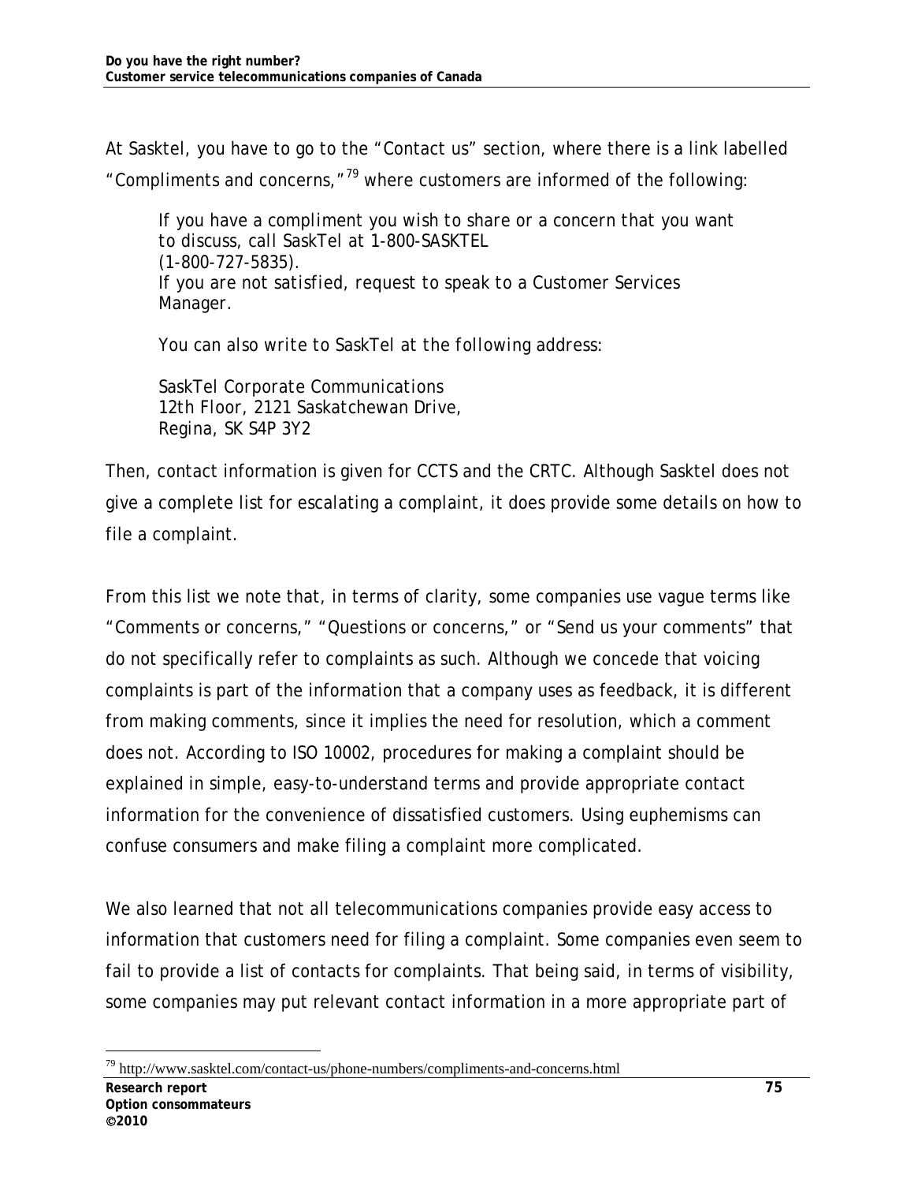At Sasktel, you have to go to the "Contact us" section, where there is a link labelled "Compliments and concerns,"[79] where customers are informed of the following:

> If you have a compliment you wish to share or a concern that you want to discuss, call SaskTel at 1-800-SASKTEL (1-800-727-5835).
> If you are not satisfied, request to speak to a Customer Services Manager.
>
> You can also write to SaskTel at the following address:
>
> SaskTel Corporate Communications
> 12th Floor, 2121 Saskatchewan Drive,
> Regina, SK S4P 3Y2

Then, contact information is given for CCTS and the CRTC. Although Sasktel does not give a complete list for escalating a complaint, it does provide some details on how to file a complaint.

From this list we note that, in terms of clarity, some companies use vague terms like "Comments or concerns," "Questions or concerns," or "Send us your comments" that do not specifically refer to complaints as such. Although we concede that voicing complaints is part of the information that a company uses as feedback, it is different from making comments, since it implies the need for resolution, which a comment does not. According to ISO 10002, procedures for making a complaint should be explained in simple, easy-to-understand terms and provide appropriate contact information for the convenience of dissatisfied customers. Using euphemisms can confuse consumers and make filing a complaint more complicated.

We also learned that not all telecommunications companies provide easy access to information that customers need for filing a complaint. Some companies even seem to fail to provide a list of contacts for complaints. That being said, in terms of visibility, some companies may put relevant contact information in a more appropriate part of

[79] http://www.sasktel.com/contact-us/phone-numbers/compliments-and-concerns.html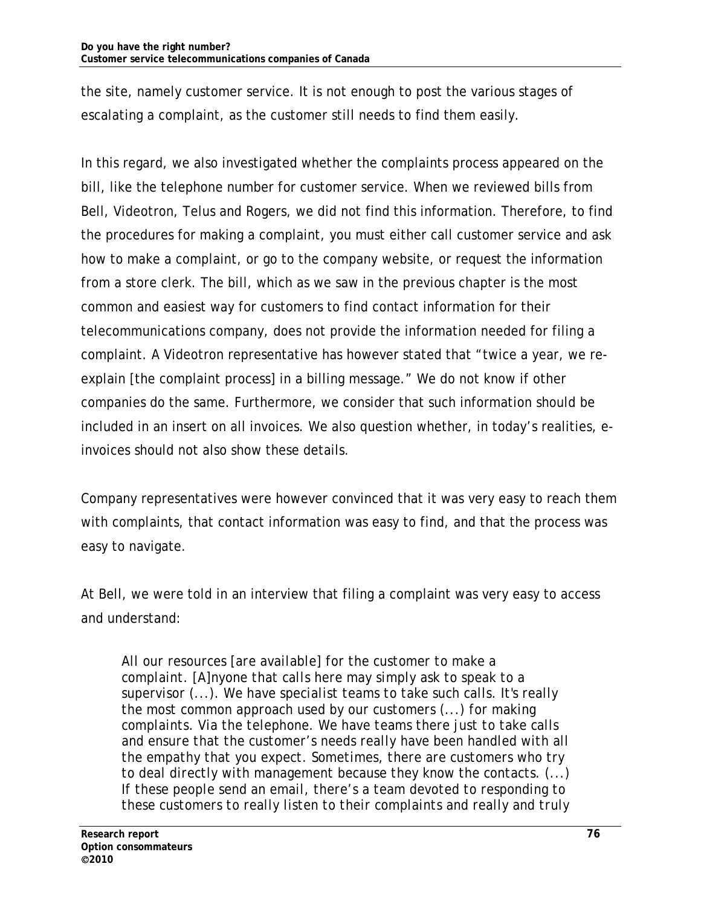the site, namely customer service. It is not enough to post the various stages of escalating a complaint, as the customer still needs to find them easily.

In this regard, we also investigated whether the complaints process appeared on the bill, like the telephone number for customer service. When we reviewed bills from Bell, Videotron, Telus and Rogers, we did not find this information. Therefore, to find the procedures for making a complaint, you must either call customer service and ask how to make a complaint, or go to the company website, or request the information from a store clerk. The bill, which as we saw in the previous chapter is the most common and easiest way for customers to find contact information for their telecommunications company, does not provide the information needed for filing a complaint. A Videotron representative has however stated that "twice a year, we re-explain [the complaint process] in a billing message." We do not know if other companies do the same. Furthermore, we consider that such information should be included in an insert on all invoices. We also question whether, in today's realities, e-invoices should not also show these details.

Company representatives were however convinced that it was very easy to reach them with complaints, that contact information was easy to find, and that the process was easy to navigate.

At Bell, we were told in an interview that filing a complaint was very easy to access and understand:

> *All our resources [are available] for the customer to make a complaint. [A]nyone that calls here may simply ask to speak to a supervisor (...). We have specialist teams to take such calls. It's really the most common approach used by our customers (...) for making complaints. Via the telephone. We have teams there just to take calls and ensure that the customer's needs really have been handled with all the empathy that you expect. Sometimes, there are customers who try to deal directly with management because they know the contacts. (...) If these people send an email, there's a team devoted to responding to these customers to really listen to their complaints and really and truly*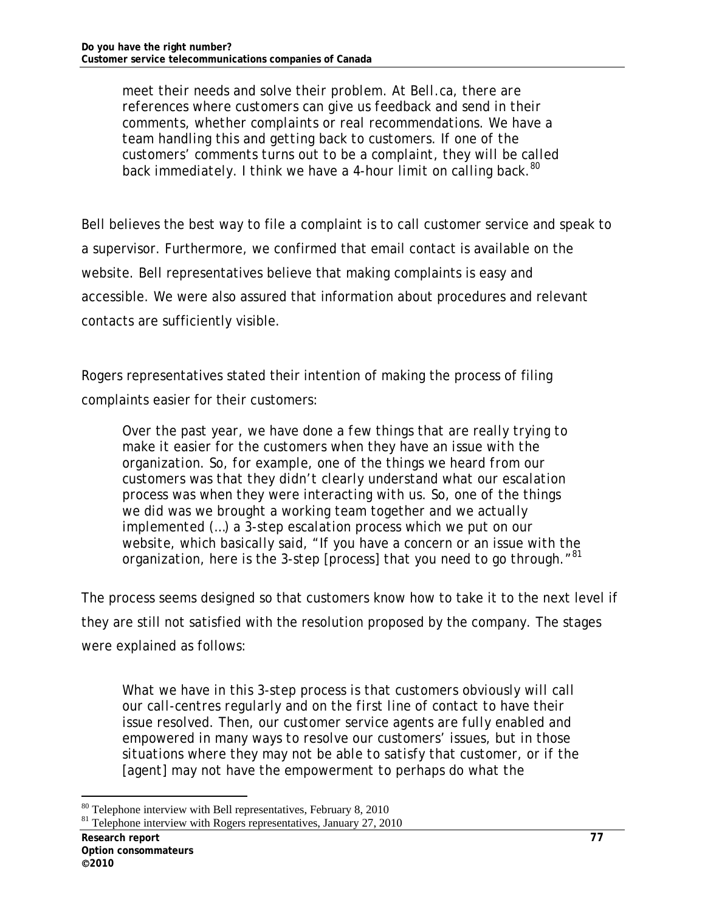> meet their needs and solve their problem. At Bell.ca, there are references where customers can give us feedback and send in their comments, whether complaints or real recommendations. We have a team handling this and getting back to customers. If one of the customers' comments turns out to be a complaint, they will be called back immediately. I think we have a 4-hour limit on calling back.[80]

Bell believes the best way to file a complaint is to call customer service and speak to a supervisor. Furthermore, we confirmed that email contact is available on the website. Bell representatives believe that making complaints is easy and accessible. We were also assured that information about procedures and relevant contacts are sufficiently visible.

Rogers representatives stated their intention of making the process of filing complaints easier for their customers:

> Over the past year, we have done a few things that are really trying to make it easier for the customers when they have an issue with the organization. So, for example, one of the things we heard from our customers was that they didn't clearly understand what our escalation process was when they were interacting with us. So, one of the things we did was we brought a working team together and we actually implemented (…) a 3-step escalation process which we put on our website, which basically said, "If you have a concern or an issue with the organization, here is the 3-step [process] that you need to go through."[81]

The process seems designed so that customers know how to take it to the next level if they are still not satisfied with the resolution proposed by the company. The stages were explained as follows:

> What we have in this 3-step process is that customers obviously will call our call-centres regularly and on the first line of contact to have their issue resolved. Then, our customer service agents are fully enabled and empowered in many ways to resolve our customers' issues, but in those situations where they may not be able to satisfy that customer, or if the [agent] may not have the empowerment to perhaps do what the

[80] Telephone interview with Bell representatives, February 8, 2010

[81] Telephone interview with Rogers representatives, January 27, 2010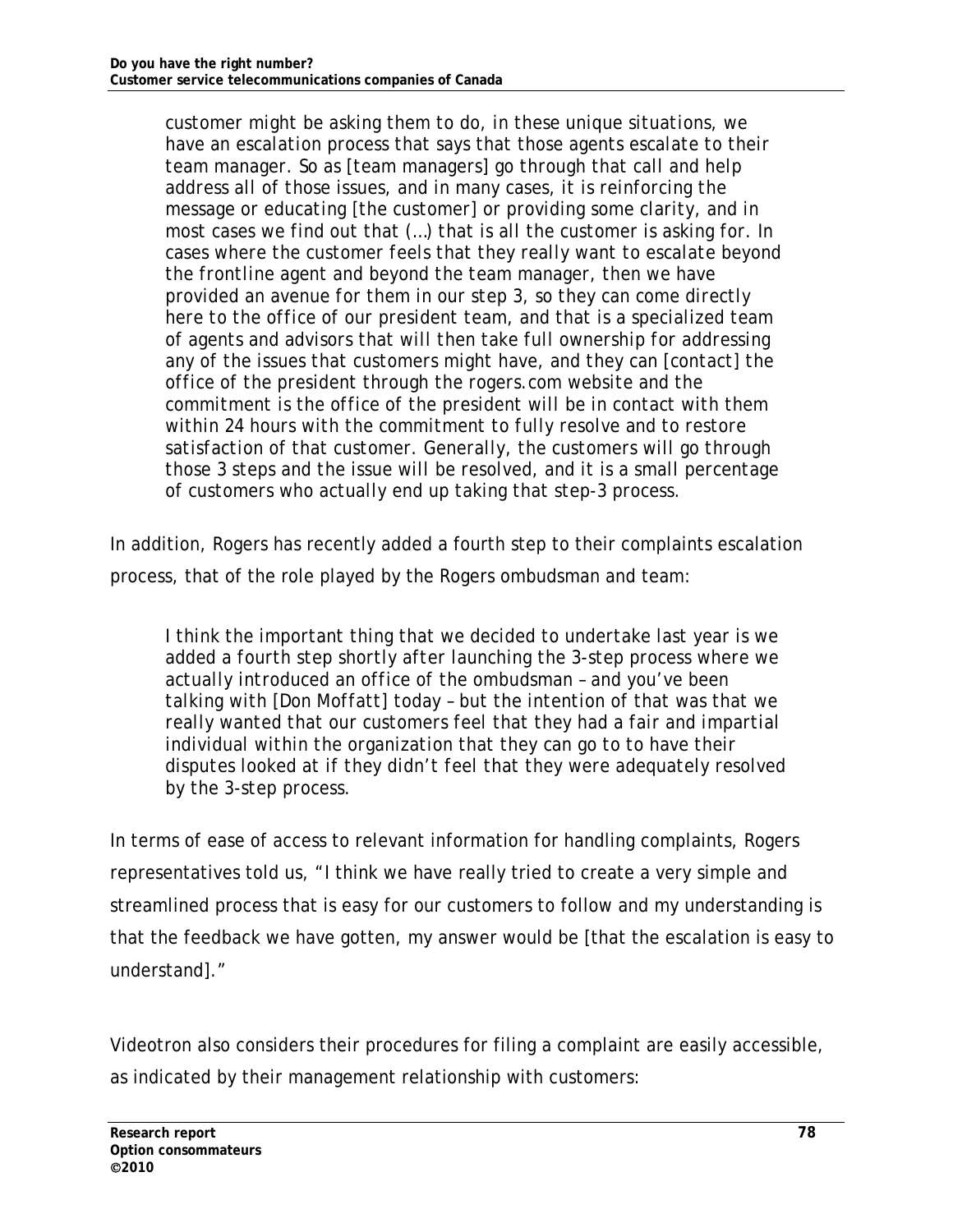> customer might be asking them to do, in these unique situations, we have an escalation process that says that those agents escalate to their team manager. So as [team managers] go through that call and help address all of those issues, and in many cases, it is reinforcing the message or educating [the customer] or providing some clarity, and in most cases we find out that (…) that is all the customer is asking for. In cases where the customer feels that they really want to escalate beyond the frontline agent and beyond the team manager, then we have provided an avenue for them in our step 3, so they can come directly here to the office of our president team, and that is a specialized team of agents and advisors that will then take full ownership for addressing any of the issues that customers might have, and they can [contact] the office of the president through the rogers.com website and the commitment is the office of the president will be in contact with them within 24 hours with the commitment to fully resolve and to restore satisfaction of that customer. Generally, the customers will go through those 3 steps and the issue will be resolved, and it is a small percentage of customers who actually end up taking that step-3 process.

In addition, Rogers has recently added a fourth step to their complaints escalation process, that of the role played by the Rogers ombudsman and team:

> I think the important thing that we decided to undertake last year is we added a fourth step shortly after launching the 3-step process where we actually introduced an office of the ombudsman – and you've been talking with [Don Moffatt] today – but the intention of that was that we really wanted that our customers feel that they had a fair and impartial individual within the organization that they can go to to have their disputes looked at if they didn't feel that they were adequately resolved by the 3-step process.

In terms of ease of access to relevant information for handling complaints, Rogers representatives told us, "I think we have really tried to create a very simple and streamlined process that is easy for our customers to follow and my understanding is that the feedback we have gotten, my answer would be [that the escalation is easy to understand]."

Videotron also considers their procedures for filing a complaint are easily accessible, as indicated by their management relationship with customers: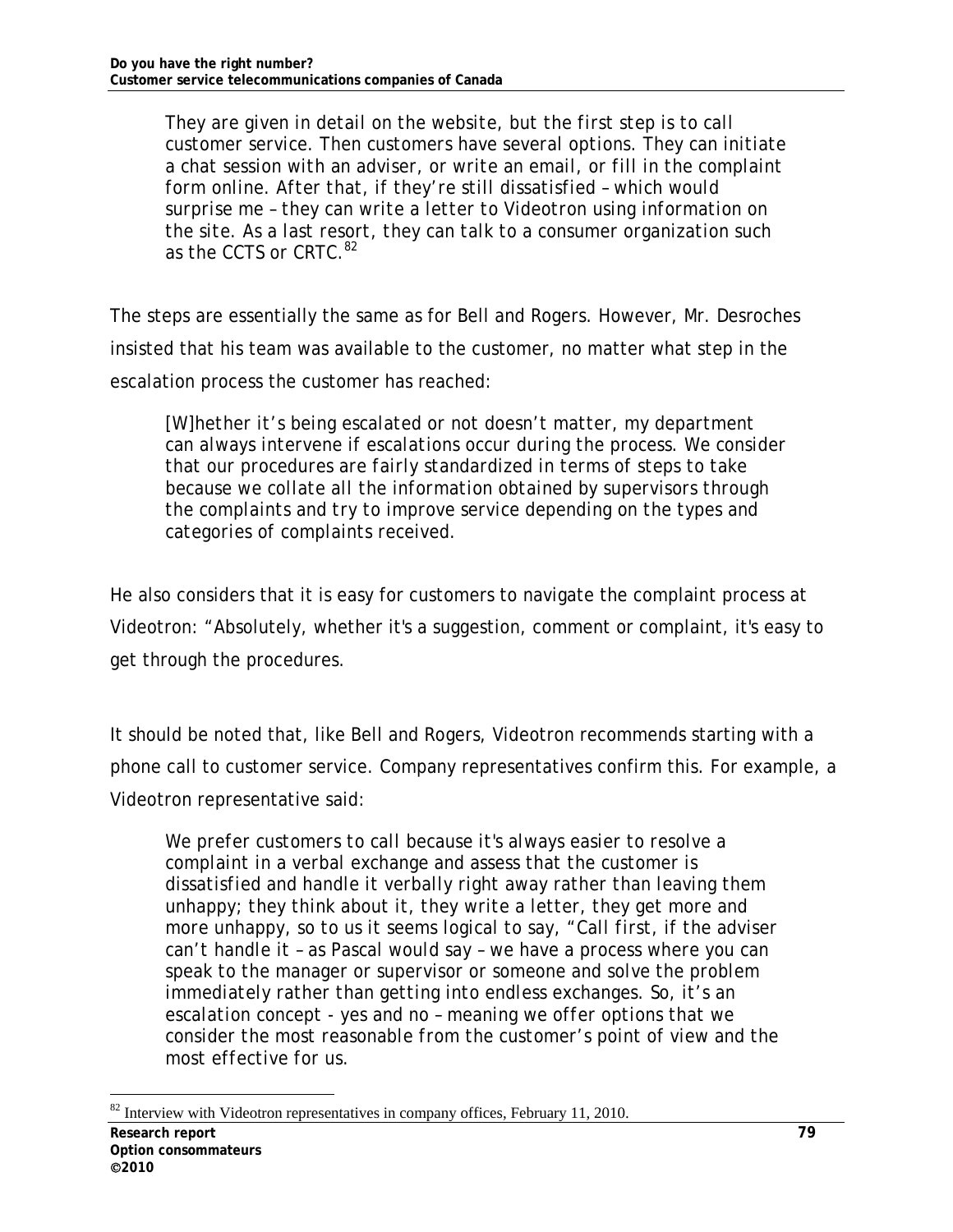> They are given in detail on the website, but the first step is to call customer service. Then customers have several options. They can initiate a chat session with an adviser, or write an email, or fill in the complaint form online. After that, if they're still dissatisfied – which would surprise me – they can write a letter to Videotron using information on the site. As a last resort, they can talk to a consumer organization such as the CCTS or CRTC.[82]

The steps are essentially the same as for Bell and Rogers. However, Mr. Desroches insisted that his team was available to the customer, no matter what step in the escalation process the customer has reached:

> [W]hether it's being escalated or not doesn't matter, my department can always intervene if escalations occur during the process. We consider that our procedures are fairly standardized in terms of steps to take because we collate all the information obtained by supervisors through the complaints and try to improve service depending on the types and categories of complaints received.

He also considers that it is easy for customers to navigate the complaint process at Videotron: "Absolutely, whether it's a suggestion, comment or complaint, it's easy to get through the procedures.

It should be noted that, like Bell and Rogers, Videotron recommends starting with a phone call to customer service. Company representatives confirm this. For example, a Videotron representative said:

> We prefer customers to call because it's always easier to resolve a complaint in a verbal exchange and assess that the customer is dissatisfied and handle it verbally right away rather than leaving them unhappy; they think about it, they write a letter, they get more and more unhappy, so to us it seems logical to say, "Call first, if the adviser can't handle it – as Pascal would say – we have a process where you can speak to the manager or supervisor or someone and solve the problem immediately rather than getting into endless exchanges. So, it's an escalation concept - yes and no – meaning we offer options that we consider the most reasonable from the customer's point of view and the most effective for us.

[82] Interview with Videotron representatives in company offices, February 11, 2010.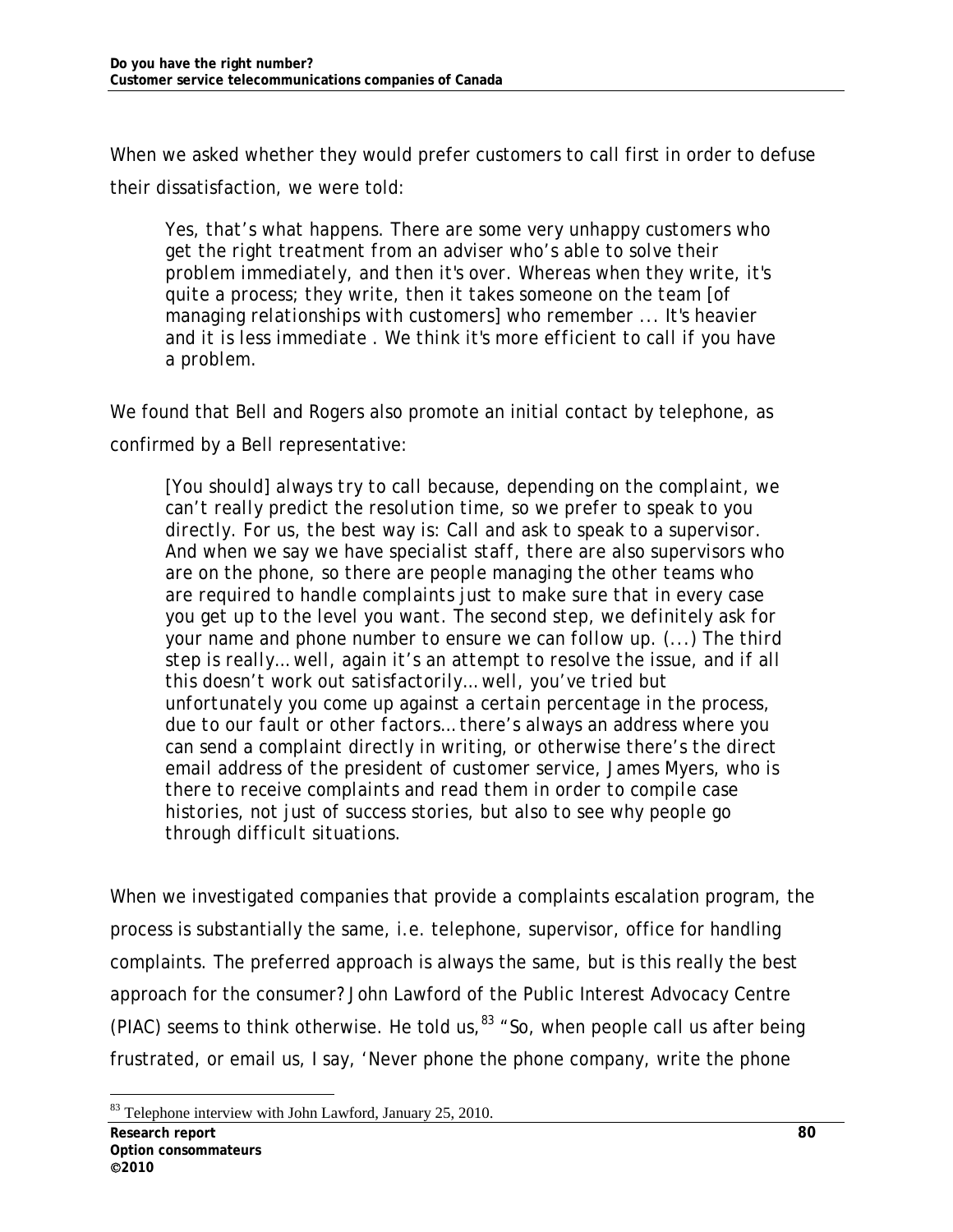When we asked whether they would prefer customers to call first in order to defuse their dissatisfaction, we were told:

> *Yes, that's what happens. There are some very unhappy customers who get the right treatment from an adviser who's able to solve their problem immediately, and then it's over. Whereas when they write, it's quite a process; they write, then it takes someone on the team [of managing relationships with customers] who remember ... It's heavier and it is less immediate . We think it's more efficient to call if you have a problem.*

We found that Bell and Rogers also promote an initial contact by telephone, as confirmed by a Bell representative:

> *[You should] always try to call because, depending on the complaint, we can't really predict the resolution time, so we prefer to speak to you directly. For us, the best way is: Call and ask to speak to a supervisor. And when we say we have specialist staff, there are also supervisors who are on the phone, so there are people managing the other teams who are required to handle complaints just to make sure that in every case you get up to the level you want. The second step, we definitely ask for your name and phone number to ensure we can follow up. (...) The third step is really… well, again it's an attempt to resolve the issue, and if all this doesn't work out satisfactorily… well, you've tried but unfortunately you come up against a certain percentage in the process, due to our fault or other factors… there's always an address where you can send a complaint directly in writing, or otherwise there's the direct email address of the president of customer service, James Myers, who is there to receive complaints and read them in order to compile case histories, not just of success stories, but also to see why people go through difficult situations.*

When we investigated companies that provide a complaints escalation program, the process is substantially the same, i.e. telephone, supervisor, office for handling complaints. The preferred approach is always the same, but is this really the best approach for the consumer? John Lawford of the Public Interest Advocacy Centre (PIAC) seems to think otherwise. He told us,[83] "So, when people call us after being frustrated, or email us, I say, 'Never phone the phone company, write the phone

[83] Telephone interview with John Lawford, January 25, 2010.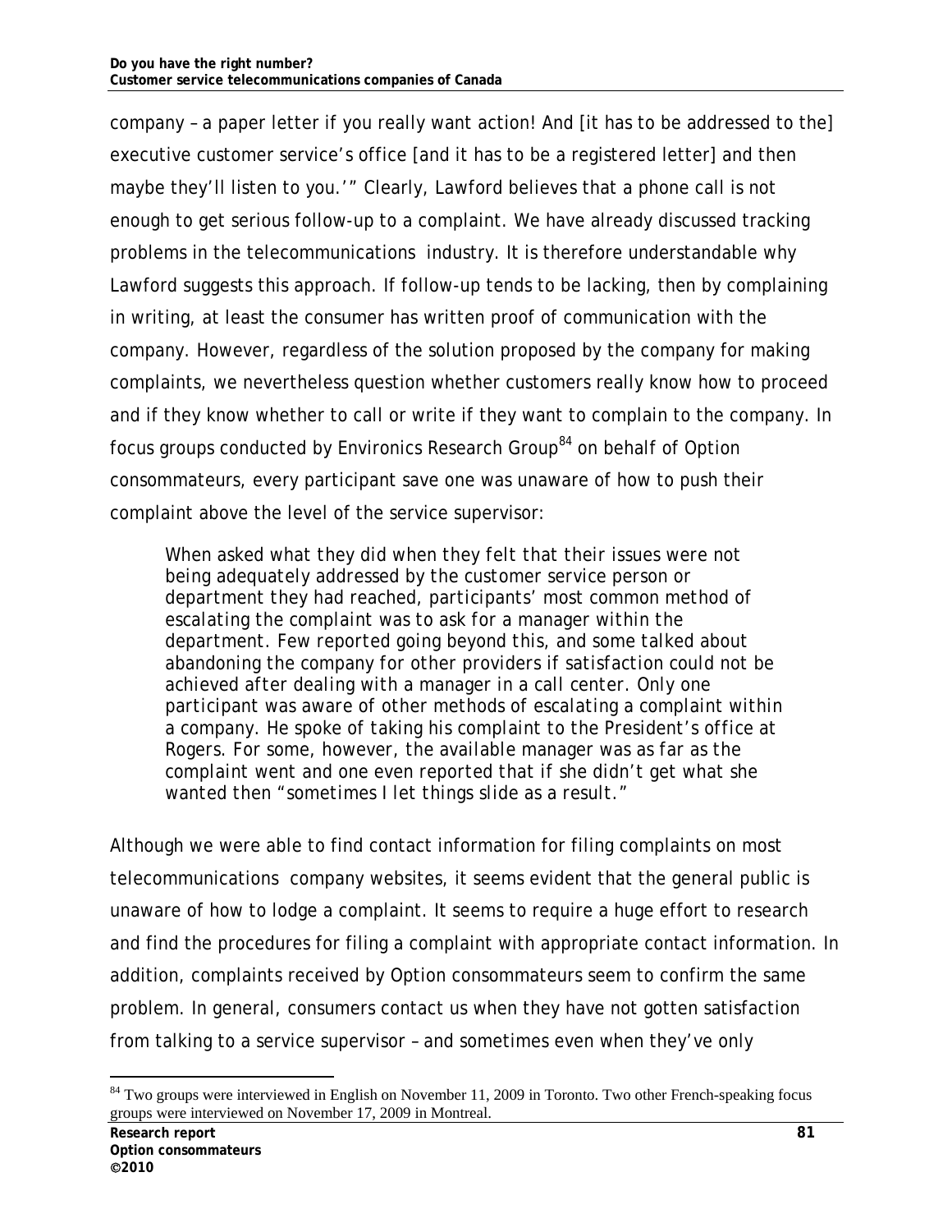company – a paper letter if you really want action! And [it has to be addressed to the] executive customer service's office [and it has to be a registered letter] and then maybe they'll listen to you.'" Clearly, Lawford believes that a phone call is not enough to get serious follow-up to a complaint. We have already discussed tracking problems in the telecommunications industry. It is therefore understandable why Lawford suggests this approach. If follow-up tends to be lacking, then by complaining in writing, at least the consumer has written proof of communication with the company. However, regardless of the solution proposed by the company for making complaints, we nevertheless question whether customers really know how to proceed and if they know whether to call or write if they want to complain to the company. In focus groups conducted by Environics Research Group[84] on behalf of Option consommateurs, every participant save one was unaware of how to push their complaint above the level of the service supervisor:

> When asked what they did when they felt that their issues were not being adequately addressed by the customer service person or department they had reached, participants' most common method of escalating the complaint was to ask for a manager within the department. Few reported going beyond this, and some talked about abandoning the company for other providers if satisfaction could not be achieved after dealing with a manager in a call center. Only one participant was aware of other methods of escalating a complaint within a company. He spoke of taking his complaint to the President's office at Rogers. For some, however, the available manager was as far as the complaint went and one even reported that if she didn't get what she wanted then "sometimes I let things slide as a result."

Although we were able to find contact information for filing complaints on most telecommunications company websites, it seems evident that the general public is unaware of how to lodge a complaint. It seems to require a huge effort to research and find the procedures for filing a complaint with appropriate contact information. In addition, complaints received by Option consommateurs seem to confirm the same problem. In general, consumers contact us when they have not gotten satisfaction from talking to a service supervisor – and sometimes even when they've only

[84] Two groups were interviewed in English on November 11, 2009 in Toronto. Two other French-speaking focus groups were interviewed on November 17, 2009 in Montreal.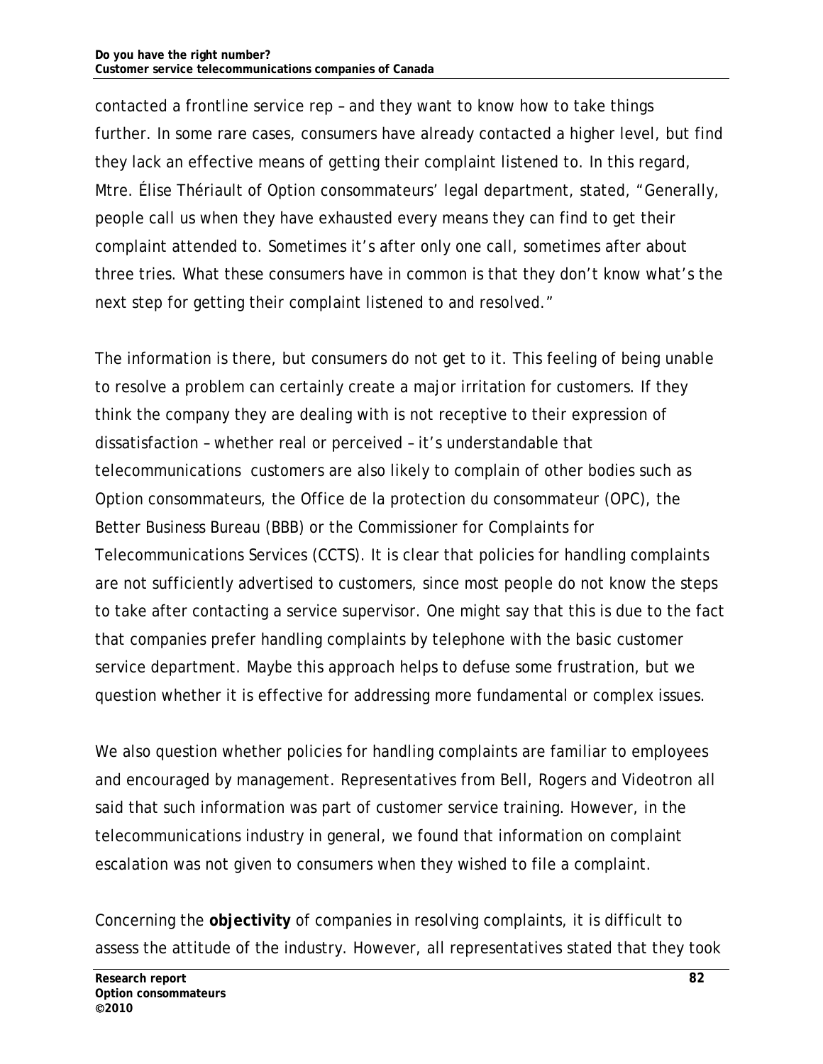contacted a frontline service rep – and they want to know how to take things further. In some rare cases, consumers have already contacted a higher level, but find they lack an effective means of getting their complaint listened to. In this regard, Mtre. Élise Thériault of Option consommateurs' legal department, stated, "Generally, people call us when they have exhausted every means they can find to get their complaint attended to. Sometimes it's after only one call, sometimes after about three tries. What these consumers have in common is that they don't know what's the next step for getting their complaint listened to and resolved."

The information is there, but consumers do not get to it. This feeling of being unable to resolve a problem can certainly create a major irritation for customers. If they think the company they are dealing with is not receptive to their expression of dissatisfaction – whether real or perceived – it's understandable that telecommunications customers are also likely to complain of other bodies such as Option consommateurs, the Office de la protection du consommateur (OPC), the Better Business Bureau (BBB) or the Commissioner for Complaints for Telecommunications Services (CCTS). It is clear that policies for handling complaints are not sufficiently advertised to customers, since most people do not know the steps to take after contacting a service supervisor. One might say that this is due to the fact that companies prefer handling complaints by telephone with the basic customer service department. Maybe this approach helps to defuse some frustration, but we question whether it is effective for addressing more fundamental or complex issues.

We also question whether policies for handling complaints are familiar to employees and encouraged by management. Representatives from Bell, Rogers and Videotron all said that such information was part of customer service training. However, in the telecommunications industry in general, we found that information on complaint escalation was not given to consumers when they wished to file a complaint.

Concerning the **objectivity** of companies in resolving complaints, it is difficult to assess the attitude of the industry. However, all representatives stated that they took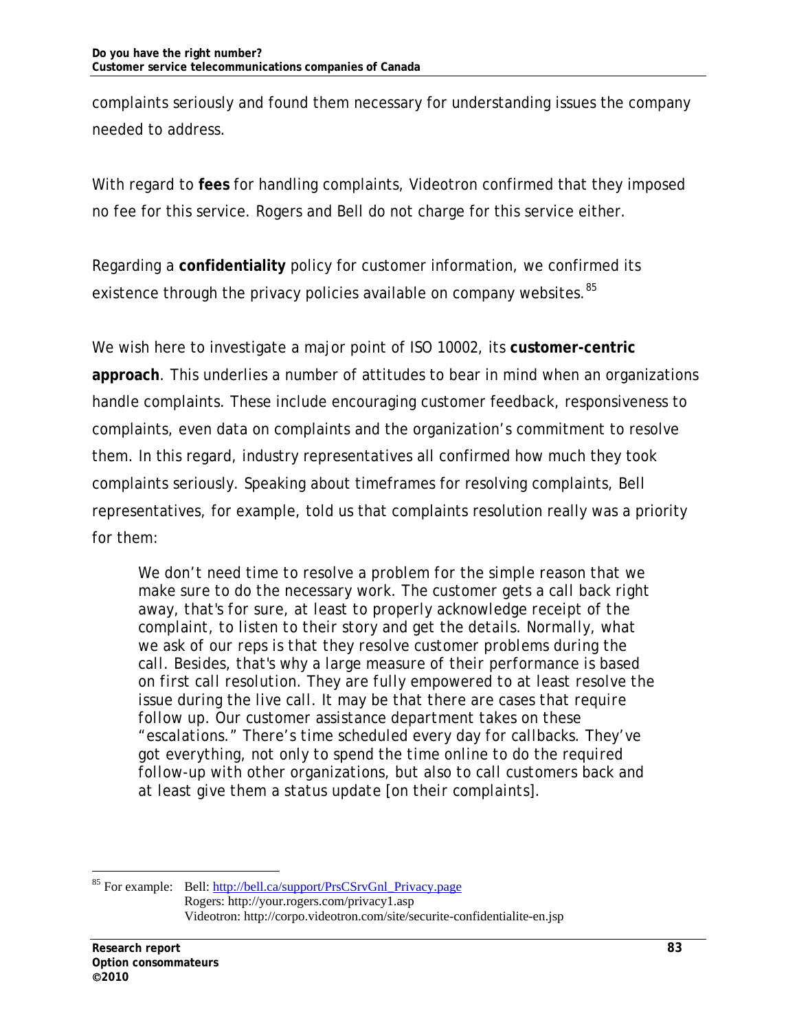complaints seriously and found them necessary for understanding issues the company needed to address.

With regard to **fees** for handling complaints, Videotron confirmed that they imposed no fee for this service. Rogers and Bell do not charge for this service either.

Regarding a **confidentiality** policy for customer information, we confirmed its existence through the privacy policies available on company websites.[85]

We wish here to investigate a major point of ISO 10002, its **customer-centric approach**. This underlies a number of attitudes to bear in mind when an organizations handle complaints. These include encouraging customer feedback, responsiveness to complaints, even data on complaints and the organization's commitment to resolve them. In this regard, industry representatives all confirmed how much they took complaints seriously. Speaking about timeframes for resolving complaints, Bell representatives, for example, told us that complaints resolution really was a priority for them:

> *We don't need time to resolve a problem for the simple reason that we make sure to do the necessary work. The customer gets a call back right away, that's for sure, at least to properly acknowledge receipt of the complaint, to listen to their story and get the details. Normally, what we ask of our reps is that they resolve customer problems during the call. Besides, that's why a large measure of their performance is based on first call resolution. They are fully empowered to at least resolve the issue during the live call. It may be that there are cases that require follow up. Our customer assistance department takes on these "escalations." There's time scheduled every day for callbacks. They've got everything, not only to spend the time online to do the required follow-up with other organizations, but also to call customers back and at least give them a status update [on their complaints].*

---

[85] For example: Bell: http://bell.ca/support/PrsCSrvGnl_Privacy.page
Rogers: http://your.rogers.com/privacy1.asp
Videotron: http://corpo.videotron.com/site/securite-confidentialite-en.jsp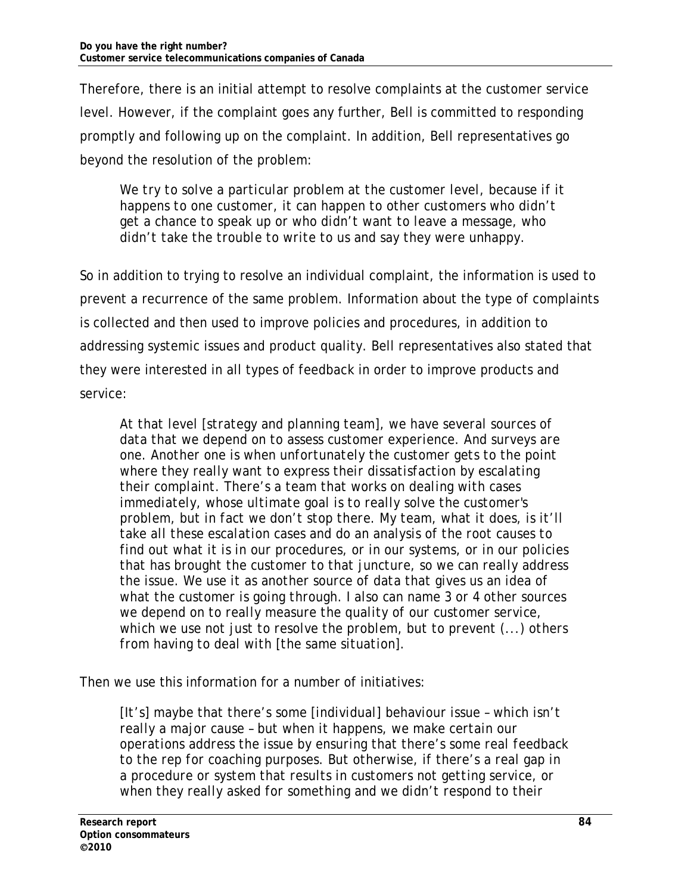Therefore, there is an initial attempt to resolve complaints at the customer service level. However, if the complaint goes any further, Bell is committed to responding promptly and following up on the complaint. In addition, Bell representatives go beyond the resolution of the problem:

> *We try to solve a particular problem at the customer level, because if it happens to one customer, it can happen to other customers who didn't get a chance to speak up or who didn't want to leave a message, who didn't take the trouble to write to us and say they were unhappy.*

So in addition to trying to resolve an individual complaint, the information is used to prevent a recurrence of the same problem. Information about the type of complaints is collected and then used to improve policies and procedures, in addition to addressing systemic issues and product quality. Bell representatives also stated that they were interested in all types of feedback in order to improve products and service:

> *At that level [strategy and planning team], we have several sources of data that we depend on to assess customer experience. And surveys are one. Another one is when unfortunately the customer gets to the point where they really want to express their dissatisfaction by escalating their complaint. There's a team that works on dealing with cases immediately, whose ultimate goal is to really solve the customer's problem, but in fact we don't stop there. My team, what it does, is it'll take all these escalation cases and do an analysis of the root causes to find out what it is in our procedures, or in our systems, or in our policies that has brought the customer to that juncture, so we can really address the issue. We use it as another source of data that gives us an idea of what the customer is going through. I also can name 3 or 4 other sources we depend on to really measure the quality of our customer service, which we use not just to resolve the problem, but to prevent (...) others from having to deal with [the same situation].*

Then we use this information for a number of initiatives:

> *[It's] maybe that there's some [individual] behaviour issue – which isn't really a major cause – but when it happens, we make certain our operations address the issue by ensuring that there's some real feedback to the rep for coaching purposes. But otherwise, if there's a real gap in a procedure or system that results in customers not getting service, or when they really asked for something and we didn't respond to their*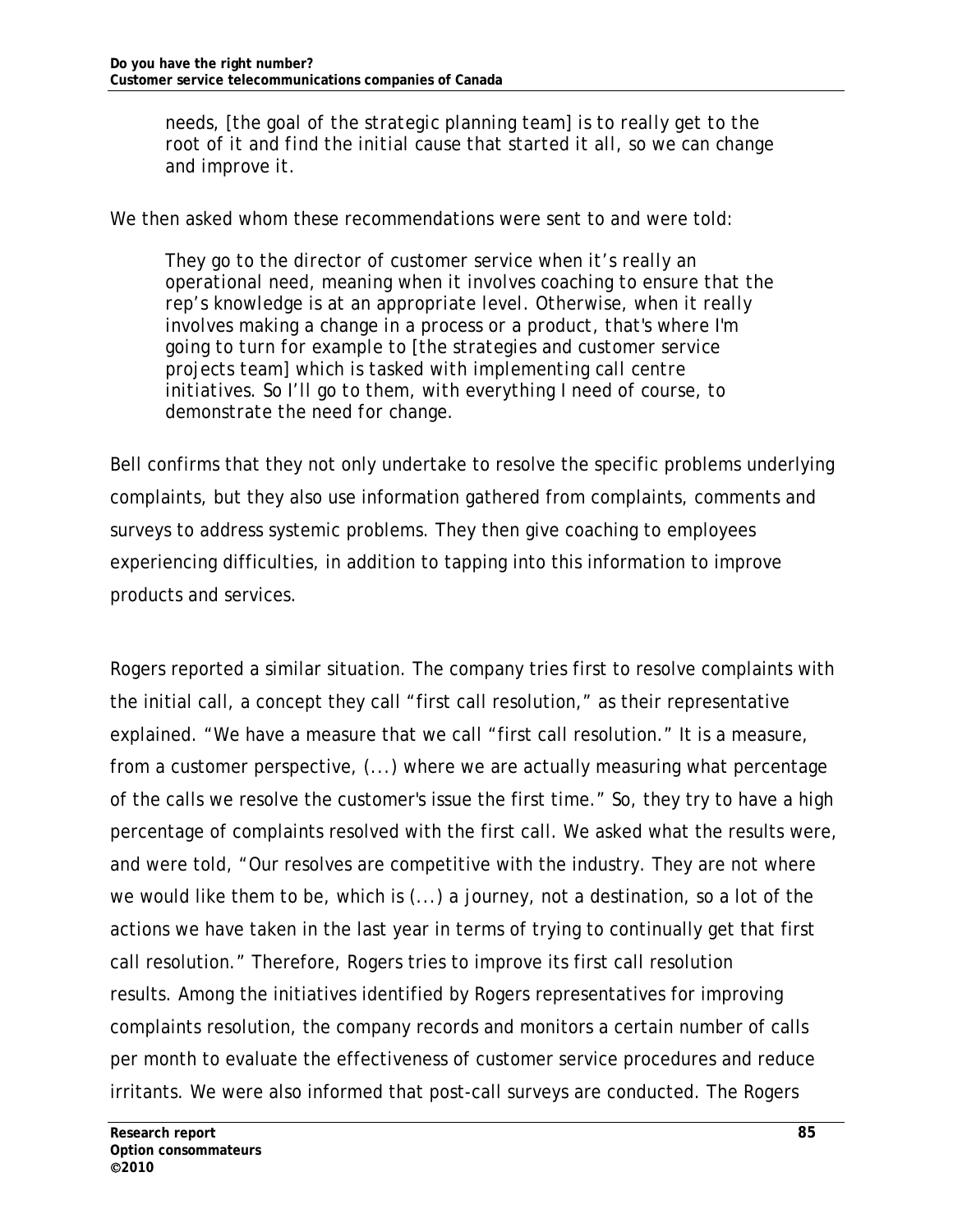> needs, [the goal of the strategic planning team] is to really get to the root of it and find the initial cause that started it all, so we can change and improve it.

We then asked whom these recommendations were sent to and were told:

> They go to the director of customer service when it's really an operational need, meaning when it involves coaching to ensure that the rep's knowledge is at an appropriate level. Otherwise, when it really involves making a change in a process or a product, that's where I'm going to turn for example to [the strategies and customer service projects team] which is tasked with implementing call centre initiatives. So I'll go to them, with everything I need of course, to demonstrate the need for change.

Bell confirms that they not only undertake to resolve the specific problems underlying complaints, but they also use information gathered from complaints, comments and surveys to address systemic problems. They then give coaching to employees experiencing difficulties, in addition to tapping into this information to improve products and services.

Rogers reported a similar situation. The company tries first to resolve complaints with the initial call, a concept they call "first call resolution," as their representative explained. "We have a measure that we call "first call resolution." It is a measure, from a customer perspective, (...) where we are actually measuring what percentage of the calls we resolve the customer's issue the first time." So, they try to have a high percentage of complaints resolved with the first call. We asked what the results were, and were told, "Our resolves are competitive with the industry. They are not where we would like them to be, which is (...) a journey, not a destination, so a lot of the actions we have taken in the last year in terms of trying to continually get that first call resolution." Therefore, Rogers tries to improve its first call resolution results. Among the initiatives identified by Rogers representatives for improving complaints resolution, the company records and monitors a certain number of calls per month to evaluate the effectiveness of customer service procedures and reduce irritants. We were also informed that post-call surveys are conducted. The Rogers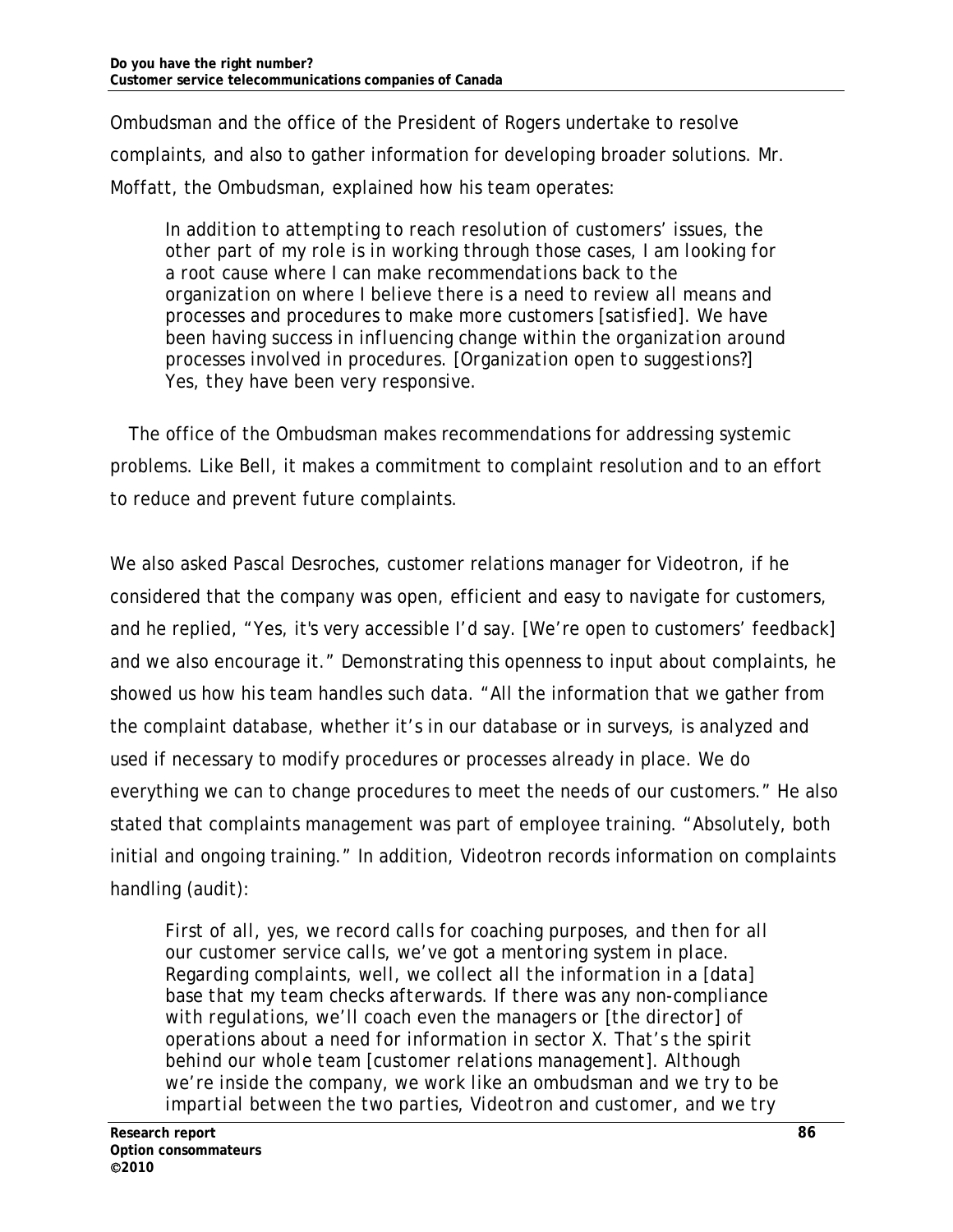Ombudsman and the office of the President of Rogers undertake to resolve complaints, and also to gather information for developing broader solutions. Mr. Moffatt, the Ombudsman, explained how his team operates:

> *In addition to attempting to reach resolution of customers' issues, the other part of my role is in working through those cases, I am looking for a root cause where I can make recommendations back to the organization on where I believe there is a need to review all means and processes and procedures to make more customers [satisfied]. We have been having success in influencing change within the organization around processes involved in procedures. [Organization open to suggestions?] Yes, they have been very responsive.*

The office of the Ombudsman makes recommendations for addressing systemic problems. Like Bell, it makes a commitment to complaint resolution and to an effort to reduce and prevent future complaints.

We also asked Pascal Desroches, customer relations manager for Videotron, if he considered that the company was open, efficient and easy to navigate for customers, and he replied, "Yes, it's very accessible I'd say. [We're open to customers' feedback] and we also encourage it." Demonstrating this openness to input about complaints, he showed us how his team handles such data. "All the information that we gather from the complaint database, whether it's in our database or in surveys, is analyzed and used if necessary to modify procedures or processes already in place. We do everything we can to change procedures to meet the needs of our customers." He also stated that complaints management was part of employee training. "Absolutely, both initial and ongoing training." In addition, Videotron records information on complaints handling (audit):

> *First of all, yes, we record calls for coaching purposes, and then for all our customer service calls, we've got a mentoring system in place. Regarding complaints, well, we collect all the information in a [data] base that my team checks afterwards. If there was any non-compliance with regulations, we'll coach even the managers or [the director] of operations about a need for information in sector X. That's the spirit behind our whole team [customer relations management]. Although we're inside the company, we work like an ombudsman and we try to be impartial between the two parties, Videotron and customer, and we try*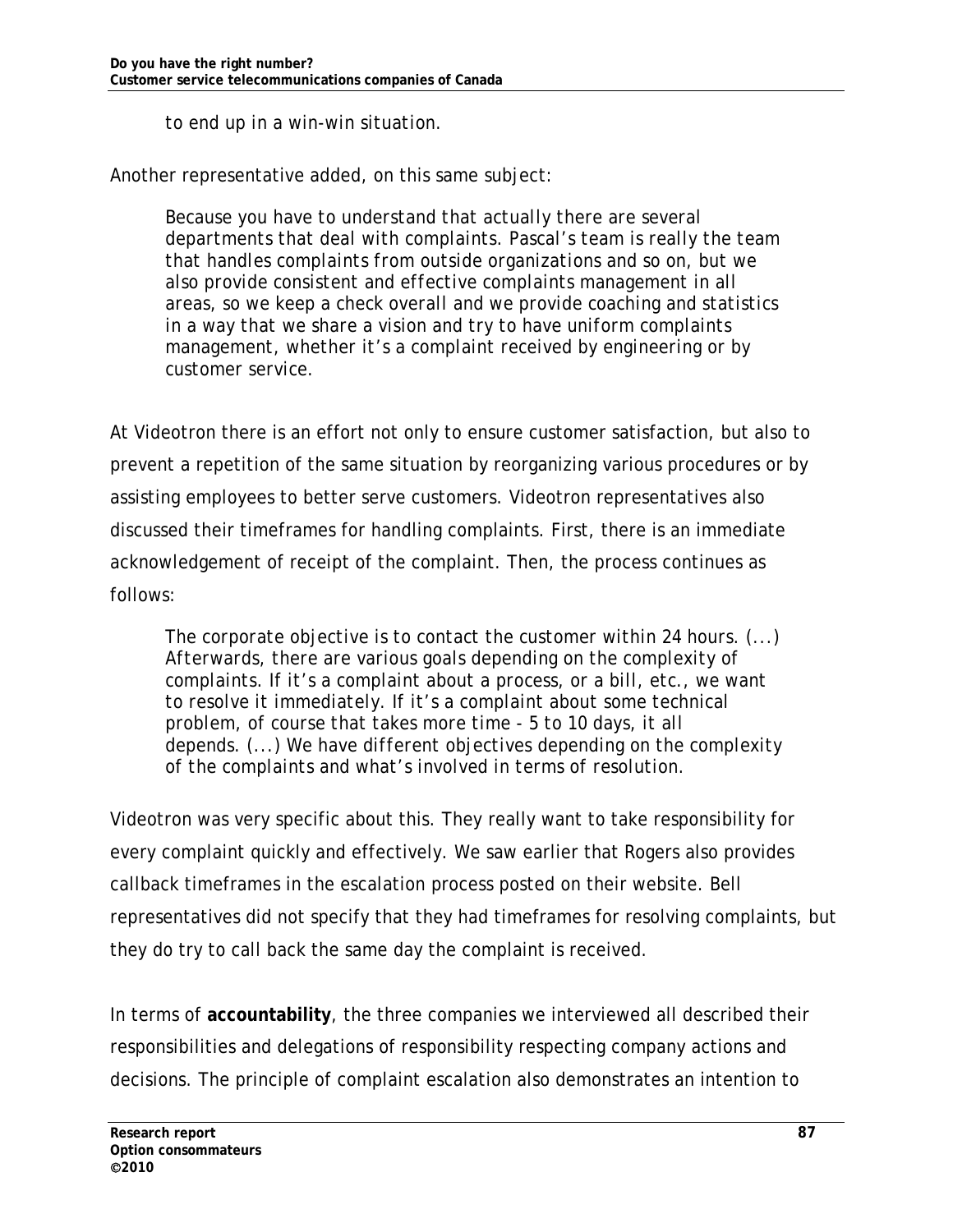> *to end up in a win-win situation.*

Another representative added, on this same subject:

> *Because you have to understand that actually there are several departments that deal with complaints. Pascal's team is really the team that handles complaints from outside organizations and so on, but we also provide consistent and effective complaints management in all areas, so we keep a check overall and we provide coaching and statistics in a way that we share a vision and try to have uniform complaints management, whether it's a complaint received by engineering or by customer service.*

At Videotron there is an effort not only to ensure customer satisfaction, but also to prevent a repetition of the same situation by reorganizing various procedures or by assisting employees to better serve customers. Videotron representatives also discussed their timeframes for handling complaints. First, there is an immediate acknowledgement of receipt of the complaint. Then, the process continues as follows:

> *The corporate objective is to contact the customer within 24 hours. (...) Afterwards, there are various goals depending on the complexity of complaints. If it's a complaint about a process, or a bill, etc., we want to resolve it immediately. If it's a complaint about some technical problem, of course that takes more time - 5 to 10 days, it all depends. (...) We have different objectives depending on the complexity of the complaints and what's involved in terms of resolution.*

Videotron was very specific about this. They really want to take responsibility for every complaint quickly and effectively. We saw earlier that Rogers also provides callback timeframes in the escalation process posted on their website. Bell representatives did not specify that they had timeframes for resolving complaints, but they do try to call back the same day the complaint is received.

In terms of **accountability**, the three companies we interviewed all described their responsibilities and delegations of responsibility respecting company actions and decisions. The principle of complaint escalation also demonstrates an intention to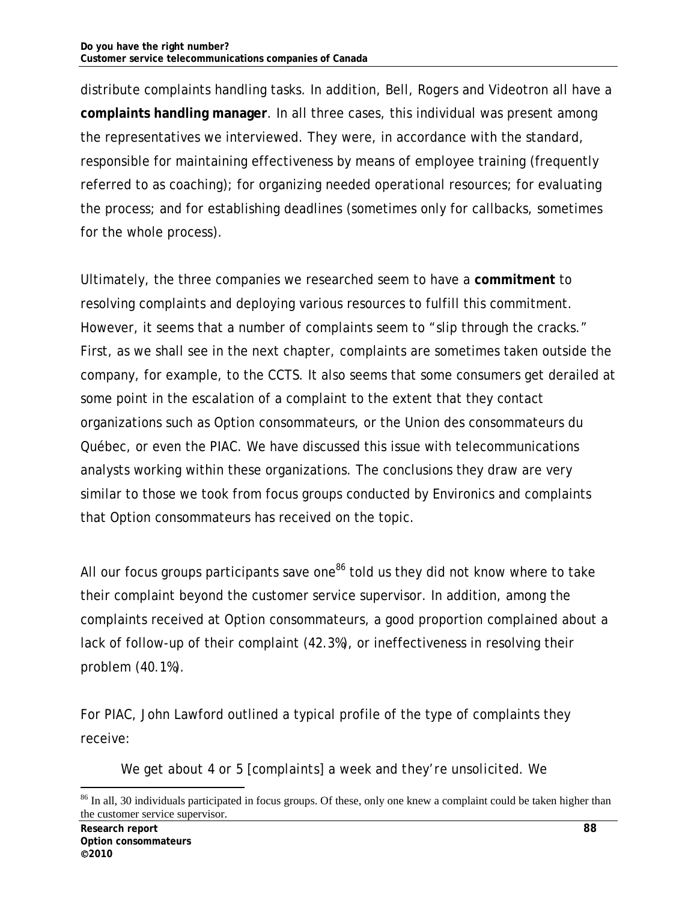distribute complaints handling tasks. In addition, Bell, Rogers and Videotron all have a **complaints handling manager**. In all three cases, this individual was present among the representatives we interviewed. They were, in accordance with the standard, responsible for maintaining effectiveness by means of employee training (frequently referred to as coaching); for organizing needed operational resources; for evaluating the process; and for establishing deadlines (sometimes only for callbacks, sometimes for the whole process).

Ultimately, the three companies we researched seem to have a **commitment** to resolving complaints and deploying various resources to fulfill this commitment. However, it seems that a number of complaints seem to "slip through the cracks." First, as we shall see in the next chapter, complaints are sometimes taken outside the company, for example, to the CCTS. It also seems that some consumers get derailed at some point in the escalation of a complaint to the extent that they contact organizations such as Option consommateurs, or the Union des consommateurs du Québec, or even the PIAC. We have discussed this issue with telecommunications analysts working within these organizations. The conclusions they draw are very similar to those we took from focus groups conducted by Environics and complaints that Option consommateurs has received on the topic.

All our focus groups participants save one[86] told us they did not know where to take their complaint beyond the customer service supervisor. In addition, among the complaints received at Option consommateurs, a good proportion complained about a lack of follow-up of their complaint (42.3%), or ineffectiveness in resolving their problem (40.1%).

For PIAC, John Lawford outlined a typical profile of the type of complaints they receive:

> *We get about 4 or 5 [complaints] a week and they're unsolicited. We*

[86] In all, 30 individuals participated in focus groups. Of these, only one knew a complaint could be taken higher than the customer service supervisor.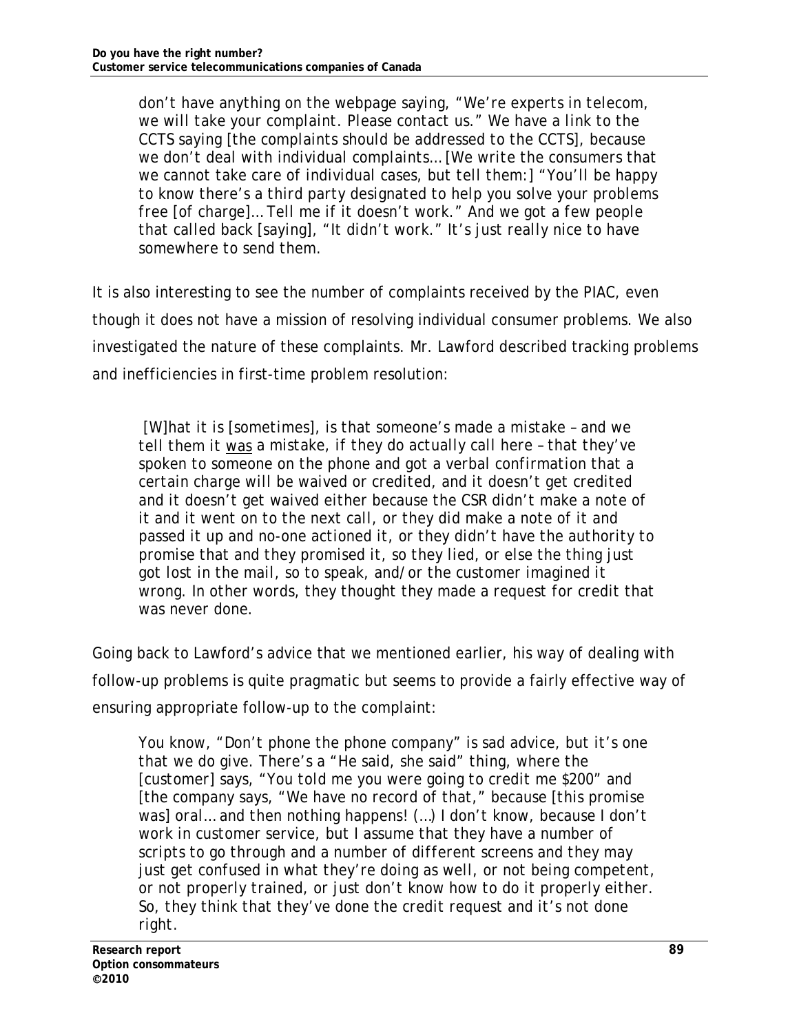> don't have anything on the webpage saying, "We're experts in telecom, we will take your complaint. Please contact us." We have a link to the CCTS saying [the complaints should be addressed to the CCTS], because we don't deal with individual complaints… [We write the consumers that we cannot take care of individual cases, but tell them:] "You'll be happy to know there's a third party designated to help you solve your problems free [of charge]… Tell me if it doesn't work." And we got a few people that called back [saying], "It didn't work." It's just really nice to have somewhere to send them.

It is also interesting to see the number of complaints received by the PIAC, even though it does not have a mission of resolving individual consumer problems. We also investigated the nature of these complaints. Mr. Lawford described tracking problems and inefficiencies in first-time problem resolution:

> [W]hat it is [sometimes], is that someone's made a mistake – and we tell them it <u>was</u> a mistake, if they do actually call here – that they've spoken to someone on the phone and got a verbal confirmation that a certain charge will be waived or credited, and it doesn't get credited and it doesn't get waived either because the CSR didn't make a note of it and it went on to the next call, or they did make a note of it and passed it up and no-one actioned it, or they didn't have the authority to promise that and they promised it, so they lied, or else the thing just got lost in the mail, so to speak, and/or the customer imagined it wrong. In other words, they thought they made a request for credit that was never done.

Going back to Lawford's advice that we mentioned earlier, his way of dealing with follow-up problems is quite pragmatic but seems to provide a fairly effective way of ensuring appropriate follow-up to the complaint:

> You know, "Don't phone the phone company" is sad advice, but it's one that we do give. There's a "He said, she said" thing, where the [customer] says, "You told me you were going to credit me $200" and [the company says, "We have no record of that," because [this promise was] oral… and then nothing happens! (…) I don't know, because I don't work in customer service, but I assume that they have a number of scripts to go through and a number of different screens and they may just get confused in what they're doing as well, or not being competent, or not properly trained, or just don't know how to do it properly either. So, they think that they've done the credit request and it's not done right.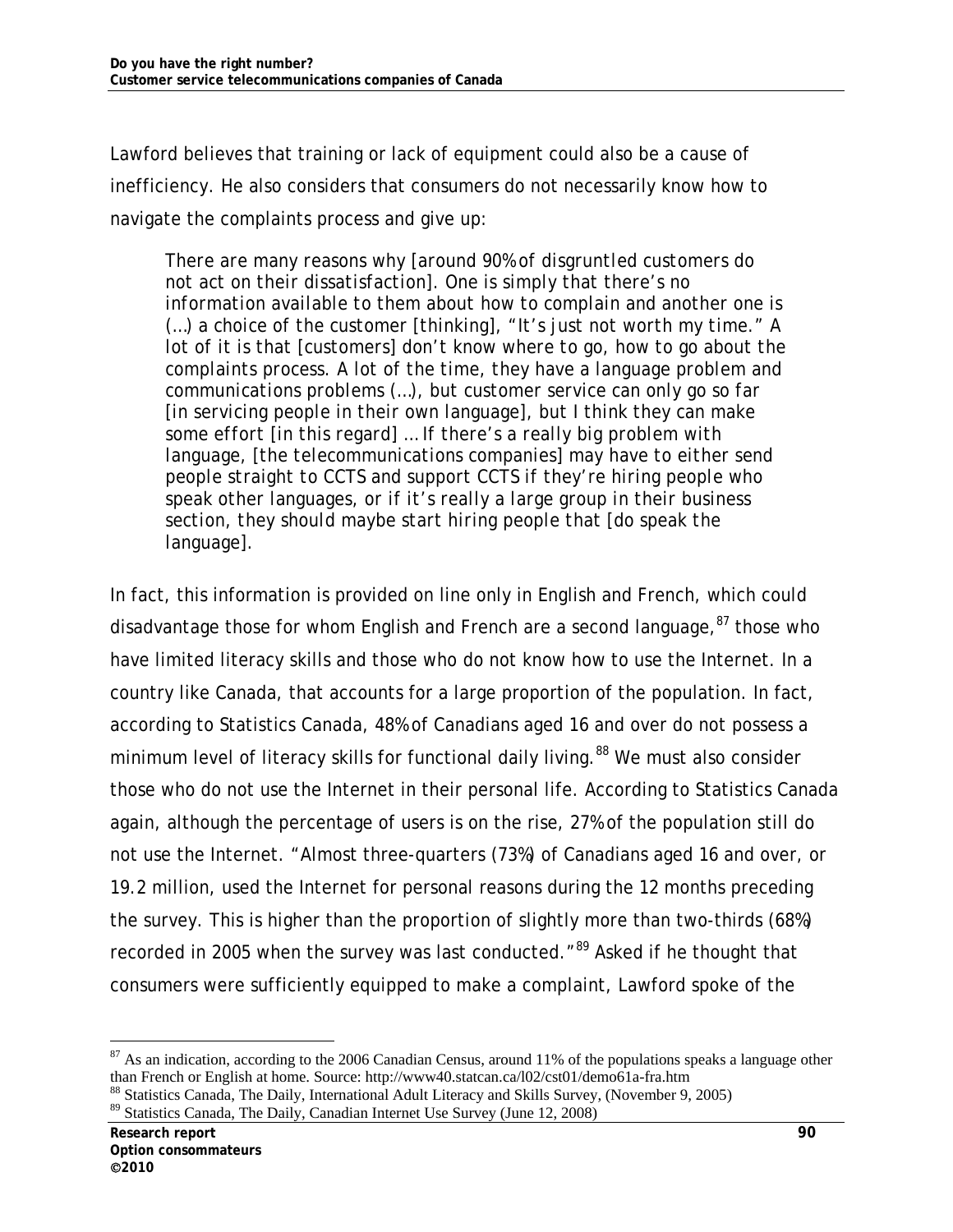Lawford believes that training or lack of equipment could also be a cause of inefficiency. He also considers that consumers do not necessarily know how to navigate the complaints process and give up:

> *There are many reasons why [around 90% of disgruntled customers do not act on their dissatisfaction]. One is simply that there's no information available to them about how to complain and another one is (…) a choice of the customer [thinking], "It's just not worth my time." A lot of it is that [customers] don't know where to go, how to go about the complaints process. A lot of the time, they have a language problem and communications problems (…), but customer service can only go so far [in servicing people in their own language], but I think they can make some effort [in this regard] … If there's a really big problem with language, [the telecommunications companies] may have to either send people straight to CCTS and support CCTS if they're hiring people who speak other languages, or if it's really a large group in their business section, they should maybe start hiring people that [do speak the language].*

In fact, this information is provided on line only in English and French, which could disadvantage those for whom English and French are a second language,[87] those who have limited literacy skills and those who do not know how to use the Internet. In a country like Canada, that accounts for a large proportion of the population. In fact, according to Statistics Canada, 48% of Canadians aged 16 and over do not possess a minimum level of literacy skills for functional daily living.[88] We must also consider those who do not use the Internet in their personal life. According to Statistics Canada again, although the percentage of users is on the rise, 27% of the population still do not use the Internet. "Almost three-quarters (73%) of Canadians aged 16 and over, or 19.2 million, used the Internet for personal reasons during the 12 months preceding the survey. This is higher than the proportion of slightly more than two-thirds (68%) recorded in 2005 when the survey was last conducted."[89] Asked if he thought that consumers were sufficiently equipped to make a complaint, Lawford spoke of the

---

[87] As an indication, according to the 2006 Canadian Census, around 11% of the populations speaks a language other than French or English at home. Source: http://www40.statcan.ca/l02/cst01/demo61a-fra.htm

[88] Statistics Canada, The Daily, International Adult Literacy and Skills Survey, (November 9, 2005)

[89] Statistics Canada, The Daily, Canadian Internet Use Survey (June 12, 2008)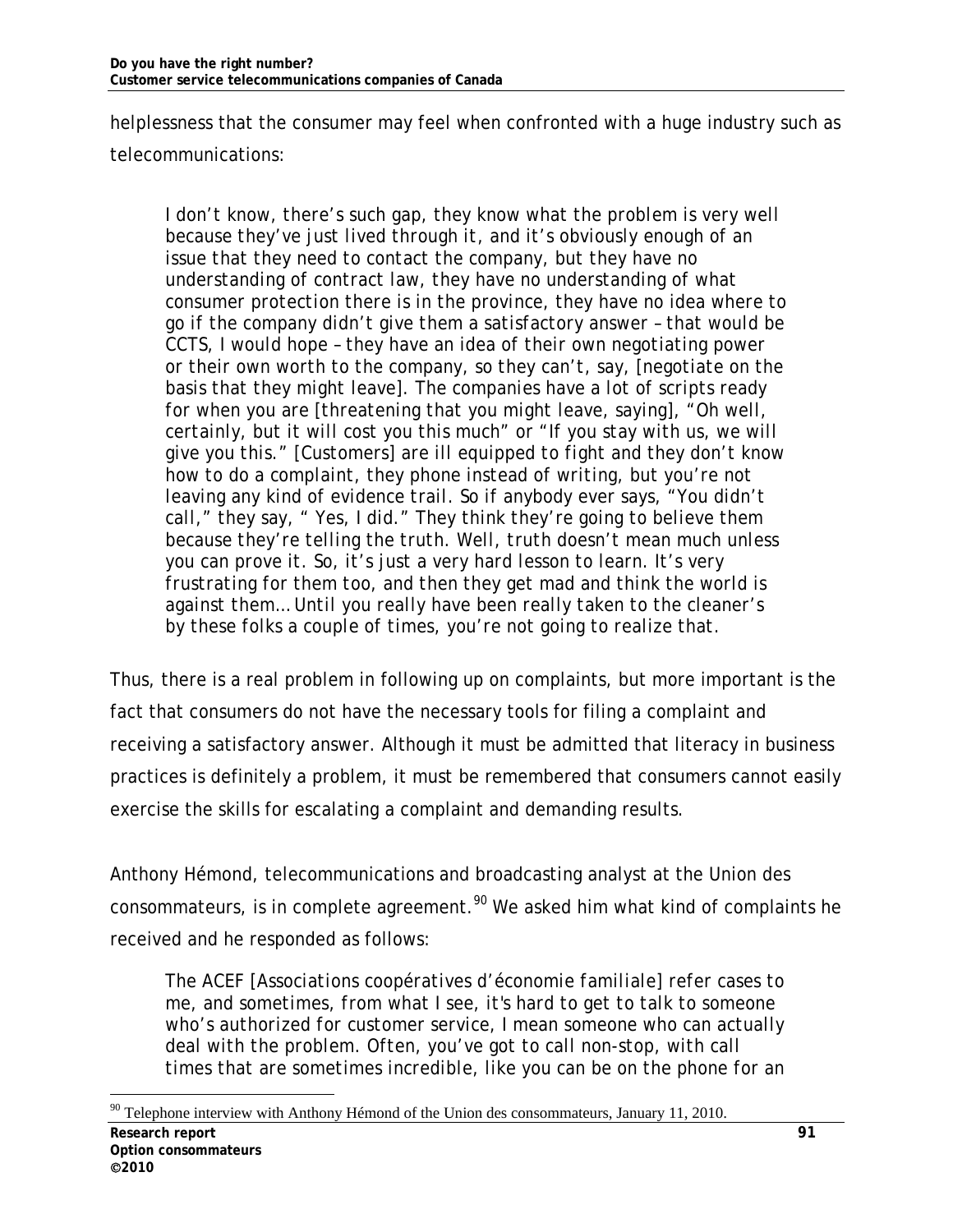helplessness that the consumer may feel when confronted with a huge industry such as telecommunications:

> I don't know, there's such gap, they know what the problem is very well because they've just lived through it, and it's obviously enough of an issue that they need to contact the company, but they have no understanding of contract law, they have no understanding of what consumer protection there is in the province, they have no idea where to go if the company didn't give them a satisfactory answer – that would be CCTS, I would hope – they have an idea of their own negotiating power or their own worth to the company, so they can't, say, [negotiate on the basis that they might leave]. The companies have a lot of scripts ready for when you are [threatening that you might leave, saying], "Oh well, certainly, but it will cost you this much" or "If you stay with us, we will give you this." [Customers] are ill equipped to fight and they don't know how to do a complaint, they phone instead of writing, but you're not leaving any kind of evidence trail. So if anybody ever says, "You didn't call," they say, " Yes, I did." They think they're going to believe them because they're telling the truth. Well, truth doesn't mean much unless you can prove it. So, it's just a very hard lesson to learn. It's very frustrating for them too, and then they get mad and think the world is against them… Until you really have been really taken to the cleaner's by these folks a couple of times, you're not going to realize that.

Thus, there is a real problem in following up on complaints, but more important is the fact that consumers do not have the necessary tools for filing a complaint and receiving a satisfactory answer. Although it must be admitted that literacy in business practices is definitely a problem, it must be remembered that consumers cannot easily exercise the skills for escalating a complaint and demanding results.

Anthony Hémond, telecommunications and broadcasting analyst at the Union des consommateurs, is in complete agreement.[90] We asked him what kind of complaints he received and he responded as follows:

> The ACEF [Associations coopératives d'économie familiale] refer cases to me, and sometimes, from what I see, it's hard to get to talk to someone who's authorized for customer service, I mean someone who can actually deal with the problem. Often, you've got to call non-stop, with call times that are sometimes incredible, like you can be on the phone for an

[90] Telephone interview with Anthony Hémond of the Union des consommateurs, January 11, 2010.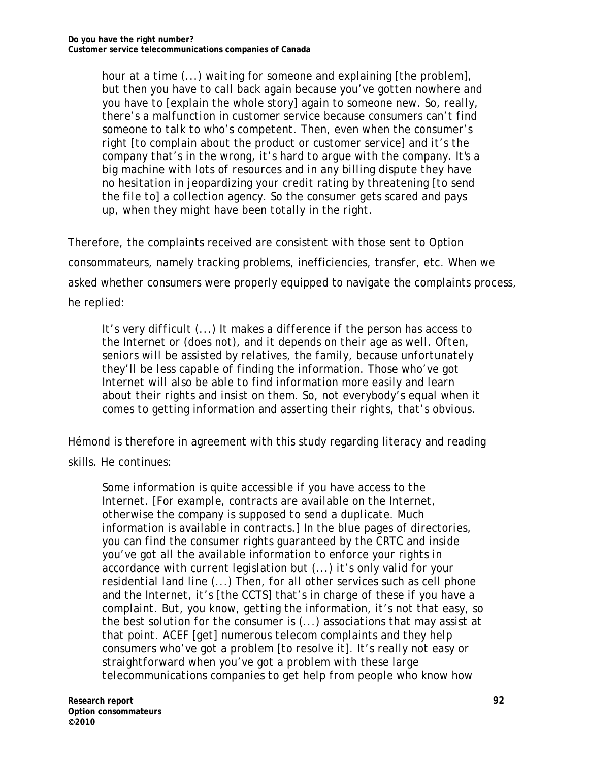> hour at a time (...) waiting for someone and explaining [the problem], but then you have to call back again because you've gotten nowhere and you have to [explain the whole story] again to someone new. So, really, there's a malfunction in customer service because consumers can't find someone to talk to who's competent. Then, even when the consumer's right [to complain about the product or customer service] and it's the company that's in the wrong, it's hard to argue with the company. It's a big machine with lots of resources and in any billing dispute they have no hesitation in jeopardizing your credit rating by threatening [to send the file to] a collection agency. So the consumer gets scared and pays up, when they might have been totally in the right.

Therefore, the complaints received are consistent with those sent to Option consommateurs, namely tracking problems, inefficiencies, transfer, etc. When we asked whether consumers were properly equipped to navigate the complaints process, he replied:

> It's very difficult (...) It makes a difference if the person has access to the Internet or (does not), and it depends on their age as well. Often, seniors will be assisted by relatives, the family, because unfortunately they'll be less capable of finding the information. Those who've got Internet will also be able to find information more easily and learn about their rights and insist on them. So, not everybody's equal when it comes to getting information and asserting their rights, that's obvious.

Hémond is therefore in agreement with this study regarding literacy and reading skills. He continues:

> Some information is quite accessible if you have access to the Internet. [For example, contracts are available on the Internet, otherwise the company is supposed to send a duplicate. Much information is available in contracts.] In the blue pages of directories, you can find the consumer rights guaranteed by the CRTC and inside you've got all the available information to enforce your rights in accordance with current legislation but (...) it's only valid for your residential land line (...) Then, for all other services such as cell phone and the Internet, it's [the CCTS] that's in charge of these if you have a complaint. But, you know, getting the information, it's not that easy, so the best solution for the consumer is (...) associations that may assist at that point. ACEF [get] numerous telecom complaints and they help consumers who've got a problem [to resolve it]. It's really not easy or straightforward when you've got a problem with these large telecommunications companies to get help from people who know how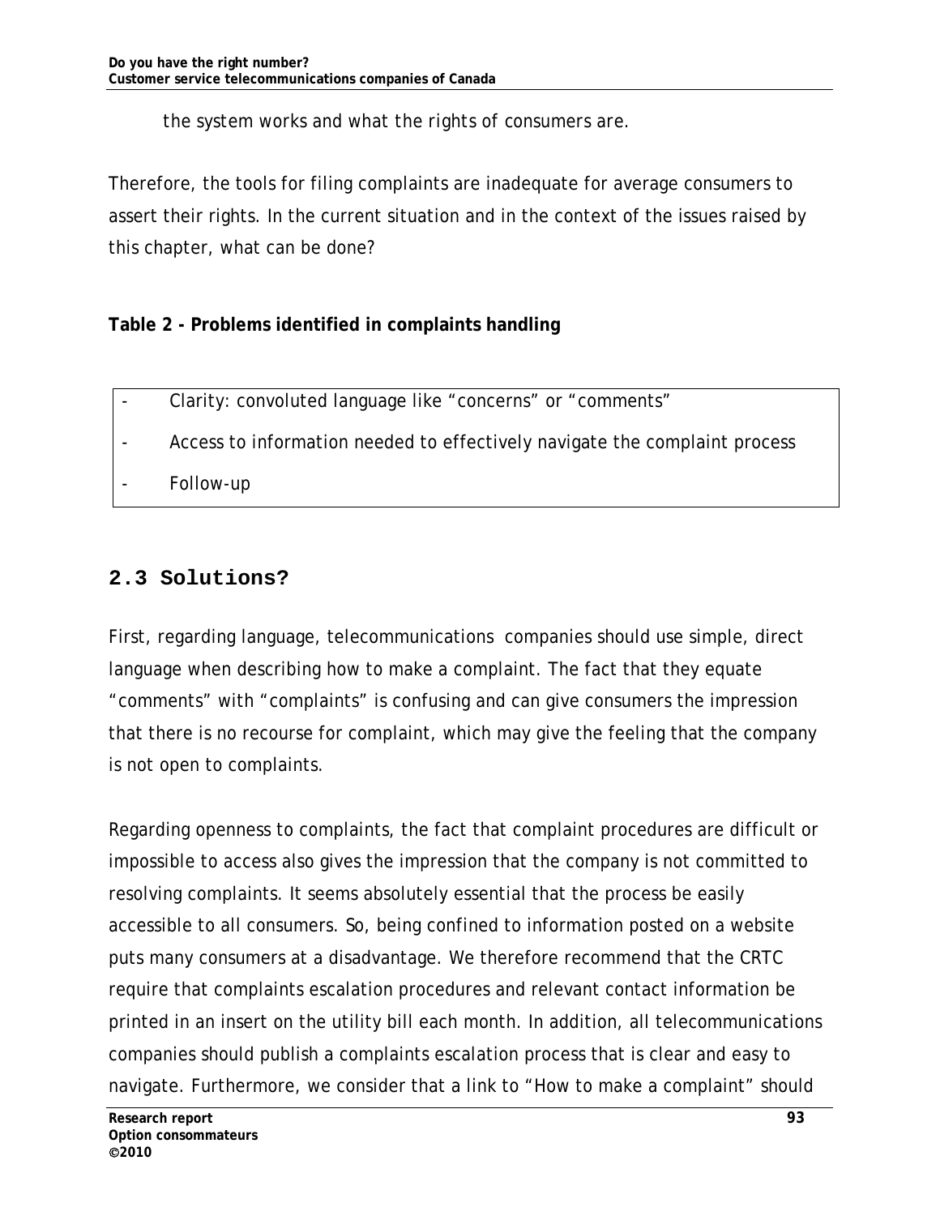the system works and what the rights of consumers are.

Therefore, the tools for filing complaints are inadequate for average consumers to assert their rights. In the current situation and in the context of the issues raised by this chapter, what can be done?

**Table 2 - Problems identified in complaints handling**

| |
|---|
| - Clarity: convoluted language like "concerns" or "comments" |
| - Access to information needed to effectively navigate the complaint process |
| - Follow-up |

## 2.3 Solutions?

First, regarding language, telecommunications companies should use simple, direct language when describing how to make a complaint. The fact that they equate "comments" with "complaints" is confusing and can give consumers the impression that there is no recourse for complaint, which may give the feeling that the company is not open to complaints.

Regarding openness to complaints, the fact that complaint procedures are difficult or impossible to access also gives the impression that the company is not committed to resolving complaints. It seems absolutely essential that the process be easily accessible to all consumers. So, being confined to information posted on a website puts many consumers at a disadvantage. We therefore recommend that the CRTC require that complaints escalation procedures and relevant contact information be printed in an insert on the utility bill each month. In addition, all telecommunications companies should publish a complaints escalation process that is clear and easy to navigate. Furthermore, we consider that a link to "How to make a complaint" should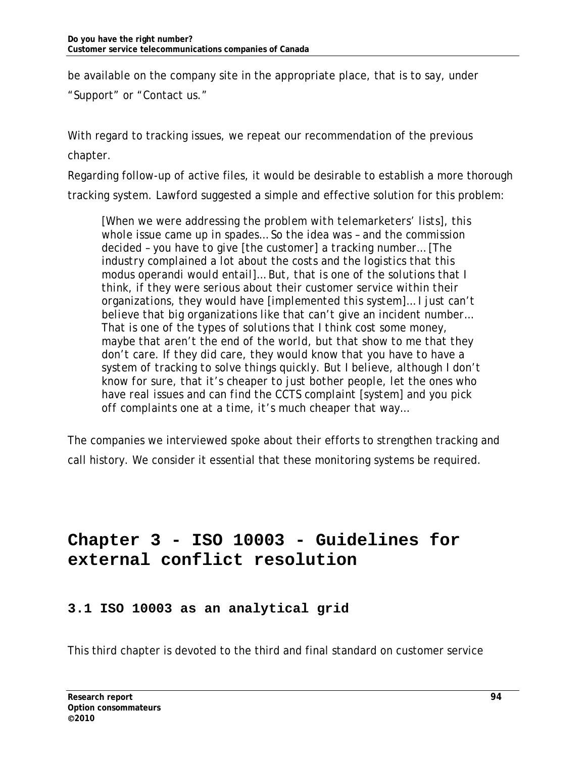be available on the company site in the appropriate place, that is to say, under "Support" or "Contact us."

With regard to tracking issues, we repeat our recommendation of the previous chapter.

Regarding follow-up of active files, it would be desirable to establish a more thorough tracking system. Lawford suggested a simple and effective solution for this problem:

> *[When we were addressing the problem with telemarketers' lists], this whole issue came up in spades… So the idea was – and the commission decided – you have to give [the customer] a tracking number… [The industry complained a lot about the costs and the logistics that this modus operandi would entail]… But, that is one of the solutions that I think, if they were serious about their customer service within their organizations, they would have [implemented this system]… I just can't believe that big organizations like that can't give an incident number… That is one of the types of solutions that I think cost some money, maybe that aren't the end of the world, but that show to me that they don't care. If they did care, they would know that you have to have a system of tracking to solve things quickly. But I believe, although I don't know for sure, that it's cheaper to just bother people, let the ones who have real issues and can find the CCTS complaint [system] and you pick off complaints one at a time, it's much cheaper that way…*

The companies we interviewed spoke about their efforts to strengthen tracking and call history. We consider it essential that these monitoring systems be required.

# Chapter 3 - ISO 10003 - Guidelines for external conflict resolution

## 3.1 ISO 10003 as an analytical grid

This third chapter is devoted to the third and final standard on customer service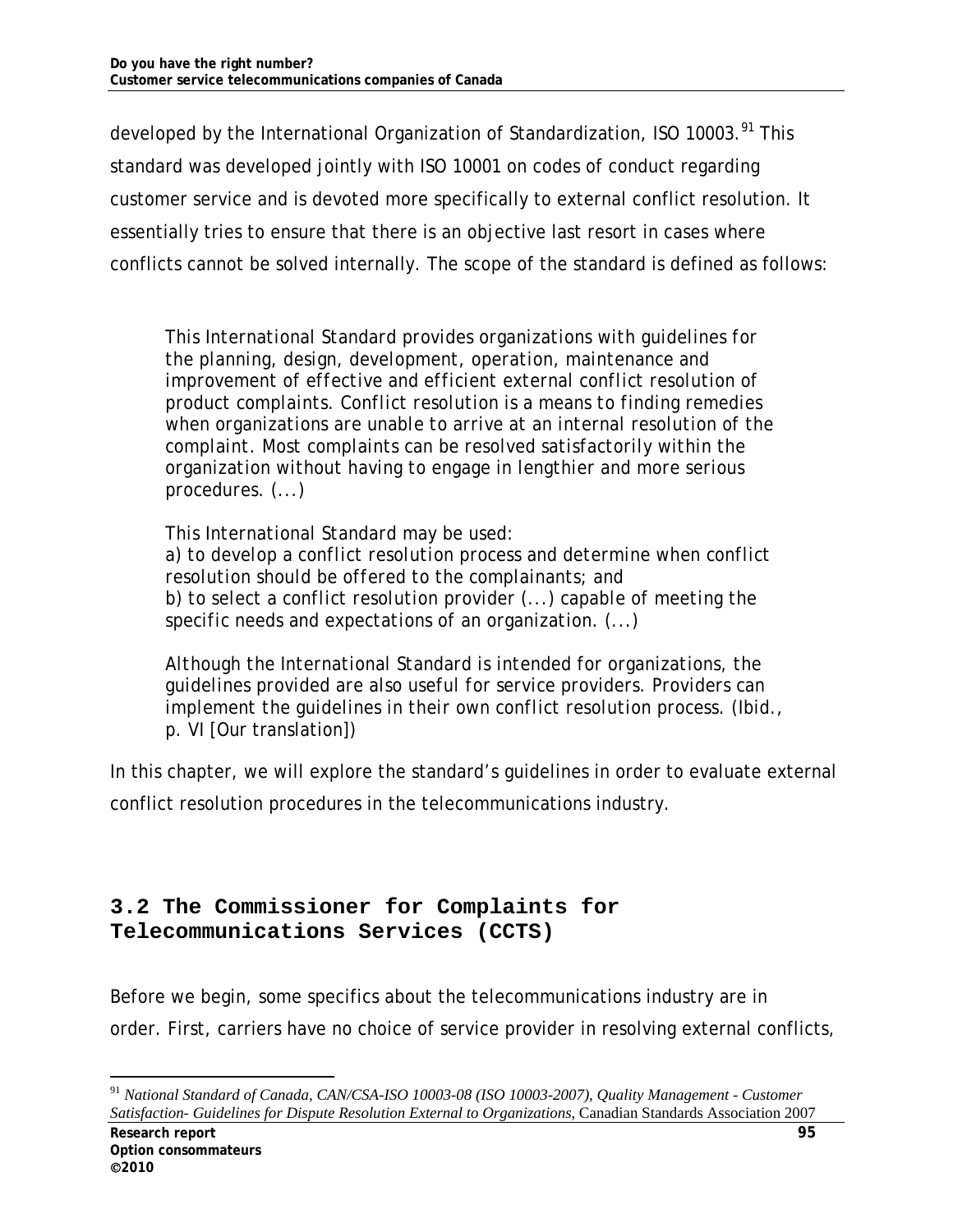developed by the International Organization of Standardization, ISO 10003.[91] This standard was developed jointly with ISO 10001 on codes of conduct regarding customer service and is devoted more specifically to external conflict resolution. It essentially tries to ensure that there is an objective last resort in cases where conflicts cannot be solved internally. The scope of the standard is defined as follows:

> This International Standard provides organizations with guidelines for the planning, design, development, operation, maintenance and improvement of effective and efficient external conflict resolution of product complaints. Conflict resolution is a means to finding remedies when organizations are unable to arrive at an internal resolution of the complaint. Most complaints can be resolved satisfactorily within the organization without having to engage in lengthier and more serious procedures. (...)
>
> This International Standard may be used:
> a) to develop a conflict resolution process and determine when conflict resolution should be offered to the complainants; and
> b) to select a conflict resolution provider (...) capable of meeting the specific needs and expectations of an organization. (...)
>
> Although the International Standard is intended for organizations, the guidelines provided are also useful for service providers. Providers can implement the guidelines in their own conflict resolution process. (Ibid., p. VI [Our translation])

In this chapter, we will explore the standard's guidelines in order to evaluate external conflict resolution procedures in the telecommunications industry.

## 3.2 The Commissioner for Complaints for Telecommunications Services (CCTS)

Before we begin, some specifics about the telecommunications industry are in order. First, carriers have no choice of service provider in resolving external conflicts,

---

[91] *National Standard of Canada, CAN/CSA-ISO 10003-08 (ISO 10003-2007), Quality Management - Customer Satisfaction- Guidelines for Dispute Resolution External to Organizations*, Canadian Standards Association 2007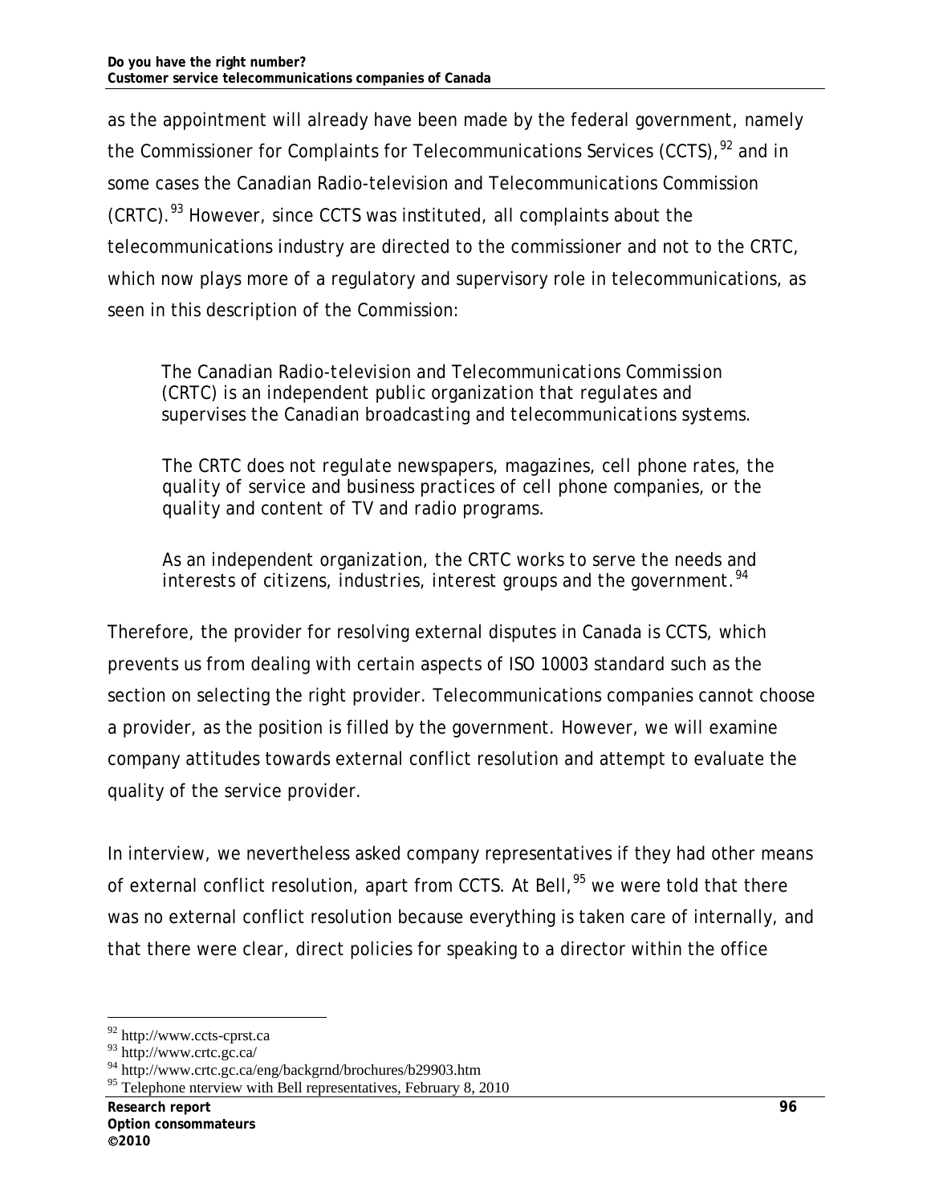as the appointment will already have been made by the federal government, namely the Commissioner for Complaints for Telecommunications Services (CCTS),[92] and in some cases the Canadian Radio-television and Telecommunications Commission (CRTC).[93] However, since CCTS was instituted, all complaints about the telecommunications industry are directed to the commissioner and not to the CRTC, which now plays more of a regulatory and supervisory role in telecommunications, as seen in this description of the Commission:

> *The Canadian Radio-television and Telecommunications Commission (CRTC) is an independent public organization that regulates and supervises the Canadian broadcasting and telecommunications systems.*
>
> *The CRTC does not regulate newspapers, magazines, cell phone rates, the quality of service and business practices of cell phone companies, or the quality and content of TV and radio programs.*
>
> *As an independent organization, the CRTC works to serve the needs and interests of citizens, industries, interest groups and the government.*[94]

Therefore, the provider for resolving external disputes in Canada is CCTS, which prevents us from dealing with certain aspects of ISO 10003 standard such as the section on selecting the right provider. Telecommunications companies cannot choose a provider, as the position is filled by the government. However, we will examine company attitudes towards external conflict resolution and attempt to evaluate the quality of the service provider.

In interview, we nevertheless asked company representatives if they had other means of external conflict resolution, apart from CCTS. At Bell,[95] we were told that there was no external conflict resolution because everything is taken care of internally, and that there were clear, direct policies for speaking to a director within the office

---

[92] http://www.ccts-cprst.ca
[93] http://www.crtc.gc.ca/
[94] http://www.crtc.gc.ca/eng/backgrnd/brochures/b29903.htm
[95] Telephone nterview with Bell representatives, February 8, 2010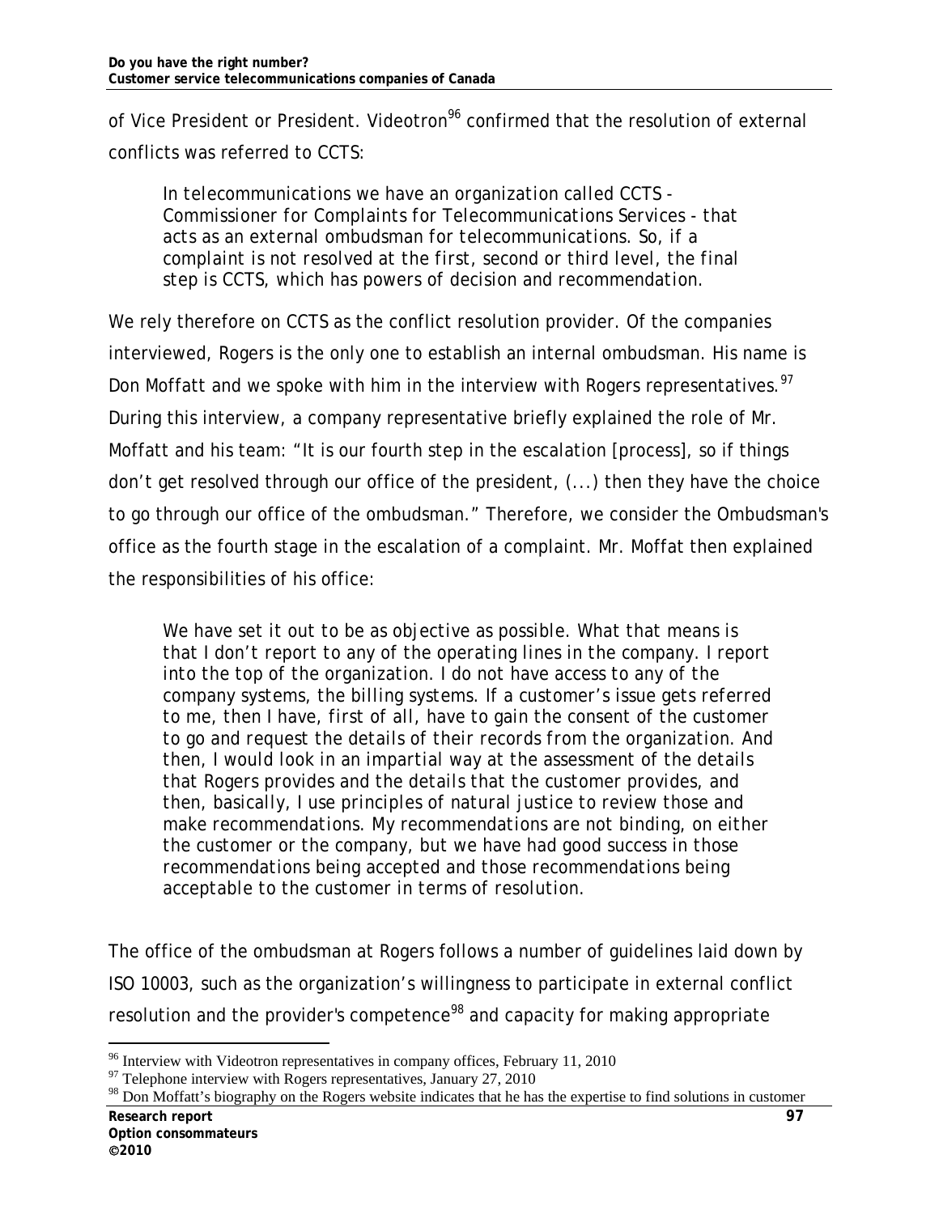of Vice President or President. Videotron[96] confirmed that the resolution of external conflicts was referred to CCTS:

> *In telecommunications we have an organization called CCTS - Commissioner for Complaints for Telecommunications Services - that acts as an external ombudsman for telecommunications. So, if a complaint is not resolved at the first, second or third level, the final step is CCTS, which has powers of decision and recommendation.*

We rely therefore on CCTS as the conflict resolution provider. Of the companies interviewed, Rogers is the only one to establish an internal ombudsman. His name is Don Moffatt and we spoke with him in the interview with Rogers representatives.[97] During this interview, a company representative briefly explained the role of Mr. Moffatt and his team: "It is our fourth step in the escalation [process], so if things don't get resolved through our office of the president, (...) then they have the choice to go through our office of the ombudsman." Therefore, we consider the Ombudsman's office as the fourth stage in the escalation of a complaint. Mr. Moffat then explained the responsibilities of his office:

> *We have set it out to be as objective as possible. What that means is that I don't report to any of the operating lines in the company. I report into the top of the organization. I do not have access to any of the company systems, the billing systems. If a customer's issue gets referred to me, then I have, first of all, have to gain the consent of the customer to go and request the details of their records from the organization. And then, I would look in an impartial way at the assessment of the details that Rogers provides and the details that the customer provides, and then, basically, I use principles of natural justice to review those and make recommendations. My recommendations are not binding, on either the customer or the company, but we have had good success in those recommendations being accepted and those recommendations being acceptable to the customer in terms of resolution.*

The office of the ombudsman at Rogers follows a number of guidelines laid down by ISO 10003, such as the organization's willingness to participate in external conflict resolution and the provider's competence[98] and capacity for making appropriate

---

[96] Interview with Videotron representatives in company offices, February 11, 2010

[97] Telephone interview with Rogers representatives, January 27, 2010

[98] Don Moffatt's biography on the Rogers website indicates that he has the expertise to find solutions in customer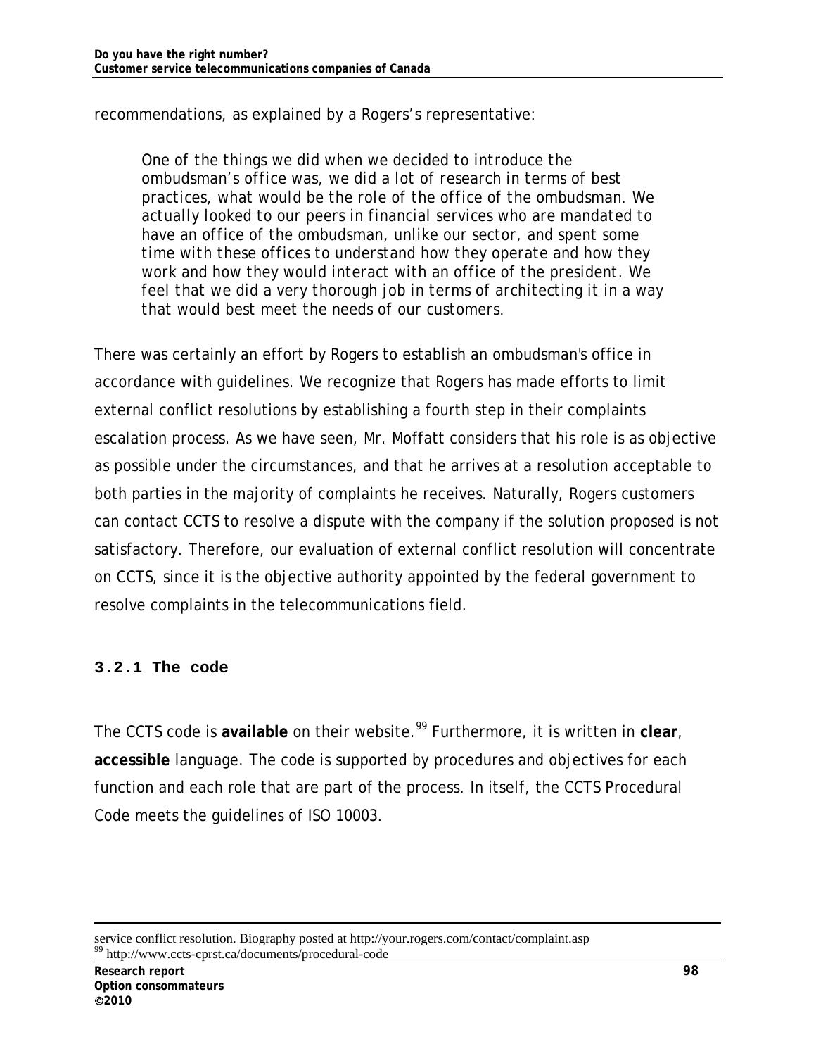recommendations, as explained by a Rogers's representative:

> *One of the things we did when we decided to introduce the ombudsman's office was, we did a lot of research in terms of best practices, what would be the role of the office of the ombudsman. We actually looked to our peers in financial services who are mandated to have an office of the ombudsman, unlike our sector, and spent some time with these offices to understand how they operate and how they work and how they would interact with an office of the president. We feel that we did a very thorough job in terms of architecting it in a way that would best meet the needs of our customers.*

There was certainly an effort by Rogers to establish an ombudsman's office in accordance with guidelines. We recognize that Rogers has made efforts to limit external conflict resolutions by establishing a fourth step in their complaints escalation process. As we have seen, Mr. Moffatt considers that his role is as objective as possible under the circumstances, and that he arrives at a resolution acceptable to both parties in the majority of complaints he receives. Naturally, Rogers customers can contact CCTS to resolve a dispute with the company if the solution proposed is not satisfactory. Therefore, our evaluation of external conflict resolution will concentrate on CCTS, since it is the objective authority appointed by the federal government to resolve complaints in the telecommunications field.

### 3.2.1 The code

The CCTS code is **available** on their website.[99] Furthermore, it is written in **clear**, **accessible** language. The code is supported by procedures and objectives for each function and each role that are part of the process. In itself, the CCTS Procedural Code meets the guidelines of ISO 10003.

---

service conflict resolution. Biography posted at http://your.rogers.com/contact/complaint.asp

[99] http://www.ccts-cprst.ca/documents/procedural-code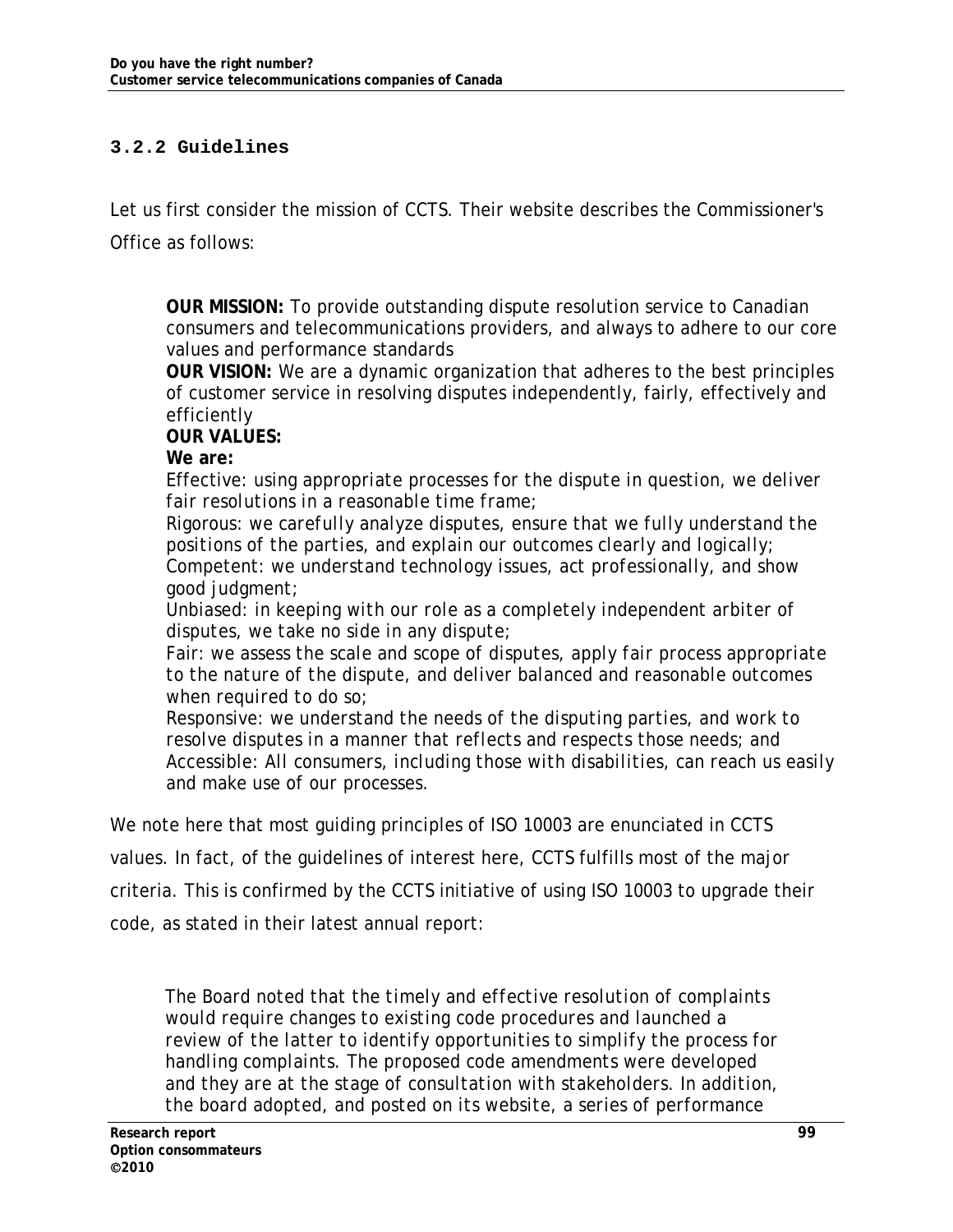### 3.2.2 Guidelines

Let us first consider the mission of CCTS. Their website describes the Commissioner's Office as follows:

> **OUR MISSION:** To provide outstanding dispute resolution service to Canadian consumers and telecommunications providers, and always to adhere to our core values and performance standards
> **OUR VISION:** We are a dynamic organization that adheres to the best principles of customer service in resolving disputes independently, fairly, effectively and efficiently
> **OUR VALUES:**
> **We are:**
> *Effective: using appropriate processes for the dispute in question, we deliver fair resolutions in a reasonable time frame;*
> *Rigorous: we carefully analyze disputes, ensure that we fully understand the positions of the parties, and explain our outcomes clearly and logically;*
> *Competent: we understand technology issues, act professionally, and show good judgment;*
> *Unbiased: in keeping with our role as a completely independent arbiter of disputes, we take no side in any dispute;*
> *Fair: we assess the scale and scope of disputes, apply fair process appropriate to the nature of the dispute, and deliver balanced and reasonable outcomes when required to do so;*
> *Responsive: we understand the needs of the disputing parties, and work to resolve disputes in a manner that reflects and respects those needs; and*
> *Accessible: All consumers, including those with disabilities, can reach us easily and make use of our processes.*

We note here that most guiding principles of ISO 10003 are enunciated in CCTS values. In fact, of the guidelines of interest here, CCTS fulfills most of the major criteria. This is confirmed by the CCTS initiative of using ISO 10003 to upgrade their code, as stated in their latest annual report:

> *The Board noted that the timely and effective resolution of complaints would require changes to existing code procedures and launched a review of the latter to identify opportunities to simplify the process for handling complaints. The proposed code amendments were developed and they are at the stage of consultation with stakeholders. In addition, the board adopted, and posted on its website, a series of performance*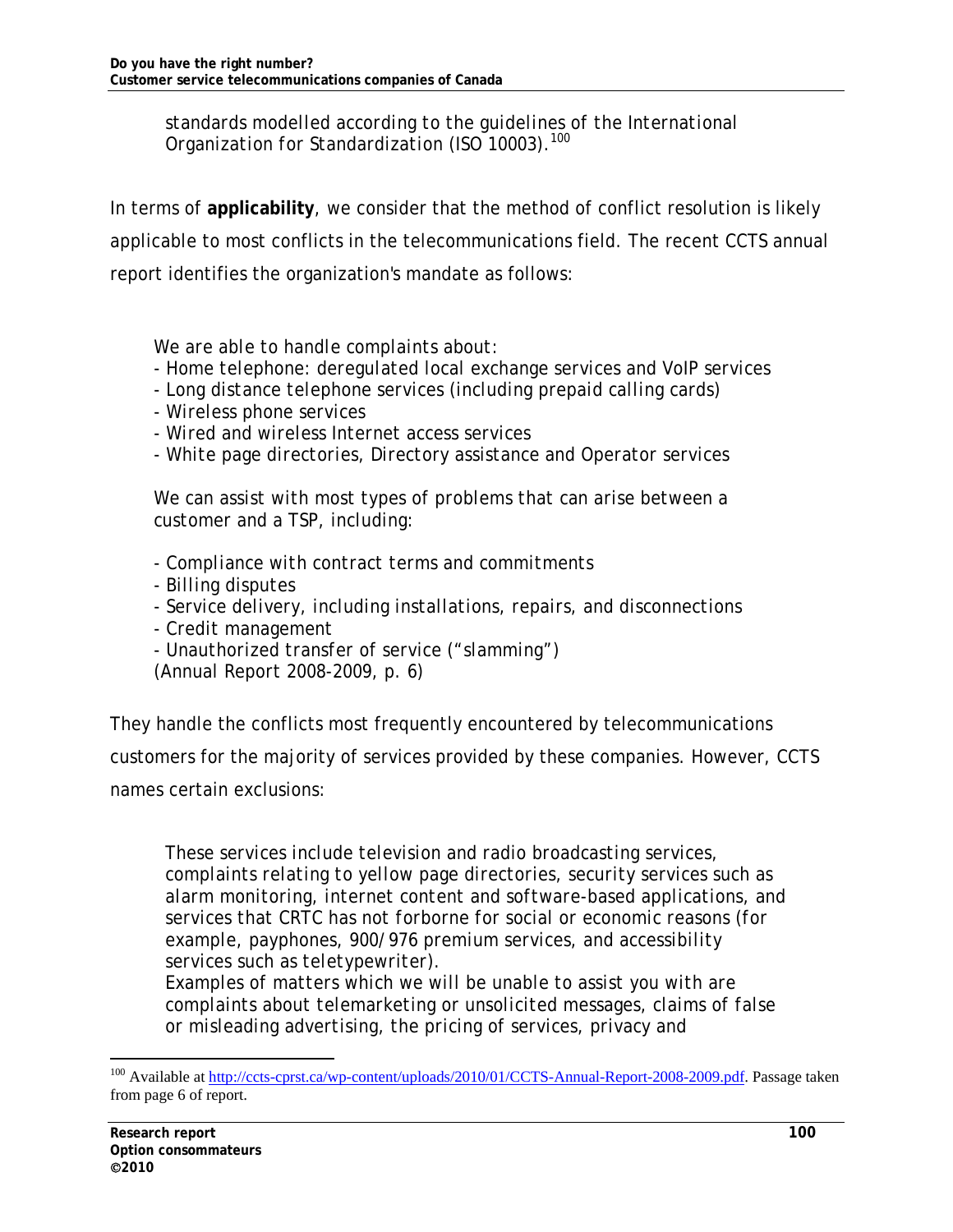standards modelled according to the guidelines of the International Organization for Standardization (ISO 10003).[100]

In terms of **applicability**, we consider that the method of conflict resolution is likely applicable to most conflicts in the telecommunications field. The recent CCTS annual report identifies the organization's mandate as follows:

> We are able to handle complaints about:
> - Home telephone: deregulated local exchange services and VoIP services
> - Long distance telephone services (including prepaid calling cards)
> - Wireless phone services
> - Wired and wireless Internet access services
> - White page directories, Directory assistance and Operator services
>
> We can assist with most types of problems that can arise between a customer and a TSP, including:
>
> - Compliance with contract terms and commitments
> - Billing disputes
> - Service delivery, including installations, repairs, and disconnections
> - Credit management
> - Unauthorized transfer of service ("slamming")
>
> (Annual Report 2008-2009, p. 6)

They handle the conflicts most frequently encountered by telecommunications customers for the majority of services provided by these companies. However, CCTS names certain exclusions:

> These services include television and radio broadcasting services, complaints relating to yellow page directories, security services such as alarm monitoring, internet content and software-based applications, and services that CRTC has not forborne for social or economic reasons (for example, payphones, 900/976 premium services, and accessibility services such as teletypewriter).
> Examples of matters which we will be unable to assist you with are complaints about telemarketing or unsolicited messages, claims of false or misleading advertising, the pricing of services, privacy and

[100] Available at http://ccts-cprst.ca/wp-content/uploads/2010/01/CCTS-Annual-Report-2008-2009.pdf. Passage taken from page 6 of report.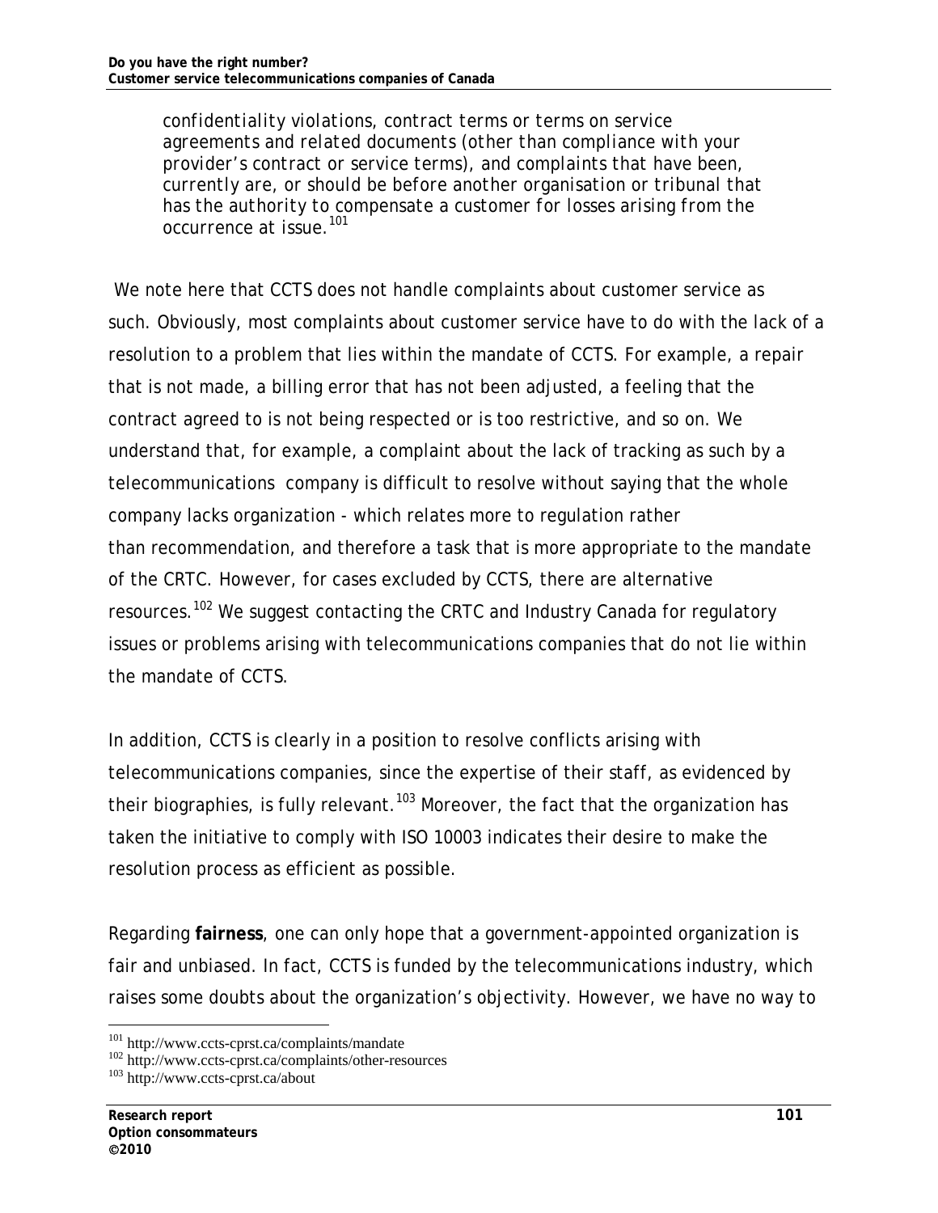> confidentiality violations, contract terms or terms on service agreements and related documents (other than compliance with your provider's contract or service terms), and complaints that have been, currently are, or should be before another organisation or tribunal that has the authority to compensate a customer for losses arising from the occurrence at issue.[101]

We note here that CCTS does not handle complaints about customer service as such. Obviously, most complaints about customer service have to do with the lack of a resolution to a problem that lies within the mandate of CCTS. For example, a repair that is not made, a billing error that has not been adjusted, a feeling that the contract agreed to is not being respected or is too restrictive, and so on. We understand that, for example, a complaint about the lack of tracking as such by a telecommunications company is difficult to resolve without saying that the whole company lacks organization - which relates more to regulation rather than recommendation, and therefore a task that is more appropriate to the mandate of the CRTC. However, for cases excluded by CCTS, there are alternative resources.[102] We suggest contacting the CRTC and Industry Canada for regulatory issues or problems arising with telecommunications companies that do not lie within the mandate of CCTS.

In addition, CCTS is clearly in a position to resolve conflicts arising with telecommunications companies, since the expertise of their staff, as evidenced by their biographies, is fully relevant.[103] Moreover, the fact that the organization has taken the initiative to comply with ISO 10003 indicates their desire to make the resolution process as efficient as possible.

Regarding **fairness**, one can only hope that a government-appointed organization is fair and unbiased. In fact, CCTS is funded by the telecommunications industry, which raises some doubts about the organization's objectivity. However, we have no way to

---

[101] http://www.ccts-cprst.ca/complaints/mandate

[102] http://www.ccts-cprst.ca/complaints/other-resources

[103] http://www.ccts-cprst.ca/about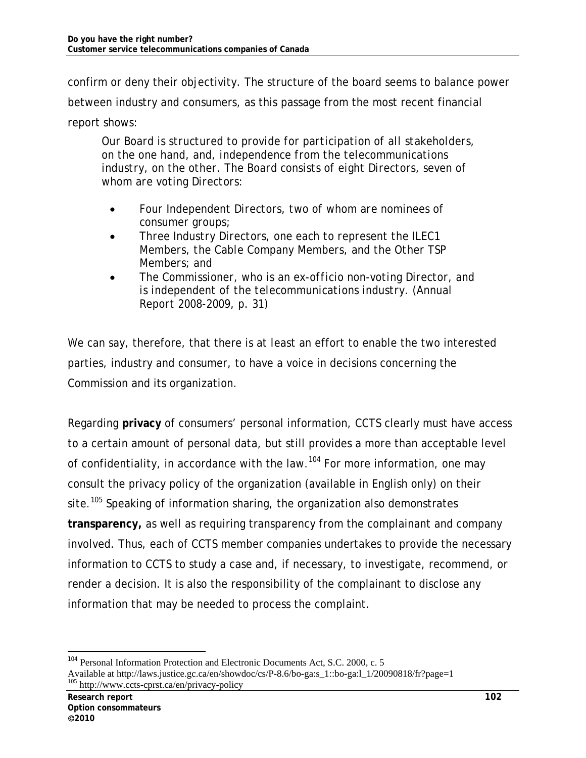confirm or deny their objectivity. The structure of the board seems to balance power between industry and consumers, as this passage from the most recent financial report shows:

> *Our Board is structured to provide for participation of all stakeholders, on the one hand, and, independence from the telecommunications industry, on the other. The Board consists of eight Directors, seven of whom are voting Directors:*
>
> - *Four Independent Directors, two of whom are nominees of consumer groups;*
> - *Three Industry Directors, one each to represent the ILEC1 Members, the Cable Company Members, and the Other TSP Members; and*
> - *The Commissioner, who is an ex-officio non-voting Director, and is independent of the telecommunications industry. (Annual Report 2008-2009, p. 31)*

We can say, therefore, that there is at least an effort to enable the two interested parties, industry and consumer, to have a voice in decisions concerning the Commission and its organization.

Regarding **privacy** of consumers' personal information, CCTS clearly must have access to a certain amount of personal data, but still provides a more than acceptable level of confidentiality, in accordance with the law.[104] For more information, one may consult the privacy policy of the organization (available in English only) on their site.[105] Speaking of information sharing, the organization also demonstrates **transparency,** as well as requiring transparency from the complainant and company involved. Thus, each of CCTS member companies undertakes to provide the necessary information to CCTS to study a case and, if necessary, to investigate, recommend, or render a decision. It is also the responsibility of the complainant to disclose any information that may be needed to process the complaint.

---

[104] Personal Information Protection and Electronic Documents Act, S.C. 2000, c. 5
Available at http://laws.justice.gc.ca/en/showdoc/cs/P-8.6/bo-ga:s_1::bo-ga:l_1/20090818/fr?page=1

[105] http://www.ccts-cprst.ca/en/privacy-policy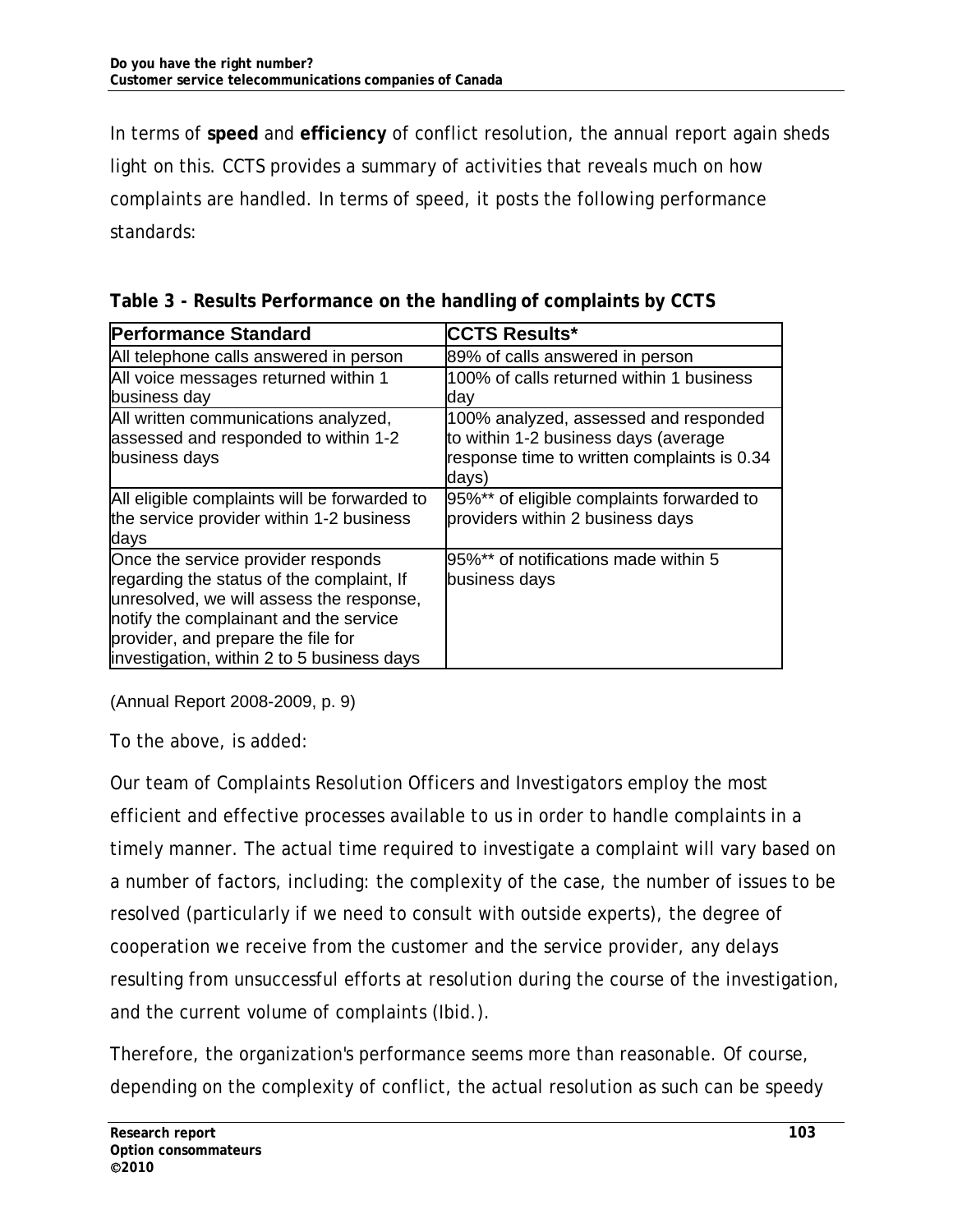In terms of **speed** and **efficiency** of conflict resolution, the annual report again sheds light on this. CCTS provides a summary of activities that reveals much on how complaints are handled. In terms of speed, it posts the following performance standards:

**Table 3 - Results Performance on the handling of complaints by CCTS**

| Performance Standard | CCTS Results* |
|---|---|
| All telephone calls answered in person | 89% of calls answered in person |
| All voice messages returned within 1 business day | 100% of calls returned within 1 business day |
| All written communications analyzed, assessed and responded to within 1-2 business days | 100% analyzed, assessed and responded to within 1-2 business days (average response time to written complaints is 0.34 days) |
| All eligible complaints will be forwarded to the service provider within 1-2 business days | 95%** of eligible complaints forwarded to providers within 2 business days |
| Once the service provider responds regarding the status of the complaint, If unresolved, we will assess the response, notify the complainant and the service provider, and prepare the file for investigation, within 2 to 5 business days | 95%** of notifications made within 5 business days |

(Annual Report 2008-2009, p. 9)

To the above, is added:

Our team of Complaints Resolution Officers and Investigators employ the most efficient and effective processes available to us in order to handle complaints in a timely manner. The actual time required to investigate a complaint will vary based on a number of factors, including: the complexity of the case, the number of issues to be resolved (particularly if we need to consult with outside experts), the degree of cooperation we receive from the customer and the service provider, any delays resulting from unsuccessful efforts at resolution during the course of the investigation, and the current volume of complaints (Ibid.).

Therefore, the organization's performance seems more than reasonable. Of course, depending on the complexity of conflict, the actual resolution as such can be speedy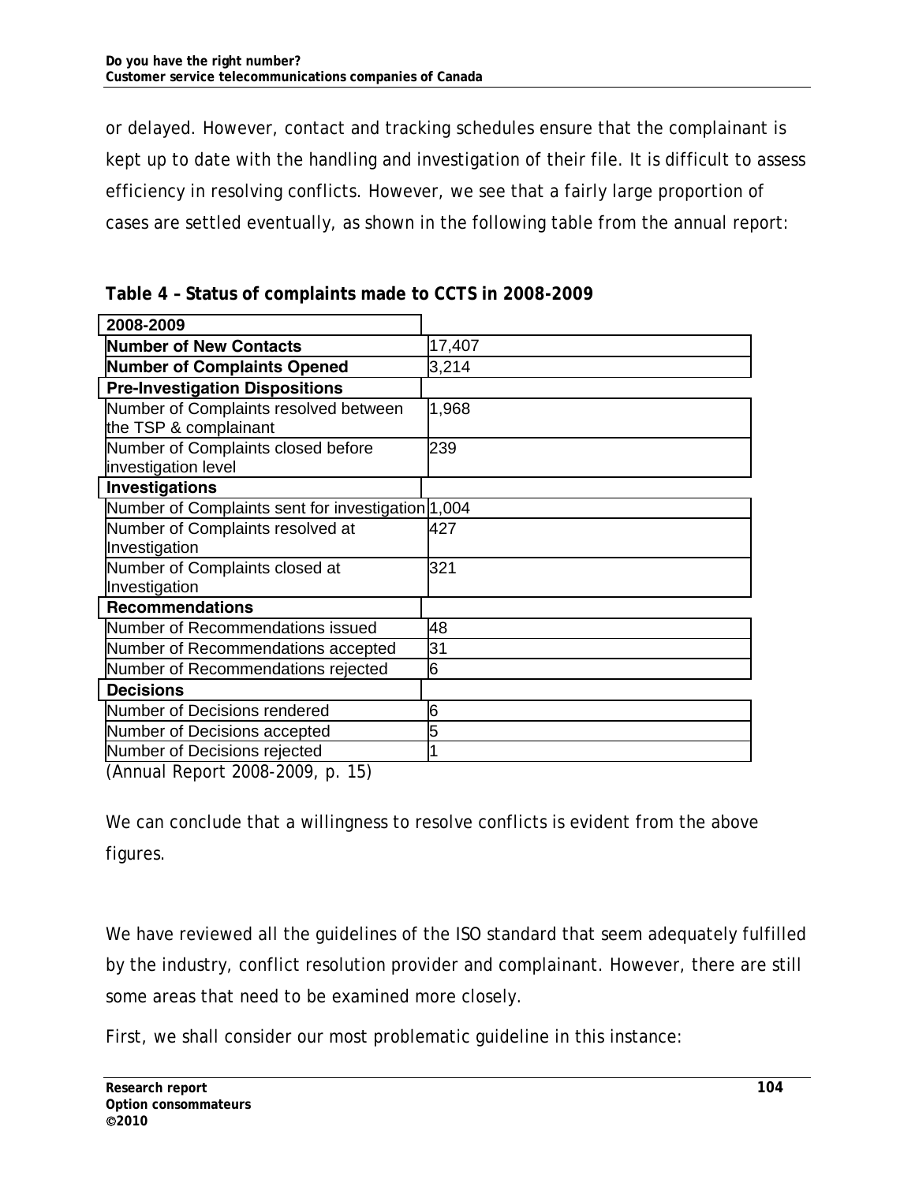or delayed. However, contact and tracking schedules ensure that the complainant is kept up to date with the handling and investigation of their file. It is difficult to assess efficiency in resolving conflicts. However, we see that a fairly large proportion of cases are settled eventually, as shown in the following table from the annual report:

**Table 4 – Status of complaints made to CCTS in 2008-2009**

| **2008-2009** | |
|---|---|
| **Number of New Contacts** | 17,407 |
| **Number of Complaints Opened** | 3,214 |
| **Pre-Investigation Dispositions** | |
| Number of Complaints resolved between the TSP & complainant | 1,968 |
| Number of Complaints closed before investigation level | 239 |
| **Investigations** | |
| Number of Complaints sent for investigation | 1,004 |
| Number of Complaints resolved at Investigation | 427 |
| Number of Complaints closed at Investigation | 321 |
| **Recommendations** | |
| Number of Recommendations issued | 48 |
| Number of Recommendations accepted | 31 |
| Number of Recommendations rejected | 6 |
| **Decisions** | |
| Number of Decisions rendered | 6 |
| Number of Decisions accepted | 5 |
| Number of Decisions rejected | 1 |

(Annual Report 2008-2009, p. 15)

We can conclude that a willingness to resolve conflicts is evident from the above figures.

We have reviewed all the guidelines of the ISO standard that seem adequately fulfilled by the industry, conflict resolution provider and complainant. However, there are still some areas that need to be examined more closely.

First, we shall consider our most problematic guideline in this instance: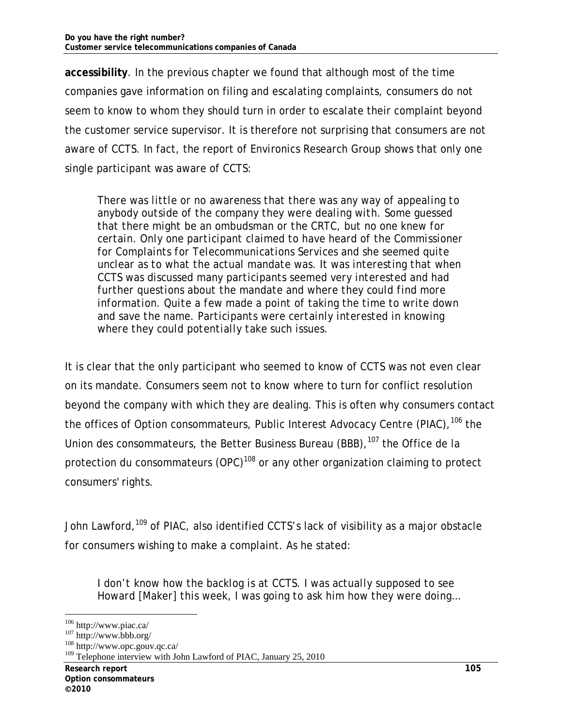**accessibility**. In the previous chapter we found that although most of the time companies gave information on filing and escalating complaints, consumers do not seem to know to whom they should turn in order to escalate their complaint beyond the customer service supervisor. It is therefore not surprising that consumers are not aware of CCTS. In fact, the report of Environics Research Group shows that only one single participant was aware of CCTS:

> *There was little or no awareness that there was any way of appealing to anybody outside of the company they were dealing with. Some guessed that there might be an ombudsman or the CRTC, but no one knew for certain. Only one participant claimed to have heard of the Commissioner for Complaints for Telecommunications Services and she seemed quite unclear as to what the actual mandate was. It was interesting that when CCTS was discussed many participants seemed very interested and had further questions about the mandate and where they could find more information. Quite a few made a point of taking the time to write down and save the name. Participants were certainly interested in knowing where they could potentially take such issues.*

It is clear that the only participant who seemed to know of CCTS was not even clear on its mandate. Consumers seem not to know where to turn for conflict resolution beyond the company with which they are dealing. This is often why consumers contact the offices of Option consommateurs, Public Interest Advocacy Centre (PIAC),[106] the Union des consommateurs, the Better Business Bureau (BBB),[107] the Office de la protection du consommateurs (OPC)[108] or any other organization claiming to protect consumers' rights.

John Lawford,[109] of PIAC, also identified CCTS's lack of visibility as a major obstacle for consumers wishing to make a complaint. As he stated:

> *I don't know how the backlog is at CCTS. I was actually supposed to see Howard [Maker] this week, I was going to ask him how they were doing…*

---

[106] http://www.piac.ca/

[107] http://www.bbb.org/

[108] http://www.opc.gouv.qc.ca/

[109] Telephone interview with John Lawford of PIAC, January 25, 2010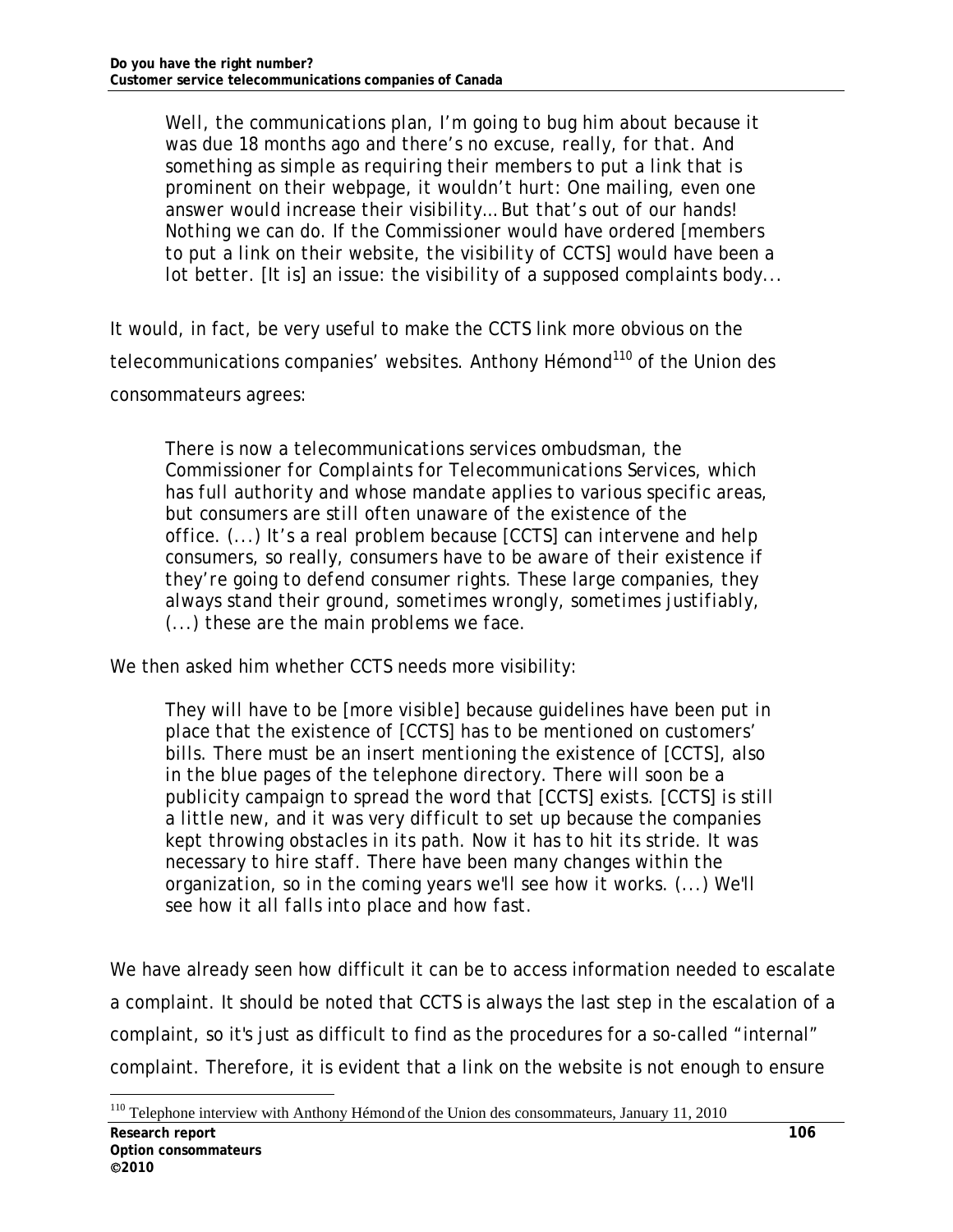> Well, the communications plan, I'm going to bug him about because it was due 18 months ago and there's no excuse, really, for that. And something as simple as requiring their members to put a link that is prominent on their webpage, it wouldn't hurt: One mailing, even one answer would increase their visibility… But that's out of our hands! Nothing we can do. If the Commissioner would have ordered [members to put a link on their website, the visibility of CCTS] would have been a lot better. [It is] an issue: the visibility of a supposed complaints body...

It would, in fact, be very useful to make the CCTS link more obvious on the telecommunications companies' websites. Anthony Hémond[110] of the Union des consommateurs agrees:

> There is now a telecommunications services ombudsman, the Commissioner for Complaints for Telecommunications Services, which has full authority and whose mandate applies to various specific areas, but consumers are still often unaware of the existence of the office. (...) It's a real problem because [CCTS] can intervene and help consumers, so really, consumers have to be aware of their existence if they're going to defend consumer rights. These large companies, they always stand their ground, sometimes wrongly, sometimes justifiably, (...) these are the main problems we face.

We then asked him whether CCTS needs more visibility:

> They will have to be [more visible] because guidelines have been put in place that the existence of [CCTS] has to be mentioned on customers' bills. There must be an insert mentioning the existence of [CCTS], also in the blue pages of the telephone directory. There will soon be a publicity campaign to spread the word that [CCTS] exists. [CCTS] is still a little new, and it was very difficult to set up because the companies kept throwing obstacles in its path. Now it has to hit its stride. It was necessary to hire staff. There have been many changes within the organization, so in the coming years we'll see how it works. (...) We'll see how it all falls into place and how fast.

We have already seen how difficult it can be to access information needed to escalate a complaint. It should be noted that CCTS is always the last step in the escalation of a complaint, so it's just as difficult to find as the procedures for a so-called "internal" complaint. Therefore, it is evident that a link on the website is not enough to ensure

[110] Telephone interview with Anthony Hémond of the Union des consommateurs, January 11, 2010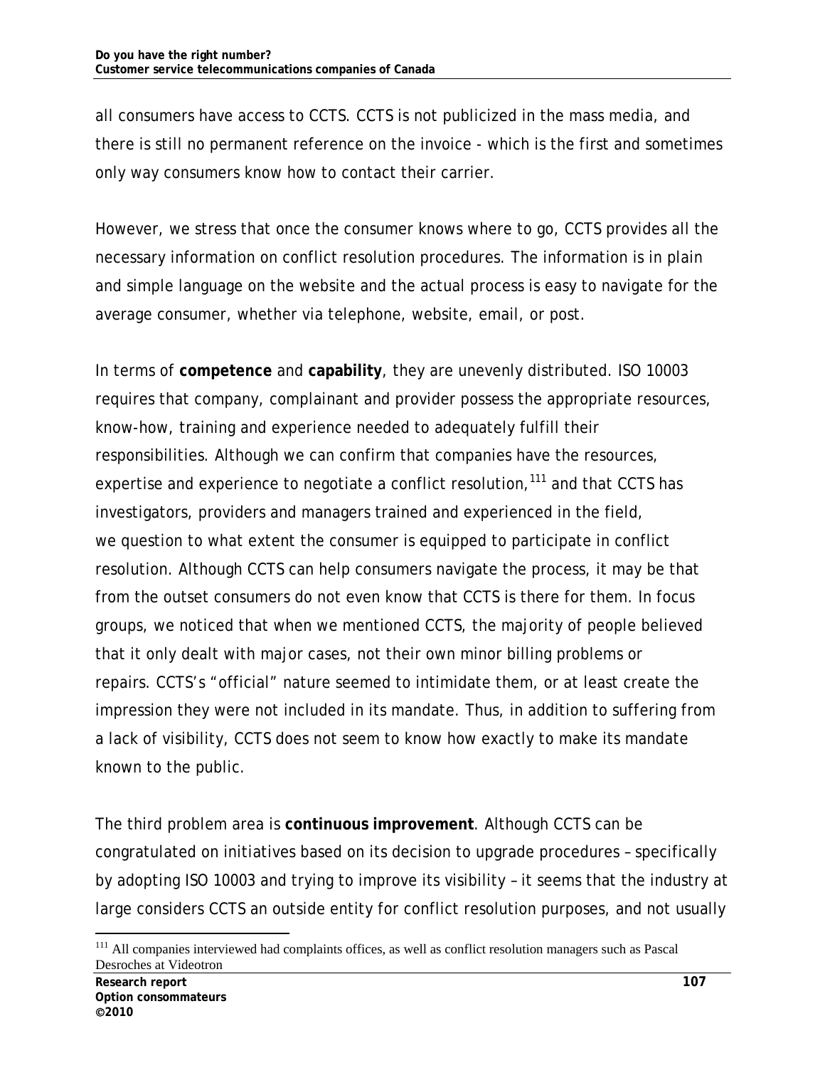all consumers have access to CCTS. CCTS is not publicized in the mass media, and there is still no permanent reference on the invoice - which is the first and sometimes only way consumers know how to contact their carrier.

However, we stress that once the consumer knows where to go, CCTS provides all the necessary information on conflict resolution procedures. The information is in plain and simple language on the website and the actual process is easy to navigate for the average consumer, whether via telephone, website, email, or post.

In terms of **competence** and **capability**, they are unevenly distributed. ISO 10003 requires that company, complainant and provider possess the appropriate resources, know-how, training and experience needed to adequately fulfill their responsibilities. Although we can confirm that companies have the resources, expertise and experience to negotiate a conflict resolution,[111] and that CCTS has investigators, providers and managers trained and experienced in the field, we question to what extent the consumer is equipped to participate in conflict resolution. Although CCTS can help consumers navigate the process, it may be that from the outset consumers do not even know that CCTS is there for them. In focus groups, we noticed that when we mentioned CCTS, the majority of people believed that it only dealt with major cases, not their own minor billing problems or repairs. CCTS's "official" nature seemed to intimidate them, or at least create the impression they were not included in its mandate. Thus, in addition to suffering from a lack of visibility, CCTS does not seem to know how exactly to make its mandate known to the public.

The third problem area is **continuous improvement**. Although CCTS can be congratulated on initiatives based on its decision to upgrade procedures – specifically by adopting ISO 10003 and trying to improve its visibility – it seems that the industry at large considers CCTS an outside entity for conflict resolution purposes, and not usually

[111] All companies interviewed had complaints offices, as well as conflict resolution managers such as Pascal Desroches at Videotron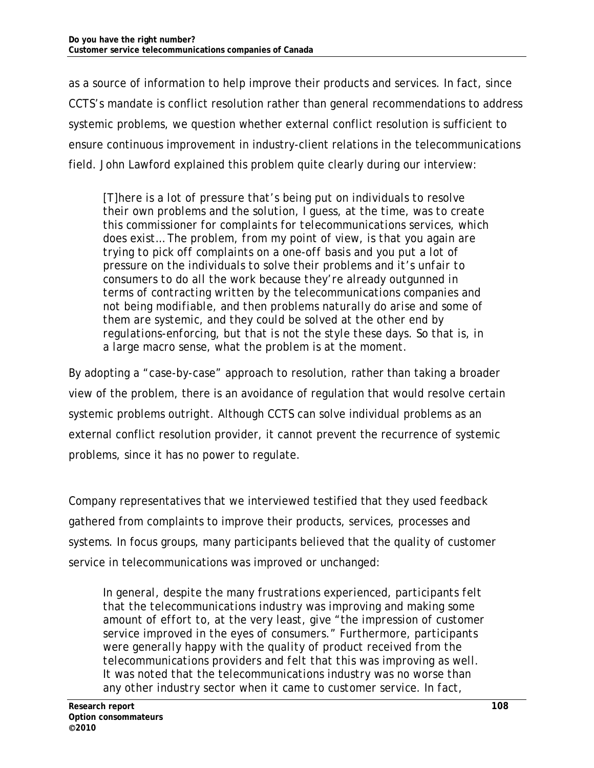as a source of information to help improve their products and services. In fact, since CCTS's mandate is conflict resolution rather than general recommendations to address systemic problems, we question whether external conflict resolution is sufficient to ensure continuous improvement in industry-client relations in the telecommunications field. John Lawford explained this problem quite clearly during our interview:

> *[T]here is a lot of pressure that's being put on individuals to resolve their own problems and the solution, I guess, at the time, was to create this commissioner for complaints for telecommunications services, which does exist… The problem, from my point of view, is that you again are trying to pick off complaints on a one-off basis and you put a lot of pressure on the individuals to solve their problems and it's unfair to consumers to do all the work because they're already outgunned in terms of contracting written by the telecommunications companies and not being modifiable, and then problems naturally do arise and some of them are systemic, and they could be solved at the other end by regulations-enforcing, but that is not the style these days. So that is, in a large macro sense, what the problem is at the moment.*

By adopting a "case-by-case" approach to resolution, rather than taking a broader view of the problem, there is an avoidance of regulation that would resolve certain systemic problems outright. Although CCTS can solve individual problems as an external conflict resolution provider, it cannot prevent the recurrence of systemic problems, since it has no power to regulate.

Company representatives that we interviewed testified that they used feedback gathered from complaints to improve their products, services, processes and systems. In focus groups, many participants believed that the quality of customer service in telecommunications was improved or unchanged:

> *In general, despite the many frustrations experienced, participants felt that the telecommunications industry was improving and making some amount of effort to, at the very least, give "the impression of customer service improved in the eyes of consumers." Furthermore, participants were generally happy with the quality of product received from the telecommunications providers and felt that this was improving as well. It was noted that the telecommunications industry was no worse than any other industry sector when it came to customer service. In fact,*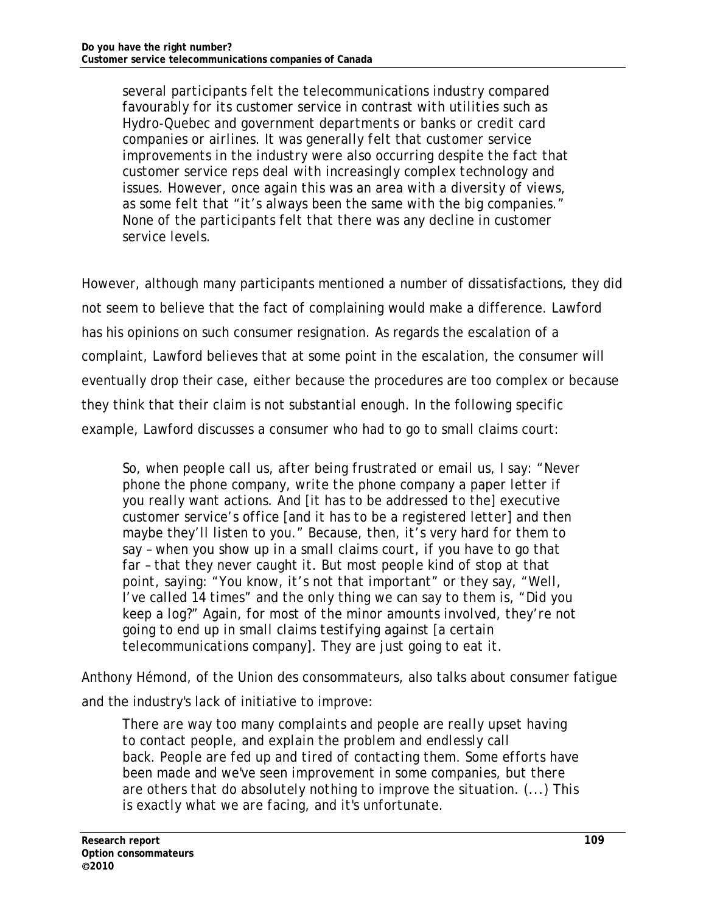> several participants felt the telecommunications industry compared favourably for its customer service in contrast with utilities such as Hydro-Quebec and government departments or banks or credit card companies or airlines. It was generally felt that customer service improvements in the industry were also occurring despite the fact that customer service reps deal with increasingly complex technology and issues. However, once again this was an area with a diversity of views, as some felt that "it's always been the same with the big companies." None of the participants felt that there was any decline in customer service levels.

However, although many participants mentioned a number of dissatisfactions, they did not seem to believe that the fact of complaining would make a difference. Lawford has his opinions on such consumer resignation. As regards the escalation of a complaint, Lawford believes that at some point in the escalation, the consumer will eventually drop their case, either because the procedures are too complex or because they think that their claim is not substantial enough. In the following specific example, Lawford discusses a consumer who had to go to small claims court:

> So, when people call us, after being frustrated or email us, I say: "Never phone the phone company, write the phone company a paper letter if you really want actions. And [it has to be addressed to the] executive customer service's office [and it has to be a registered letter] and then maybe they'll listen to you." Because, then, it's very hard for them to say – when you show up in a small claims court, if you have to go that far – that they never caught it. But most people kind of stop at that point, saying: "You know, it's not that important" or they say, "Well, I've called 14 times" and the only thing we can say to them is, "Did you keep a log?" Again, for most of the minor amounts involved, they're not going to end up in small claims testifying against [a certain telecommunications company]. They are just going to eat it.

Anthony Hémond, of the Union des consommateurs, also talks about consumer fatigue and the industry's lack of initiative to improve:

> There are way too many complaints and people are really upset having to contact people, and explain the problem and endlessly call back. People are fed up and tired of contacting them. Some efforts have been made and we've seen improvement in some companies, but there are others that do absolutely nothing to improve the situation. (...) This is exactly what we are facing, and it's unfortunate.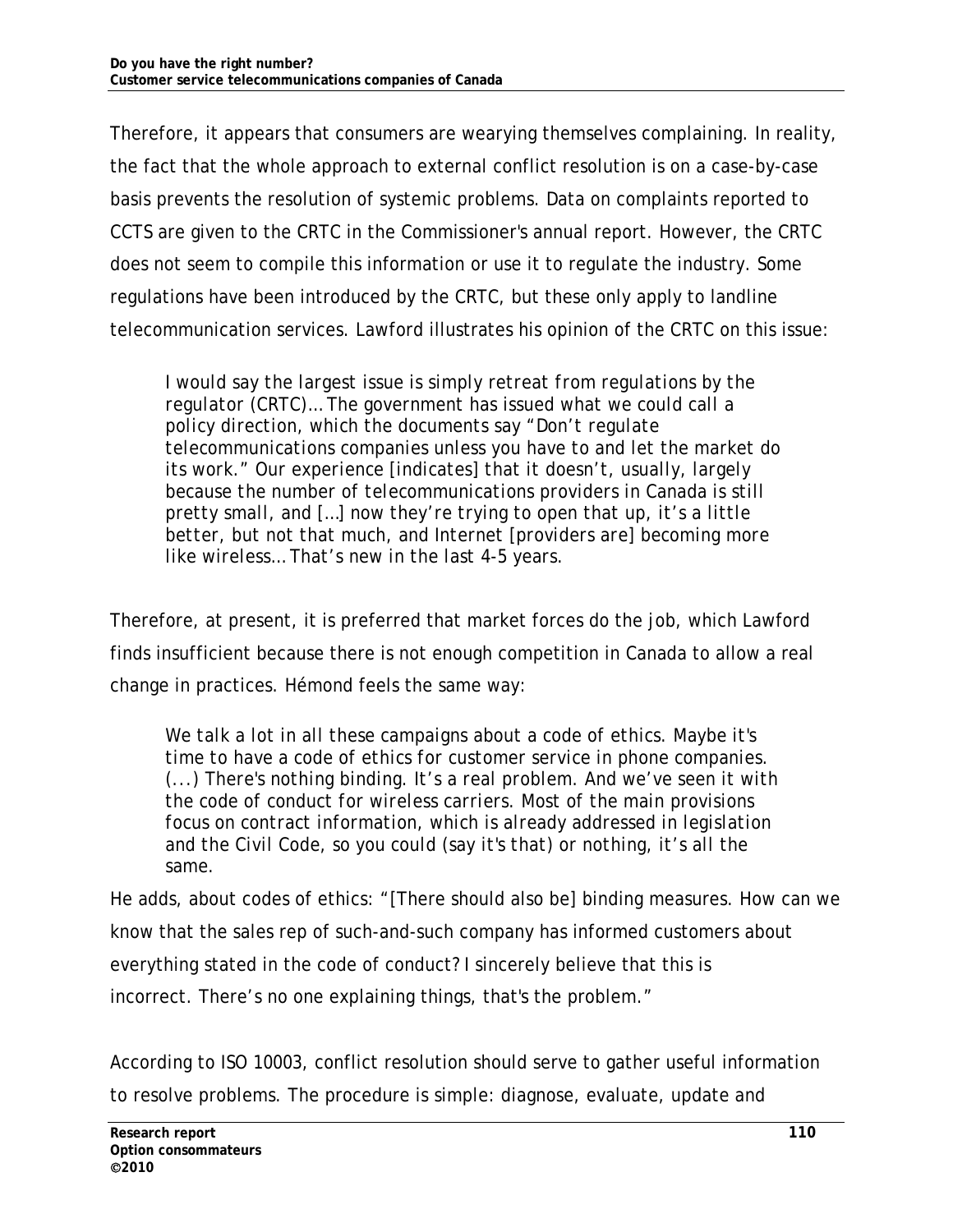Therefore, it appears that consumers are wearying themselves complaining. In reality, the fact that the whole approach to external conflict resolution is on a case-by-case basis prevents the resolution of systemic problems. Data on complaints reported to CCTS are given to the CRTC in the Commissioner's annual report. However, the CRTC does not seem to compile this information or use it to regulate the industry. Some regulations have been introduced by the CRTC, but these only apply to landline telecommunication services. Lawford illustrates his opinion of the CRTC on this issue:

> *I would say the largest issue is simply retreat from regulations by the regulator (CRTC)… The government has issued what we could call a policy direction, which the documents say "Don't regulate telecommunications companies unless you have to and let the market do its work." Our experience [indicates] that it doesn't, usually, largely because the number of telecommunications providers in Canada is still pretty small, and […] now they're trying to open that up, it's a little better, but not that much, and Internet [providers are] becoming more like wireless… That's new in the last 4-5 years.*

Therefore, at present, it is preferred that market forces do the job, which Lawford finds insufficient because there is not enough competition in Canada to allow a real change in practices. Hémond feels the same way:

> *We talk a lot in all these campaigns about a code of ethics. Maybe it's time to have a code of ethics for customer service in phone companies. (...) There's nothing binding. It's a real problem. And we've seen it with the code of conduct for wireless carriers. Most of the main provisions focus on contract information, which is already addressed in legislation and the Civil Code, so you could (say it's that) or nothing, it's all the same.*

He adds, about codes of ethics: "[There should also be] binding measures. How can we know that the sales rep of such-and-such company has informed customers about everything stated in the code of conduct? I sincerely believe that this is incorrect. There's no one explaining things, that's the problem."

According to ISO 10003, conflict resolution should serve to gather useful information to resolve problems. The procedure is simple: diagnose, evaluate, update and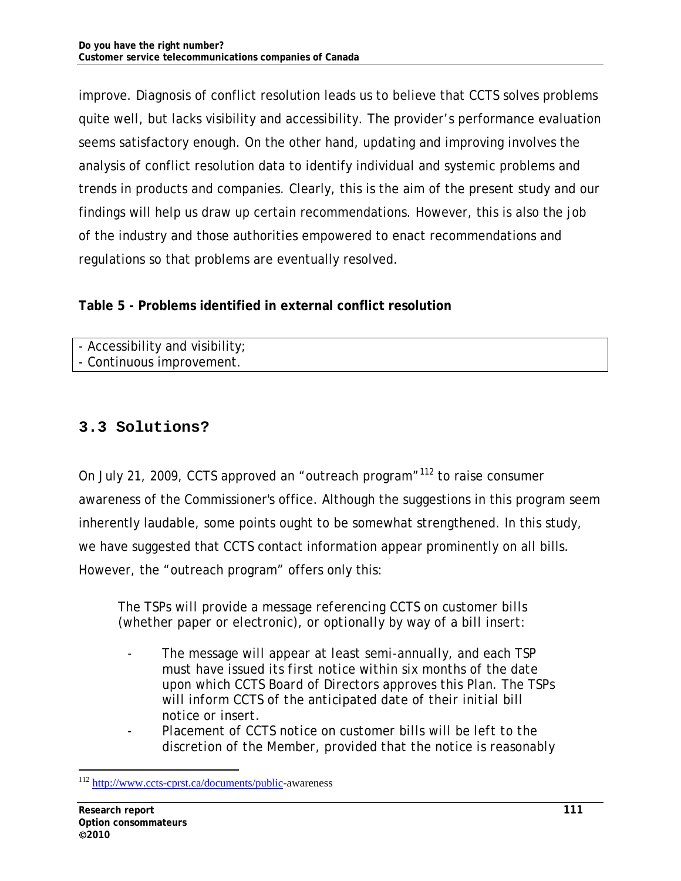improve. Diagnosis of conflict resolution leads us to believe that CCTS solves problems quite well, but lacks visibility and accessibility. The provider's performance evaluation seems satisfactory enough. On the other hand, updating and improving involves the analysis of conflict resolution data to identify individual and systemic problems and trends in products and companies. Clearly, this is the aim of the present study and our findings will help us draw up certain recommendations. However, this is also the job of the industry and those authorities empowered to enact recommendations and regulations so that problems are eventually resolved.

**Table 5 - Problems identified in external conflict resolution**

| - Accessibility and visibility;<br>- Continuous improvement. |
|---|

## 3.3 Solutions?

On July 21, 2009, CCTS approved an "outreach program"[112] to raise consumer awareness of the Commissioner's office. Although the suggestions in this program seem inherently laudable, some points ought to be somewhat strengthened. In this study, we have suggested that CCTS contact information appear prominently on all bills. However, the "outreach program" offers only this:

> *The TSPs will provide a message referencing CCTS on customer bills (whether paper or electronic), or optionally by way of a bill insert:*
>
> - *The message will appear at least semi-annually, and each TSP must have issued its first notice within six months of the date upon which CCTS Board of Directors approves this Plan. The TSPs will inform CCTS of the anticipated date of their initial bill notice or insert.*
> - *Placement of CCTS notice on customer bills will be left to the discretion of the Member, provided that the notice is reasonably*

[112] http://www.ccts-cprst.ca/documents/public-awareness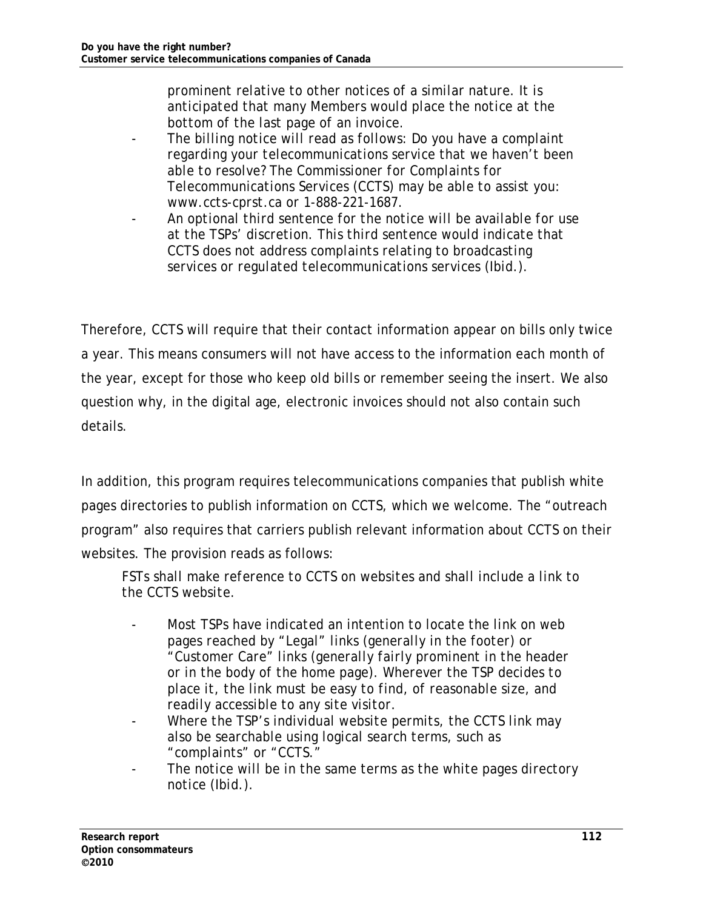prominent relative to other notices of a similar nature. It is anticipated that many Members would place the notice at the bottom of the last page of an invoice.

- The billing notice will read as follows: Do you have a complaint regarding your telecommunications service that we haven't been able to resolve? The Commissioner for Complaints for Telecommunications Services (CCTS) may be able to assist you: www.ccts-cprst.ca or 1-888-221-1687.
- An optional third sentence for the notice will be available for use at the TSPs' discretion. This third sentence would indicate that CCTS does not address complaints relating to broadcasting services or regulated telecommunications services (Ibid.).

Therefore, CCTS will require that their contact information appear on bills only twice a year. This means consumers will not have access to the information each month of the year, except for those who keep old bills or remember seeing the insert. We also question why, in the digital age, electronic invoices should not also contain such details.

In addition, this program requires telecommunications companies that publish white pages directories to publish information on CCTS, which we welcome. The "outreach program" also requires that carriers publish relevant information about CCTS on their websites. The provision reads as follows:

> *FSTs shall make reference to CCTS on websites and shall include a link to the CCTS website.*
>
> - *Most TSPs have indicated an intention to locate the link on web pages reached by "Legal" links (generally in the footer) or "Customer Care" links (generally fairly prominent in the header or in the body of the home page). Wherever the TSP decides to place it, the link must be easy to find, of reasonable size, and readily accessible to any site visitor.*
> - *Where the TSP's individual website permits, the CCTS link may also be searchable using logical search terms, such as "complaints" or "CCTS."*
> - *The notice will be in the same terms as the white pages directory notice (Ibid.).*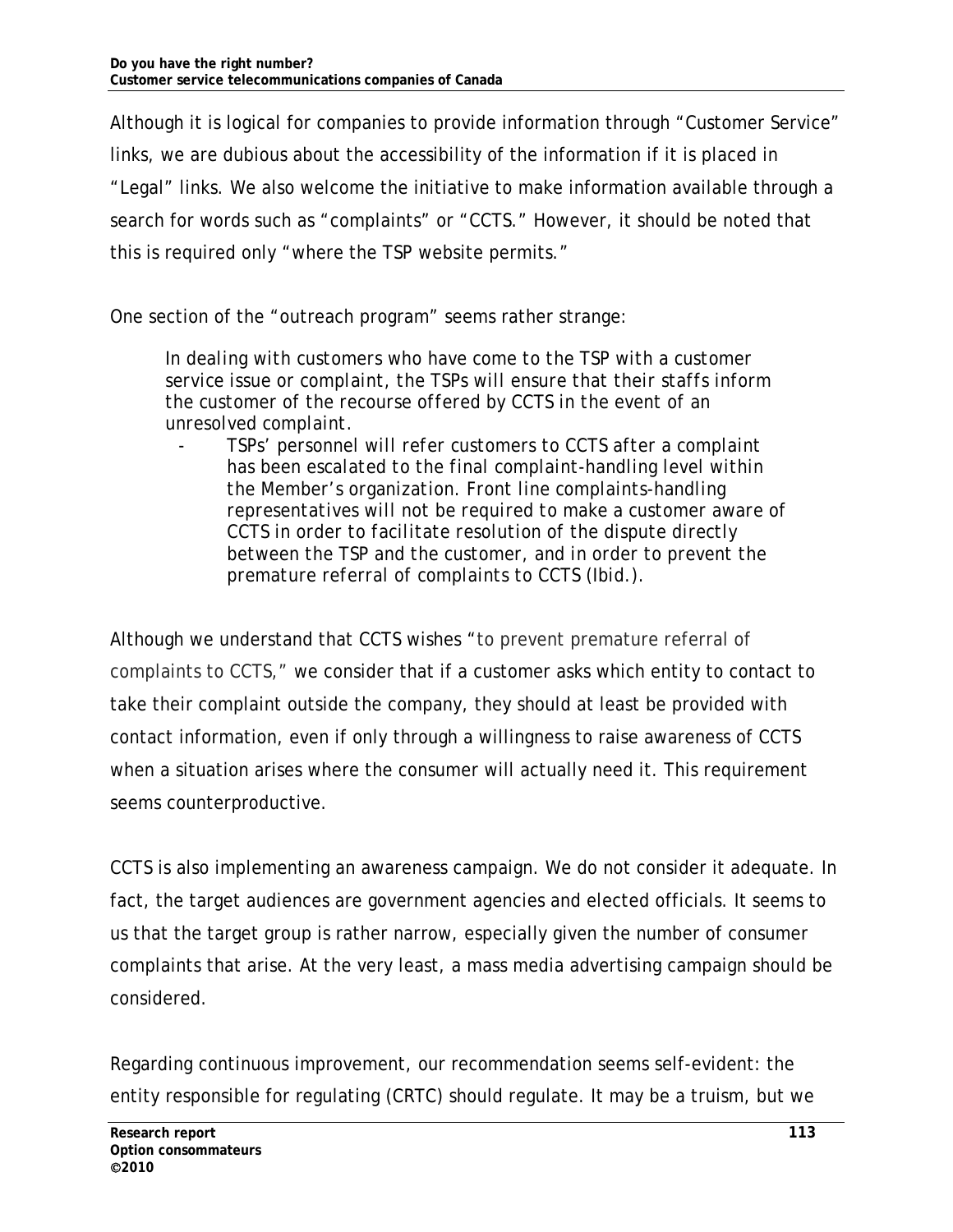Although it is logical for companies to provide information through "Customer Service" links, we are dubious about the accessibility of the information if it is placed in "Legal" links. We also welcome the initiative to make information available through a search for words such as "complaints" or "CCTS." However, it should be noted that this is required only "where the TSP website permits."

One section of the "outreach program" seems rather strange:

> *In dealing with customers who have come to the TSP with a customer service issue or complaint, the TSPs will ensure that their staffs inform the customer of the recourse offered by CCTS in the event of an unresolved complaint.*
>
> - *TSPs' personnel will refer customers to CCTS after a complaint has been escalated to the final complaint-handling level within the Member's organization. Front line complaints-handling representatives will not be required to make a customer aware of CCTS in order to facilitate resolution of the dispute directly between the TSP and the customer, and in order to prevent the premature referral of complaints to CCTS* (Ibid.).

Although we understand that CCTS wishes "to prevent premature referral of complaints to CCTS," we consider that if a customer asks which entity to contact to take their complaint outside the company, they should at least be provided with contact information, even if only through a willingness to raise awareness of CCTS when a situation arises where the consumer will actually need it. This requirement seems counterproductive.

CCTS is also implementing an awareness campaign. We do not consider it adequate. In fact, the target audiences are government agencies and elected officials. It seems to us that the target group is rather narrow, especially given the number of consumer complaints that arise. At the very least, a mass media advertising campaign should be considered.

Regarding continuous improvement, our recommendation seems self-evident: the entity responsible for regulating (CRTC) should regulate. It may be a truism, but we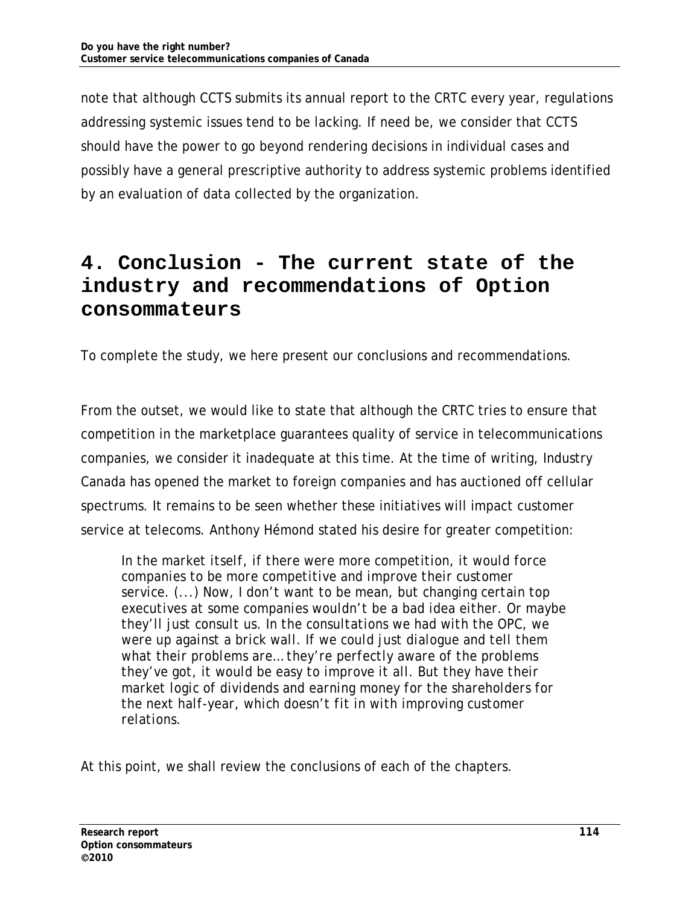note that although CCTS submits its annual report to the CRTC every year, regulations addressing systemic issues tend to be lacking. If need be, we consider that CCTS should have the power to go beyond rendering decisions in individual cases and possibly have a general prescriptive authority to address systemic problems identified by an evaluation of data collected by the organization.

# 4. Conclusion - The current state of the industry and recommendations of Option consommateurs

To complete the study, we here present our conclusions and recommendations.

From the outset, we would like to state that although the CRTC tries to ensure that competition in the marketplace guarantees quality of service in telecommunications companies, we consider it inadequate at this time. At the time of writing, Industry Canada has opened the market to foreign companies and has auctioned off cellular spectrums. It remains to be seen whether these initiatives will impact customer service at telecoms. Anthony Hémond stated his desire for greater competition:

> *In the market itself, if there were more competition, it would force companies to be more competitive and improve their customer service. (...) Now, I don't want to be mean, but changing certain top executives at some companies wouldn't be a bad idea either. Or maybe they'll just consult us. In the consultations we had with the OPC, we were up against a brick wall. If we could just dialogue and tell them what their problems are… they're perfectly aware of the problems they've got, it would be easy to improve it all. But they have their market logic of dividends and earning money for the shareholders for the next half-year, which doesn't fit in with improving customer relations.*

At this point, we shall review the conclusions of each of the chapters.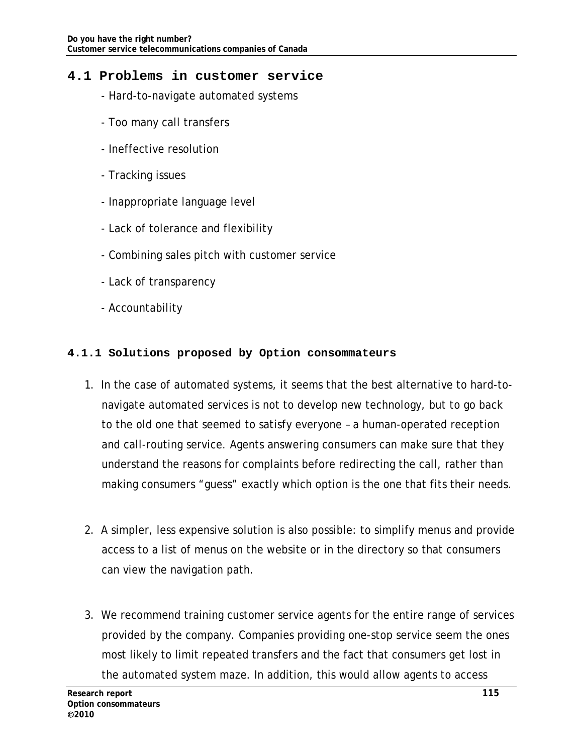## 4.1 Problems in customer service

- Hard-to-navigate automated systems
- Too many call transfers
- Ineffective resolution
- Tracking issues
- Inappropriate language level
- Lack of tolerance and flexibility
- Combining sales pitch with customer service
- Lack of transparency
- Accountability

### 4.1.1 Solutions proposed by Option consommateurs

1. In the case of automated systems, it seems that the best alternative to hard-to-navigate automated services is not to develop new technology, but to go back to the old one that seemed to satisfy everyone – a human-operated reception and call-routing service. Agents answering consumers can make sure that they understand the reasons for complaints before redirecting the call, rather than making consumers "guess" exactly which option is the one that fits their needs.

2. A simpler, less expensive solution is also possible: to simplify menus and provide access to a list of menus on the website or in the directory so that consumers can view the navigation path.

3. We recommend training customer service agents for the entire range of services provided by the company. Companies providing one-stop service seem the ones most likely to limit repeated transfers and the fact that consumers get lost in the automated system maze. In addition, this would allow agents to access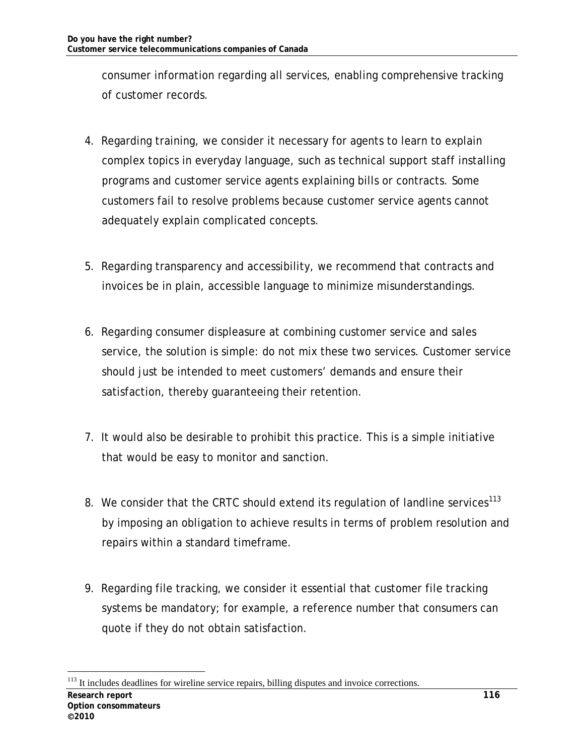consumer information regarding all services, enabling comprehensive tracking of customer records.

4. Regarding training, we consider it necessary for agents to learn to explain complex topics in everyday language, such as technical support staff installing programs and customer service agents explaining bills or contracts. Some customers fail to resolve problems because customer service agents cannot adequately explain complicated concepts.

5. Regarding transparency and accessibility, we recommend that contracts and invoices be in plain, accessible language to minimize misunderstandings.

6. Regarding consumer displeasure at combining customer service and sales service, the solution is simple: do not mix these two services. Customer service should just be intended to meet customers' demands and ensure their satisfaction, thereby guaranteeing their retention.

7. It would also be desirable to prohibit this practice. This is a simple initiative that would be easy to monitor and sanction.

8. We consider that the CRTC should extend its regulation of landline services[113] by imposing an obligation to achieve results in terms of problem resolution and repairs within a standard timeframe.

9. Regarding file tracking, we consider it essential that customer file tracking systems be mandatory; for example, a reference number that consumers can quote if they do not obtain satisfaction.

[113] It includes deadlines for wireline service repairs, billing disputes and invoice corrections.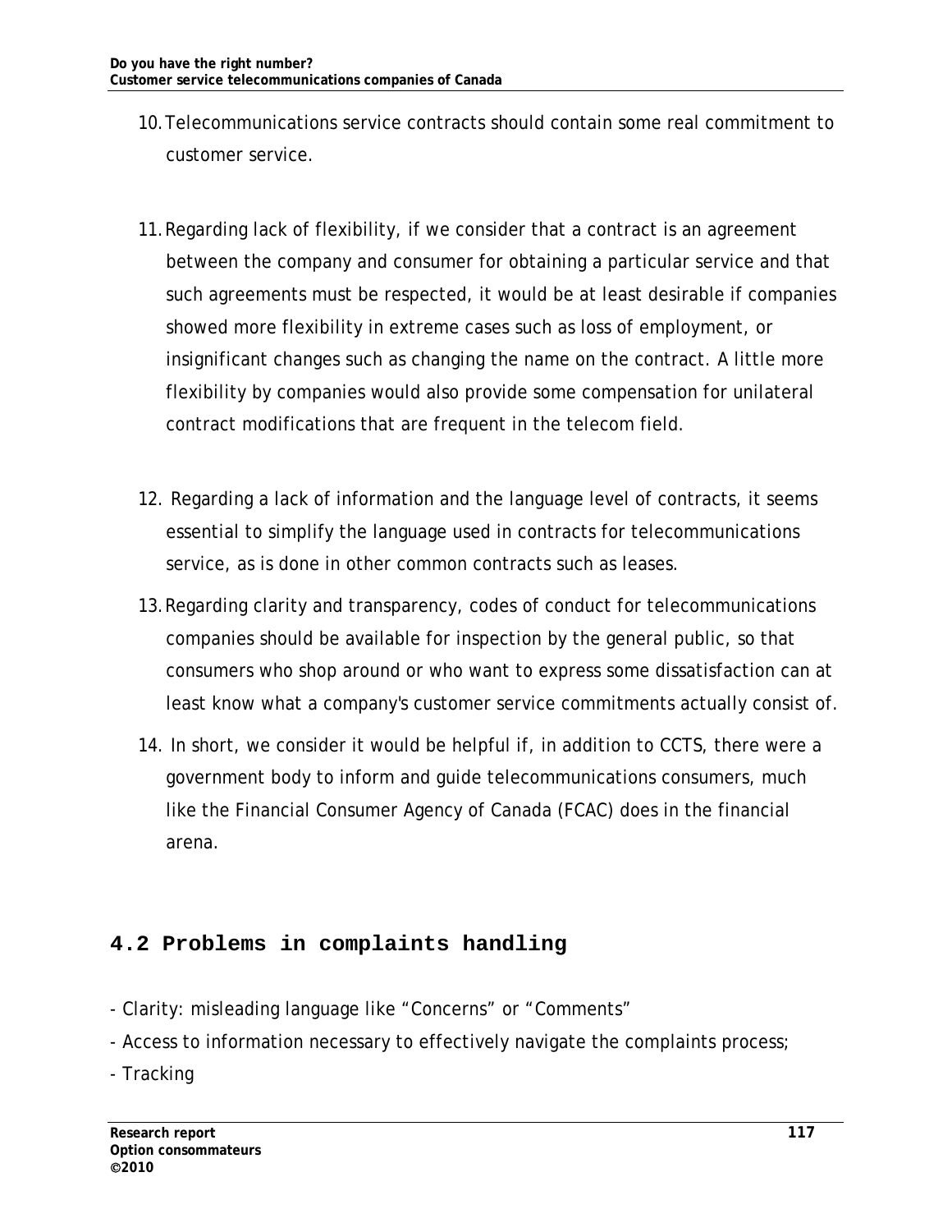10. Telecommunications service contracts should contain some real commitment to customer service.

11. Regarding lack of flexibility, if we consider that a contract is an agreement between the company and consumer for obtaining a particular service and that such agreements must be respected, it would be at least desirable if companies showed more flexibility in extreme cases such as loss of employment, or insignificant changes such as changing the name on the contract. A little more flexibility by companies would also provide some compensation for unilateral contract modifications that are frequent in the telecom field.

12. Regarding a lack of information and the language level of contracts, it seems essential to simplify the language used in contracts for telecommunications service, as is done in other common contracts such as leases.

13. Regarding clarity and transparency, codes of conduct for telecommunications companies should be available for inspection by the general public, so that consumers who shop around or who want to express some dissatisfaction can at least know what a company's customer service commitments actually consist of.

14. In short, we consider it would be helpful if, in addition to CCTS, there were a government body to inform and guide telecommunications consumers, much like the Financial Consumer Agency of Canada (FCAC) does in the financial arena.

## 4.2 Problems in complaints handling

- Clarity: misleading language like "Concerns" or "Comments"
- Access to information necessary to effectively navigate the complaints process;
- Tracking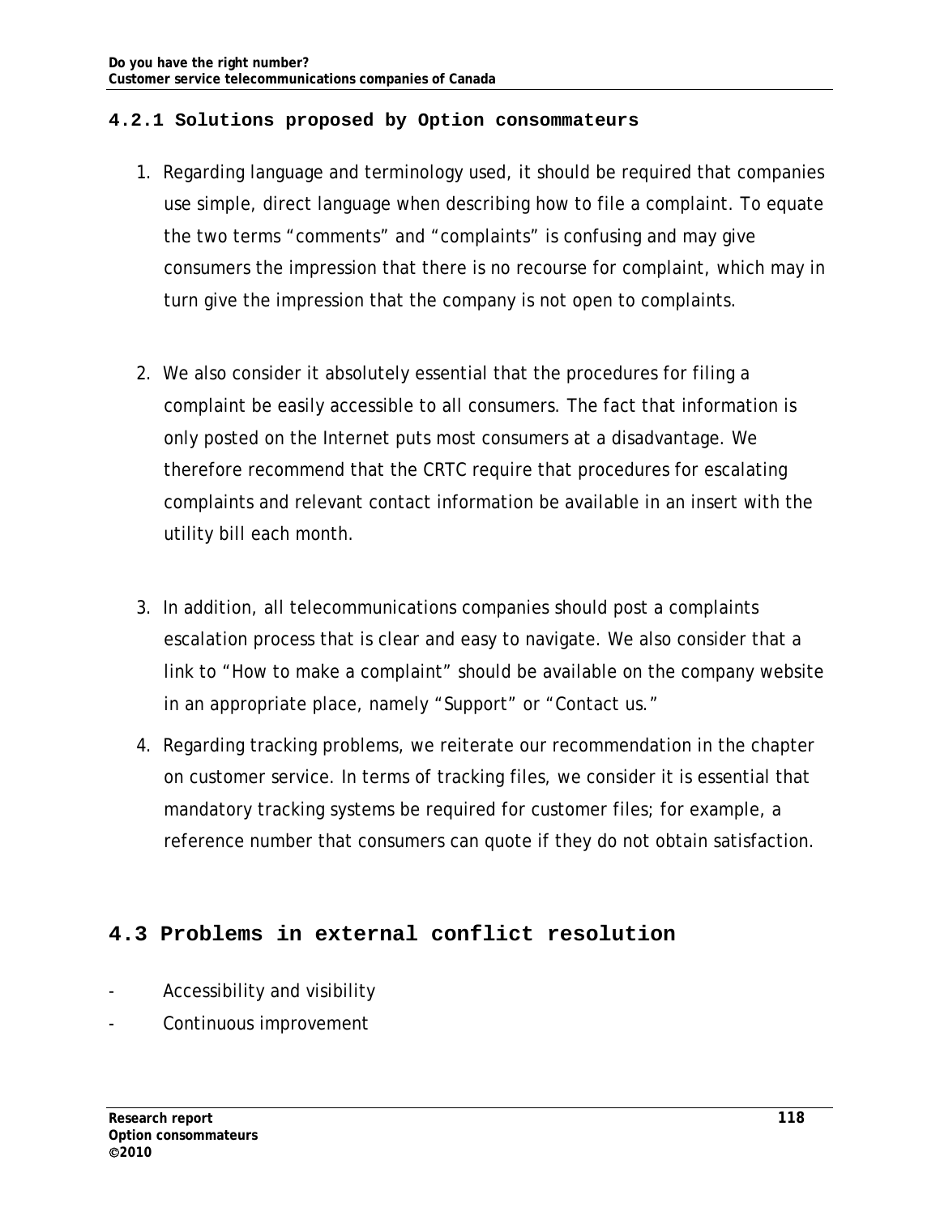#### 4.2.1 Solutions proposed by Option consommateurs

1. Regarding language and terminology used, it should be required that companies use simple, direct language when describing how to file a complaint. To equate the two terms "comments" and "complaints" is confusing and may give consumers the impression that there is no recourse for complaint, which may in turn give the impression that the company is not open to complaints.

2. We also consider it absolutely essential that the procedures for filing a complaint be easily accessible to all consumers. The fact that information is only posted on the Internet puts most consumers at a disadvantage. We therefore recommend that the CRTC require that procedures for escalating complaints and relevant contact information be available in an insert with the utility bill each month.

3. In addition, all telecommunications companies should post a complaints escalation process that is clear and easy to navigate. We also consider that a link to "How to make a complaint" should be available on the company website in an appropriate place, namely "Support" or "Contact us."

4. Regarding tracking problems, we reiterate our recommendation in the chapter on customer service. In terms of tracking files, we consider it is essential that mandatory tracking systems be required for customer files; for example, a reference number that consumers can quote if they do not obtain satisfaction.

### 4.3 Problems in external conflict resolution

- Accessibility and visibility
- Continuous improvement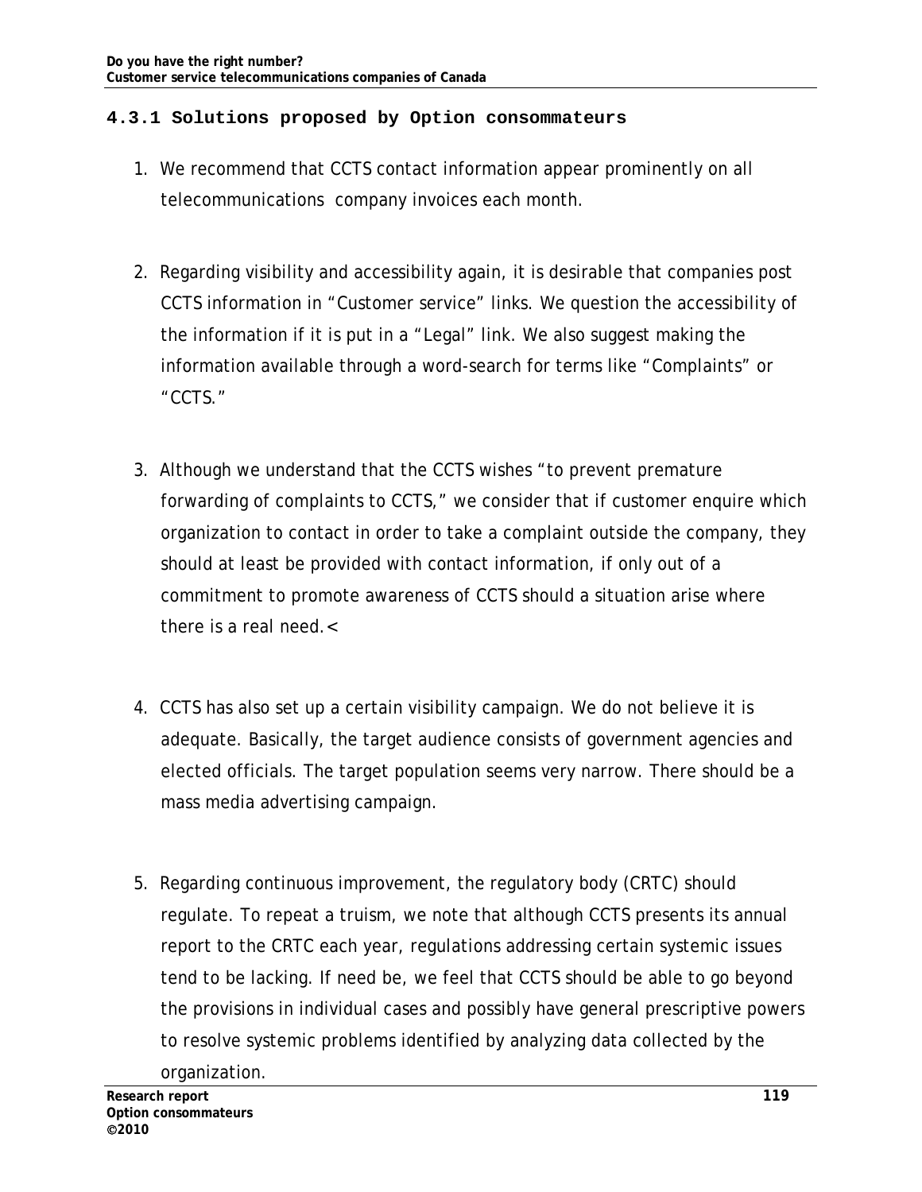#### 4.3.1 Solutions proposed by Option consommateurs

1. We recommend that CCTS contact information appear prominently on all telecommunications company invoices each month.

2. Regarding visibility and accessibility again, it is desirable that companies post CCTS information in "Customer service" links. We question the accessibility of the information if it is put in a "Legal" link. We also suggest making the information available through a word-search for terms like "Complaints" or "CCTS."

3. Although we understand that the CCTS wishes "to prevent premature forwarding of complaints to CCTS," we consider that if customer enquire which organization to contact in order to take a complaint outside the company, they should at least be provided with contact information, if only out of a commitment to promote awareness of CCTS should a situation arise where there is a real need.<

4. CCTS has also set up a certain visibility campaign. We do not believe it is adequate. Basically, the target audience consists of government agencies and elected officials. The target population seems very narrow. There should be a mass media advertising campaign.

5. Regarding continuous improvement, the regulatory body (CRTC) should regulate. To repeat a truism, we note that although CCTS presents its annual report to the CRTC each year, regulations addressing certain systemic issues tend to be lacking. If need be, we feel that CCTS should be able to go beyond the provisions in individual cases and possibly have general prescriptive powers to resolve systemic problems identified by analyzing data collected by the organization.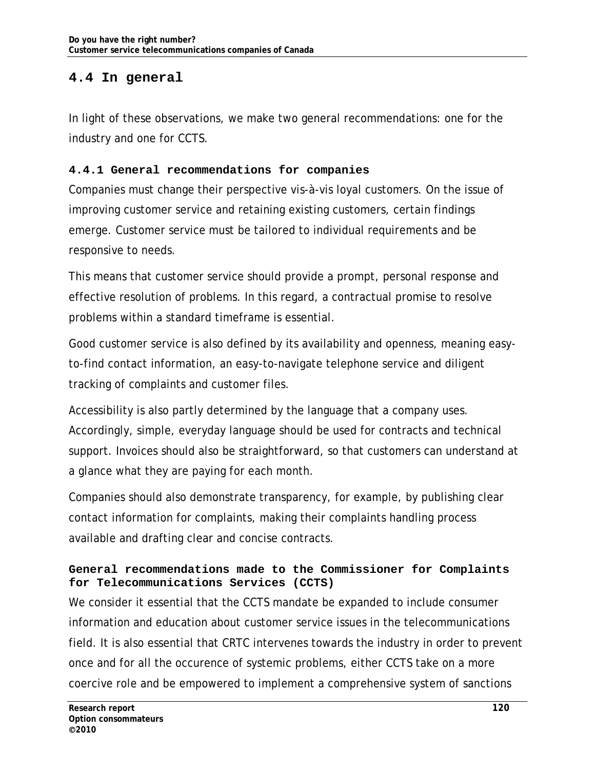## 4.4 In general

In light of these observations, we make two general recommendations: one for the industry and one for CCTS.

### 4.4.1 General recommendations for companies

Companies must change their perspective vis-à-vis loyal customers. On the issue of improving customer service and retaining existing customers, certain findings emerge. Customer service must be tailored to individual requirements and be responsive to needs.

This means that customer service should provide a prompt, personal response and effective resolution of problems. In this regard, a contractual promise to resolve problems within a standard timeframe is essential.

Good customer service is also defined by its availability and openness, meaning easy-to-find contact information, an easy-to-navigate telephone service and diligent tracking of complaints and customer files.

Accessibility is also partly determined by the language that a company uses. Accordingly, simple, everyday language should be used for contracts and technical support. Invoices should also be straightforward, so that customers can understand at a glance what they are paying for each month.

Companies should also demonstrate transparency, for example, by publishing clear contact information for complaints, making their complaints handling process available and drafting clear and concise contracts.

### General recommendations made to the Commissioner for Complaints for Telecommunications Services (CCTS)

We consider it essential that the CCTS mandate be expanded to include consumer information and education about customer service issues in the telecommunications field. It is also essential that CRTC intervenes towards the industry in order to prevent once and for all the occurence of systemic problems, either CCTS take on a more coercive role and be empowered to implement a comprehensive system of sanctions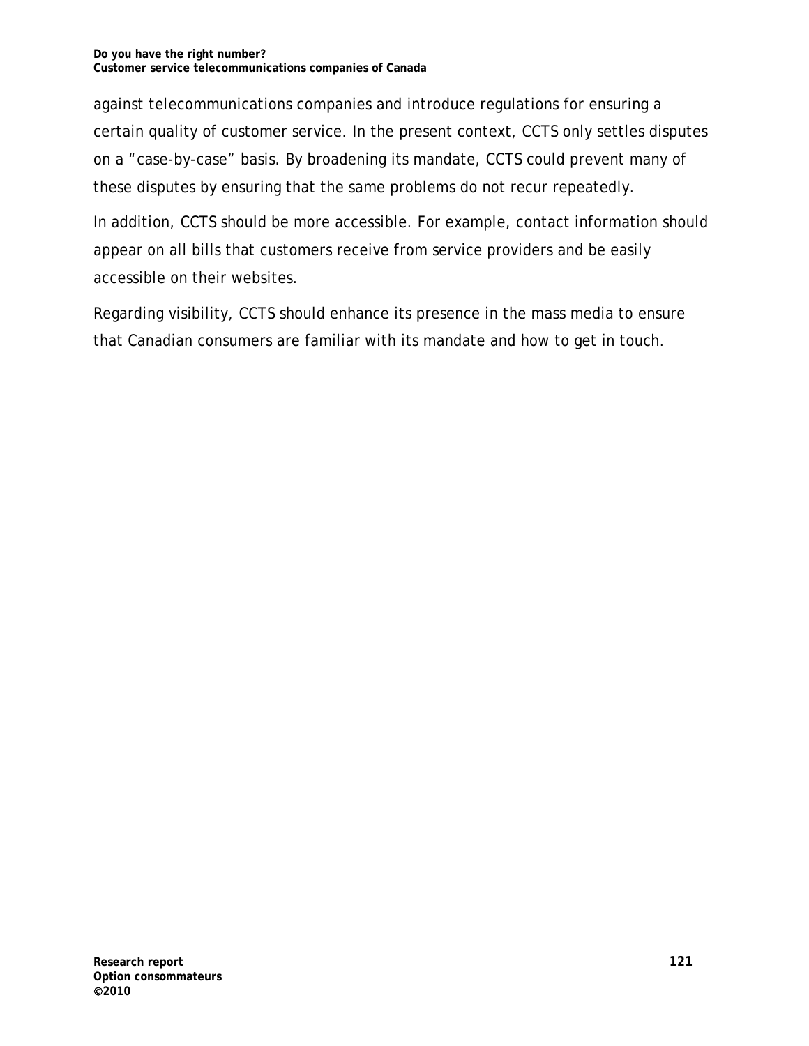against telecommunications companies and introduce regulations for ensuring a certain quality of customer service. In the present context, CCTS only settles disputes on a "case-by-case" basis. By broadening its mandate, CCTS could prevent many of these disputes by ensuring that the same problems do not recur repeatedly.

In addition, CCTS should be more accessible. For example, contact information should appear on all bills that customers receive from service providers and be easily accessible on their websites.

Regarding visibility, CCTS should enhance its presence in the mass media to ensure that Canadian consumers are familiar with its mandate and how to get in touch.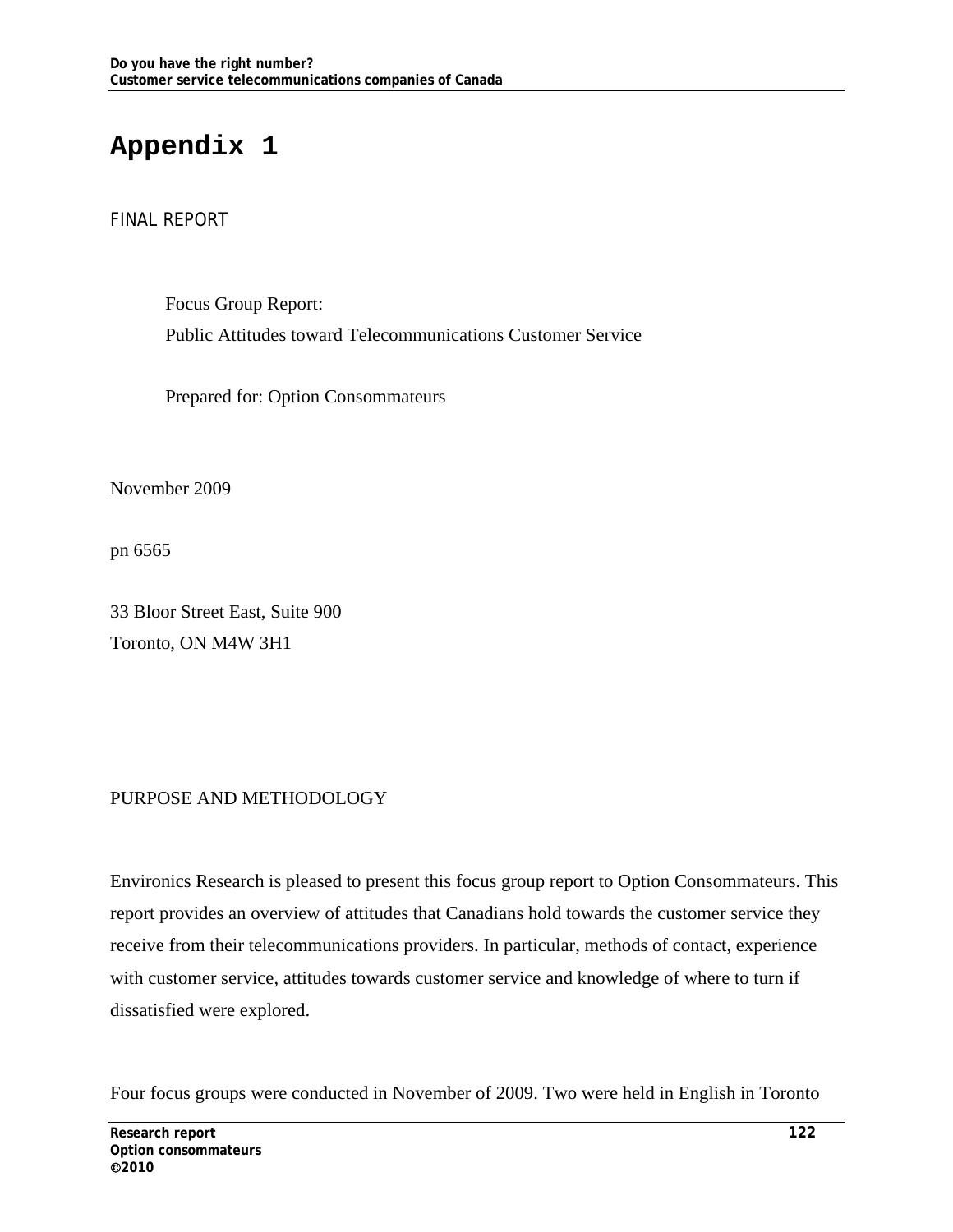# Appendix 1

FINAL REPORT

Focus Group Report:

Public Attitudes toward Telecommunications Customer Service

Prepared for: Option Consommateurs

November 2009

pn 6565

33 Bloor Street East, Suite 900
Toronto, ON M4W 3H1

PURPOSE AND METHODOLOGY

Environics Research is pleased to present this focus group report to Option Consommateurs. This report provides an overview of attitudes that Canadians hold towards the customer service they receive from their telecommunications providers. In particular, methods of contact, experience with customer service, attitudes towards customer service and knowledge of where to turn if dissatisfied were explored.

Four focus groups were conducted in November of 2009. Two were held in English in Toronto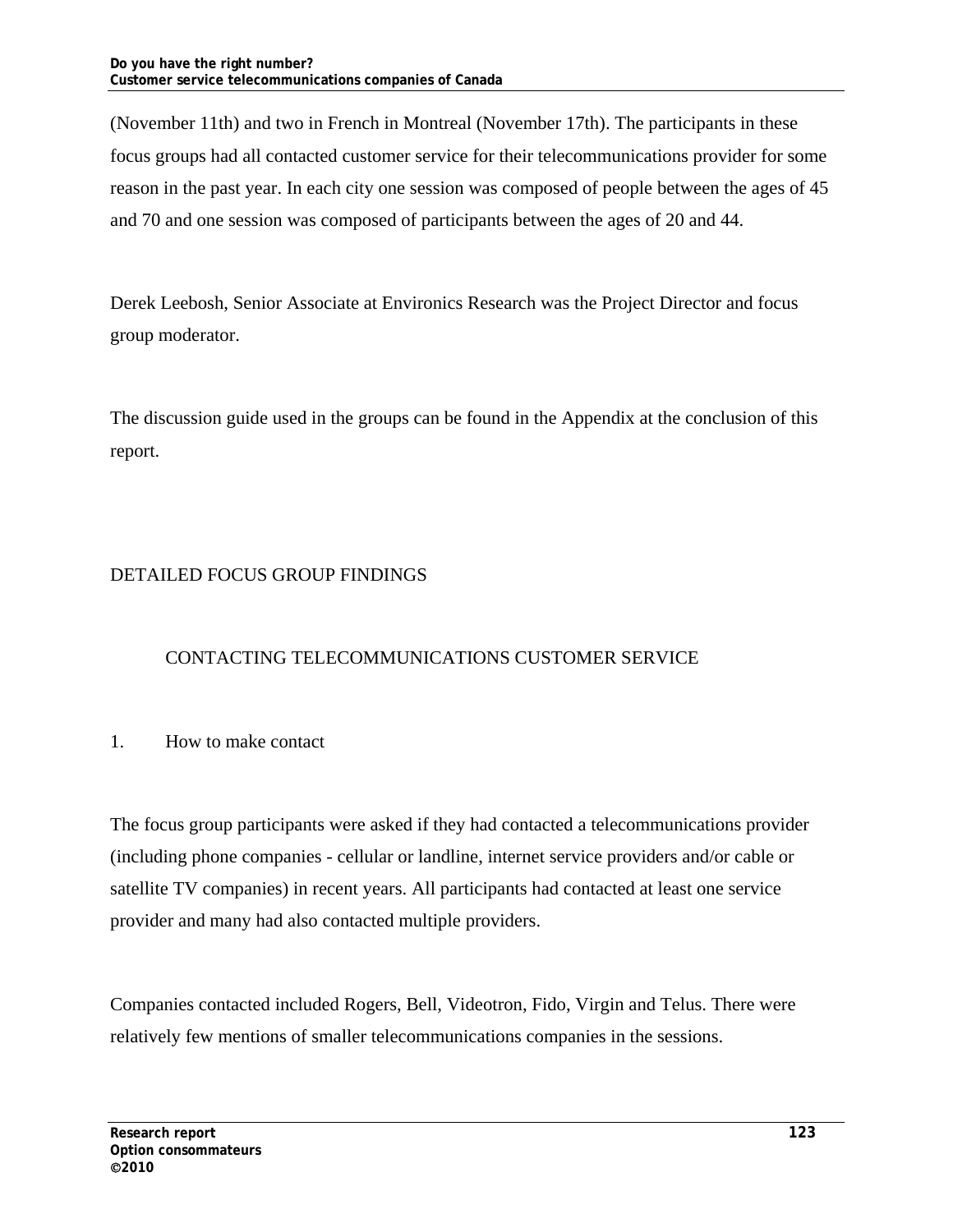(November 11th) and two in French in Montreal (November 17th). The participants in these focus groups had all contacted customer service for their telecommunications provider for some reason in the past year. In each city one session was composed of people between the ages of 45 and 70 and one session was composed of participants between the ages of 20 and 44.

Derek Leebosh, Senior Associate at Environics Research was the Project Director and focus group moderator.

The discussion guide used in the groups can be found in the Appendix at the conclusion of this report.

# DETAILED FOCUS GROUP FINDINGS

## CONTACTING TELECOMMUNICATIONS CUSTOMER SERVICE

### 1. How to make contact

The focus group participants were asked if they had contacted a telecommunications provider (including phone companies - cellular or landline, internet service providers and/or cable or satellite TV companies) in recent years. All participants had contacted at least one service provider and many had also contacted multiple providers.

Companies contacted included Rogers, Bell, Videotron, Fido, Virgin and Telus. There were relatively few mentions of smaller telecommunications companies in the sessions.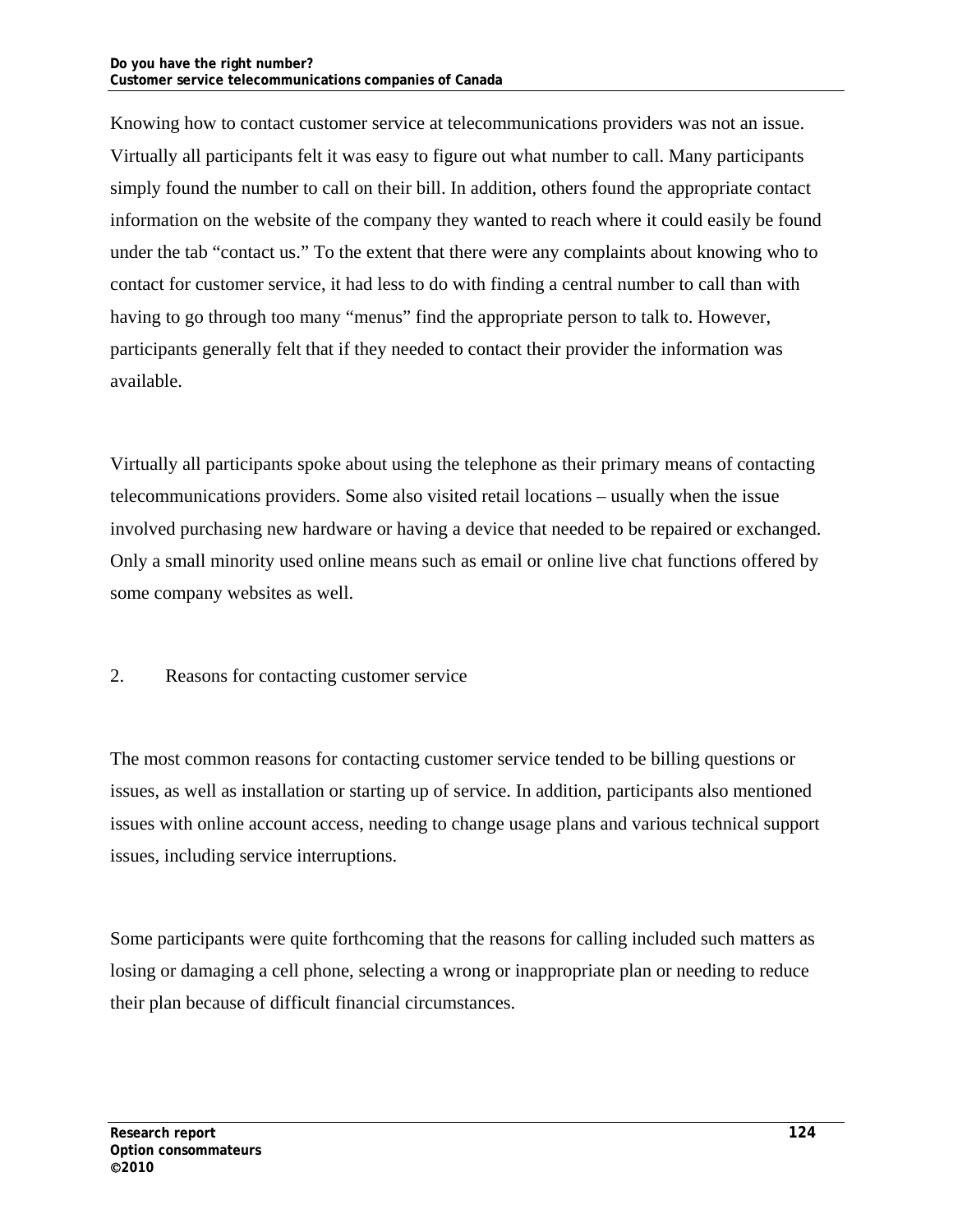Knowing how to contact customer service at telecommunications providers was not an issue. Virtually all participants felt it was easy to figure out what number to call. Many participants simply found the number to call on their bill. In addition, others found the appropriate contact information on the website of the company they wanted to reach where it could easily be found under the tab "contact us." To the extent that there were any complaints about knowing who to contact for customer service, it had less to do with finding a central number to call than with having to go through too many "menus" find the appropriate person to talk to. However, participants generally felt that if they needed to contact their provider the information was available.

Virtually all participants spoke about using the telephone as their primary means of contacting telecommunications providers. Some also visited retail locations – usually when the issue involved purchasing new hardware or having a device that needed to be repaired or exchanged. Only a small minority used online means such as email or online live chat functions offered by some company websites as well.

## 2. Reasons for contacting customer service

The most common reasons for contacting customer service tended to be billing questions or issues, as well as installation or starting up of service. In addition, participants also mentioned issues with online account access, needing to change usage plans and various technical support issues, including service interruptions.

Some participants were quite forthcoming that the reasons for calling included such matters as losing or damaging a cell phone, selecting a wrong or inappropriate plan or needing to reduce their plan because of difficult financial circumstances.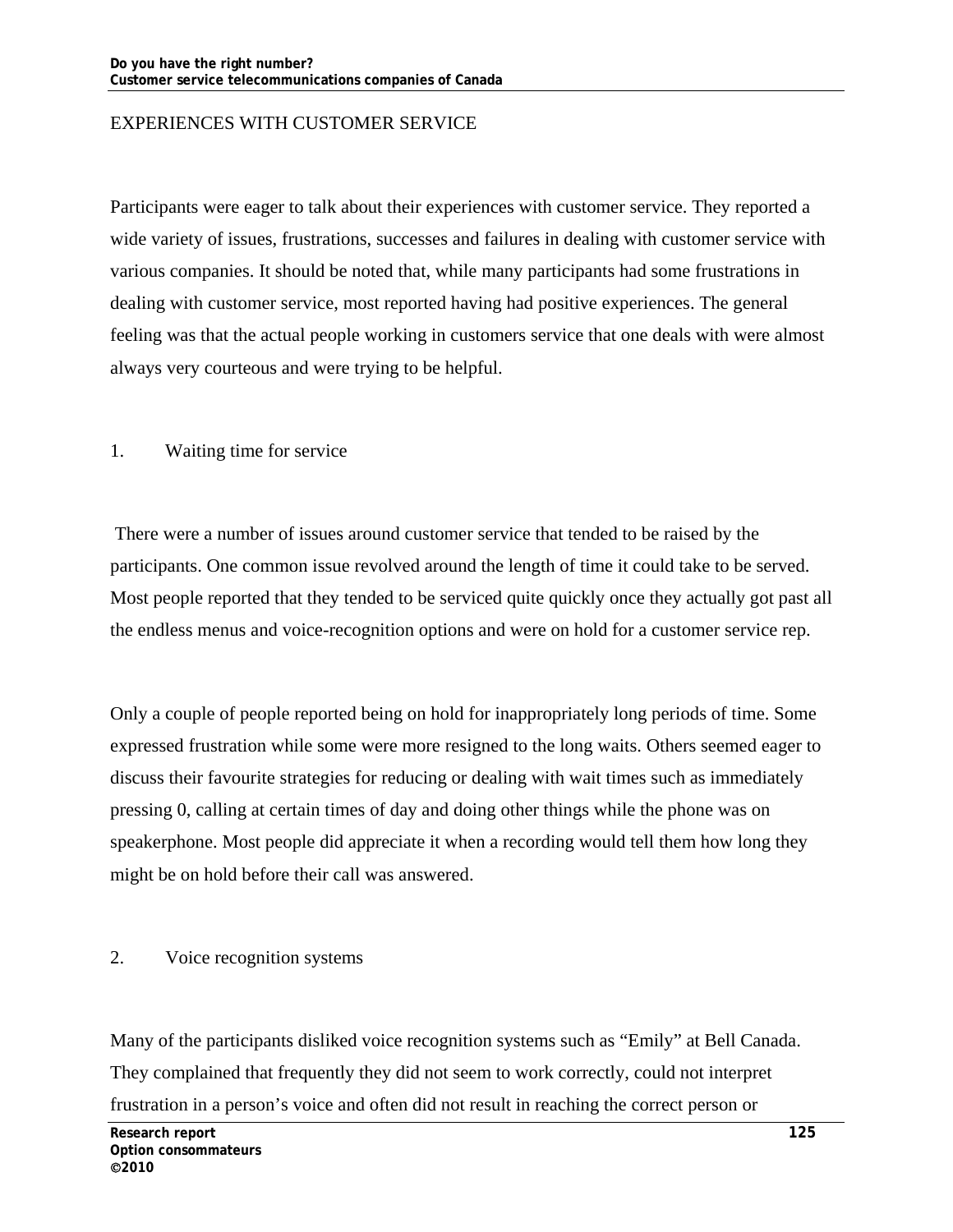## EXPERIENCES WITH CUSTOMER SERVICE

Participants were eager to talk about their experiences with customer service. They reported a wide variety of issues, frustrations, successes and failures in dealing with customer service with various companies. It should be noted that, while many participants had some frustrations in dealing with customer service, most reported having had positive experiences. The general feeling was that the actual people working in customers service that one deals with were almost always very courteous and were trying to be helpful.

### 1. Waiting time for service

There were a number of issues around customer service that tended to be raised by the participants. One common issue revolved around the length of time it could take to be served. Most people reported that they tended to be serviced quite quickly once they actually got past all the endless menus and voice-recognition options and were on hold for a customer service rep.

Only a couple of people reported being on hold for inappropriately long periods of time. Some expressed frustration while some were more resigned to the long waits. Others seemed eager to discuss their favourite strategies for reducing or dealing with wait times such as immediately pressing 0, calling at certain times of day and doing other things while the phone was on speakerphone. Most people did appreciate it when a recording would tell them how long they might be on hold before their call was answered.

### 2. Voice recognition systems

Many of the participants disliked voice recognition systems such as "Emily" at Bell Canada. They complained that frequently they did not seem to work correctly, could not interpret frustration in a person's voice and often did not result in reaching the correct person or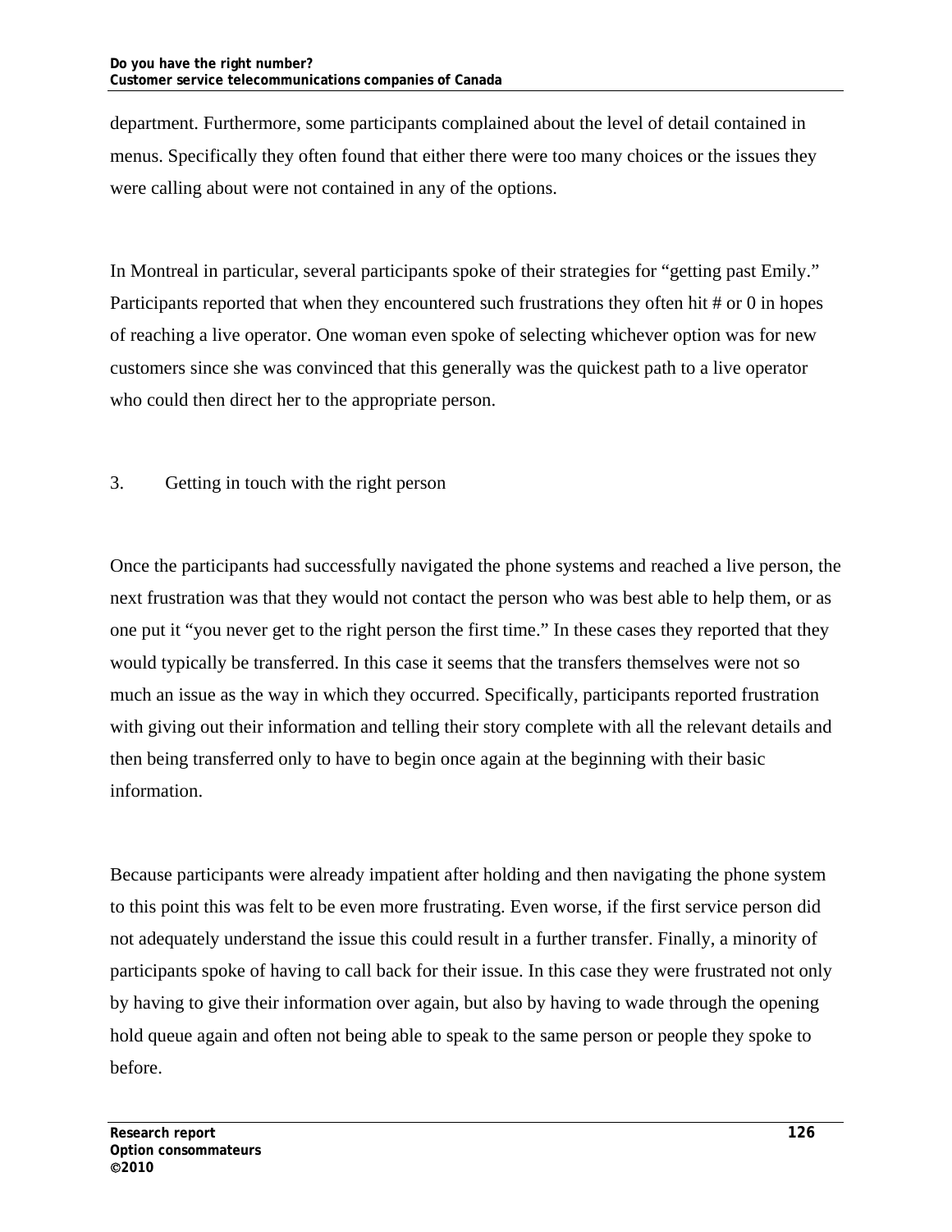department. Furthermore, some participants complained about the level of detail contained in menus. Specifically they often found that either there were too many choices or the issues they were calling about were not contained in any of the options.

In Montreal in particular, several participants spoke of their strategies for "getting past Emily." Participants reported that when they encountered such frustrations they often hit # or 0 in hopes of reaching a live operator. One woman even spoke of selecting whichever option was for new customers since she was convinced that this generally was the quickest path to a live operator who could then direct her to the appropriate person.

### 3. Getting in touch with the right person

Once the participants had successfully navigated the phone systems and reached a live person, the next frustration was that they would not contact the person who was best able to help them, or as one put it "you never get to the right person the first time." In these cases they reported that they would typically be transferred. In this case it seems that the transfers themselves were not so much an issue as the way in which they occurred. Specifically, participants reported frustration with giving out their information and telling their story complete with all the relevant details and then being transferred only to have to begin once again at the beginning with their basic information.

Because participants were already impatient after holding and then navigating the phone system to this point this was felt to be even more frustrating. Even worse, if the first service person did not adequately understand the issue this could result in a further transfer. Finally, a minority of participants spoke of having to call back for their issue. In this case they were frustrated not only by having to give their information over again, but also by having to wade through the opening hold queue again and often not being able to speak to the same person or people they spoke to before.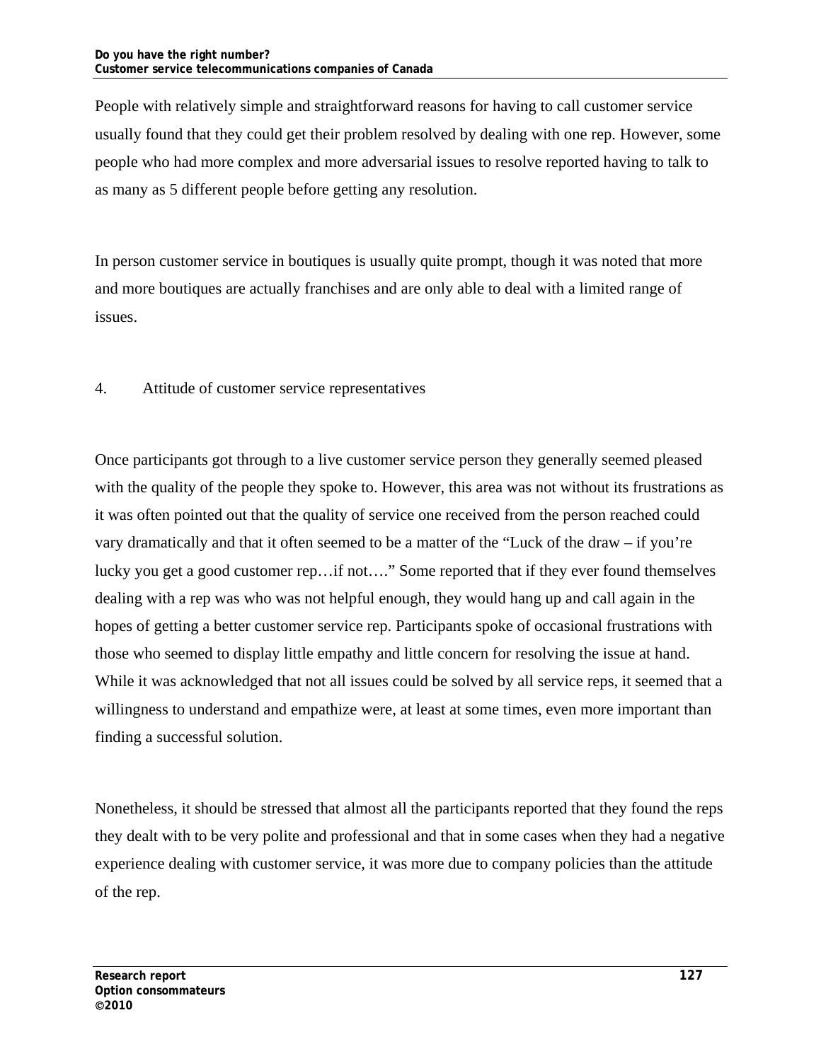People with relatively simple and straightforward reasons for having to call customer service usually found that they could get their problem resolved by dealing with one rep. However, some people who had more complex and more adversarial issues to resolve reported having to talk to as many as 5 different people before getting any resolution.

In person customer service in boutiques is usually quite prompt, though it was noted that more and more boutiques are actually franchises and are only able to deal with a limited range of issues.

### 4. Attitude of customer service representatives

Once participants got through to a live customer service person they generally seemed pleased with the quality of the people they spoke to. However, this area was not without its frustrations as it was often pointed out that the quality of service one received from the person reached could vary dramatically and that it often seemed to be a matter of the "Luck of the draw – if you're lucky you get a good customer rep…if not…." Some reported that if they ever found themselves dealing with a rep was who was not helpful enough, they would hang up and call again in the hopes of getting a better customer service rep. Participants spoke of occasional frustrations with those who seemed to display little empathy and little concern for resolving the issue at hand. While it was acknowledged that not all issues could be solved by all service reps, it seemed that a willingness to understand and empathize were, at least at some times, even more important than finding a successful solution.

Nonetheless, it should be stressed that almost all the participants reported that they found the reps they dealt with to be very polite and professional and that in some cases when they had a negative experience dealing with customer service, it was more due to company policies than the attitude of the rep.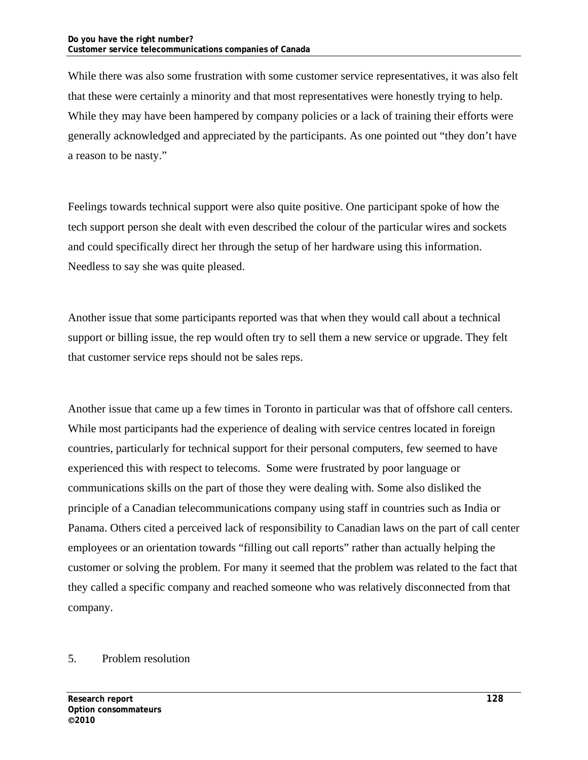While there was also some frustration with some customer service representatives, it was also felt that these were certainly a minority and that most representatives were honestly trying to help. While they may have been hampered by company policies or a lack of training their efforts were generally acknowledged and appreciated by the participants. As one pointed out "they don't have a reason to be nasty."

Feelings towards technical support were also quite positive. One participant spoke of how the tech support person she dealt with even described the colour of the particular wires and sockets and could specifically direct her through the setup of her hardware using this information. Needless to say she was quite pleased.

Another issue that some participants reported was that when they would call about a technical support or billing issue, the rep would often try to sell them a new service or upgrade. They felt that customer service reps should not be sales reps.

Another issue that came up a few times in Toronto in particular was that of offshore call centers. While most participants had the experience of dealing with service centres located in foreign countries, particularly for technical support for their personal computers, few seemed to have experienced this with respect to telecoms. Some were frustrated by poor language or communications skills on the part of those they were dealing with. Some also disliked the principle of a Canadian telecommunications company using staff in countries such as India or Panama. Others cited a perceived lack of responsibility to Canadian laws on the part of call center employees or an orientation towards "filling out call reports" rather than actually helping the customer or solving the problem. For many it seemed that the problem was related to the fact that they called a specific company and reached someone who was relatively disconnected from that company.

## 5. Problem resolution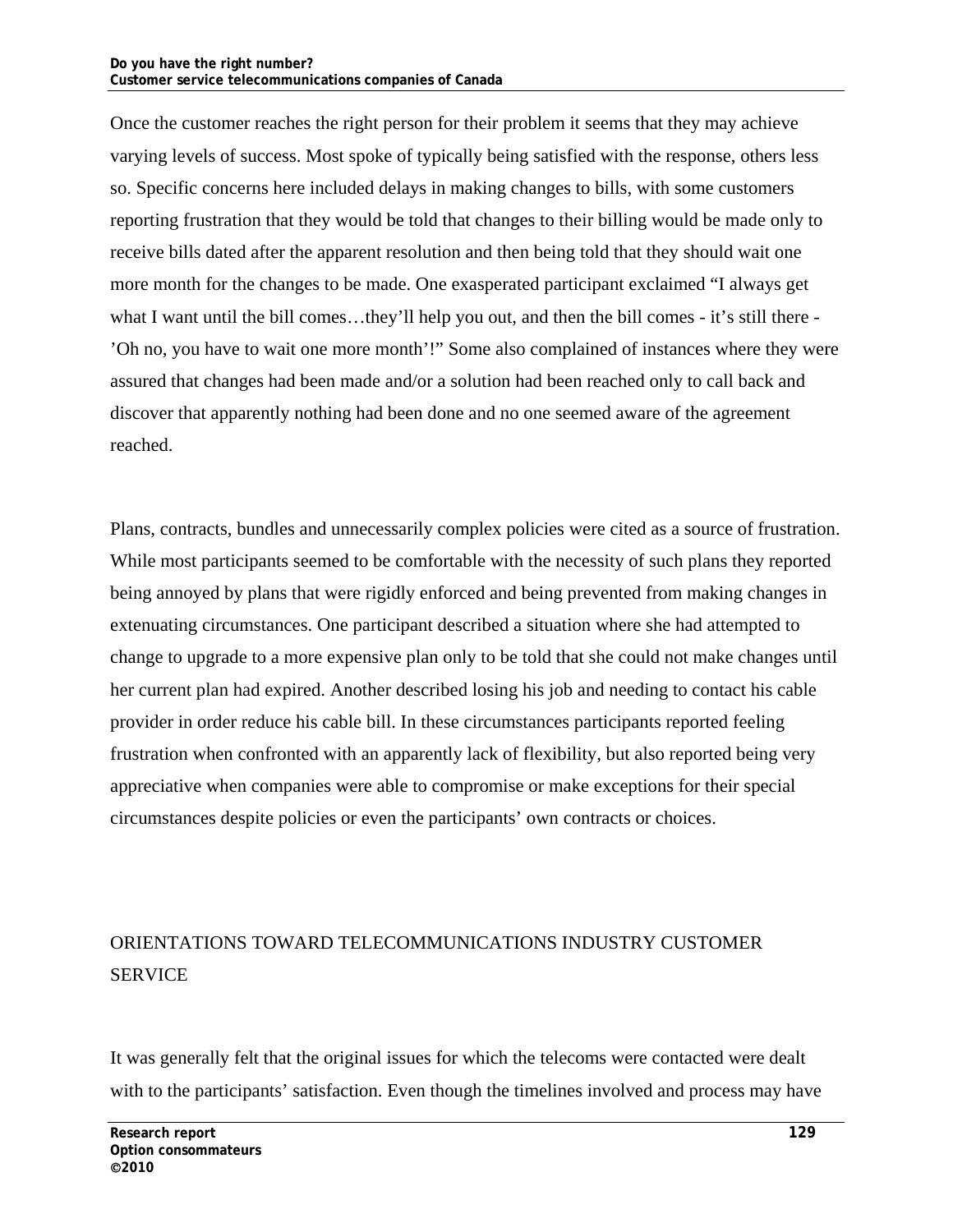Once the customer reaches the right person for their problem it seems that they may achieve varying levels of success. Most spoke of typically being satisfied with the response, others less so. Specific concerns here included delays in making changes to bills, with some customers reporting frustration that they would be told that changes to their billing would be made only to receive bills dated after the apparent resolution and then being told that they should wait one more month for the changes to be made. One exasperated participant exclaimed "I always get what I want until the bill comes…they'll help you out, and then the bill comes - it's still there - 'Oh no, you have to wait one more month'!" Some also complained of instances where they were assured that changes had been made and/or a solution had been reached only to call back and discover that apparently nothing had been done and no one seemed aware of the agreement reached.

Plans, contracts, bundles and unnecessarily complex policies were cited as a source of frustration. While most participants seemed to be comfortable with the necessity of such plans they reported being annoyed by plans that were rigidly enforced and being prevented from making changes in extenuating circumstances. One participant described a situation where she had attempted to change to upgrade to a more expensive plan only to be told that she could not make changes until her current plan had expired. Another described losing his job and needing to contact his cable provider in order reduce his cable bill. In these circumstances participants reported feeling frustration when confronted with an apparently lack of flexibility, but also reported being very appreciative when companies were able to compromise or make exceptions for their special circumstances despite policies or even the participants' own contracts or choices.

## ORIENTATIONS TOWARD TELECOMMUNICATIONS INDUSTRY CUSTOMER SERVICE

It was generally felt that the original issues for which the telecoms were contacted were dealt with to the participants' satisfaction. Even though the timelines involved and process may have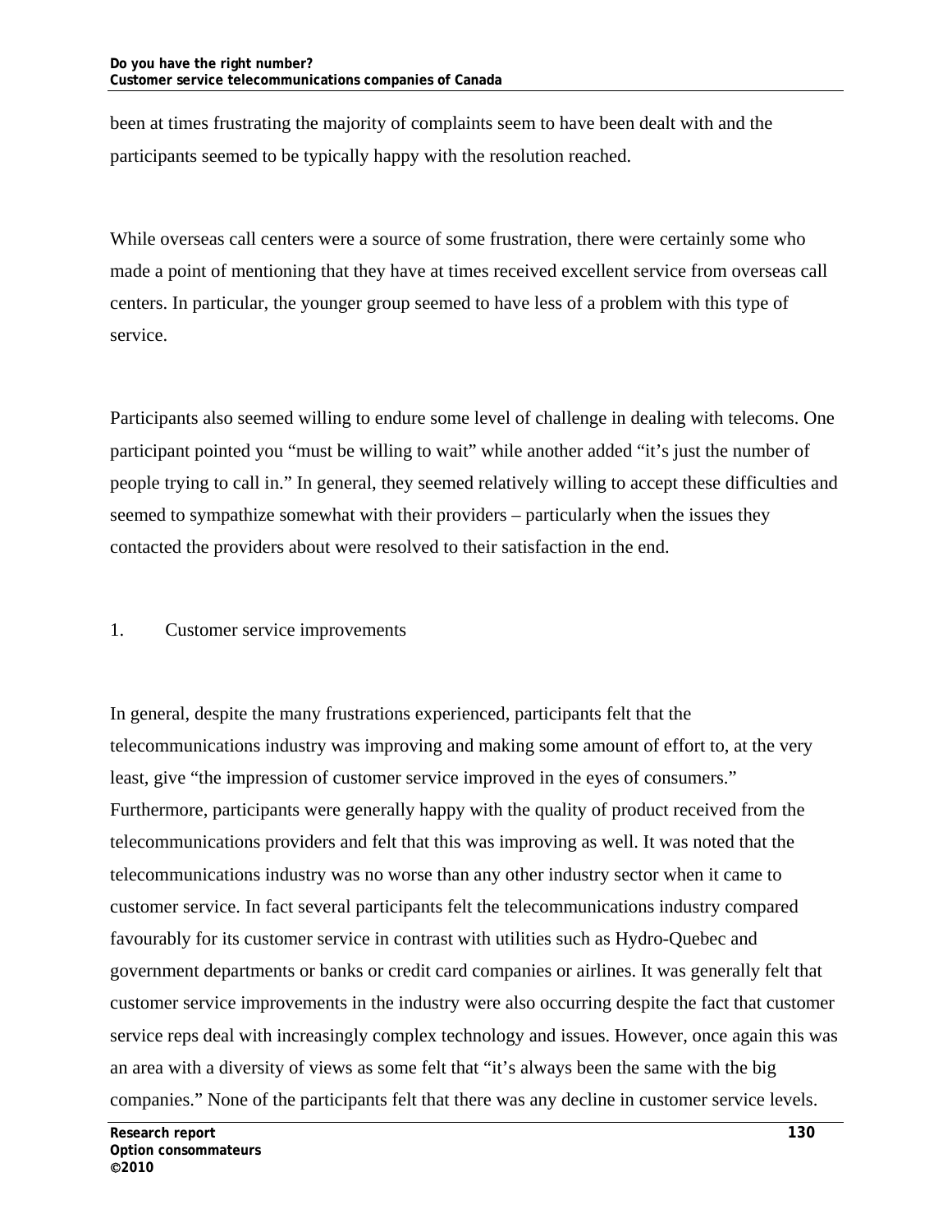been at times frustrating the majority of complaints seem to have been dealt with and the participants seemed to be typically happy with the resolution reached.

While overseas call centers were a source of some frustration, there were certainly some who made a point of mentioning that they have at times received excellent service from overseas call centers. In particular, the younger group seemed to have less of a problem with this type of service.

Participants also seemed willing to endure some level of challenge in dealing with telecoms. One participant pointed you "must be willing to wait" while another added "it's just the number of people trying to call in." In general, they seemed relatively willing to accept these difficulties and seemed to sympathize somewhat with their providers – particularly when the issues they contacted the providers about were resolved to their satisfaction in the end.

1. Customer service improvements

In general, despite the many frustrations experienced, participants felt that the telecommunications industry was improving and making some amount of effort to, at the very least, give "the impression of customer service improved in the eyes of consumers." Furthermore, participants were generally happy with the quality of product received from the telecommunications providers and felt that this was improving as well. It was noted that the telecommunications industry was no worse than any other industry sector when it came to customer service. In fact several participants felt the telecommunications industry compared favourably for its customer service in contrast with utilities such as Hydro-Quebec and government departments or banks or credit card companies or airlines. It was generally felt that customer service improvements in the industry were also occurring despite the fact that customer service reps deal with increasingly complex technology and issues. However, once again this was an area with a diversity of views as some felt that "it's always been the same with the big companies." None of the participants felt that there was any decline in customer service levels.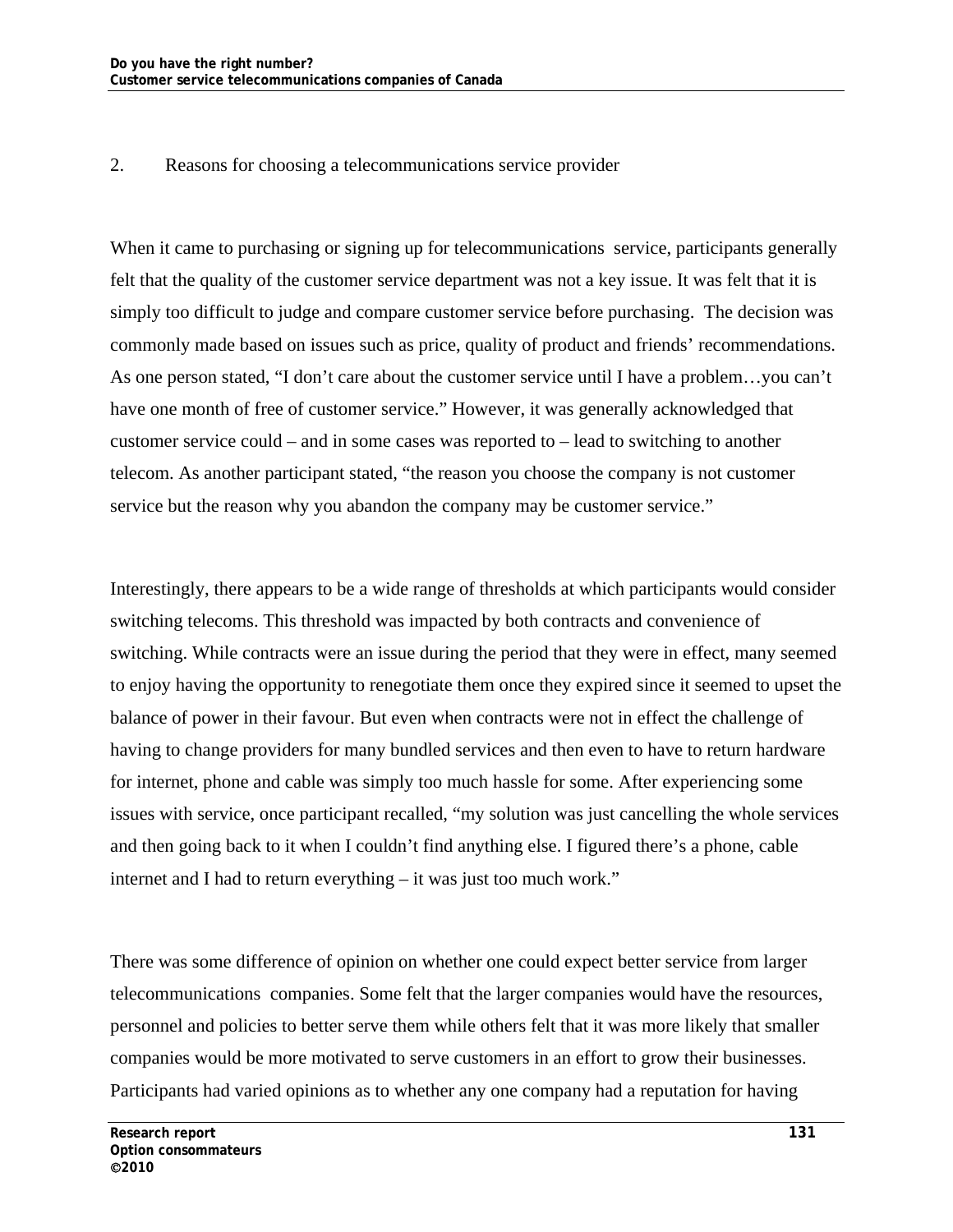## 2. Reasons for choosing a telecommunications service provider

When it came to purchasing or signing up for telecommunications service, participants generally felt that the quality of the customer service department was not a key issue. It was felt that it is simply too difficult to judge and compare customer service before purchasing. The decision was commonly made based on issues such as price, quality of product and friends' recommendations. As one person stated, "I don't care about the customer service until I have a problem…you can't have one month of free of customer service." However, it was generally acknowledged that customer service could – and in some cases was reported to – lead to switching to another telecom. As another participant stated, "the reason you choose the company is not customer service but the reason why you abandon the company may be customer service."

Interestingly, there appears to be a wide range of thresholds at which participants would consider switching telecoms. This threshold was impacted by both contracts and convenience of switching. While contracts were an issue during the period that they were in effect, many seemed to enjoy having the opportunity to renegotiate them once they expired since it seemed to upset the balance of power in their favour. But even when contracts were not in effect the challenge of having to change providers for many bundled services and then even to have to return hardware for internet, phone and cable was simply too much hassle for some. After experiencing some issues with service, once participant recalled, "my solution was just cancelling the whole services and then going back to it when I couldn't find anything else. I figured there's a phone, cable internet and I had to return everything – it was just too much work."

There was some difference of opinion on whether one could expect better service from larger telecommunications companies. Some felt that the larger companies would have the resources, personnel and policies to better serve them while others felt that it was more likely that smaller companies would be more motivated to serve customers in an effort to grow their businesses. Participants had varied opinions as to whether any one company had a reputation for having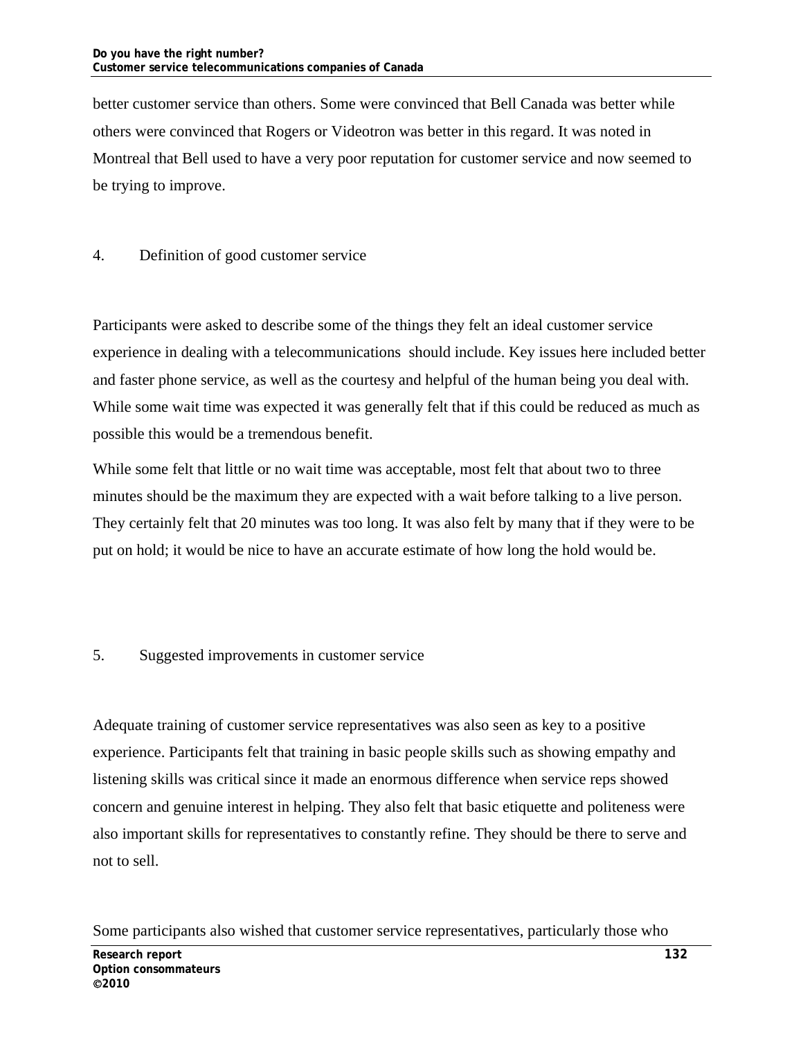better customer service than others. Some were convinced that Bell Canada was better while others were convinced that Rogers or Videotron was better in this regard. It was noted in Montreal that Bell used to have a very poor reputation for customer service and now seemed to be trying to improve.

## 4. Definition of good customer service

Participants were asked to describe some of the things they felt an ideal customer service experience in dealing with a telecommunications should include. Key issues here included better and faster phone service, as well as the courtesy and helpful of the human being you deal with. While some wait time was expected it was generally felt that if this could be reduced as much as possible this would be a tremendous benefit.

While some felt that little or no wait time was acceptable, most felt that about two to three minutes should be the maximum they are expected with a wait before talking to a live person. They certainly felt that 20 minutes was too long. It was also felt by many that if they were to be put on hold; it would be nice to have an accurate estimate of how long the hold would be.

## 5. Suggested improvements in customer service

Adequate training of customer service representatives was also seen as key to a positive experience. Participants felt that training in basic people skills such as showing empathy and listening skills was critical since it made an enormous difference when service reps showed concern and genuine interest in helping. They also felt that basic etiquette and politeness were also important skills for representatives to constantly refine. They should be there to serve and not to sell.

Some participants also wished that customer service representatives, particularly those who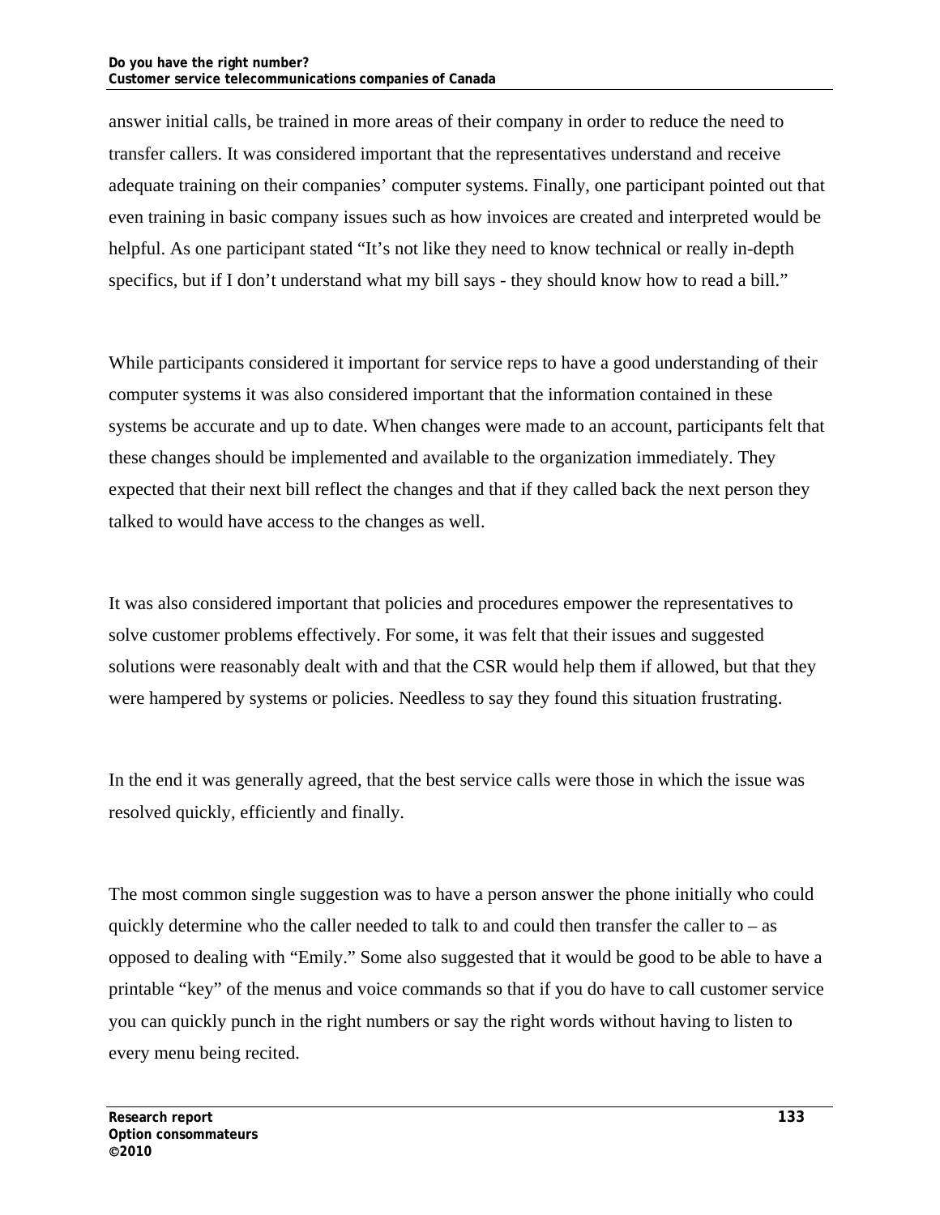answer initial calls, be trained in more areas of their company in order to reduce the need to transfer callers. It was considered important that the representatives understand and receive adequate training on their companies' computer systems. Finally, one participant pointed out that even training in basic company issues such as how invoices are created and interpreted would be helpful. As one participant stated "It's not like they need to know technical or really in-depth specifics, but if I don't understand what my bill says - they should know how to read a bill."

While participants considered it important for service reps to have a good understanding of their computer systems it was also considered important that the information contained in these systems be accurate and up to date. When changes were made to an account, participants felt that these changes should be implemented and available to the organization immediately. They expected that their next bill reflect the changes and that if they called back the next person they talked to would have access to the changes as well.

It was also considered important that policies and procedures empower the representatives to solve customer problems effectively. For some, it was felt that their issues and suggested solutions were reasonably dealt with and that the CSR would help them if allowed, but that they were hampered by systems or policies. Needless to say they found this situation frustrating.

In the end it was generally agreed, that the best service calls were those in which the issue was resolved quickly, efficiently and finally.

The most common single suggestion was to have a person answer the phone initially who could quickly determine who the caller needed to talk to and could then transfer the caller to – as opposed to dealing with "Emily." Some also suggested that it would be good to be able to have a printable "key" of the menus and voice commands so that if you do have to call customer service you can quickly punch in the right numbers or say the right words without having to listen to every menu being recited.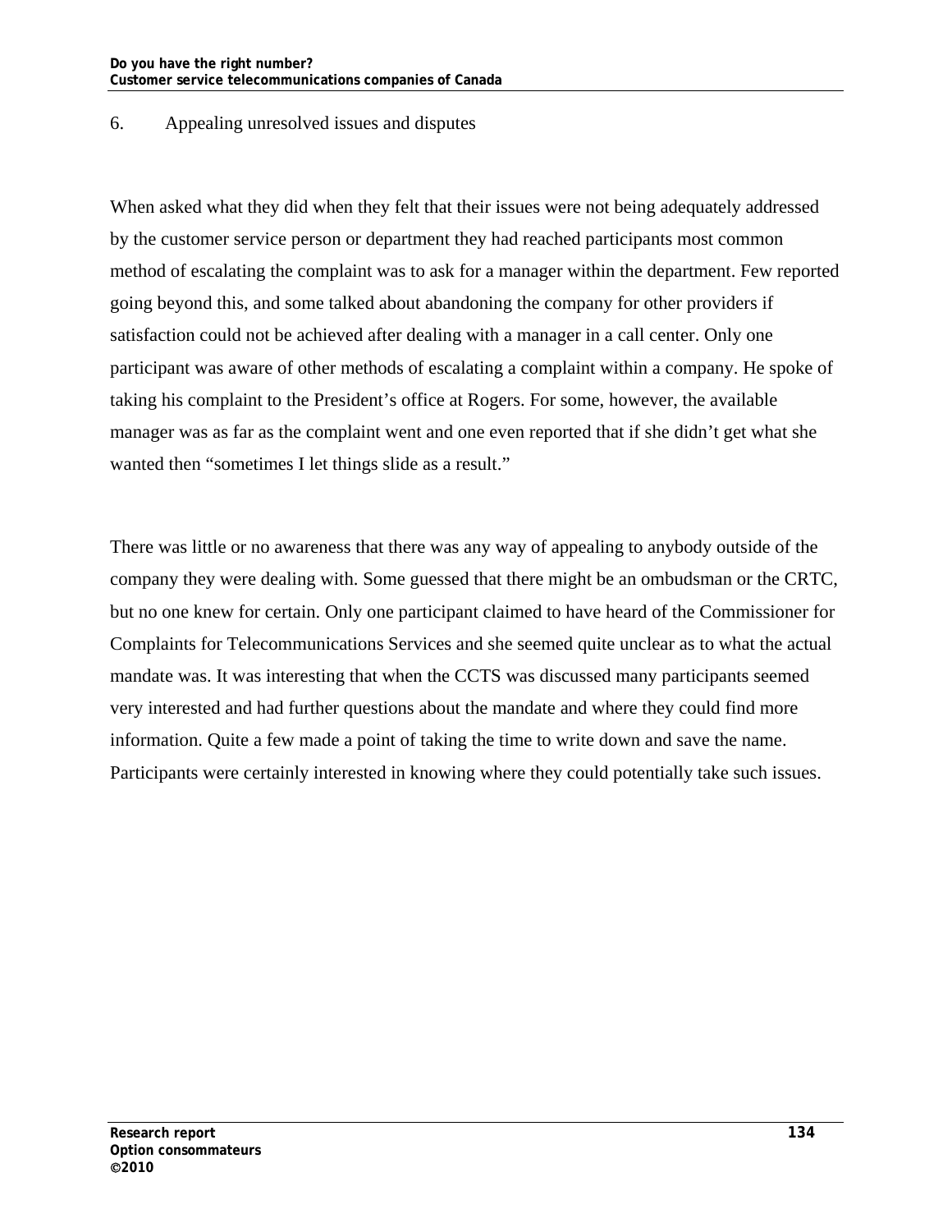## 6. Appealing unresolved issues and disputes

When asked what they did when they felt that their issues were not being adequately addressed by the customer service person or department they had reached participants most common method of escalating the complaint was to ask for a manager within the department. Few reported going beyond this, and some talked about abandoning the company for other providers if satisfaction could not be achieved after dealing with a manager in a call center. Only one participant was aware of other methods of escalating a complaint within a company. He spoke of taking his complaint to the President's office at Rogers. For some, however, the available manager was as far as the complaint went and one even reported that if she didn't get what she wanted then "sometimes I let things slide as a result."

There was little or no awareness that there was any way of appealing to anybody outside of the company they were dealing with. Some guessed that there might be an ombudsman or the CRTC, but no one knew for certain. Only one participant claimed to have heard of the Commissioner for Complaints for Telecommunications Services and she seemed quite unclear as to what the actual mandate was. It was interesting that when the CCTS was discussed many participants seemed very interested and had further questions about the mandate and where they could find more information. Quite a few made a point of taking the time to write down and save the name. Participants were certainly interested in knowing where they could potentially take such issues.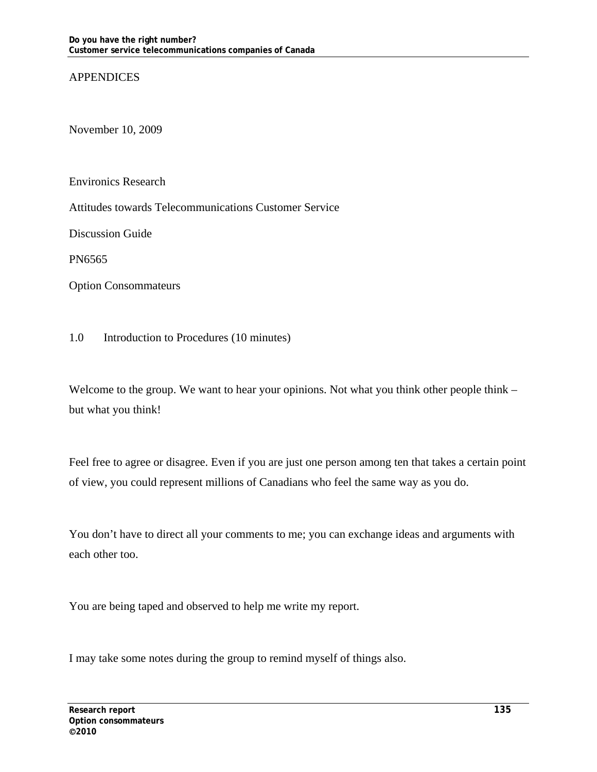# APPENDICES

November 10, 2009

Environics Research

Attitudes towards Telecommunications Customer Service

Discussion Guide

PN6565

Option Consommateurs

## 1.0 Introduction to Procedures (10 minutes)

Welcome to the group. We want to hear your opinions. Not what you think other people think – but what you think!

Feel free to agree or disagree. Even if you are just one person among ten that takes a certain point of view, you could represent millions of Canadians who feel the same way as you do.

You don't have to direct all your comments to me; you can exchange ideas and arguments with each other too.

You are being taped and observed to help me write my report.

I may take some notes during the group to remind myself of things also.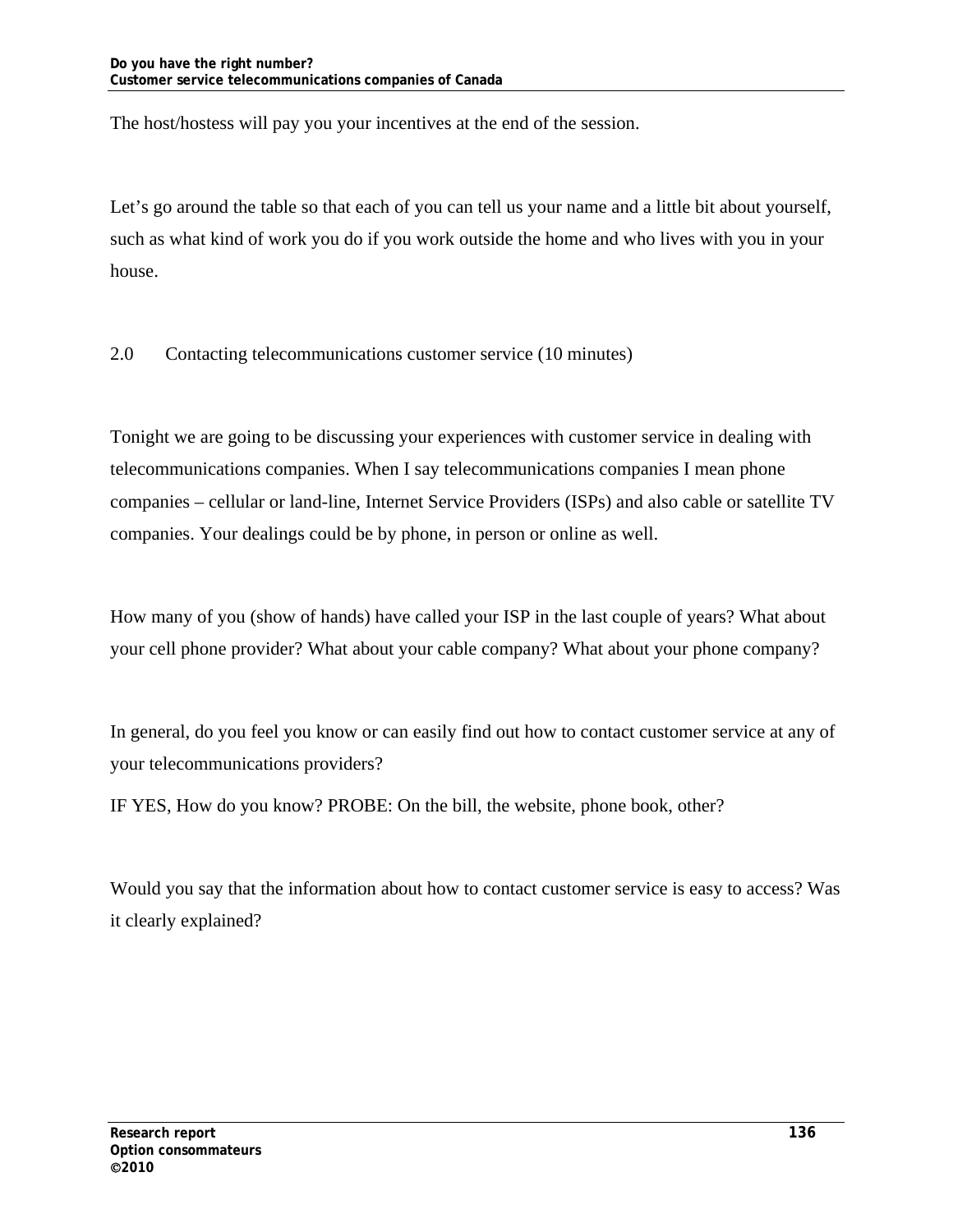The host/hostess will pay you your incentives at the end of the session.

Let's go around the table so that each of you can tell us your name and a little bit about yourself, such as what kind of work you do if you work outside the home and who lives with you in your house.

## 2.0 Contacting telecommunications customer service (10 minutes)

Tonight we are going to be discussing your experiences with customer service in dealing with telecommunications companies. When I say telecommunications companies I mean phone companies – cellular or land-line, Internet Service Providers (ISPs) and also cable or satellite TV companies. Your dealings could be by phone, in person or online as well.

How many of you (show of hands) have called your ISP in the last couple of years? What about your cell phone provider? What about your cable company? What about your phone company?

In general, do you feel you know or can easily find out how to contact customer service at any of your telecommunications providers?

IF YES, How do you know? PROBE: On the bill, the website, phone book, other?

Would you say that the information about how to contact customer service is easy to access? Was it clearly explained?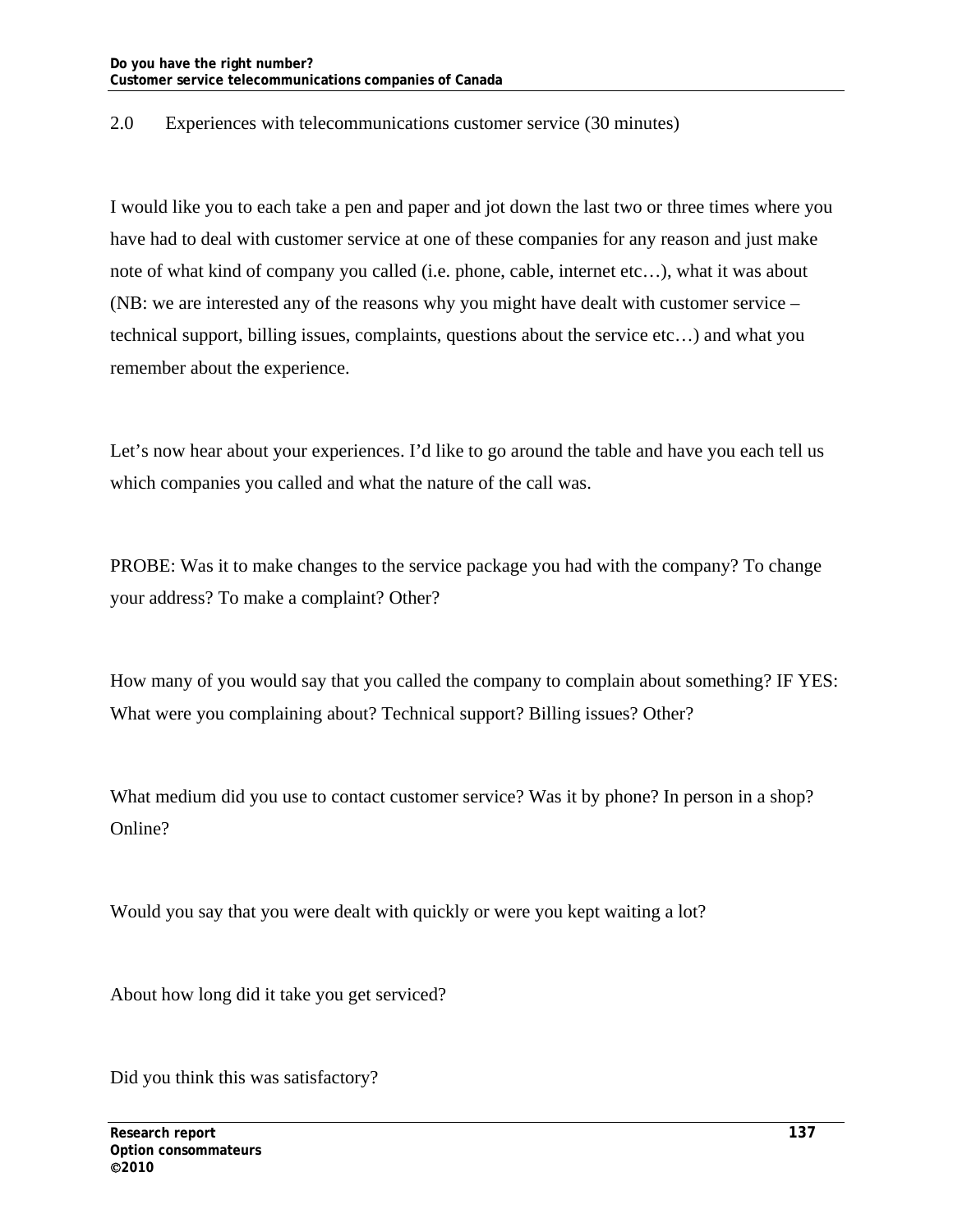## 2.0 Experiences with telecommunications customer service (30 minutes)

I would like you to each take a pen and paper and jot down the last two or three times where you have had to deal with customer service at one of these companies for any reason and just make note of what kind of company you called (i.e. phone, cable, internet etc…), what it was about (NB: we are interested any of the reasons why you might have dealt with customer service – technical support, billing issues, complaints, questions about the service etc…) and what you remember about the experience.

Let's now hear about your experiences. I'd like to go around the table and have you each tell us which companies you called and what the nature of the call was.

PROBE: Was it to make changes to the service package you had with the company? To change your address? To make a complaint? Other?

How many of you would say that you called the company to complain about something? IF YES: What were you complaining about? Technical support? Billing issues? Other?

What medium did you use to contact customer service? Was it by phone? In person in a shop? Online?

Would you say that you were dealt with quickly or were you kept waiting a lot?

About how long did it take you get serviced?

Did you think this was satisfactory?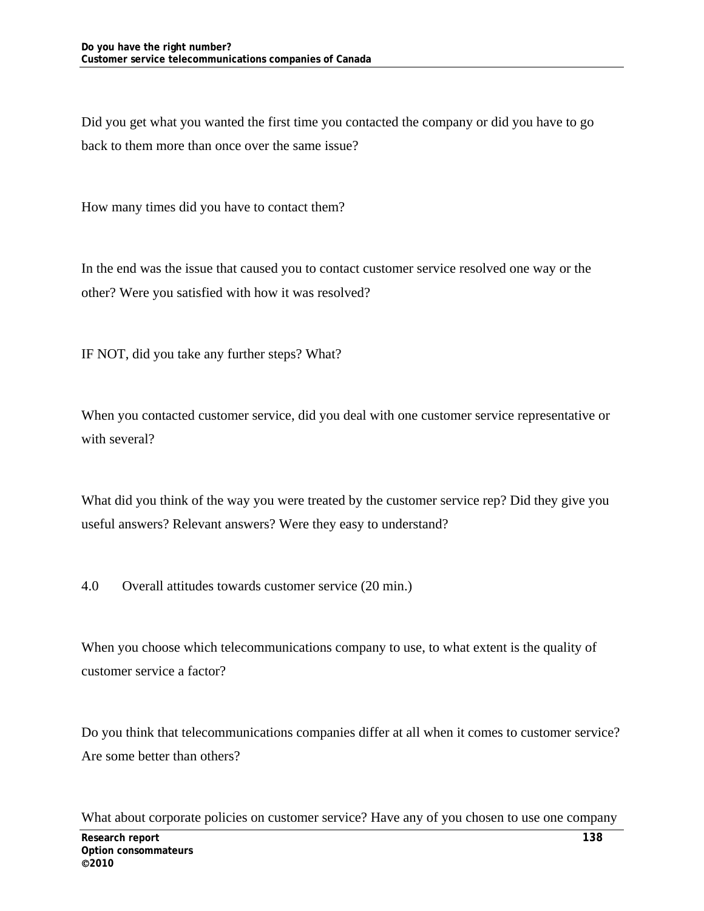Did you get what you wanted the first time you contacted the company or did you have to go back to them more than once over the same issue?

How many times did you have to contact them?

In the end was the issue that caused you to contact customer service resolved one way or the other? Were you satisfied with how it was resolved?

IF NOT, did you take any further steps? What?

When you contacted customer service, did you deal with one customer service representative or with several?

What did you think of the way you were treated by the customer service rep? Did they give you useful answers? Relevant answers? Were they easy to understand?

## 4.0 Overall attitudes towards customer service (20 min.)

When you choose which telecommunications company to use, to what extent is the quality of customer service a factor?

Do you think that telecommunications companies differ at all when it comes to customer service? Are some better than others?

What about corporate policies on customer service? Have any of you chosen to use one company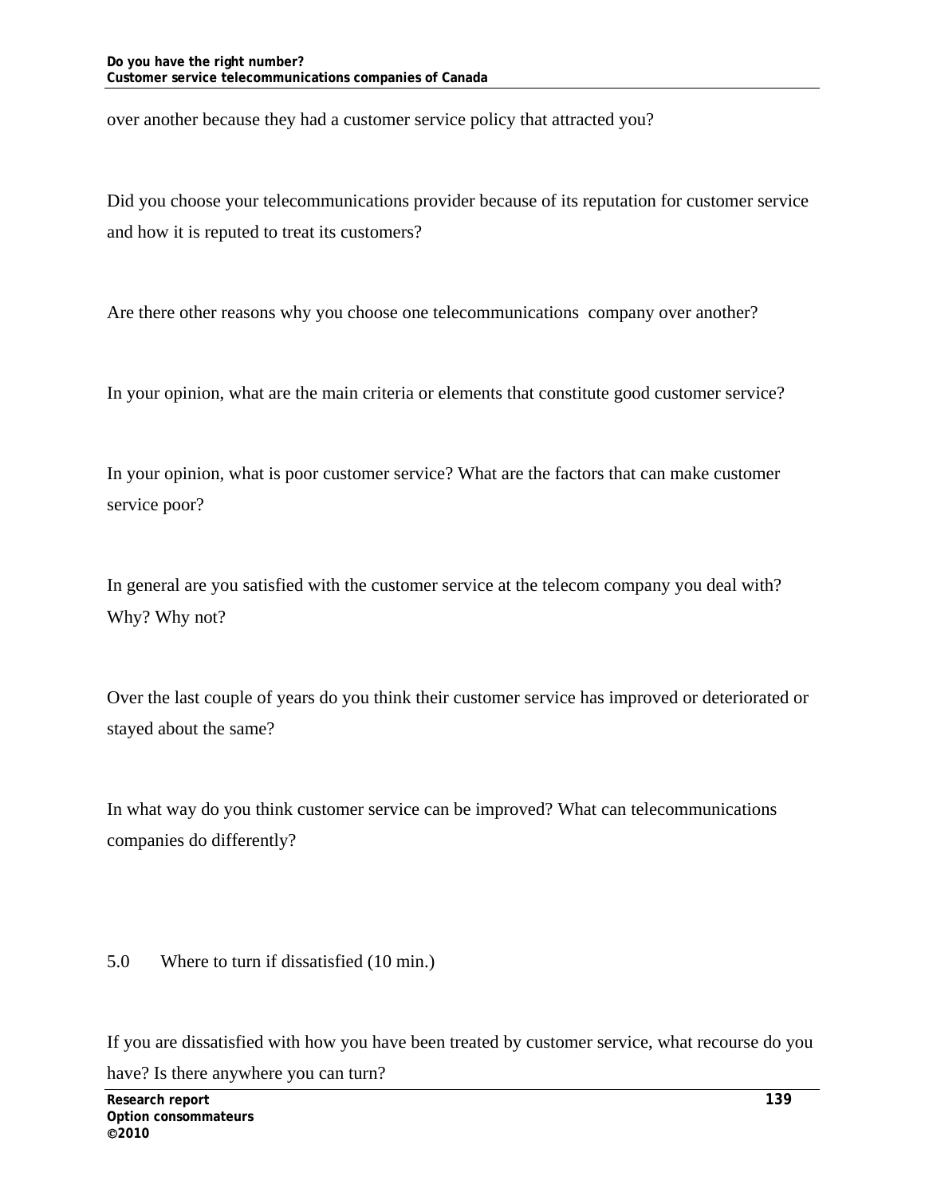over another because they had a customer service policy that attracted you?

Did you choose your telecommunications provider because of its reputation for customer service and how it is reputed to treat its customers?

Are there other reasons why you choose one telecommunications company over another?

In your opinion, what are the main criteria or elements that constitute good customer service?

In your opinion, what is poor customer service? What are the factors that can make customer service poor?

In general are you satisfied with the customer service at the telecom company you deal with? Why? Why not?

Over the last couple of years do you think their customer service has improved or deteriorated or stayed about the same?

In what way do you think customer service can be improved? What can telecommunications companies do differently?

## 5.0 Where to turn if dissatisfied (10 min.)

If you are dissatisfied with how you have been treated by customer service, what recourse do you have? Is there anywhere you can turn?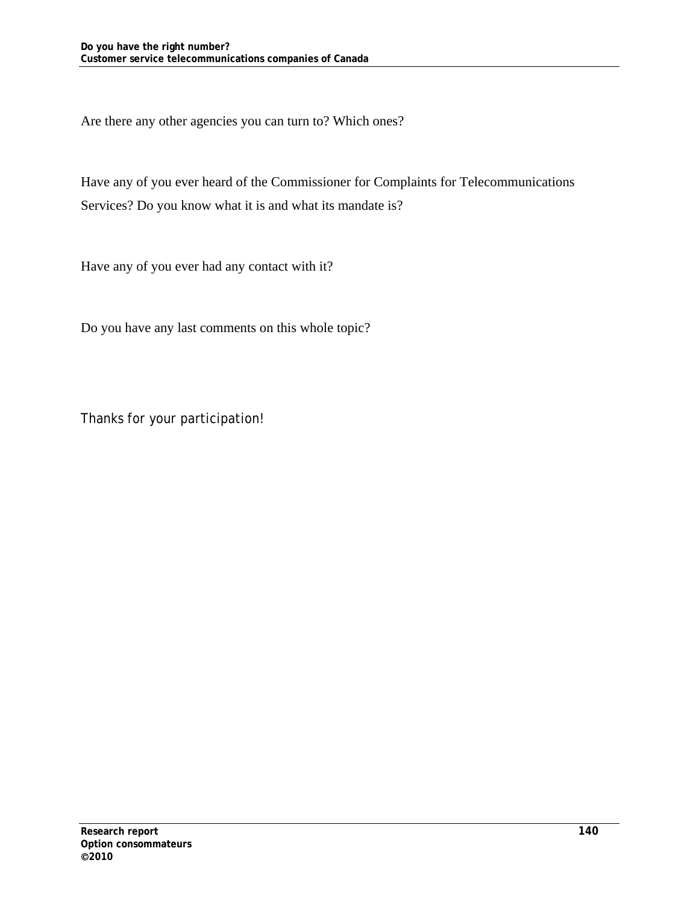Are there any other agencies you can turn to? Which ones?

Have any of you ever heard of the Commissioner for Complaints for Telecommunications Services? Do you know what it is and what its mandate is?

Have any of you ever had any contact with it?

Do you have any last comments on this whole topic?

*Thanks for your participation!*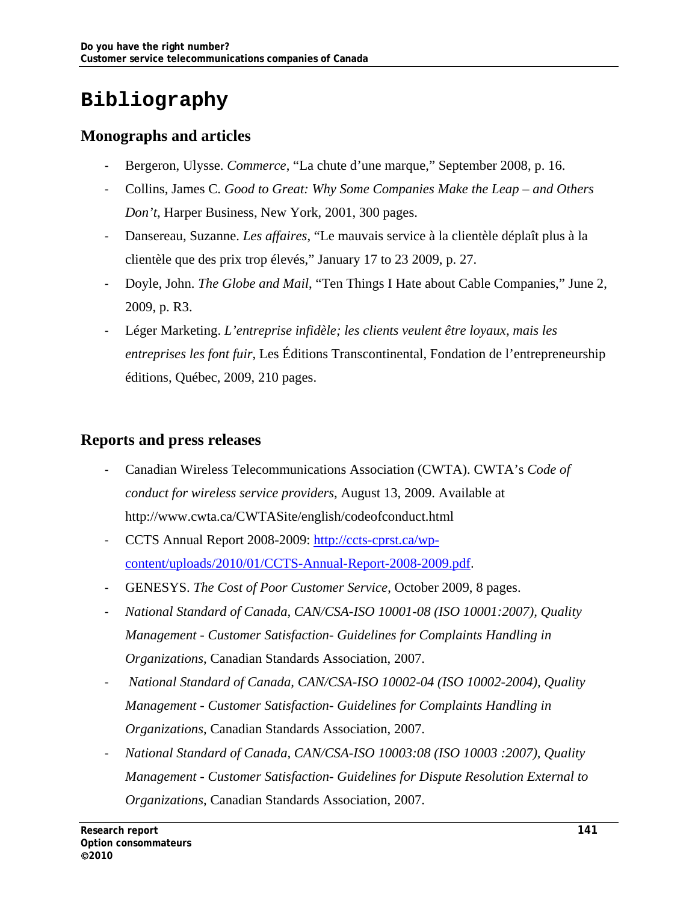# Bibliography

## Monographs and articles

- Bergeron, Ulysse. *Commerce*, "La chute d'une marque," September 2008, p. 16.
- Collins, James C. *Good to Great: Why Some Companies Make the Leap – and Others Don't*, Harper Business, New York, 2001, 300 pages.
- Dansereau, Suzanne. *Les affaires*, "Le mauvais service à la clientèle déplaît plus à la clientèle que des prix trop élevés," January 17 to 23 2009, p. 27.
- Doyle, John. *The Globe and Mail*, "Ten Things I Hate about Cable Companies," June 2, 2009, p. R3.
- Léger Marketing. *L'entreprise infidèle; les clients veulent être loyaux, mais les entreprises les font fuir*, Les Éditions Transcontinental, Fondation de l'entrepreneurship éditions, Québec, 2009, 210 pages.

## Reports and press releases

- Canadian Wireless Telecommunications Association (CWTA). CWTA's *Code of conduct for wireless service providers*, August 13, 2009. Available at http://www.cwta.ca/CWTASite/english/codeofconduct.html
- CCTS Annual Report 2008-2009: [http://ccts-cprst.ca/wp-content/uploads/2010/01/CCTS-Annual-Report-2008-2009.pdf](http://ccts-cprst.ca/wp-content/uploads/2010/01/CCTS-Annual-Report-2008-2009.pdf).
- GENESYS. *The Cost of Poor Customer Service*, October 2009, 8 pages.
- *National Standard of Canada, CAN/CSA-ISO 10001-08 (ISO 10001:2007), Quality Management - Customer Satisfaction- Guidelines for Complaints Handling in Organizations*, Canadian Standards Association, 2007.
- *National Standard of Canada, CAN/CSA-ISO 10002-04 (ISO 10002-2004), Quality Management - Customer Satisfaction- Guidelines for Complaints Handling in Organizations*, Canadian Standards Association, 2007.
- *National Standard of Canada, CAN/CSA-ISO 10003:08 (ISO 10003 :2007), Quality Management - Customer Satisfaction- Guidelines for Dispute Resolution External to Organizations*, Canadian Standards Association, 2007.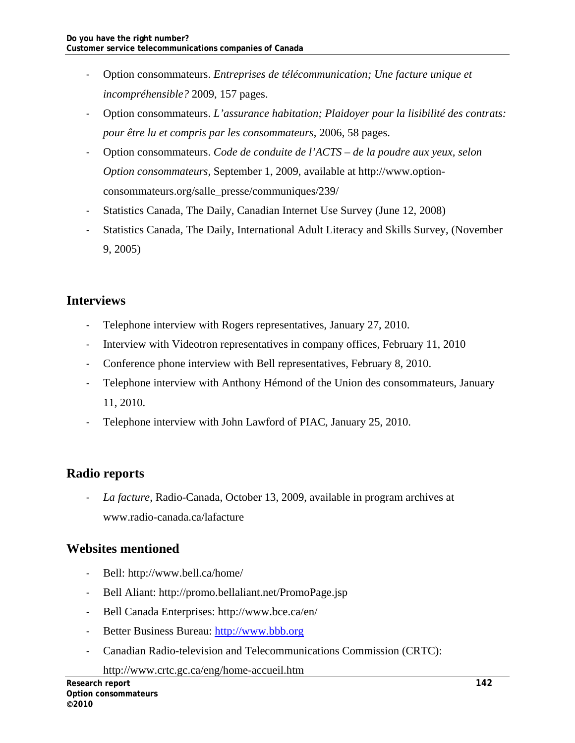- Option consommateurs. *Entreprises de télécommunication; Une facture unique et incompréhensible?* 2009, 157 pages.
- Option consommateurs. *L'assurance habitation; Plaidoyer pour la lisibilité des contrats: pour être lu et compris par les consommateurs*, 2006, 58 pages.
- Option consommateurs. *Code de conduite de l'ACTS – de la poudre aux yeux, selon Option consommateurs*, September 1, 2009, available at http://www.option-consommateurs.org/salle_presse/communiques/239/
- Statistics Canada, The Daily, Canadian Internet Use Survey (June 12, 2008)
- Statistics Canada, The Daily, International Adult Literacy and Skills Survey, (November 9, 2005)

## Interviews

- Telephone interview with Rogers representatives, January 27, 2010.
- Interview with Videotron representatives in company offices, February 11, 2010
- Conference phone interview with Bell representatives, February 8, 2010.
- Telephone interview with Anthony Hémond of the Union des consommateurs, January 11, 2010.
- Telephone interview with John Lawford of PIAC, January 25, 2010.

## Radio reports

- *La facture*, Radio-Canada, October 13, 2009, available in program archives at www.radio-canada.ca/lafacture

## Websites mentioned

- Bell: http://www.bell.ca/home/
- Bell Aliant: http://promo.bellaliant.net/PromoPage.jsp
- Bell Canada Enterprises: http://www.bce.ca/en/
- Better Business Bureau: http://www.bbb.org
- Canadian Radio-television and Telecommunications Commission (CRTC): http://www.crtc.gc.ca/eng/home-accueil.htm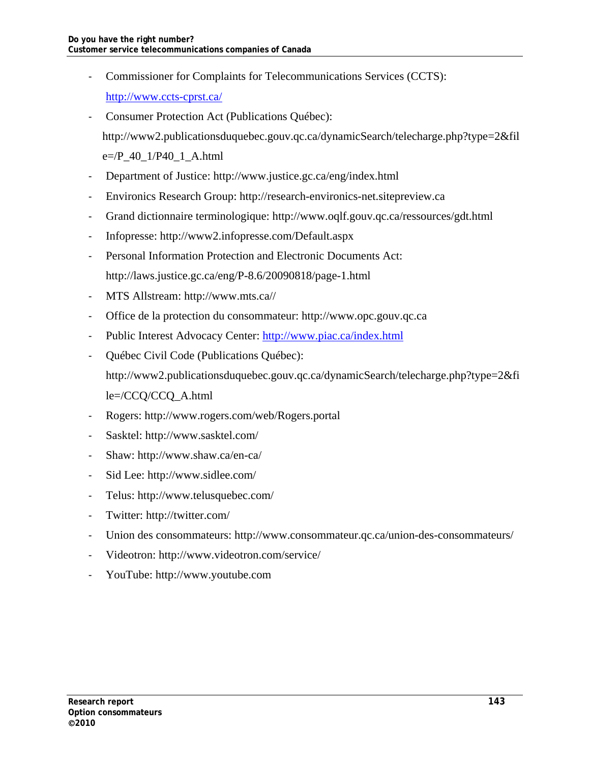- Commissioner for Complaints for Telecommunications Services (CCTS): http://www.ccts-cprst.ca/
- Consumer Protection Act (Publications Québec): http://www2.publicationsduquebec.gouv.qc.ca/dynamicSearch/telecharge.php?type=2&file=/P_40_1/P40_1_A.html
- Department of Justice: http://www.justice.gc.ca/eng/index.html
- Environics Research Group: http://research-environics-net.sitepreview.ca
- Grand dictionnaire terminologique: http://www.oqlf.gouv.qc.ca/ressources/gdt.html
- Infopresse: http://www2.infopresse.com/Default.aspx
- Personal Information Protection and Electronic Documents Act: http://laws.justice.gc.ca/eng/P-8.6/20090818/page-1.html
- MTS Allstream: http://www.mts.ca//
- Office de la protection du consommateur: http://www.opc.gouv.qc.ca
- Public Interest Advocacy Center: http://www.piac.ca/index.html
- Québec Civil Code (Publications Québec): http://www2.publicationsduquebec.gouv.qc.ca/dynamicSearch/telecharge.php?type=2&file=/CCQ/CCQ_A.html
- Rogers: http://www.rogers.com/web/Rogers.portal
- Sasktel: http://www.sasktel.com/
- Shaw: http://www.shaw.ca/en-ca/
- Sid Lee: http://www.sidlee.com/
- Telus: http://www.telusquebec.com/
- Twitter: http://twitter.com/
- Union des consommateurs: http://www.consommateur.qc.ca/union-des-consommateurs/
- Videotron: http://www.videotron.com/service/
- YouTube: http://www.youtube.com